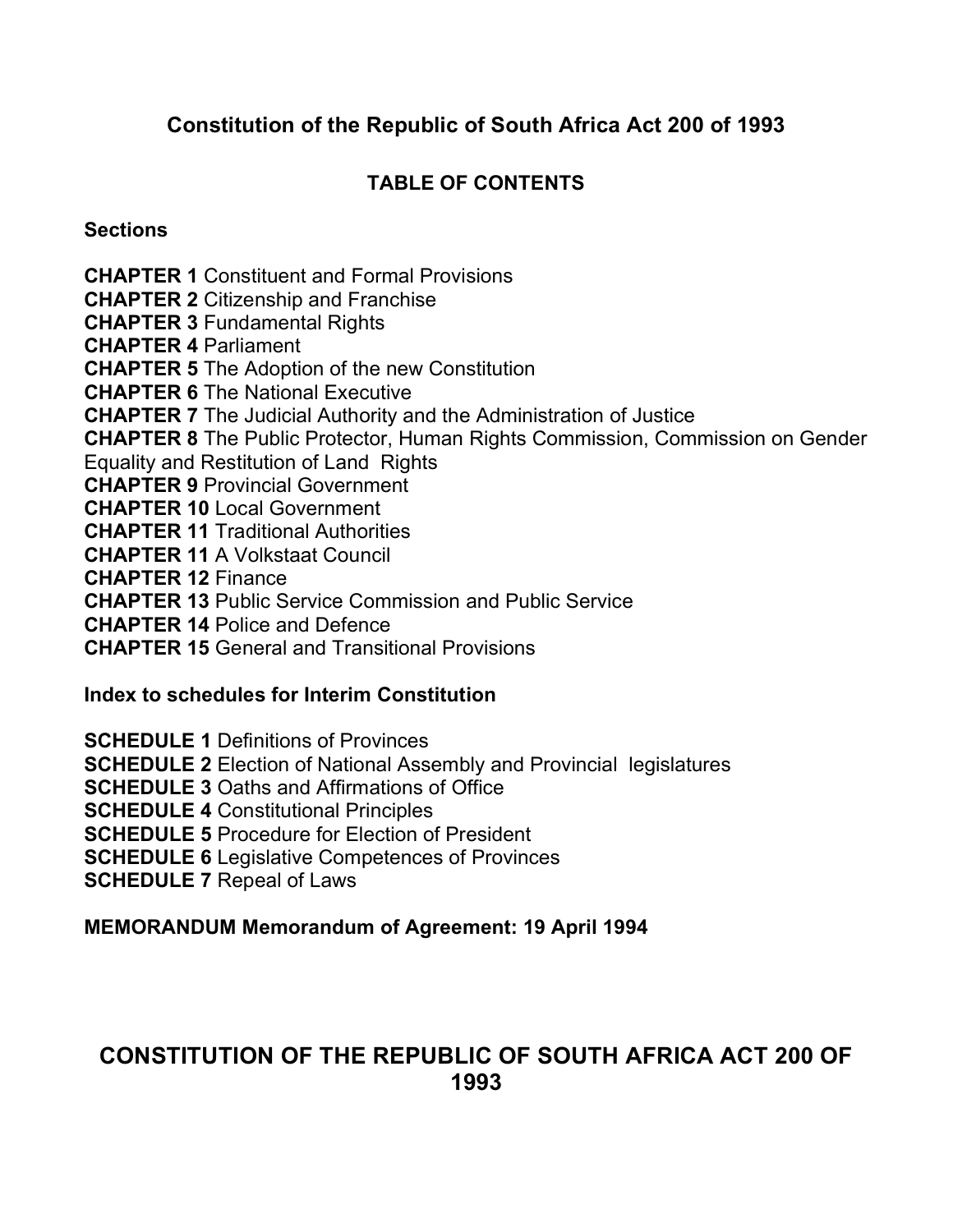## Constitution of the Republic of South Africa Act 200 of 1993

### TABLE OF CONTENTS

**Sections**

**CHAPTER 1** Constituent and Formal Provisions
**CHAPTER 2** Citizenship and Franchise
**CHAPTER 3** Fundamental Rights
**CHAPTER 4** Parliament
**CHAPTER 5** The Adoption of the new Constitution
**CHAPTER 6** The National Executive
**CHAPTER 7** The Judicial Authority and the Administration of Justice
**CHAPTER 8** The Public Protector, Human Rights Commission, Commission on Gender Equality and Restitution of Land Rights
**CHAPTER 9** Provincial Government
**CHAPTER 10** Local Government
**CHAPTER 11** Traditional Authorities
**CHAPTER 11** A Volkstaat Council
**CHAPTER 12** Finance
**CHAPTER 13** Public Service Commission and Public Service
**CHAPTER 14** Police and Defence
**CHAPTER 15** General and Transitional Provisions

**Index to schedules for Interim Constitution**

**SCHEDULE 1** Definitions of Provinces
**SCHEDULE 2** Election of National Assembly and Provincial legislatures
**SCHEDULE 3** Oaths and Affirmations of Office
**SCHEDULE 4** Constitutional Principles
**SCHEDULE 5** Procedure for Election of President
**SCHEDULE 6** Legislative Competences of Provinces
**SCHEDULE 7** Repeal of Laws

**MEMORANDUM Memorandum of Agreement: 19 April 1994**

# CONSTITUTION OF THE REPUBLIC OF SOUTH AFRICA ACT 200 OF 1993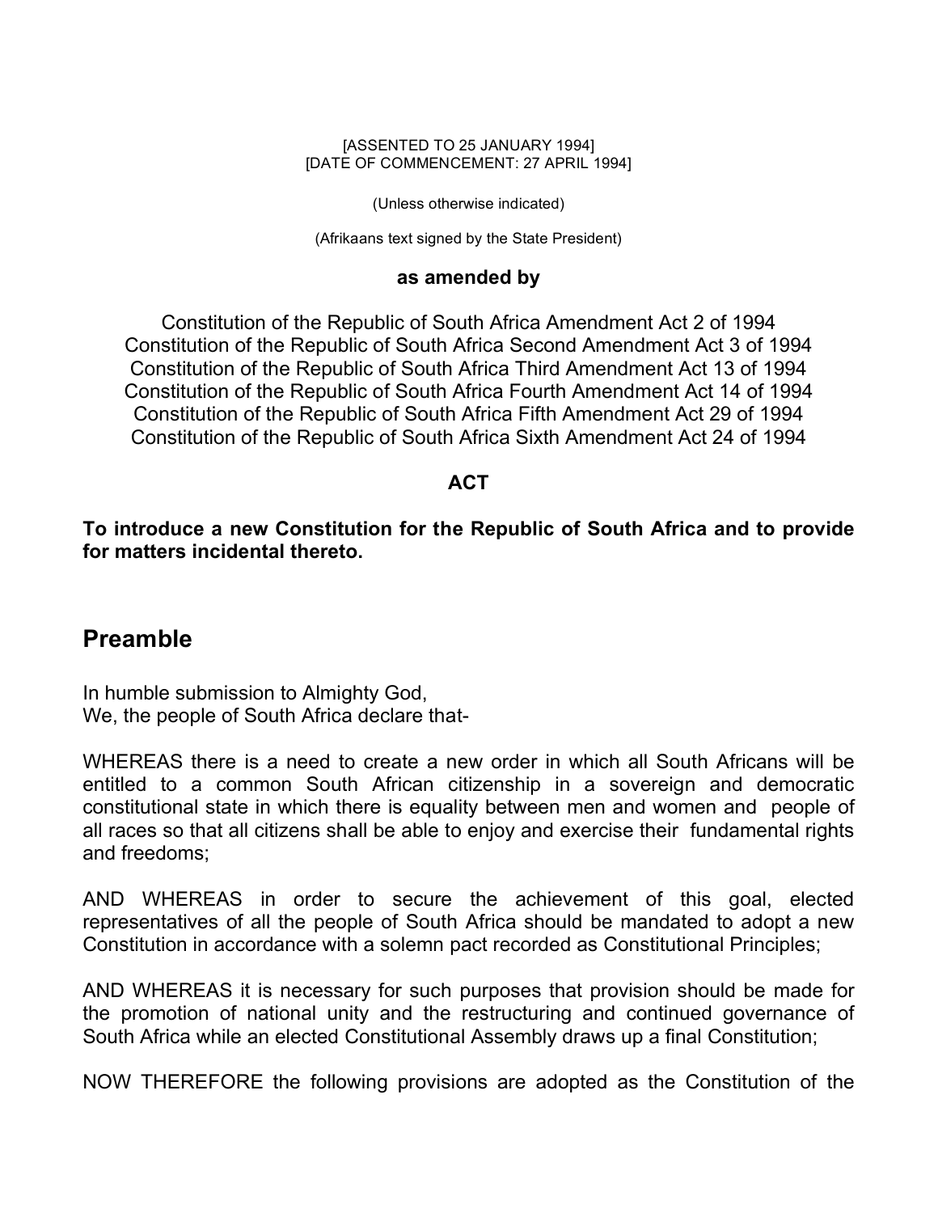[ASSENTED TO 25 JANUARY 1994]
[DATE OF COMMENCEMENT: 27 APRIL 1994]

(Unless otherwise indicated)

(Afrikaans text signed by the State President)

**as amended by**

Constitution of the Republic of South Africa Amendment Act 2 of 1994
Constitution of the Republic of South Africa Second Amendment Act 3 of 1994
Constitution of the Republic of South Africa Third Amendment Act 13 of 1994
Constitution of the Republic of South Africa Fourth Amendment Act 14 of 1994
Constitution of the Republic of South Africa Fifth Amendment Act 29 of 1994
Constitution of the Republic of South Africa Sixth Amendment Act 24 of 1994

**ACT**

**To introduce a new Constitution for the Republic of South Africa and to provide for matters incidental thereto.**

## Preamble

In humble submission to Almighty God,
We, the people of South Africa declare that-

WHEREAS there is a need to create a new order in which all South Africans will be entitled to a common South African citizenship in a sovereign and democratic constitutional state in which there is equality between men and women and people of all races so that all citizens shall be able to enjoy and exercise their fundamental rights and freedoms;

AND WHEREAS in order to secure the achievement of this goal, elected representatives of all the people of South Africa should be mandated to adopt a new Constitution in accordance with a solemn pact recorded as Constitutional Principles;

AND WHEREAS it is necessary for such purposes that provision should be made for the promotion of national unity and the restructuring and continued governance of South Africa while an elected Constitutional Assembly draws up a final Constitution;

NOW THEREFORE the following provisions are adopted as the Constitution of the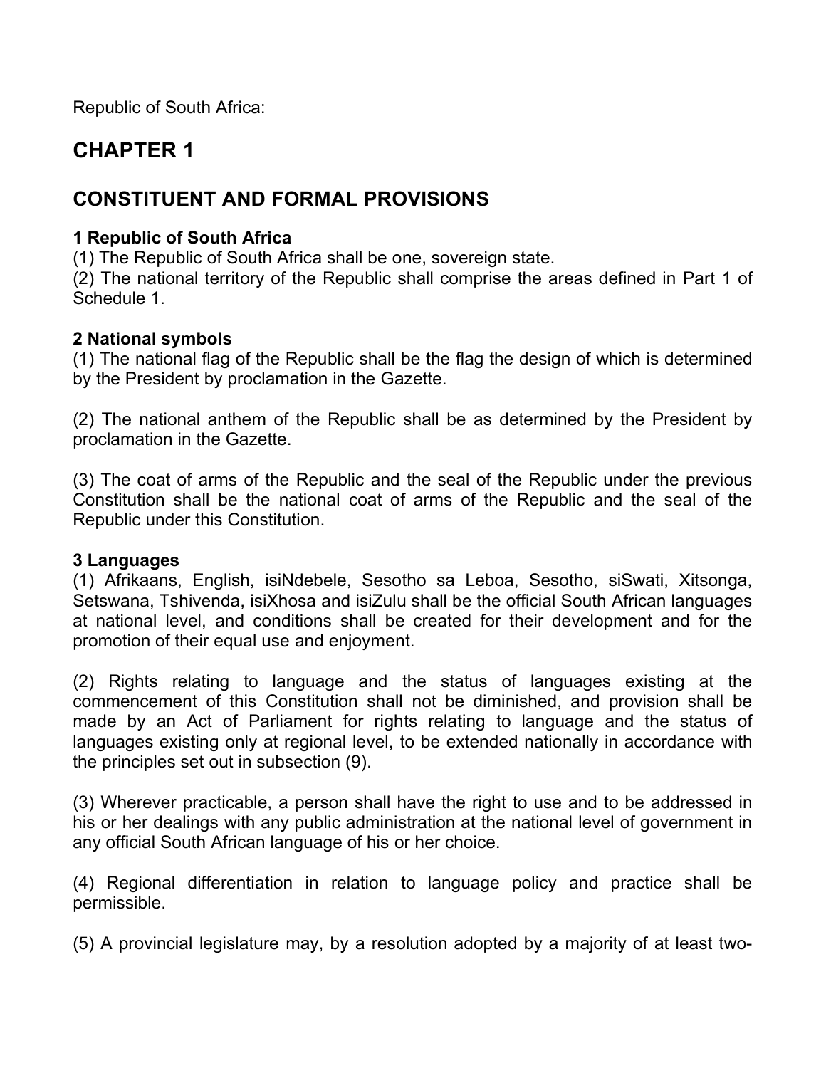Republic of South Africa:

# CHAPTER 1

## CONSTITUENT AND FORMAL PROVISIONS

**1 Republic of South Africa**

(1) The Republic of South Africa shall be one, sovereign state.

(2) The national territory of the Republic shall comprise the areas defined in Part 1 of Schedule 1.

**2 National symbols**

(1) The national flag of the Republic shall be the flag the design of which is determined by the President by proclamation in the Gazette.

(2) The national anthem of the Republic shall be as determined by the President by proclamation in the Gazette.

(3) The coat of arms of the Republic and the seal of the Republic under the previous Constitution shall be the national coat of arms of the Republic and the seal of the Republic under this Constitution.

**3 Languages**

(1) Afrikaans, English, isiNdebele, Sesotho sa Leboa, Sesotho, siSwati, Xitsonga, Setswana, Tshivenda, isiXhosa and isiZulu shall be the official South African languages at national level, and conditions shall be created for their development and for the promotion of their equal use and enjoyment.

(2) Rights relating to language and the status of languages existing at the commencement of this Constitution shall not be diminished, and provision shall be made by an Act of Parliament for rights relating to language and the status of languages existing only at regional level, to be extended nationally in accordance with the principles set out in subsection (9).

(3) Wherever practicable, a person shall have the right to use and to be addressed in his or her dealings with any public administration at the national level of government in any official South African language of his or her choice.

(4) Regional differentiation in relation to language policy and practice shall be permissible.

(5) A provincial legislature may, by a resolution adopted by a majority of at least two-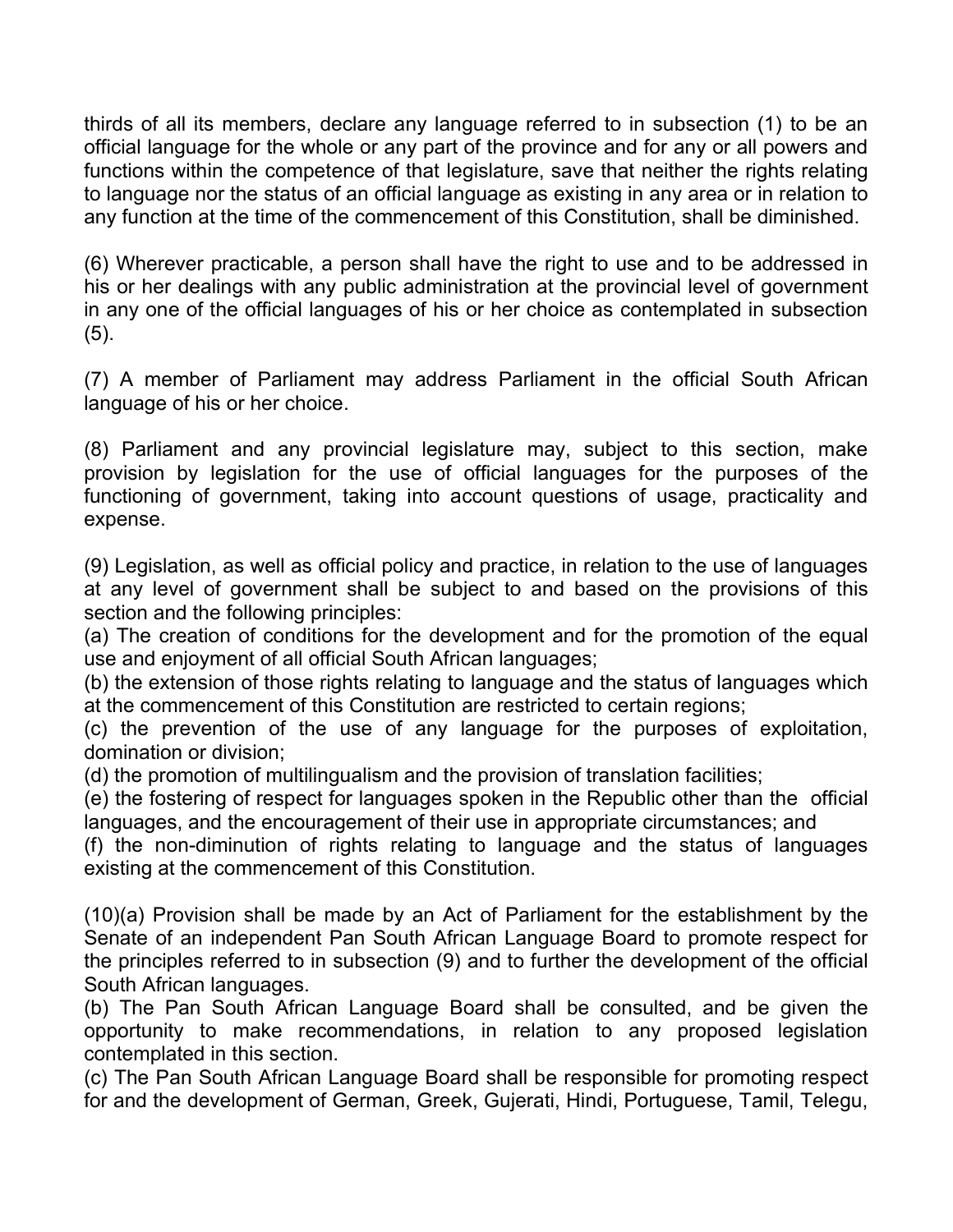thirds of all its members, declare any language referred to in subsection (1) to be an official language for the whole or any part of the province and for any or all powers and functions within the competence of that legislature, save that neither the rights relating to language nor the status of an official language as existing in any area or in relation to any function at the time of the commencement of this Constitution, shall be diminished.

(6) Wherever practicable, a person shall have the right to use and to be addressed in his or her dealings with any public administration at the provincial level of government in any one of the official languages of his or her choice as contemplated in subsection (5).

(7) A member of Parliament may address Parliament in the official South African language of his or her choice.

(8) Parliament and any provincial legislature may, subject to this section, make provision by legislation for the use of official languages for the purposes of the functioning of government, taking into account questions of usage, practicality and expense.

(9) Legislation, as well as official policy and practice, in relation to the use of languages at any level of government shall be subject to and based on the provisions of this section and the following principles:
(a) The creation of conditions for the development and for the promotion of the equal use and enjoyment of all official South African languages;
(b) the extension of those rights relating to language and the status of languages which at the commencement of this Constitution are restricted to certain regions;
(c) the prevention of the use of any language for the purposes of exploitation, domination or division;
(d) the promotion of multilingualism and the provision of translation facilities;
(e) the fostering of respect for languages spoken in the Republic other than the official languages, and the encouragement of their use in appropriate circumstances; and
(f) the non-diminution of rights relating to language and the status of languages existing at the commencement of this Constitution.

(10)(a) Provision shall be made by an Act of Parliament for the establishment by the Senate of an independent Pan South African Language Board to promote respect for the principles referred to in subsection (9) and to further the development of the official South African languages.
(b) The Pan South African Language Board shall be consulted, and be given the opportunity to make recommendations, in relation to any proposed legislation contemplated in this section.
(c) The Pan South African Language Board shall be responsible for promoting respect for and the development of German, Greek, Gujerati, Hindi, Portuguese, Tamil, Telegu,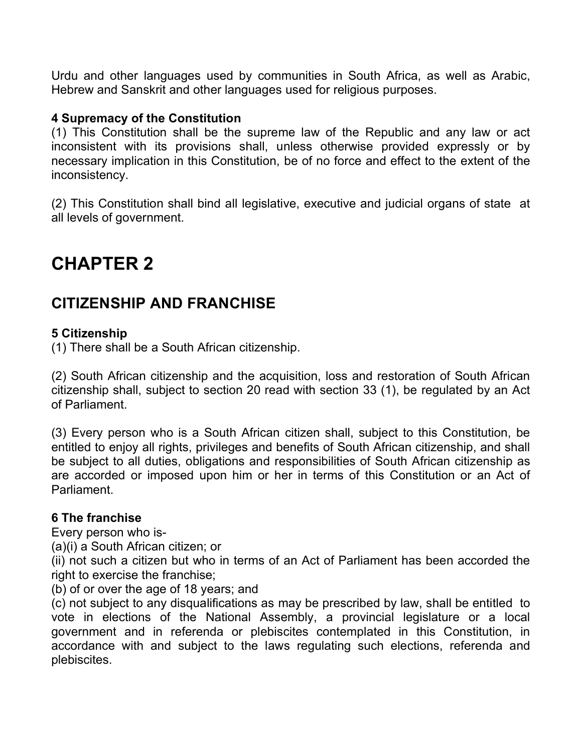Urdu and other languages used by communities in South Africa, as well as Arabic, Hebrew and Sanskrit and other languages used for religious purposes.

**4 Supremacy of the Constitution**

(1) This Constitution shall be the supreme law of the Republic and any law or act inconsistent with its provisions shall, unless otherwise provided expressly or by necessary implication in this Constitution, be of no force and effect to the extent of the inconsistency.

(2) This Constitution shall bind all legislative, executive and judicial organs of state at all levels of government.

# CHAPTER 2

## CITIZENSHIP AND FRANCHISE

**5 Citizenship**

(1) There shall be a South African citizenship.

(2) South African citizenship and the acquisition, loss and restoration of South African citizenship shall, subject to section 20 read with section 33 (1), be regulated by an Act of Parliament.

(3) Every person who is a South African citizen shall, subject to this Constitution, be entitled to enjoy all rights, privileges and benefits of South African citizenship, and shall be subject to all duties, obligations and responsibilities of South African citizenship as are accorded or imposed upon him or her in terms of this Constitution or an Act of Parliament.

**6 The franchise**

Every person who is-

(a)(i) a South African citizen; or

(ii) not such a citizen but who in terms of an Act of Parliament has been accorded the right to exercise the franchise;

(b) of or over the age of 18 years; and

(c) not subject to any disqualifications as may be prescribed by law, shall be entitled to vote in elections of the National Assembly, a provincial legislature or a local government and in referenda or plebiscites contemplated in this Constitution, in accordance with and subject to the laws regulating such elections, referenda and plebiscites.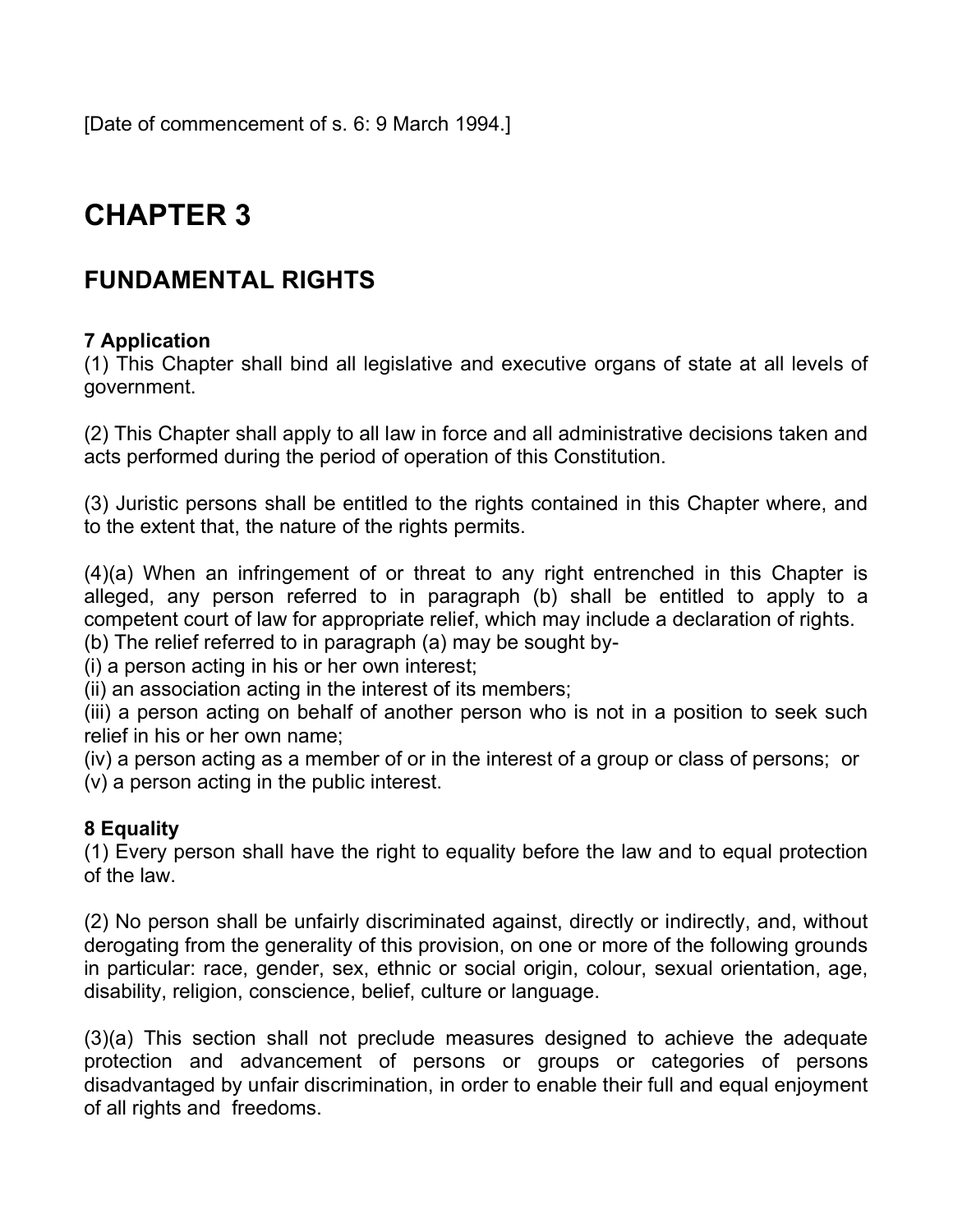[Date of commencement of s. 6: 9 March 1994.]

# CHAPTER 3

## FUNDAMENTAL RIGHTS

**7 Application**

(1) This Chapter shall bind all legislative and executive organs of state at all levels of government.

(2) This Chapter shall apply to all law in force and all administrative decisions taken and acts performed during the period of operation of this Constitution.

(3) Juristic persons shall be entitled to the rights contained in this Chapter where, and to the extent that, the nature of the rights permits.

(4)(a) When an infringement of or threat to any right entrenched in this Chapter is alleged, any person referred to in paragraph (b) shall be entitled to apply to a competent court of law for appropriate relief, which may include a declaration of rights.

(b) The relief referred to in paragraph (a) may be sought by-

(i) a person acting in his or her own interest;

(ii) an association acting in the interest of its members;

(iii) a person acting on behalf of another person who is not in a position to seek such relief in his or her own name;

(iv) a person acting as a member of or in the interest of a group or class of persons; or

(v) a person acting in the public interest.

**8 Equality**

(1) Every person shall have the right to equality before the law and to equal protection of the law.

(2) No person shall be unfairly discriminated against, directly or indirectly, and, without derogating from the generality of this provision, on one or more of the following grounds in particular: race, gender, sex, ethnic or social origin, colour, sexual orientation, age, disability, religion, conscience, belief, culture or language.

(3)(a) This section shall not preclude measures designed to achieve the adequate protection and advancement of persons or groups or categories of persons disadvantaged by unfair discrimination, in order to enable their full and equal enjoyment of all rights and freedoms.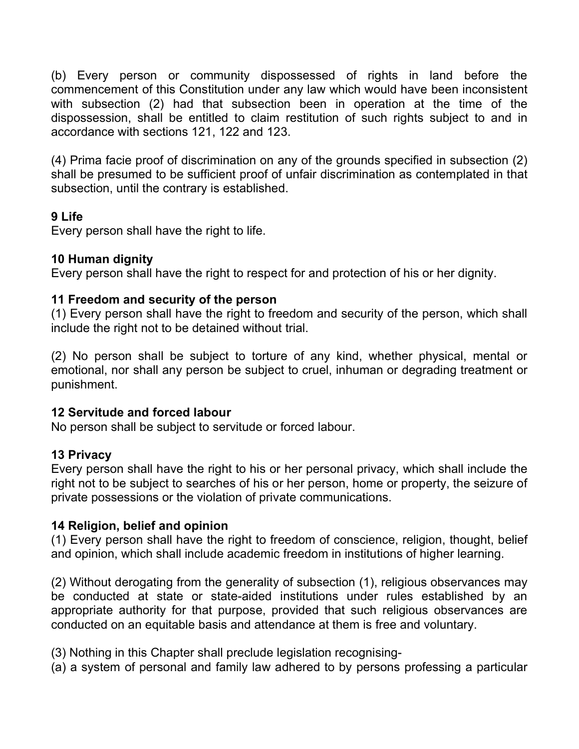(b) Every person or community dispossessed of rights in land before the commencement of this Constitution under any law which would have been inconsistent with subsection (2) had that subsection been in operation at the time of the dispossession, shall be entitled to claim restitution of such rights subject to and in accordance with sections 121, 122 and 123.

(4) Prima facie proof of discrimination on any of the grounds specified in subsection (2) shall be presumed to be sufficient proof of unfair discrimination as contemplated in that subsection, until the contrary is established.

**9 Life**

Every person shall have the right to life.

**10 Human dignity**

Every person shall have the right to respect for and protection of his or her dignity.

**11 Freedom and security of the person**

(1) Every person shall have the right to freedom and security of the person, which shall include the right not to be detained without trial.

(2) No person shall be subject to torture of any kind, whether physical, mental or emotional, nor shall any person be subject to cruel, inhuman or degrading treatment or punishment.

**12 Servitude and forced labour**

No person shall be subject to servitude or forced labour.

**13 Privacy**

Every person shall have the right to his or her personal privacy, which shall include the right not to be subject to searches of his or her person, home or property, the seizure of private possessions or the violation of private communications.

**14 Religion, belief and opinion**

(1) Every person shall have the right to freedom of conscience, religion, thought, belief and opinion, which shall include academic freedom in institutions of higher learning.

(2) Without derogating from the generality of subsection (1), religious observances may be conducted at state or state-aided institutions under rules established by an appropriate authority for that purpose, provided that such religious observances are conducted on an equitable basis and attendance at them is free and voluntary.

(3) Nothing in this Chapter shall preclude legislation recognising-

(a) a system of personal and family law adhered to by persons professing a particular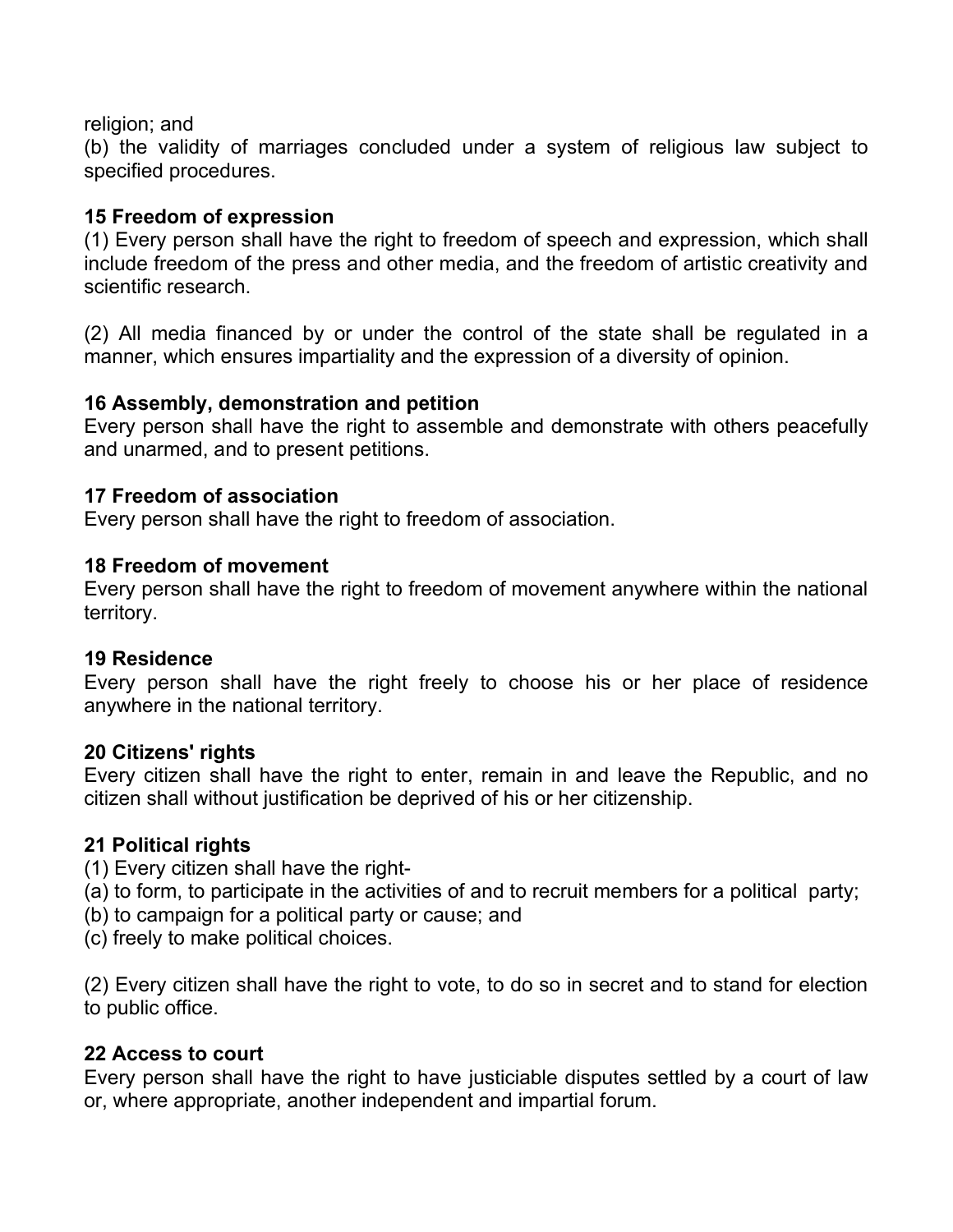religion; and

(b) the validity of marriages concluded under a system of religious law subject to specified procedures.

### 15 Freedom of expression

(1) Every person shall have the right to freedom of speech and expression, which shall include freedom of the press and other media, and the freedom of artistic creativity and scientific research.

(2) All media financed by or under the control of the state shall be regulated in a manner, which ensures impartiality and the expression of a diversity of opinion.

### 16 Assembly, demonstration and petition

Every person shall have the right to assemble and demonstrate with others peacefully and unarmed, and to present petitions.

### 17 Freedom of association

Every person shall have the right to freedom of association.

### 18 Freedom of movement

Every person shall have the right to freedom of movement anywhere within the national territory.

### 19 Residence

Every person shall have the right freely to choose his or her place of residence anywhere in the national territory.

### 20 Citizens' rights

Every citizen shall have the right to enter, remain in and leave the Republic, and no citizen shall without justification be deprived of his or her citizenship.

### 21 Political rights

(1) Every citizen shall have the right-

(a) to form, to participate in the activities of and to recruit members for a political party;

(b) to campaign for a political party or cause; and

(c) freely to make political choices.

(2) Every citizen shall have the right to vote, to do so in secret and to stand for election to public office.

### 22 Access to court

Every person shall have the right to have justiciable disputes settled by a court of law or, where appropriate, another independent and impartial forum.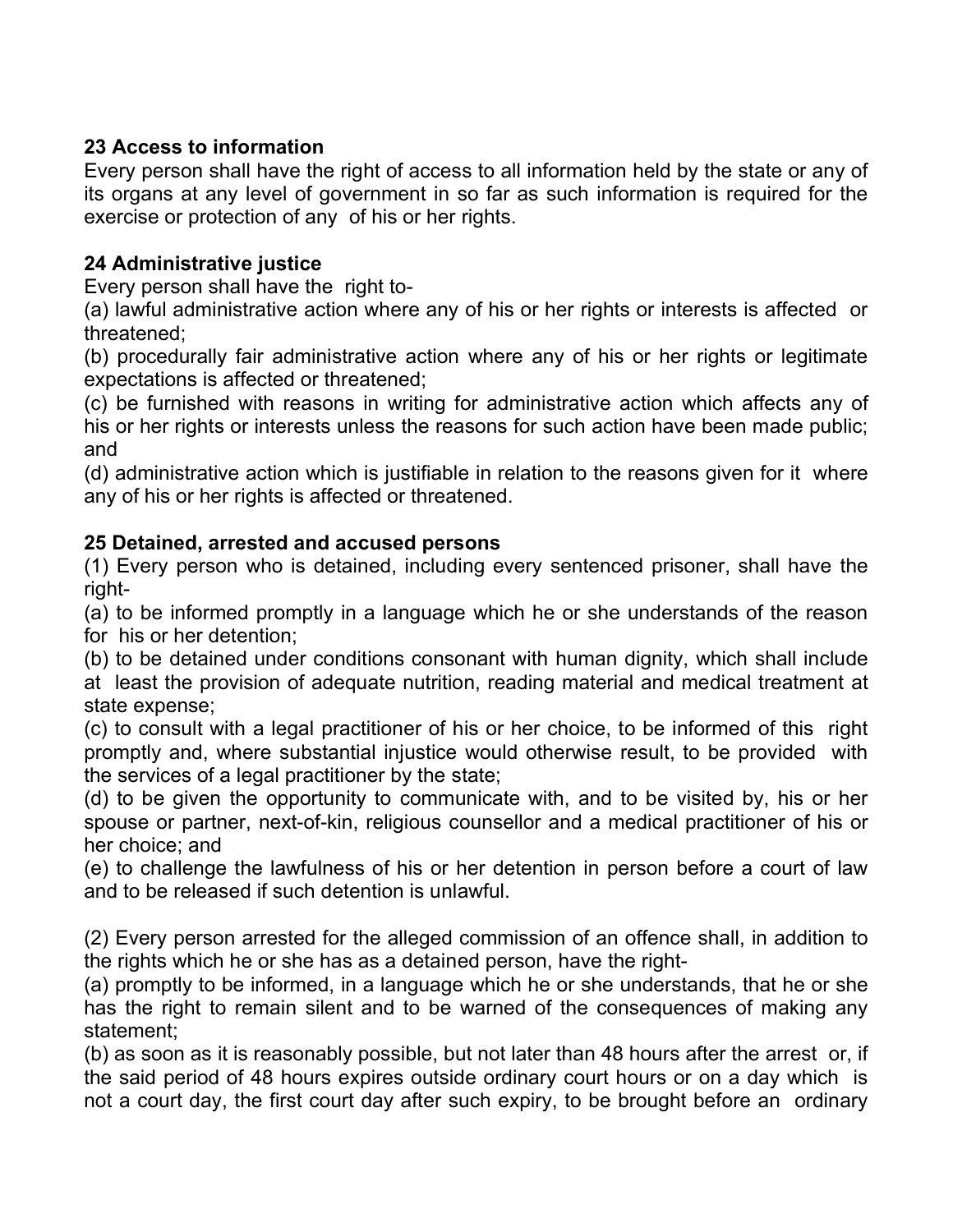**23 Access to information**

Every person shall have the right of access to all information held by the state or any of its organs at any level of government in so far as such information is required for the exercise or protection of any of his or her rights.

**24 Administrative justice**

Every person shall have the right to-

(a) lawful administrative action where any of his or her rights or interests is affected or threatened;

(b) procedurally fair administrative action where any of his or her rights or legitimate expectations is affected or threatened;

(c) be furnished with reasons in writing for administrative action which affects any of his or her rights or interests unless the reasons for such action have been made public; and

(d) administrative action which is justifiable in relation to the reasons given for it where any of his or her rights is affected or threatened.

**25 Detained, arrested and accused persons**

(1) Every person who is detained, including every sentenced prisoner, shall have the right-

(a) to be informed promptly in a language which he or she understands of the reason for his or her detention;

(b) to be detained under conditions consonant with human dignity, which shall include at least the provision of adequate nutrition, reading material and medical treatment at state expense;

(c) to consult with a legal practitioner of his or her choice, to be informed of this right promptly and, where substantial injustice would otherwise result, to be provided with the services of a legal practitioner by the state;

(d) to be given the opportunity to communicate with, and to be visited by, his or her spouse or partner, next-of-kin, religious counsellor and a medical practitioner of his or her choice; and

(e) to challenge the lawfulness of his or her detention in person before a court of law and to be released if such detention is unlawful.

(2) Every person arrested for the alleged commission of an offence shall, in addition to the rights which he or she has as a detained person, have the right-

(a) promptly to be informed, in a language which he or she understands, that he or she has the right to remain silent and to be warned of the consequences of making any statement;

(b) as soon as it is reasonably possible, but not later than 48 hours after the arrest or, if the said period of 48 hours expires outside ordinary court hours or on a day which is not a court day, the first court day after such expiry, to be brought before an ordinary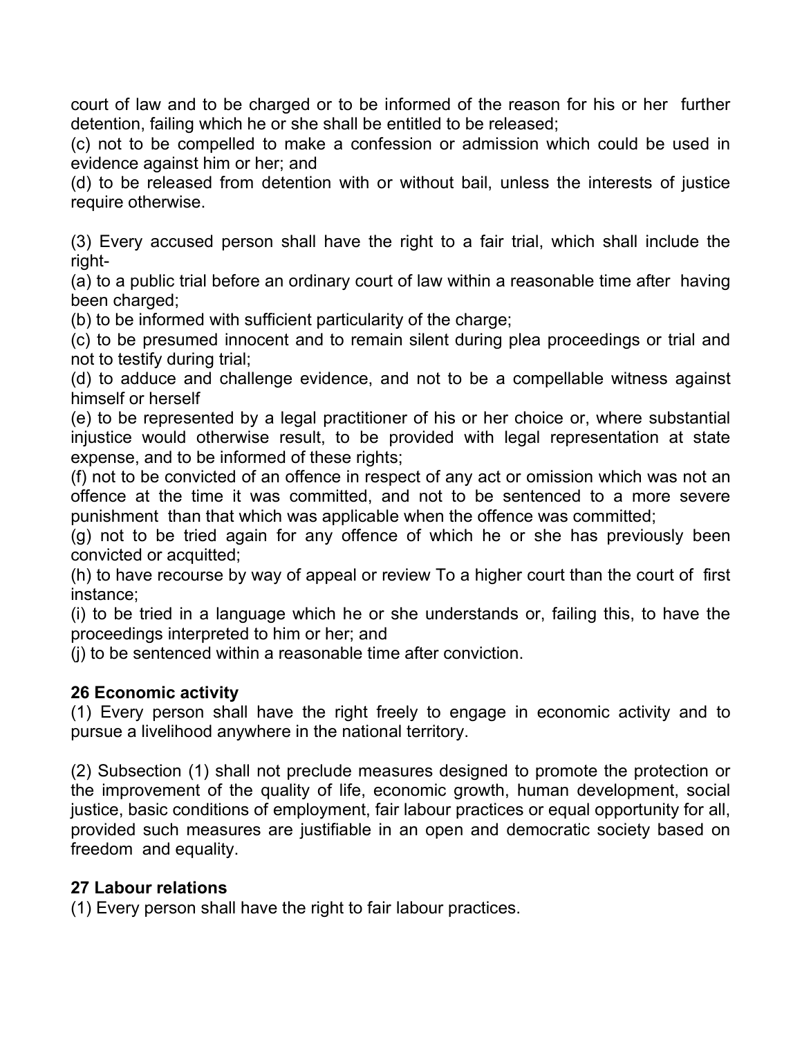court of law and to be charged or to be informed of the reason for his or her further detention, failing which he or she shall be entitled to be released;

(c) not to be compelled to make a confession or admission which could be used in evidence against him or her; and

(d) to be released from detention with or without bail, unless the interests of justice require otherwise.

(3) Every accused person shall have the right to a fair trial, which shall include the right-

(a) to a public trial before an ordinary court of law within a reasonable time after having been charged;

(b) to be informed with sufficient particularity of the charge;

(c) to be presumed innocent and to remain silent during plea proceedings or trial and not to testify during trial;

(d) to adduce and challenge evidence, and not to be a compellable witness against himself or herself

(e) to be represented by a legal practitioner of his or her choice or, where substantial injustice would otherwise result, to be provided with legal representation at state expense, and to be informed of these rights;

(f) not to be convicted of an offence in respect of any act or omission which was not an offence at the time it was committed, and not to be sentenced to a more severe punishment than that which was applicable when the offence was committed;

(g) not to be tried again for any offence of which he or she has previously been convicted or acquitted;

(h) to have recourse by way of appeal or review To a higher court than the court of first instance;

(i) to be tried in a language which he or she understands or, failing this, to have the proceedings interpreted to him or her; and

(j) to be sentenced within a reasonable time after conviction.

**26 Economic activity**

(1) Every person shall have the right freely to engage in economic activity and to pursue a livelihood anywhere in the national territory.

(2) Subsection (1) shall not preclude measures designed to promote the protection or the improvement of the quality of life, economic growth, human development, social justice, basic conditions of employment, fair labour practices or equal opportunity for all, provided such measures are justifiable in an open and democratic society based on freedom and equality.

**27 Labour relations**

(1) Every person shall have the right to fair labour practices.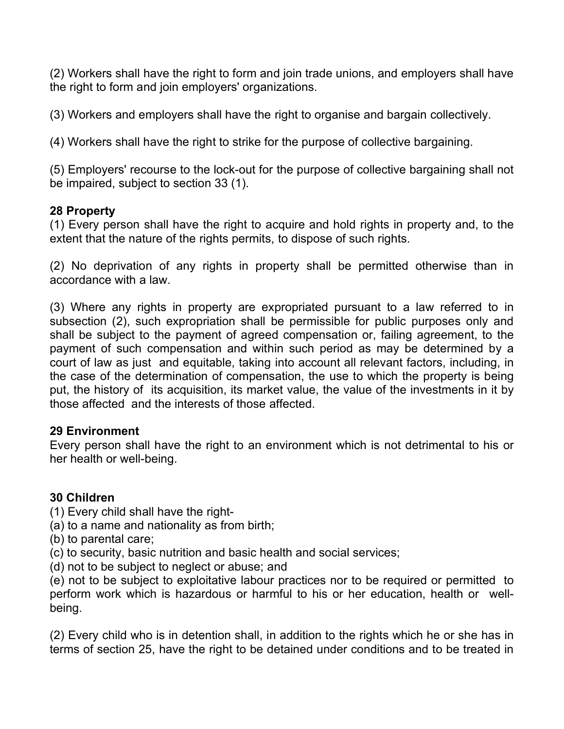(2) Workers shall have the right to form and join trade unions, and employers shall have the right to form and join employers' organizations.

(3) Workers and employers shall have the right to organise and bargain collectively.

(4) Workers shall have the right to strike for the purpose of collective bargaining.

(5) Employers' recourse to the lock-out for the purpose of collective bargaining shall not be impaired, subject to section 33 (1).

**28 Property**

(1) Every person shall have the right to acquire and hold rights in property and, to the extent that the nature of the rights permits, to dispose of such rights.

(2) No deprivation of any rights in property shall be permitted otherwise than in accordance with a law.

(3) Where any rights in property are expropriated pursuant to a law referred to in subsection (2), such expropriation shall be permissible for public purposes only and shall be subject to the payment of agreed compensation or, failing agreement, to the payment of such compensation and within such period as may be determined by a court of law as just and equitable, taking into account all relevant factors, including, in the case of the determination of compensation, the use to which the property is being put, the history of its acquisition, its market value, the value of the investments in it by those affected and the interests of those affected.

**29 Environment**

Every person shall have the right to an environment which is not detrimental to his or her health or well-being.

**30 Children**

(1) Every child shall have the right-
(a) to a name and nationality as from birth;
(b) to parental care;
(c) to security, basic nutrition and basic health and social services;
(d) not to be subject to neglect or abuse; and
(e) not to be subject to exploitative labour practices nor to be required or permitted to perform work which is hazardous or harmful to his or her education, health or well-being.

(2) Every child who is in detention shall, in addition to the rights which he or she has in terms of section 25, have the right to be detained under conditions and to be treated in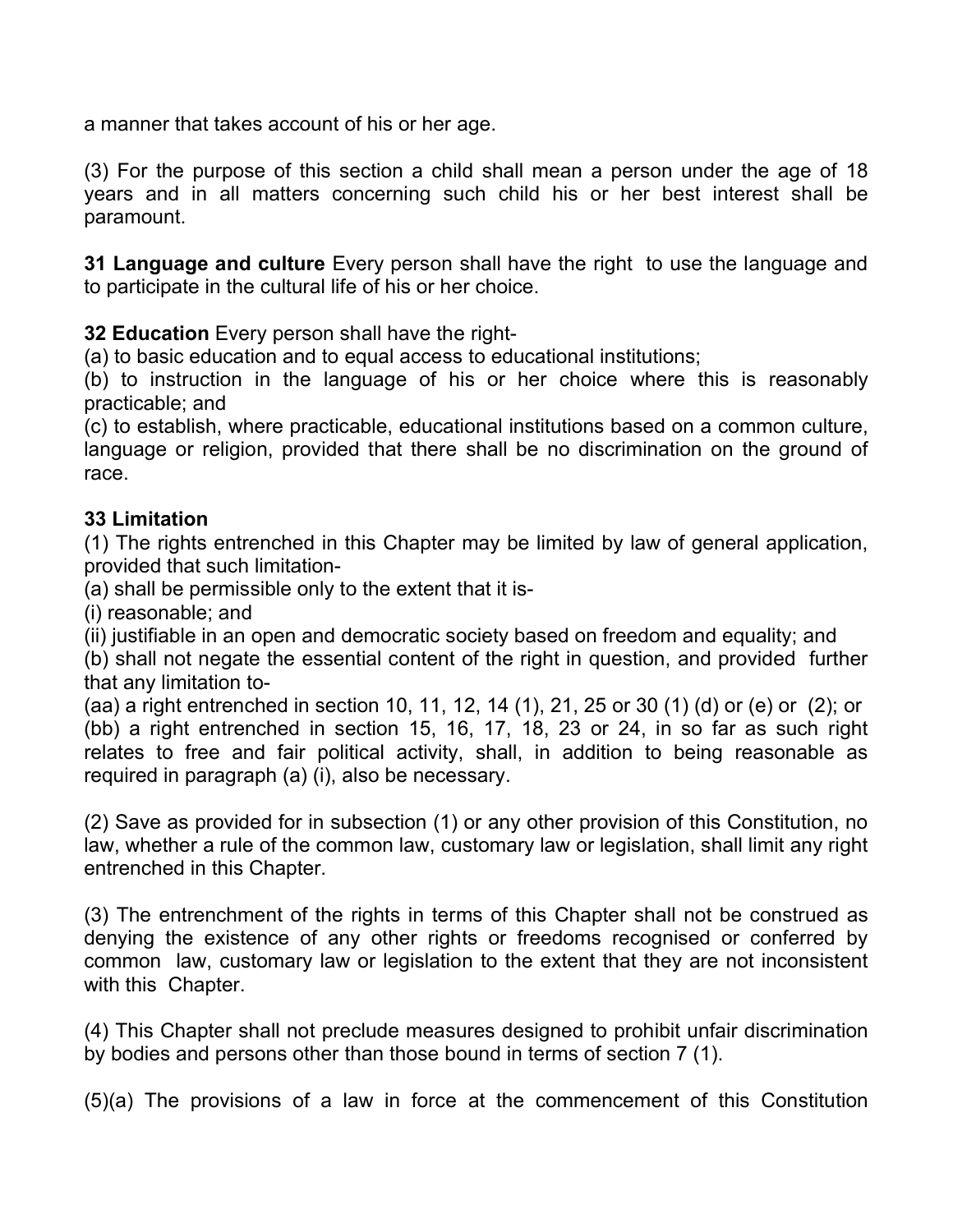a manner that takes account of his or her age.

(3) For the purpose of this section a child shall mean a person under the age of 18 years and in all matters concerning such child his or her best interest shall be paramount.

**31 Language and culture** Every person shall have the right to use the language and to participate in the cultural life of his or her choice.

**32 Education** Every person shall have the right-
(a) to basic education and to equal access to educational institutions;
(b) to instruction in the language of his or her choice where this is reasonably practicable; and
(c) to establish, where practicable, educational institutions based on a common culture, language or religion, provided that there shall be no discrimination on the ground of race.

**33 Limitation**
(1) The rights entrenched in this Chapter may be limited by law of general application, provided that such limitation-
(a) shall be permissible only to the extent that it is-
(i) reasonable; and
(ii) justifiable in an open and democratic society based on freedom and equality; and
(b) shall not negate the essential content of the right in question, and provided further that any limitation to-
(aa) a right entrenched in section 10, 11, 12, 14 (1), 21, 25 or 30 (1) (d) or (e) or (2); or
(bb) a right entrenched in section 15, 16, 17, 18, 23 or 24, in so far as such right relates to free and fair political activity, shall, in addition to being reasonable as required in paragraph (a) (i), also be necessary.

(2) Save as provided for in subsection (1) or any other provision of this Constitution, no law, whether a rule of the common law, customary law or legislation, shall limit any right entrenched in this Chapter.

(3) The entrenchment of the rights in terms of this Chapter shall not be construed as denying the existence of any other rights or freedoms recognised or conferred by common law, customary law or legislation to the extent that they are not inconsistent with this Chapter.

(4) This Chapter shall not preclude measures designed to prohibit unfair discrimination by bodies and persons other than those bound in terms of section 7 (1).

(5)(a) The provisions of a law in force at the commencement of this Constitution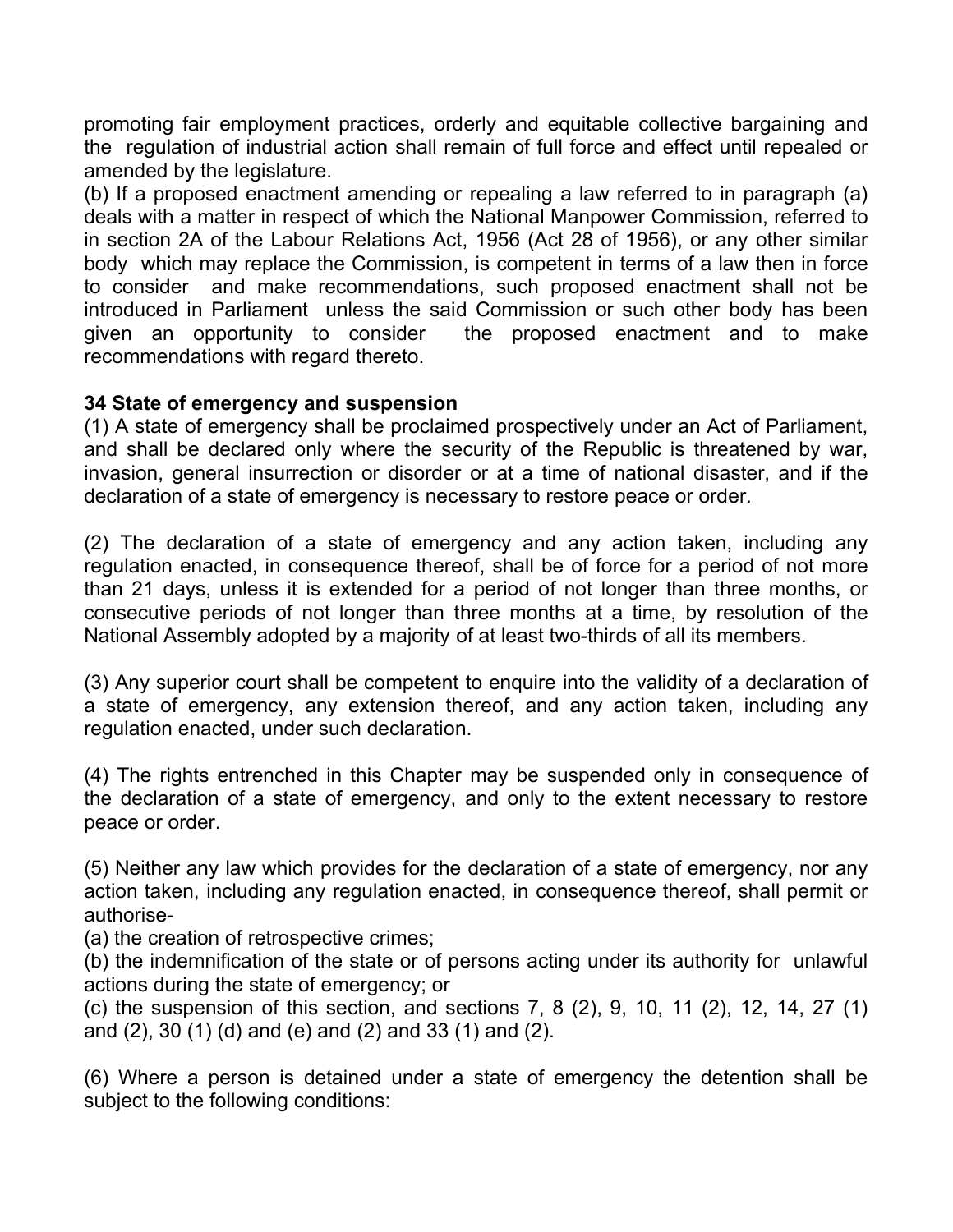promoting fair employment practices, orderly and equitable collective bargaining and the regulation of industrial action shall remain of full force and effect until repealed or amended by the legislature.

(b) If a proposed enactment amending or repealing a law referred to in paragraph (a) deals with a matter in respect of which the National Manpower Commission, referred to in section 2A of the Labour Relations Act, 1956 (Act 28 of 1956), or any other similar body which may replace the Commission, is competent in terms of a law then in force to consider and make recommendations, such proposed enactment shall not be introduced in Parliament unless the said Commission or such other body has been given an opportunity to consider the proposed enactment and to make recommendations with regard thereto.

**34 State of emergency and suspension**

(1) A state of emergency shall be proclaimed prospectively under an Act of Parliament, and shall be declared only where the security of the Republic is threatened by war, invasion, general insurrection or disorder or at a time of national disaster, and if the declaration of a state of emergency is necessary to restore peace or order.

(2) The declaration of a state of emergency and any action taken, including any regulation enacted, in consequence thereof, shall be of force for a period of not more than 21 days, unless it is extended for a period of not longer than three months, or consecutive periods of not longer than three months at a time, by resolution of the National Assembly adopted by a majority of at least two-thirds of all its members.

(3) Any superior court shall be competent to enquire into the validity of a declaration of a state of emergency, any extension thereof, and any action taken, including any regulation enacted, under such declaration.

(4) The rights entrenched in this Chapter may be suspended only in consequence of the declaration of a state of emergency, and only to the extent necessary to restore peace or order.

(5) Neither any law which provides for the declaration of a state of emergency, nor any action taken, including any regulation enacted, in consequence thereof, shall permit or authorise-

(a) the creation of retrospective crimes;

(b) the indemnification of the state or of persons acting under its authority for unlawful actions during the state of emergency; or

(c) the suspension of this section, and sections 7, 8 (2), 9, 10, 11 (2), 12, 14, 27 (1) and (2), 30 (1) (d) and (e) and (2) and 33 (1) and (2).

(6) Where a person is detained under a state of emergency the detention shall be subject to the following conditions: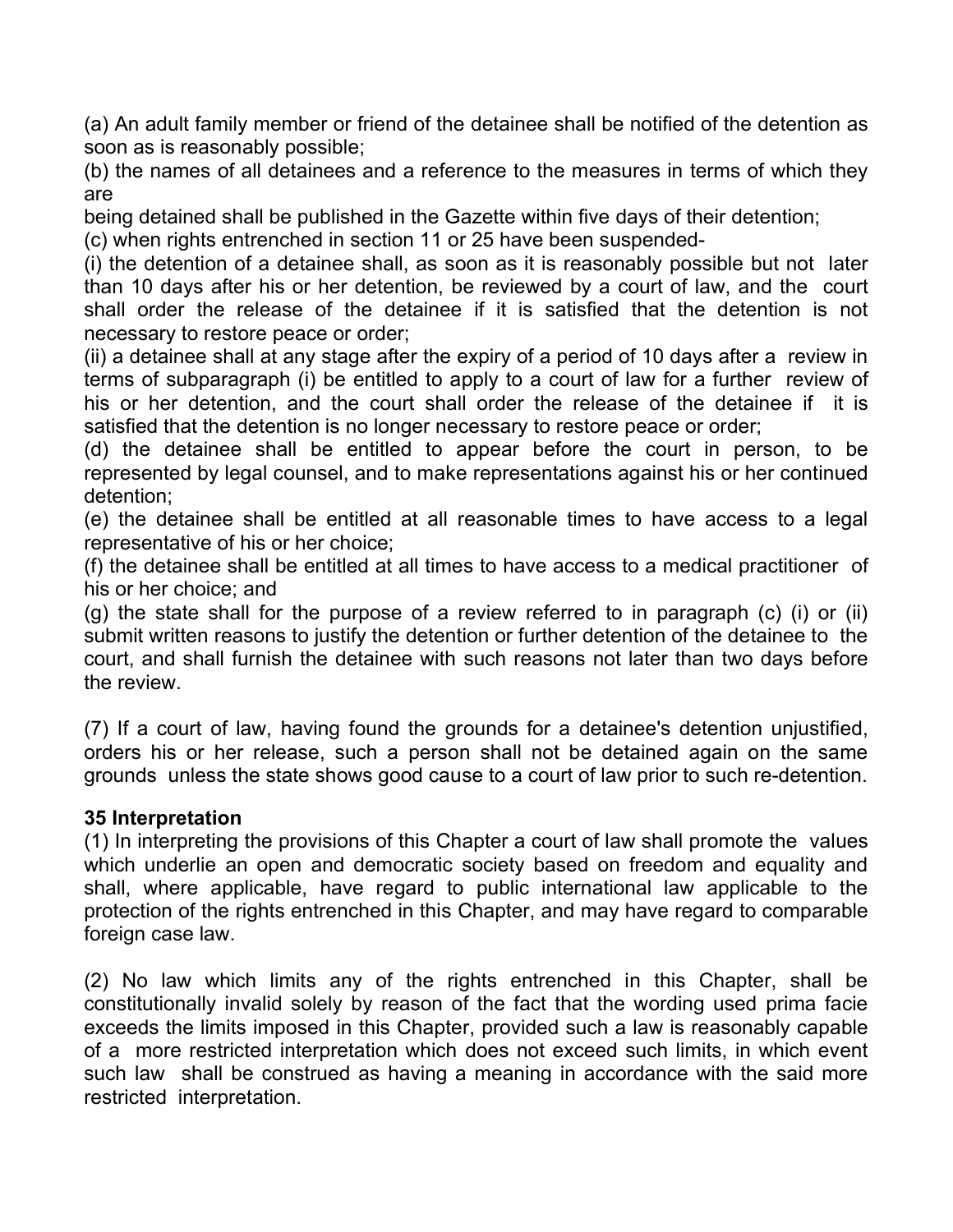(a) An adult family member or friend of the detainee shall be notified of the detention as soon as is reasonably possible;

(b) the names of all detainees and a reference to the measures in terms of which they are

being detained shall be published in the Gazette within five days of their detention;

(c) when rights entrenched in section 11 or 25 have been suspended-

(i) the detention of a detainee shall, as soon as it is reasonably possible but not later than 10 days after his or her detention, be reviewed by a court of law, and the court shall order the release of the detainee if it is satisfied that the detention is not necessary to restore peace or order;

(ii) a detainee shall at any stage after the expiry of a period of 10 days after a review in terms of subparagraph (i) be entitled to apply to a court of law for a further review of his or her detention, and the court shall order the release of the detainee if it is satisfied that the detention is no longer necessary to restore peace or order;

(d) the detainee shall be entitled to appear before the court in person, to be represented by legal counsel, and to make representations against his or her continued detention;

(e) the detainee shall be entitled at all reasonable times to have access to a legal representative of his or her choice;

(f) the detainee shall be entitled at all times to have access to a medical practitioner of his or her choice; and

(g) the state shall for the purpose of a review referred to in paragraph (c) (i) or (ii) submit written reasons to justify the detention or further detention of the detainee to the court, and shall furnish the detainee with such reasons not later than two days before the review.

(7) If a court of law, having found the grounds for a detainee's detention unjustified, orders his or her release, such a person shall not be detained again on the same grounds unless the state shows good cause to a court of law prior to such re-detention.

**35 Interpretation**

(1) In interpreting the provisions of this Chapter a court of law shall promote the values which underlie an open and democratic society based on freedom and equality and shall, where applicable, have regard to public international law applicable to the protection of the rights entrenched in this Chapter, and may have regard to comparable foreign case law.

(2) No law which limits any of the rights entrenched in this Chapter, shall be constitutionally invalid solely by reason of the fact that the wording used prima facie exceeds the limits imposed in this Chapter, provided such a law is reasonably capable of a more restricted interpretation which does not exceed such limits, in which event such law shall be construed as having a meaning in accordance with the said more restricted interpretation.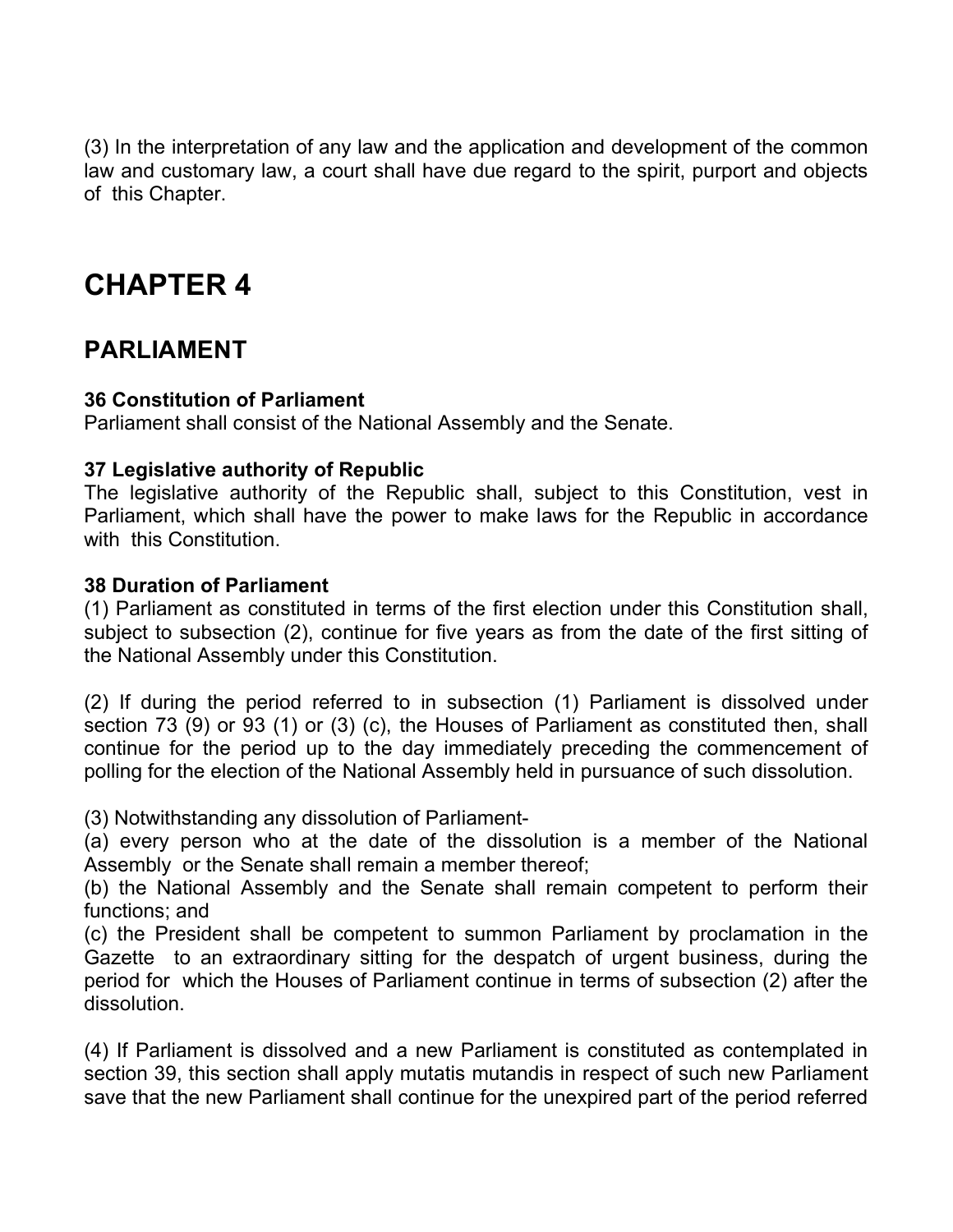(3) In the interpretation of any law and the application and development of the common law and customary law, a court shall have due regard to the spirit, purport and objects of this Chapter.

# CHAPTER 4

## PARLIAMENT

**36 Constitution of Parliament**
Parliament shall consist of the National Assembly and the Senate.

**37 Legislative authority of Republic**
The legislative authority of the Republic shall, subject to this Constitution, vest in Parliament, which shall have the power to make laws for the Republic in accordance with this Constitution.

**38 Duration of Parliament**
(1) Parliament as constituted in terms of the first election under this Constitution shall, subject to subsection (2), continue for five years as from the date of the first sitting of the National Assembly under this Constitution.

(2) If during the period referred to in subsection (1) Parliament is dissolved under section 73 (9) or 93 (1) or (3) (c), the Houses of Parliament as constituted then, shall continue for the period up to the day immediately preceding the commencement of polling for the election of the National Assembly held in pursuance of such dissolution.

(3) Notwithstanding any dissolution of Parliament-
(a) every person who at the date of the dissolution is a member of the National Assembly or the Senate shall remain a member thereof;
(b) the National Assembly and the Senate shall remain competent to perform their functions; and
(c) the President shall be competent to summon Parliament by proclamation in the Gazette to an extraordinary sitting for the despatch of urgent business, during the period for which the Houses of Parliament continue in terms of subsection (2) after the dissolution.

(4) If Parliament is dissolved and a new Parliament is constituted as contemplated in section 39, this section shall apply mutatis mutandis in respect of such new Parliament save that the new Parliament shall continue for the unexpired part of the period referred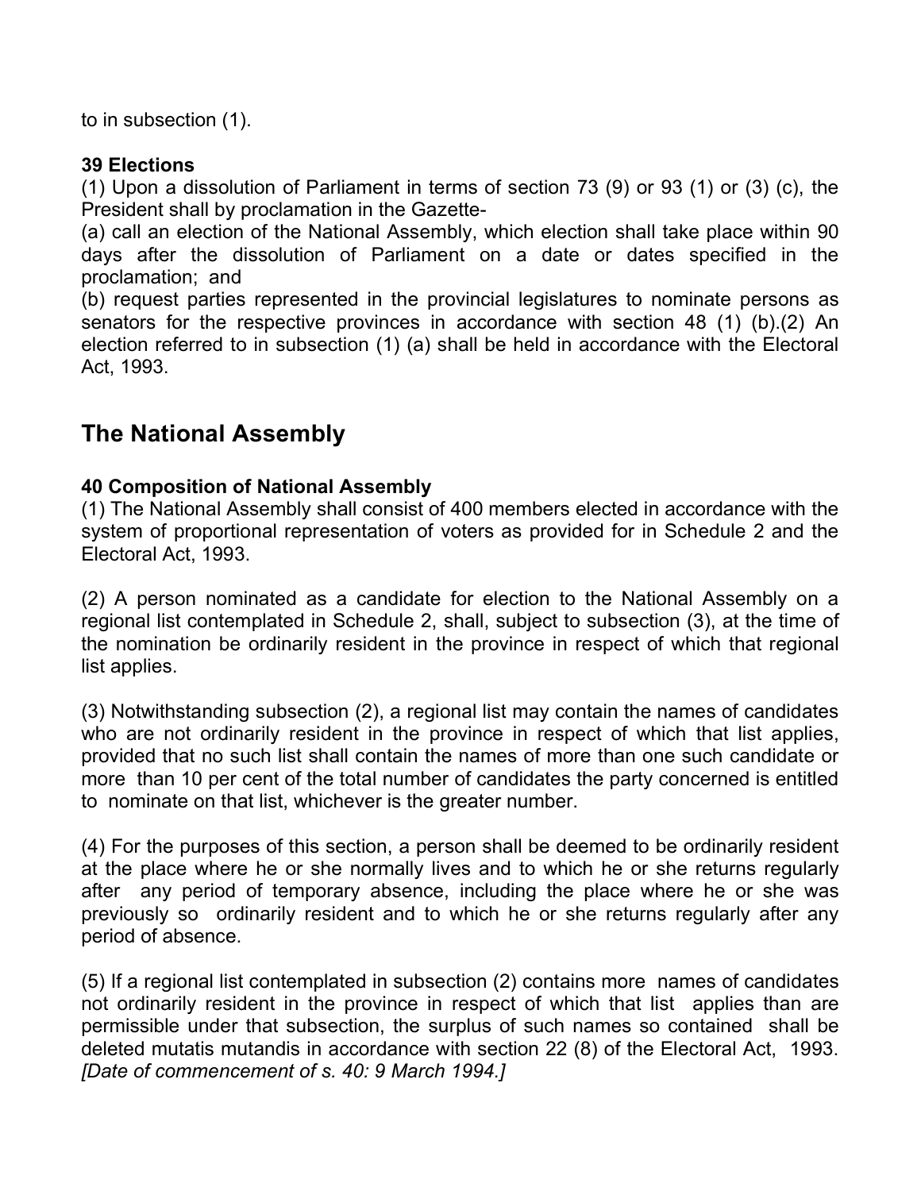to in subsection (1).

**39 Elections**

(1) Upon a dissolution of Parliament in terms of section 73 (9) or 93 (1) or (3) (c), the President shall by proclamation in the Gazette-

(a) call an election of the National Assembly, which election shall take place within 90 days after the dissolution of Parliament on a date or dates specified in the proclamation; and

(b) request parties represented in the provincial legislatures to nominate persons as senators for the respective provinces in accordance with section 48 (1) (b).(2) An election referred to in subsection (1) (a) shall be held in accordance with the Electoral Act, 1993.

## The National Assembly

**40 Composition of National Assembly**

(1) The National Assembly shall consist of 400 members elected in accordance with the system of proportional representation of voters as provided for in Schedule 2 and the Electoral Act, 1993.

(2) A person nominated as a candidate for election to the National Assembly on a regional list contemplated in Schedule 2, shall, subject to subsection (3), at the time of the nomination be ordinarily resident in the province in respect of which that regional list applies.

(3) Notwithstanding subsection (2), a regional list may contain the names of candidates who are not ordinarily resident in the province in respect of which that list applies, provided that no such list shall contain the names of more than one such candidate or more than 10 per cent of the total number of candidates the party concerned is entitled to nominate on that list, whichever is the greater number.

(4) For the purposes of this section, a person shall be deemed to be ordinarily resident at the place where he or she normally lives and to which he or she returns regularly after any period of temporary absence, including the place where he or she was previously so ordinarily resident and to which he or she returns regularly after any period of absence.

(5) If a regional list contemplated in subsection (2) contains more names of candidates not ordinarily resident in the province in respect of which that list applies than are permissible under that subsection, the surplus of such names so contained shall be deleted mutatis mutandis in accordance with section 22 (8) of the Electoral Act, 1993. *[Date of commencement of s. 40: 9 March 1994.]*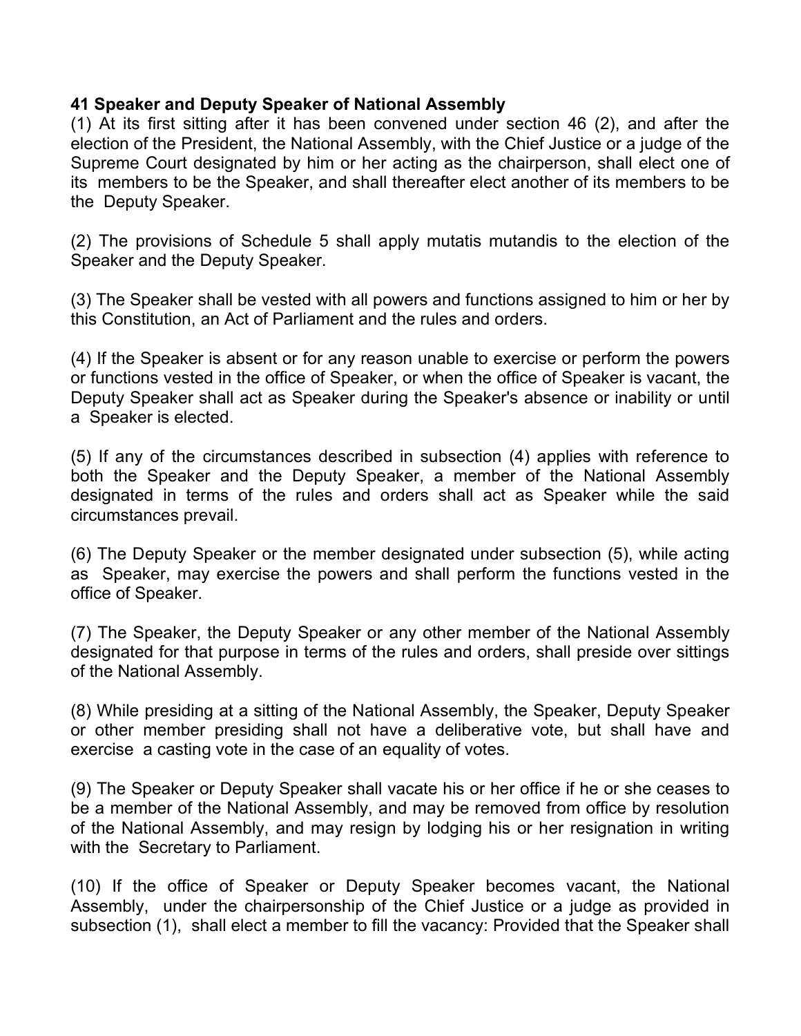**41 Speaker and Deputy Speaker of National Assembly**

(1) At its first sitting after it has been convened under section 46 (2), and after the election of the President, the National Assembly, with the Chief Justice or a judge of the Supreme Court designated by him or her acting as the chairperson, shall elect one of its members to be the Speaker, and shall thereafter elect another of its members to be the Deputy Speaker.

(2) The provisions of Schedule 5 shall apply mutatis mutandis to the election of the Speaker and the Deputy Speaker.

(3) The Speaker shall be vested with all powers and functions assigned to him or her by this Constitution, an Act of Parliament and the rules and orders.

(4) If the Speaker is absent or for any reason unable to exercise or perform the powers or functions vested in the office of Speaker, or when the office of Speaker is vacant, the Deputy Speaker shall act as Speaker during the Speaker's absence or inability or until a Speaker is elected.

(5) If any of the circumstances described in subsection (4) applies with reference to both the Speaker and the Deputy Speaker, a member of the National Assembly designated in terms of the rules and orders shall act as Speaker while the said circumstances prevail.

(6) The Deputy Speaker or the member designated under subsection (5), while acting as Speaker, may exercise the powers and shall perform the functions vested in the office of Speaker.

(7) The Speaker, the Deputy Speaker or any other member of the National Assembly designated for that purpose in terms of the rules and orders, shall preside over sittings of the National Assembly.

(8) While presiding at a sitting of the National Assembly, the Speaker, Deputy Speaker or other member presiding shall not have a deliberative vote, but shall have and exercise a casting vote in the case of an equality of votes.

(9) The Speaker or Deputy Speaker shall vacate his or her office if he or she ceases to be a member of the National Assembly, and may be removed from office by resolution of the National Assembly, and may resign by lodging his or her resignation in writing with the Secretary to Parliament.

(10) If the office of Speaker or Deputy Speaker becomes vacant, the National Assembly, under the chairpersonship of the Chief Justice or a judge as provided in subsection (1), shall elect a member to fill the vacancy: Provided that the Speaker shall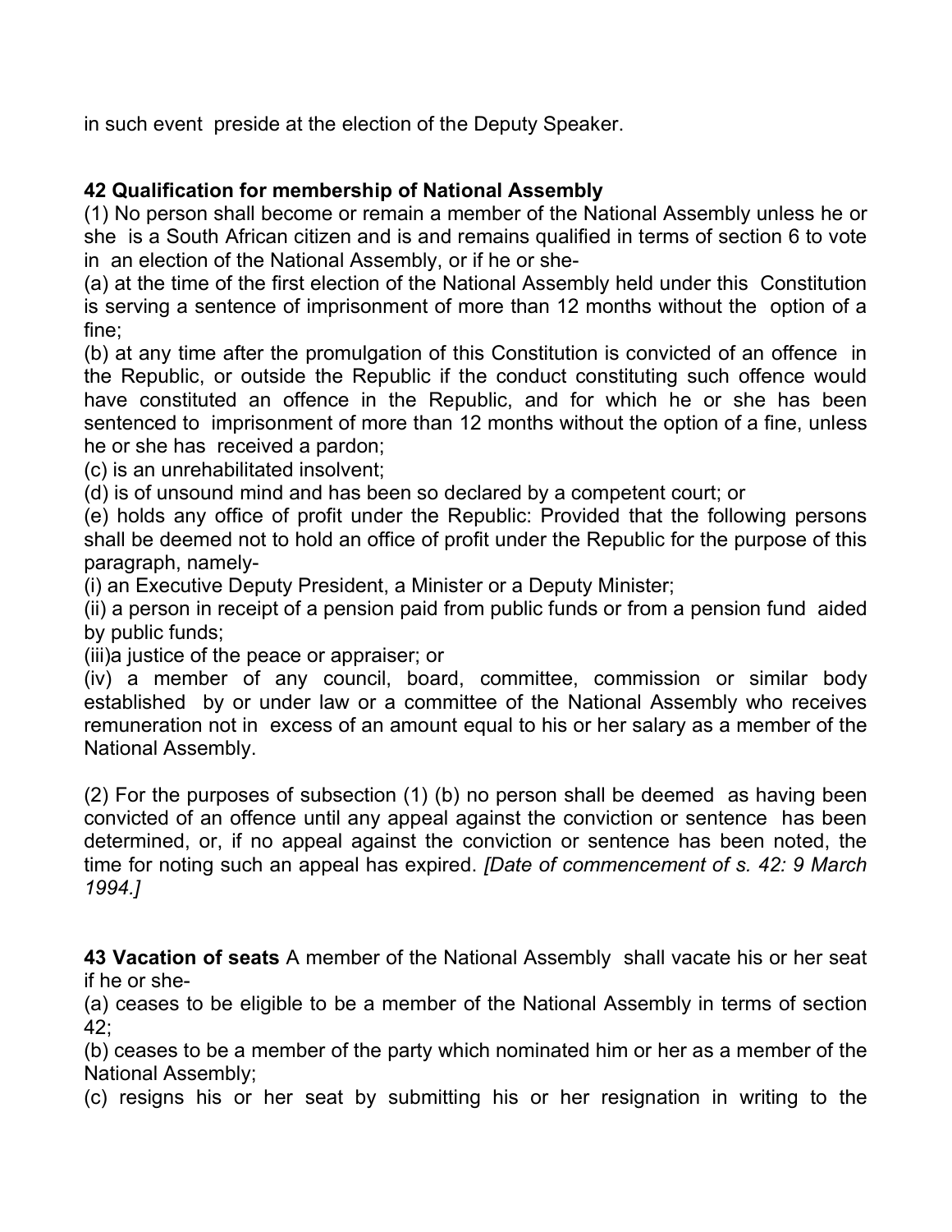in such event preside at the election of the Deputy Speaker.

**42 Qualification for membership of National Assembly**

(1) No person shall become or remain a member of the National Assembly unless he or she is a South African citizen and is and remains qualified in terms of section 6 to vote in an election of the National Assembly, or if he or she-

(a) at the time of the first election of the National Assembly held under this Constitution is serving a sentence of imprisonment of more than 12 months without the option of a fine;

(b) at any time after the promulgation of this Constitution is convicted of an offence in the Republic, or outside the Republic if the conduct constituting such offence would have constituted an offence in the Republic, and for which he or she has been sentenced to imprisonment of more than 12 months without the option of a fine, unless he or she has received a pardon;

(c) is an unrehabilitated insolvent;

(d) is of unsound mind and has been so declared by a competent court; or

(e) holds any office of profit under the Republic: Provided that the following persons shall be deemed not to hold an office of profit under the Republic for the purpose of this paragraph, namely-

(i) an Executive Deputy President, a Minister or a Deputy Minister;

(ii) a person in receipt of a pension paid from public funds or from a pension fund aided by public funds;

(iii)a justice of the peace or appraiser; or

(iv) a member of any council, board, committee, commission or similar body established by or under law or a committee of the National Assembly who receives remuneration not in excess of an amount equal to his or her salary as a member of the National Assembly.

(2) For the purposes of subsection (1) (b) no person shall be deemed as having been convicted of an offence until any appeal against the conviction or sentence has been determined, or, if no appeal against the conviction or sentence has been noted, the time for noting such an appeal has expired. *[Date of commencement of s. 42: 9 March 1994.]*

**43 Vacation of seats** A member of the National Assembly shall vacate his or her seat if he or she-

(a) ceases to be eligible to be a member of the National Assembly in terms of section 42;

(b) ceases to be a member of the party which nominated him or her as a member of the National Assembly;

(c) resigns his or her seat by submitting his or her resignation in writing to the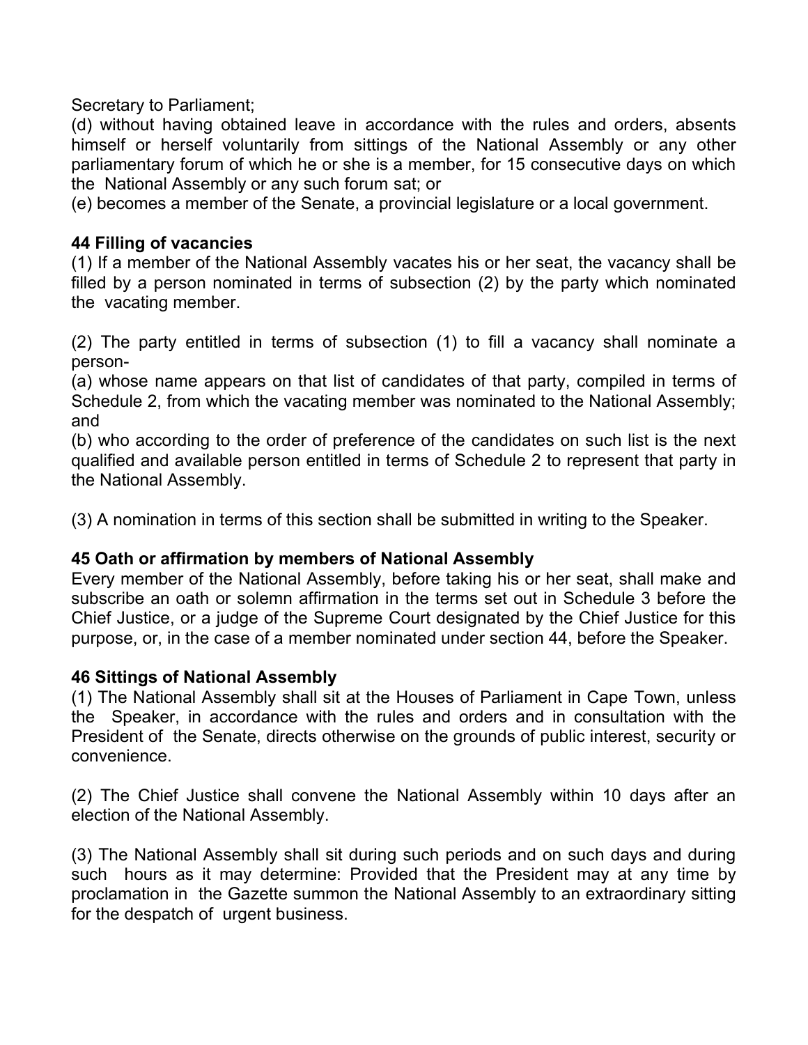Secretary to Parliament;

(d) without having obtained leave in accordance with the rules and orders, absents himself or herself voluntarily from sittings of the National Assembly or any other parliamentary forum of which he or she is a member, for 15 consecutive days on which the National Assembly or any such forum sat; or

(e) becomes a member of the Senate, a provincial legislature or a local government.

**44 Filling of vacancies**

(1) If a member of the National Assembly vacates his or her seat, the vacancy shall be filled by a person nominated in terms of subsection (2) by the party which nominated the vacating member.

(2) The party entitled in terms of subsection (1) to fill a vacancy shall nominate a person-

(a) whose name appears on that list of candidates of that party, compiled in terms of Schedule 2, from which the vacating member was nominated to the National Assembly; and

(b) who according to the order of preference of the candidates on such list is the next qualified and available person entitled in terms of Schedule 2 to represent that party in the National Assembly.

(3) A nomination in terms of this section shall be submitted in writing to the Speaker.

**45 Oath or affirmation by members of National Assembly**

Every member of the National Assembly, before taking his or her seat, shall make and subscribe an oath or solemn affirmation in the terms set out in Schedule 3 before the Chief Justice, or a judge of the Supreme Court designated by the Chief Justice for this purpose, or, in the case of a member nominated under section 44, before the Speaker.

**46 Sittings of National Assembly**

(1) The National Assembly shall sit at the Houses of Parliament in Cape Town, unless the Speaker, in accordance with the rules and orders and in consultation with the President of the Senate, directs otherwise on the grounds of public interest, security or convenience.

(2) The Chief Justice shall convene the National Assembly within 10 days after an election of the National Assembly.

(3) The National Assembly shall sit during such periods and on such days and during such hours as it may determine: Provided that the President may at any time by proclamation in the Gazette summon the National Assembly to an extraordinary sitting for the despatch of urgent business.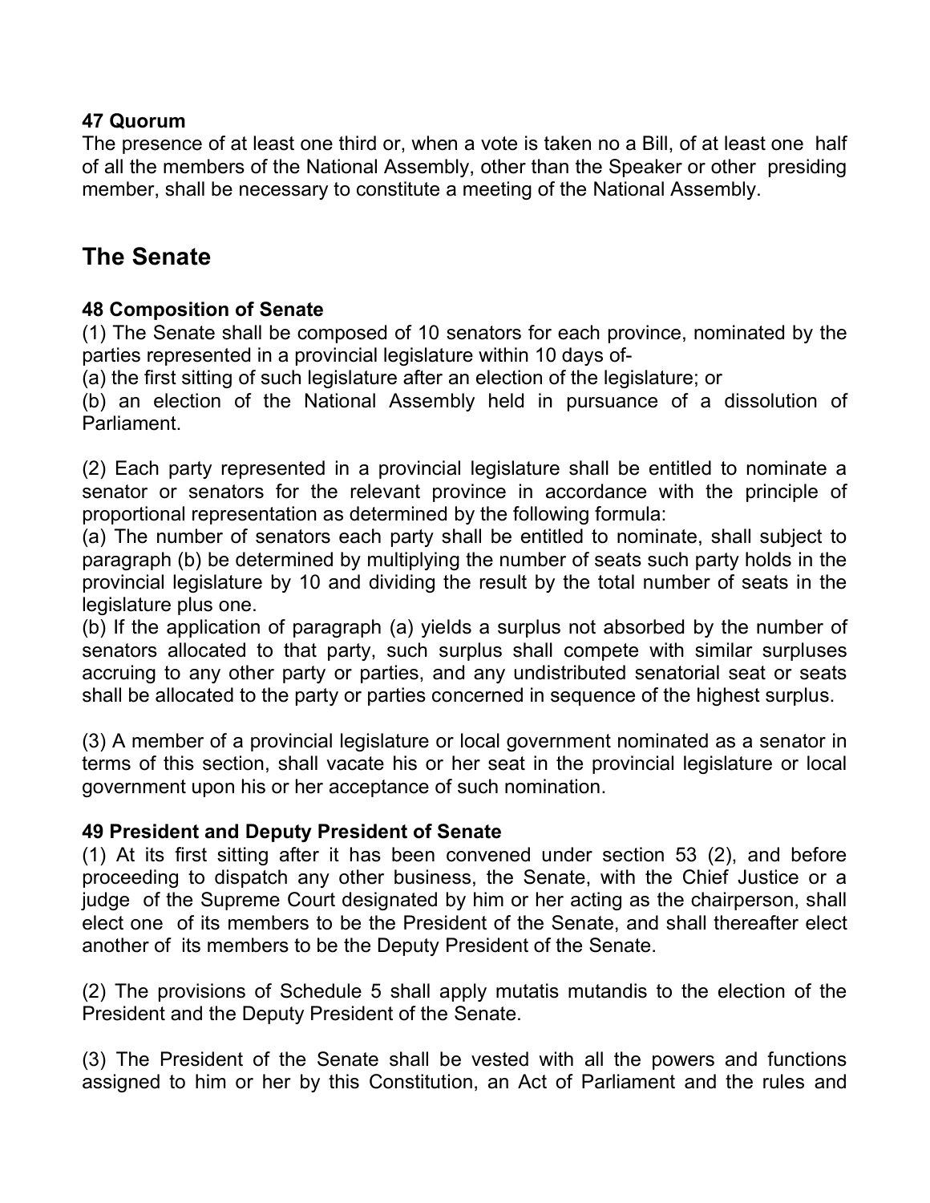**47 Quorum**

The presence of at least one third or, when a vote is taken no a Bill, of at least one half of all the members of the National Assembly, other than the Speaker or other presiding member, shall be necessary to constitute a meeting of the National Assembly.

## The Senate

**48 Composition of Senate**

(1) The Senate shall be composed of 10 senators for each province, nominated by the parties represented in a provincial legislature within 10 days of-

(a) the first sitting of such legislature after an election of the legislature; or

(b) an election of the National Assembly held in pursuance of a dissolution of Parliament.

(2) Each party represented in a provincial legislature shall be entitled to nominate a senator or senators for the relevant province in accordance with the principle of proportional representation as determined by the following formula:

(a) The number of senators each party shall be entitled to nominate, shall subject to paragraph (b) be determined by multiplying the number of seats such party holds in the provincial legislature by 10 and dividing the result by the total number of seats in the legislature plus one.

(b) If the application of paragraph (a) yields a surplus not absorbed by the number of senators allocated to that party, such surplus shall compete with similar surpluses accruing to any other party or parties, and any undistributed senatorial seat or seats shall be allocated to the party or parties concerned in sequence of the highest surplus.

(3) A member of a provincial legislature or local government nominated as a senator in terms of this section, shall vacate his or her seat in the provincial legislature or local government upon his or her acceptance of such nomination.

**49 President and Deputy President of Senate**

(1) At its first sitting after it has been convened under section 53 (2), and before proceeding to dispatch any other business, the Senate, with the Chief Justice or a judge of the Supreme Court designated by him or her acting as the chairperson, shall elect one of its members to be the President of the Senate, and shall thereafter elect another of its members to be the Deputy President of the Senate.

(2) The provisions of Schedule 5 shall apply mutatis mutandis to the election of the President and the Deputy President of the Senate.

(3) The President of the Senate shall be vested with all the powers and functions assigned to him or her by this Constitution, an Act of Parliament and the rules and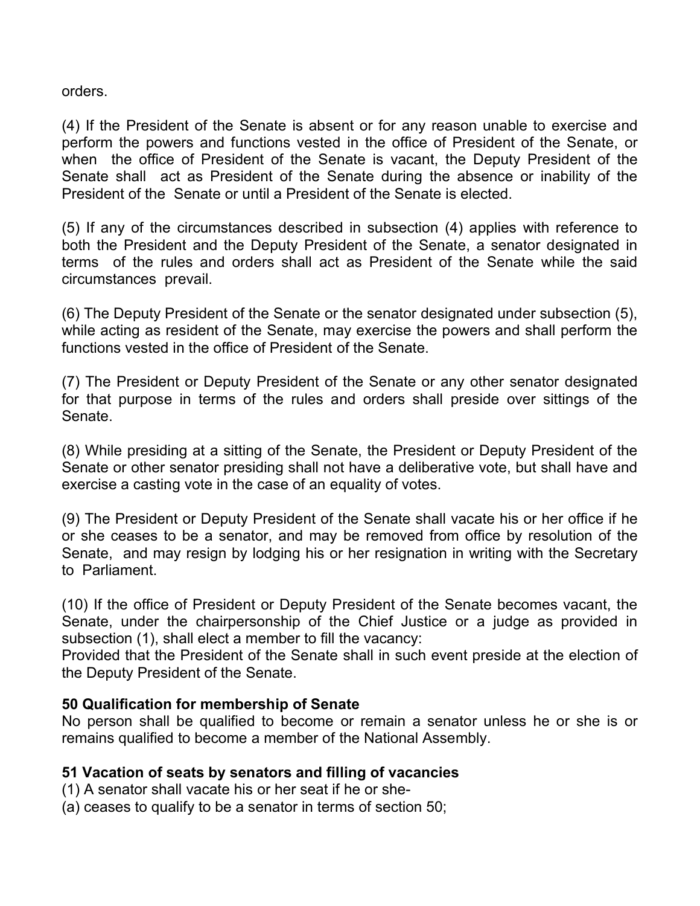orders.

(4) If the President of the Senate is absent or for any reason unable to exercise and perform the powers and functions vested in the office of President of the Senate, or when the office of President of the Senate is vacant, the Deputy President of the Senate shall act as President of the Senate during the absence or inability of the President of the Senate or until a President of the Senate is elected.

(5) If any of the circumstances described in subsection (4) applies with reference to both the President and the Deputy President of the Senate, a senator designated in terms of the rules and orders shall act as President of the Senate while the said circumstances prevail.

(6) The Deputy President of the Senate or the senator designated under subsection (5), while acting as resident of the Senate, may exercise the powers and shall perform the functions vested in the office of President of the Senate.

(7) The President or Deputy President of the Senate or any other senator designated for that purpose in terms of the rules and orders shall preside over sittings of the Senate.

(8) While presiding at a sitting of the Senate, the President or Deputy President of the Senate or other senator presiding shall not have a deliberative vote, but shall have and exercise a casting vote in the case of an equality of votes.

(9) The President or Deputy President of the Senate shall vacate his or her office if he or she ceases to be a senator, and may be removed from office by resolution of the Senate, and may resign by lodging his or her resignation in writing with the Secretary to Parliament.

(10) If the office of President or Deputy President of the Senate becomes vacant, the Senate, under the chairpersonship of the Chief Justice or a judge as provided in subsection (1), shall elect a member to fill the vacancy:
Provided that the President of the Senate shall in such event preside at the election of the Deputy President of the Senate.

**50 Qualification for membership of Senate**
No person shall be qualified to become or remain a senator unless he or she is or remains qualified to become a member of the National Assembly.

**51 Vacation of seats by senators and filling of vacancies**
(1) A senator shall vacate his or her seat if he or she-
(a) ceases to qualify to be a senator in terms of section 50;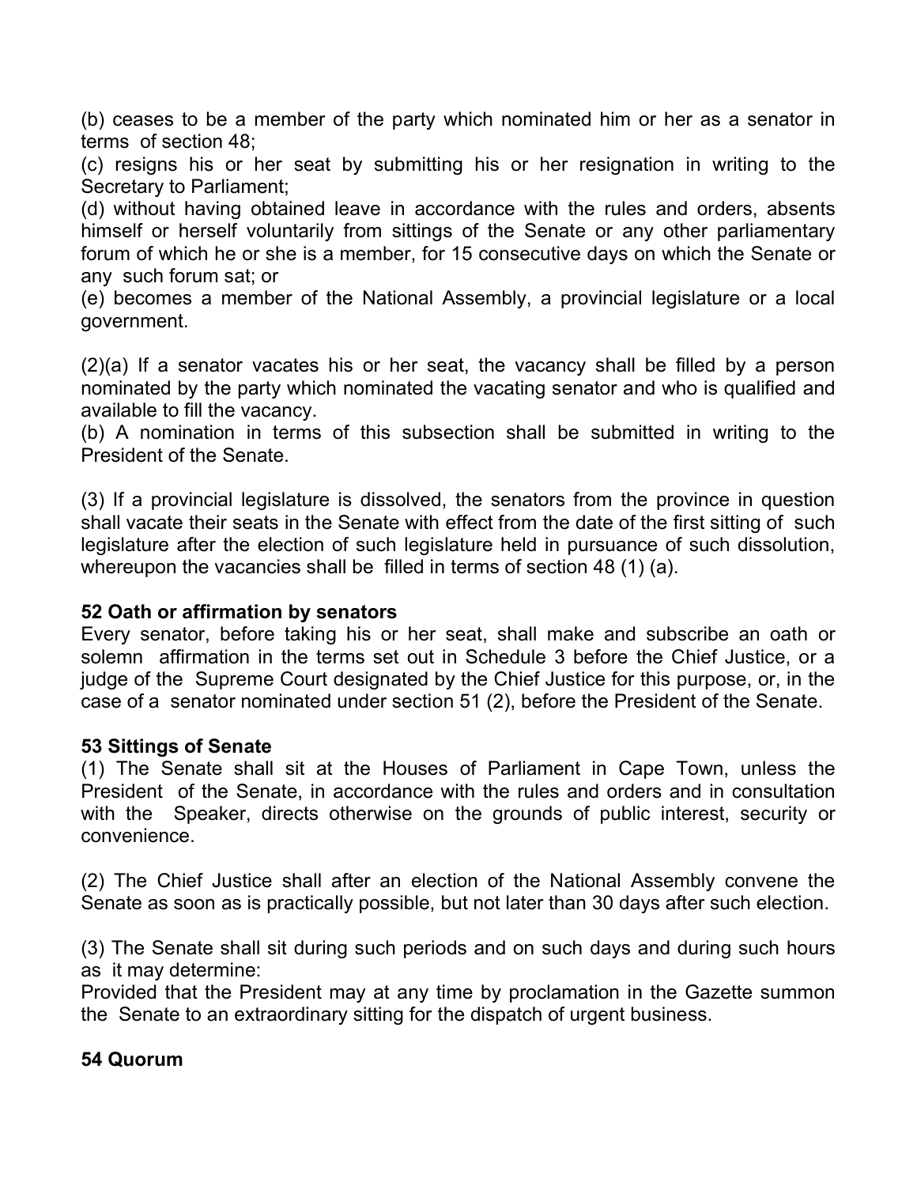(b) ceases to be a member of the party which nominated him or her as a senator in terms of section 48;

(c) resigns his or her seat by submitting his or her resignation in writing to the Secretary to Parliament;

(d) without having obtained leave in accordance with the rules and orders, absents himself or herself voluntarily from sittings of the Senate or any other parliamentary forum of which he or she is a member, for 15 consecutive days on which the Senate or any such forum sat; or

(e) becomes a member of the National Assembly, a provincial legislature or a local government.

(2)(a) If a senator vacates his or her seat, the vacancy shall be filled by a person nominated by the party which nominated the vacating senator and who is qualified and available to fill the vacancy.

(b) A nomination in terms of this subsection shall be submitted in writing to the President of the Senate.

(3) If a provincial legislature is dissolved, the senators from the province in question shall vacate their seats in the Senate with effect from the date of the first sitting of such legislature after the election of such legislature held in pursuance of such dissolution, whereupon the vacancies shall be filled in terms of section 48 (1) (a).

**52 Oath or affirmation by senators**

Every senator, before taking his or her seat, shall make and subscribe an oath or solemn affirmation in the terms set out in Schedule 3 before the Chief Justice, or a judge of the Supreme Court designated by the Chief Justice for this purpose, or, in the case of a senator nominated under section 51 (2), before the President of the Senate.

**53 Sittings of Senate**

(1) The Senate shall sit at the Houses of Parliament in Cape Town, unless the President of the Senate, in accordance with the rules and orders and in consultation with the Speaker, directs otherwise on the grounds of public interest, security or convenience.

(2) The Chief Justice shall after an election of the National Assembly convene the Senate as soon as is practically possible, but not later than 30 days after such election.

(3) The Senate shall sit during such periods and on such days and during such hours as it may determine:

Provided that the President may at any time by proclamation in the Gazette summon the Senate to an extraordinary sitting for the dispatch of urgent business.

**54 Quorum**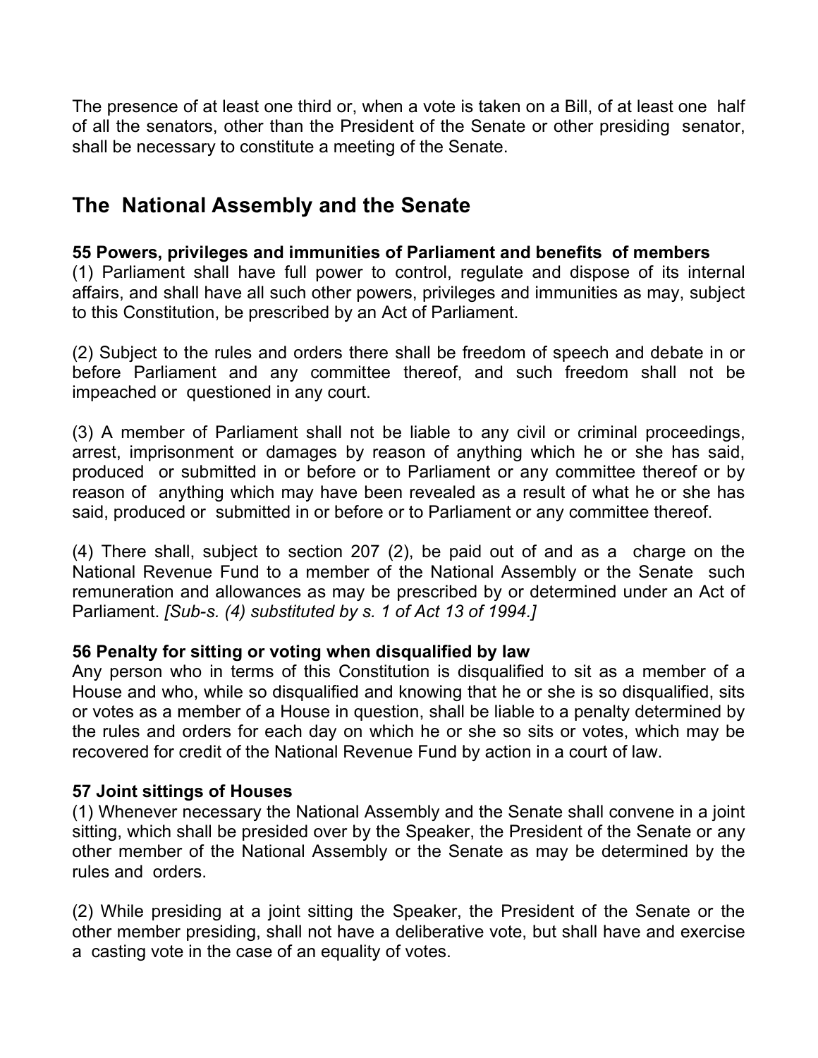The presence of at least one third or, when a vote is taken on a Bill, of at least one half of all the senators, other than the President of the Senate or other presiding senator, shall be necessary to constitute a meeting of the Senate.

## The National Assembly and the Senate

**55 Powers, privileges and immunities of Parliament and benefits of members**

(1) Parliament shall have full power to control, regulate and dispose of its internal affairs, and shall have all such other powers, privileges and immunities as may, subject to this Constitution, be prescribed by an Act of Parliament.

(2) Subject to the rules and orders there shall be freedom of speech and debate in or before Parliament and any committee thereof, and such freedom shall not be impeached or questioned in any court.

(3) A member of Parliament shall not be liable to any civil or criminal proceedings, arrest, imprisonment or damages by reason of anything which he or she has said, produced or submitted in or before or to Parliament or any committee thereof or by reason of anything which may have been revealed as a result of what he or she has said, produced or submitted in or before or to Parliament or any committee thereof.

(4) There shall, subject to section 207 (2), be paid out of and as a charge on the National Revenue Fund to a member of the National Assembly or the Senate such remuneration and allowances as may be prescribed by or determined under an Act of Parliament. *[Sub-s. (4) substituted by s. 1 of Act 13 of 1994.]*

**56 Penalty for sitting or voting when disqualified by law**

Any person who in terms of this Constitution is disqualified to sit as a member of a House and who, while so disqualified and knowing that he or she is so disqualified, sits or votes as a member of a House in question, shall be liable to a penalty determined by the rules and orders for each day on which he or she so sits or votes, which may be recovered for credit of the National Revenue Fund by action in a court of law.

**57 Joint sittings of Houses**

(1) Whenever necessary the National Assembly and the Senate shall convene in a joint sitting, which shall be presided over by the Speaker, the President of the Senate or any other member of the National Assembly or the Senate as may be determined by the rules and orders.

(2) While presiding at a joint sitting the Speaker, the President of the Senate or the other member presiding, shall not have a deliberative vote, but shall have and exercise a casting vote in the case of an equality of votes.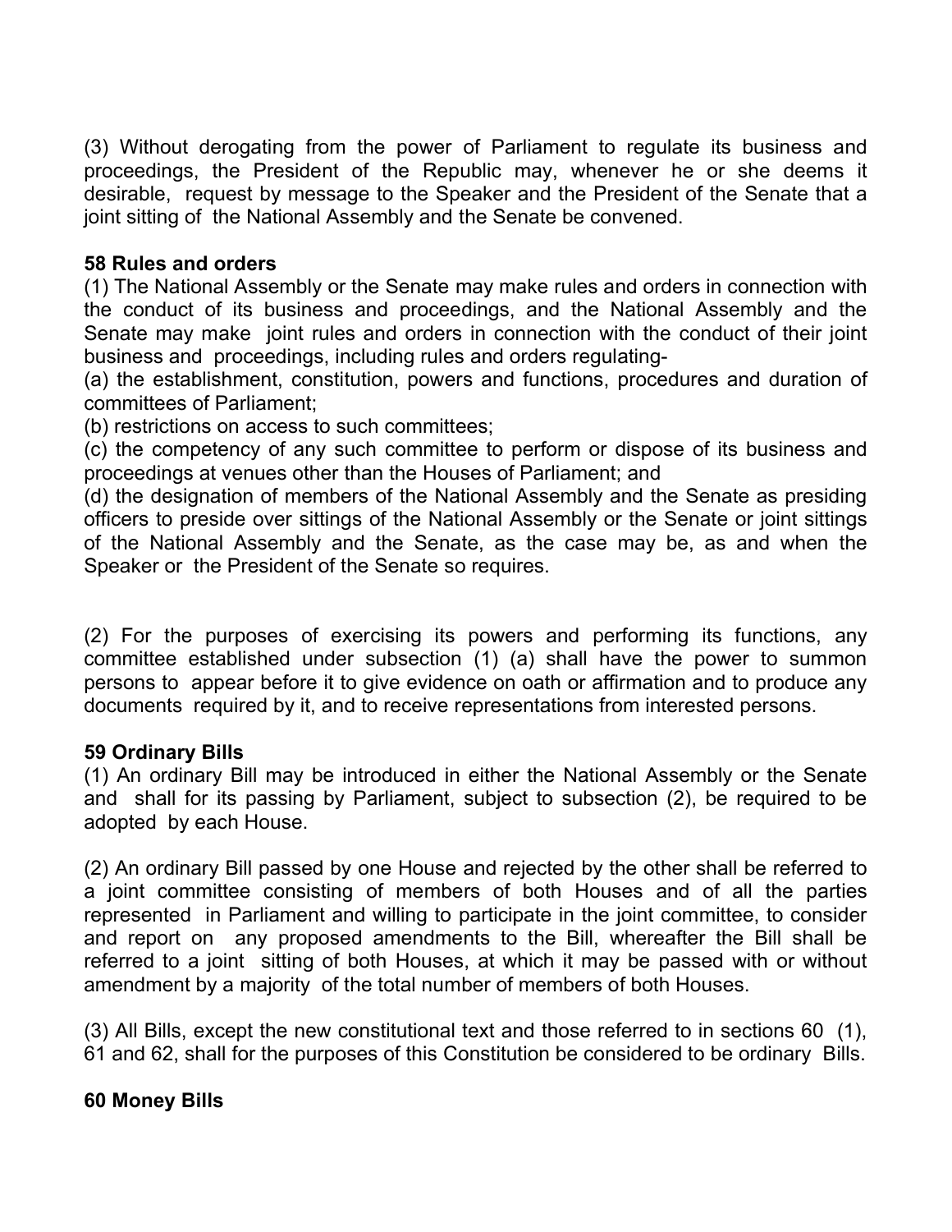(3) Without derogating from the power of Parliament to regulate its business and proceedings, the President of the Republic may, whenever he or she deems it desirable, request by message to the Speaker and the President of the Senate that a joint sitting of the National Assembly and the Senate be convened.

**58 Rules and orders**

(1) The National Assembly or the Senate may make rules and orders in connection with the conduct of its business and proceedings, and the National Assembly and the Senate may make joint rules and orders in connection with the conduct of their joint business and proceedings, including rules and orders regulating-

(a) the establishment, constitution, powers and functions, procedures and duration of committees of Parliament;

(b) restrictions on access to such committees;

(c) the competency of any such committee to perform or dispose of its business and proceedings at venues other than the Houses of Parliament; and

(d) the designation of members of the National Assembly and the Senate as presiding officers to preside over sittings of the National Assembly or the Senate or joint sittings of the National Assembly and the Senate, as the case may be, as and when the Speaker or the President of the Senate so requires.

(2) For the purposes of exercising its powers and performing its functions, any committee established under subsection (1) (a) shall have the power to summon persons to appear before it to give evidence on oath or affirmation and to produce any documents required by it, and to receive representations from interested persons.

**59 Ordinary Bills**

(1) An ordinary Bill may be introduced in either the National Assembly or the Senate and shall for its passing by Parliament, subject to subsection (2), be required to be adopted by each House.

(2) An ordinary Bill passed by one House and rejected by the other shall be referred to a joint committee consisting of members of both Houses and of all the parties represented in Parliament and willing to participate in the joint committee, to consider and report on any proposed amendments to the Bill, whereafter the Bill shall be referred to a joint sitting of both Houses, at which it may be passed with or without amendment by a majority of the total number of members of both Houses.

(3) All Bills, except the new constitutional text and those referred to in sections 60 (1), 61 and 62, shall for the purposes of this Constitution be considered to be ordinary Bills.

**60 Money Bills**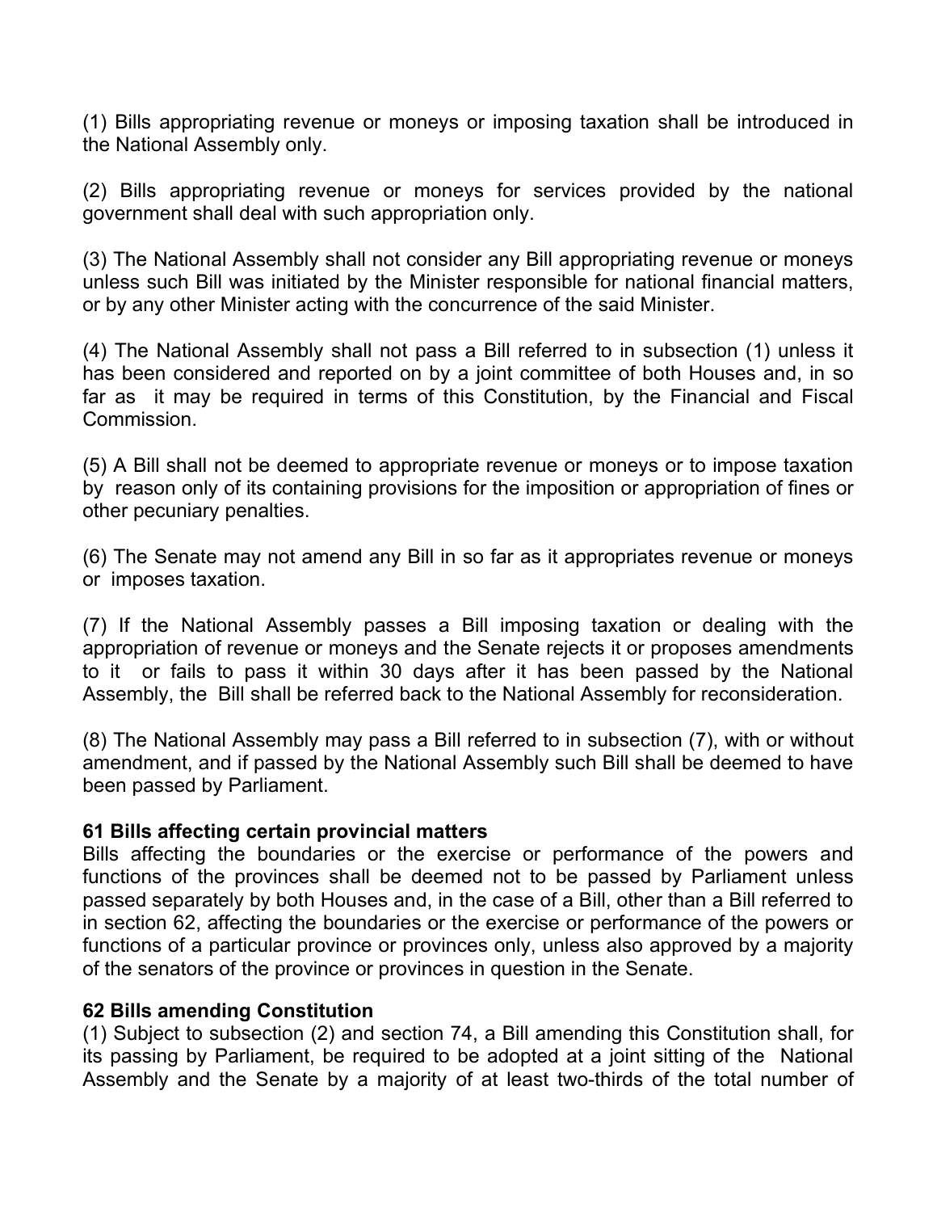(1) Bills appropriating revenue or moneys or imposing taxation shall be introduced in the National Assembly only.

(2) Bills appropriating revenue or moneys for services provided by the national government shall deal with such appropriation only.

(3) The National Assembly shall not consider any Bill appropriating revenue or moneys unless such Bill was initiated by the Minister responsible for national financial matters, or by any other Minister acting with the concurrence of the said Minister.

(4) The National Assembly shall not pass a Bill referred to in subsection (1) unless it has been considered and reported on by a joint committee of both Houses and, in so far as it may be required in terms of this Constitution, by the Financial and Fiscal Commission.

(5) A Bill shall not be deemed to appropriate revenue or moneys or to impose taxation by reason only of its containing provisions for the imposition or appropriation of fines or other pecuniary penalties.

(6) The Senate may not amend any Bill in so far as it appropriates revenue or moneys or imposes taxation.

(7) If the National Assembly passes a Bill imposing taxation or dealing with the appropriation of revenue or moneys and the Senate rejects it or proposes amendments to it or fails to pass it within 30 days after it has been passed by the National Assembly, the Bill shall be referred back to the National Assembly for reconsideration.

(8) The National Assembly may pass a Bill referred to in subsection (7), with or without amendment, and if passed by the National Assembly such Bill shall be deemed to have been passed by Parliament.

**61 Bills affecting certain provincial matters**

Bills affecting the boundaries or the exercise or performance of the powers and functions of the provinces shall be deemed not to be passed by Parliament unless passed separately by both Houses and, in the case of a Bill, other than a Bill referred to in section 62, affecting the boundaries or the exercise or performance of the powers or functions of a particular province or provinces only, unless also approved by a majority of the senators of the province or provinces in question in the Senate.

**62 Bills amending Constitution**

(1) Subject to subsection (2) and section 74, a Bill amending this Constitution shall, for its passing by Parliament, be required to be adopted at a joint sitting of the National Assembly and the Senate by a majority of at least two-thirds of the total number of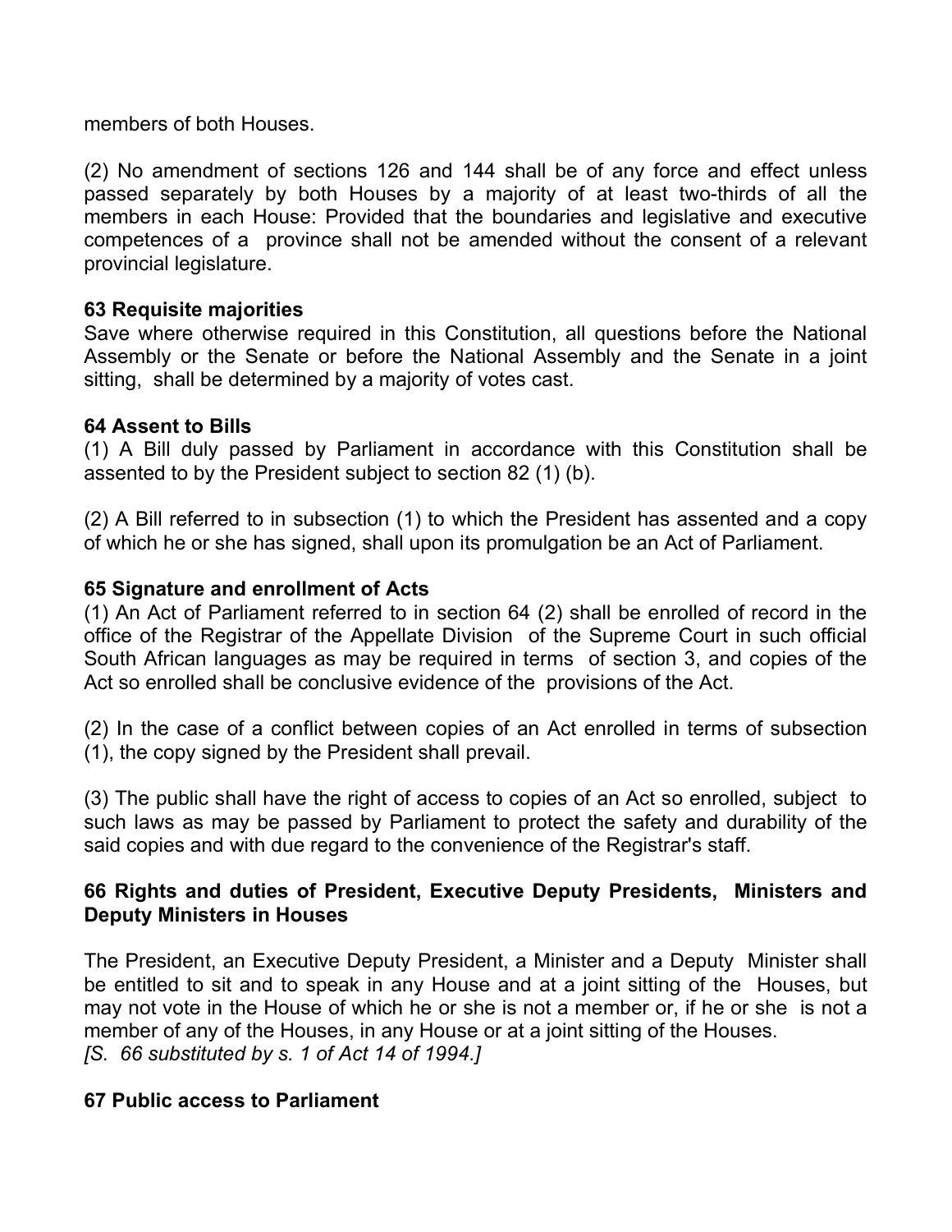members of both Houses.

(2) No amendment of sections 126 and 144 shall be of any force and effect unless passed separately by both Houses by a majority of at least two-thirds of all the members in each House: Provided that the boundaries and legislative and executive competences of a province shall not be amended without the consent of a relevant provincial legislature.

**63 Requisite majorities**

Save where otherwise required in this Constitution, all questions before the National Assembly or the Senate or before the National Assembly and the Senate in a joint sitting, shall be determined by a majority of votes cast.

**64 Assent to Bills**

(1) A Bill duly passed by Parliament in accordance with this Constitution shall be assented to by the President subject to section 82 (1) (b).

(2) A Bill referred to in subsection (1) to which the President has assented and a copy of which he or she has signed, shall upon its promulgation be an Act of Parliament.

**65 Signature and enrollment of Acts**

(1) An Act of Parliament referred to in section 64 (2) shall be enrolled of record in the office of the Registrar of the Appellate Division of the Supreme Court in such official South African languages as may be required in terms of section 3, and copies of the Act so enrolled shall be conclusive evidence of the provisions of the Act.

(2) In the case of a conflict between copies of an Act enrolled in terms of subsection (1), the copy signed by the President shall prevail.

(3) The public shall have the right of access to copies of an Act so enrolled, subject to such laws as may be passed by Parliament to protect the safety and durability of the said copies and with due regard to the convenience of the Registrar's staff.

**66 Rights and duties of President, Executive Deputy Presidents, Ministers and Deputy Ministers in Houses**

The President, an Executive Deputy President, a Minister and a Deputy Minister shall be entitled to sit and to speak in any House and at a joint sitting of the Houses, but may not vote in the House of which he or she is not a member or, if he or she is not a member of any of the Houses, in any House or at a joint sitting of the Houses.
*[S. 66 substituted by s. 1 of Act 14 of 1994.]*

**67 Public access to Parliament**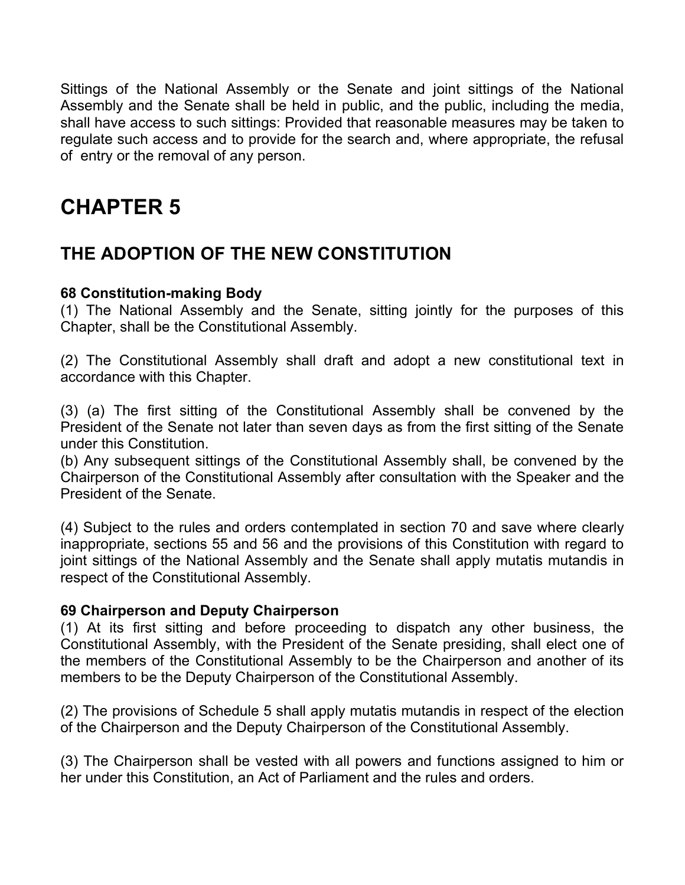Sittings of the National Assembly or the Senate and joint sittings of the National Assembly and the Senate shall be held in public, and the public, including the media, shall have access to such sittings: Provided that reasonable measures may be taken to regulate such access and to provide for the search and, where appropriate, the refusal of entry or the removal of any person.

# CHAPTER 5

## THE ADOPTION OF THE NEW CONSTITUTION

**68 Constitution-making Body**

(1) The National Assembly and the Senate, sitting jointly for the purposes of this Chapter, shall be the Constitutional Assembly.

(2) The Constitutional Assembly shall draft and adopt a new constitutional text in accordance with this Chapter.

(3) (a) The first sitting of the Constitutional Assembly shall be convened by the President of the Senate not later than seven days as from the first sitting of the Senate under this Constitution.
(b) Any subsequent sittings of the Constitutional Assembly shall, be convened by the Chairperson of the Constitutional Assembly after consultation with the Speaker and the President of the Senate.

(4) Subject to the rules and orders contemplated in section 70 and save where clearly inappropriate, sections 55 and 56 and the provisions of this Constitution with regard to joint sittings of the National Assembly and the Senate shall apply mutatis mutandis in respect of the Constitutional Assembly.

**69 Chairperson and Deputy Chairperson**

(1) At its first sitting and before proceeding to dispatch any other business, the Constitutional Assembly, with the President of the Senate presiding, shall elect one of the members of the Constitutional Assembly to be the Chairperson and another of its members to be the Deputy Chairperson of the Constitutional Assembly.

(2) The provisions of Schedule 5 shall apply mutatis mutandis in respect of the election of the Chairperson and the Deputy Chairperson of the Constitutional Assembly.

(3) The Chairperson shall be vested with all powers and functions assigned to him or her under this Constitution, an Act of Parliament and the rules and orders.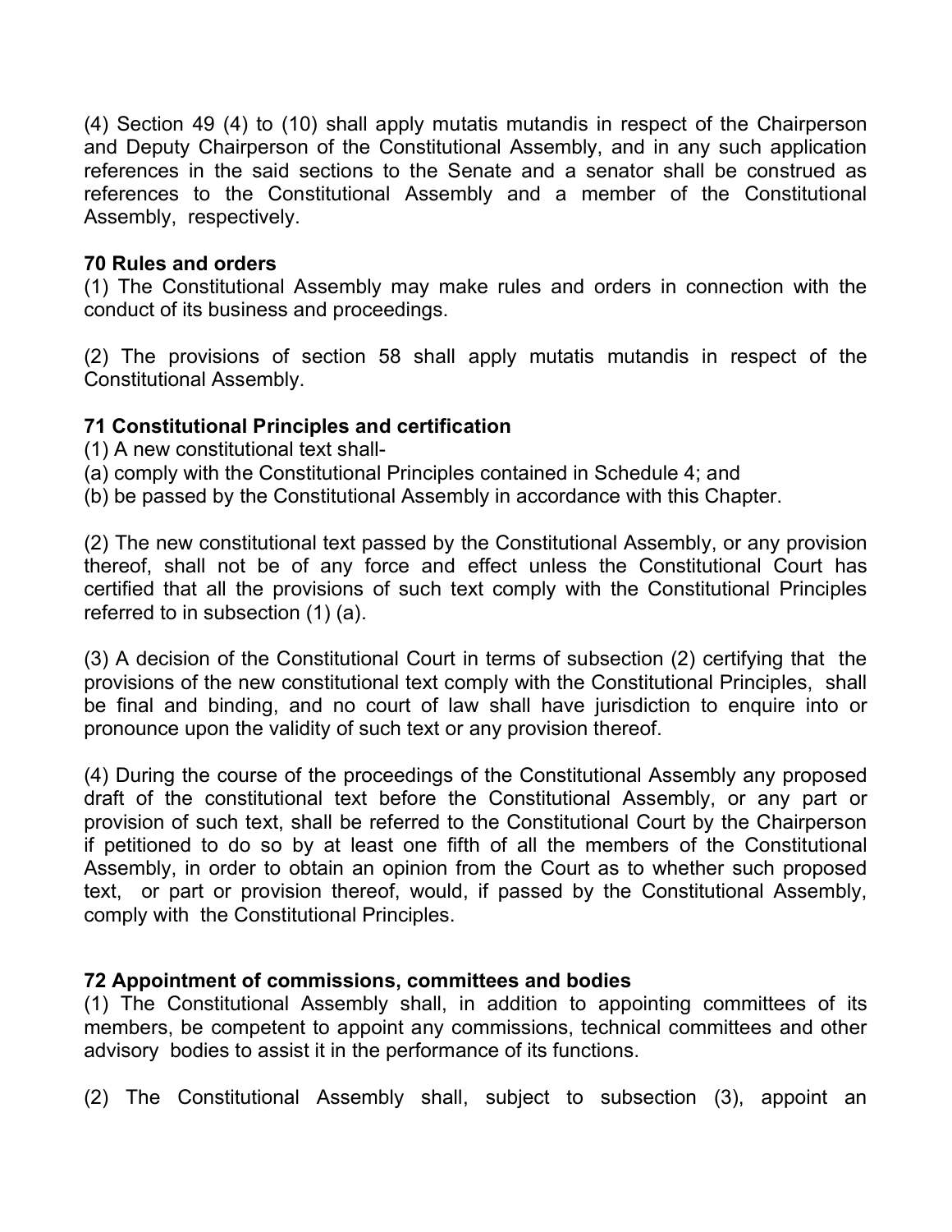(4) Section 49 (4) to (10) shall apply mutatis mutandis in respect of the Chairperson and Deputy Chairperson of the Constitutional Assembly, and in any such application references in the said sections to the Senate and a senator shall be construed as references to the Constitutional Assembly and a member of the Constitutional Assembly, respectively.

**70 Rules and orders**

(1) The Constitutional Assembly may make rules and orders in connection with the conduct of its business and proceedings.

(2) The provisions of section 58 shall apply mutatis mutandis in respect of the Constitutional Assembly.

**71 Constitutional Principles and certification**

(1) A new constitutional text shall-

(a) comply with the Constitutional Principles contained in Schedule 4; and

(b) be passed by the Constitutional Assembly in accordance with this Chapter.

(2) The new constitutional text passed by the Constitutional Assembly, or any provision thereof, shall not be of any force and effect unless the Constitutional Court has certified that all the provisions of such text comply with the Constitutional Principles referred to in subsection (1) (a).

(3) A decision of the Constitutional Court in terms of subsection (2) certifying that the provisions of the new constitutional text comply with the Constitutional Principles, shall be final and binding, and no court of law shall have jurisdiction to enquire into or pronounce upon the validity of such text or any provision thereof.

(4) During the course of the proceedings of the Constitutional Assembly any proposed draft of the constitutional text before the Constitutional Assembly, or any part or provision of such text, shall be referred to the Constitutional Court by the Chairperson if petitioned to do so by at least one fifth of all the members of the Constitutional Assembly, in order to obtain an opinion from the Court as to whether such proposed text, or part or provision thereof, would, if passed by the Constitutional Assembly, comply with the Constitutional Principles.

**72 Appointment of commissions, committees and bodies**

(1) The Constitutional Assembly shall, in addition to appointing committees of its members, be competent to appoint any commissions, technical committees and other advisory bodies to assist it in the performance of its functions.

(2) The Constitutional Assembly shall, subject to subsection (3), appoint an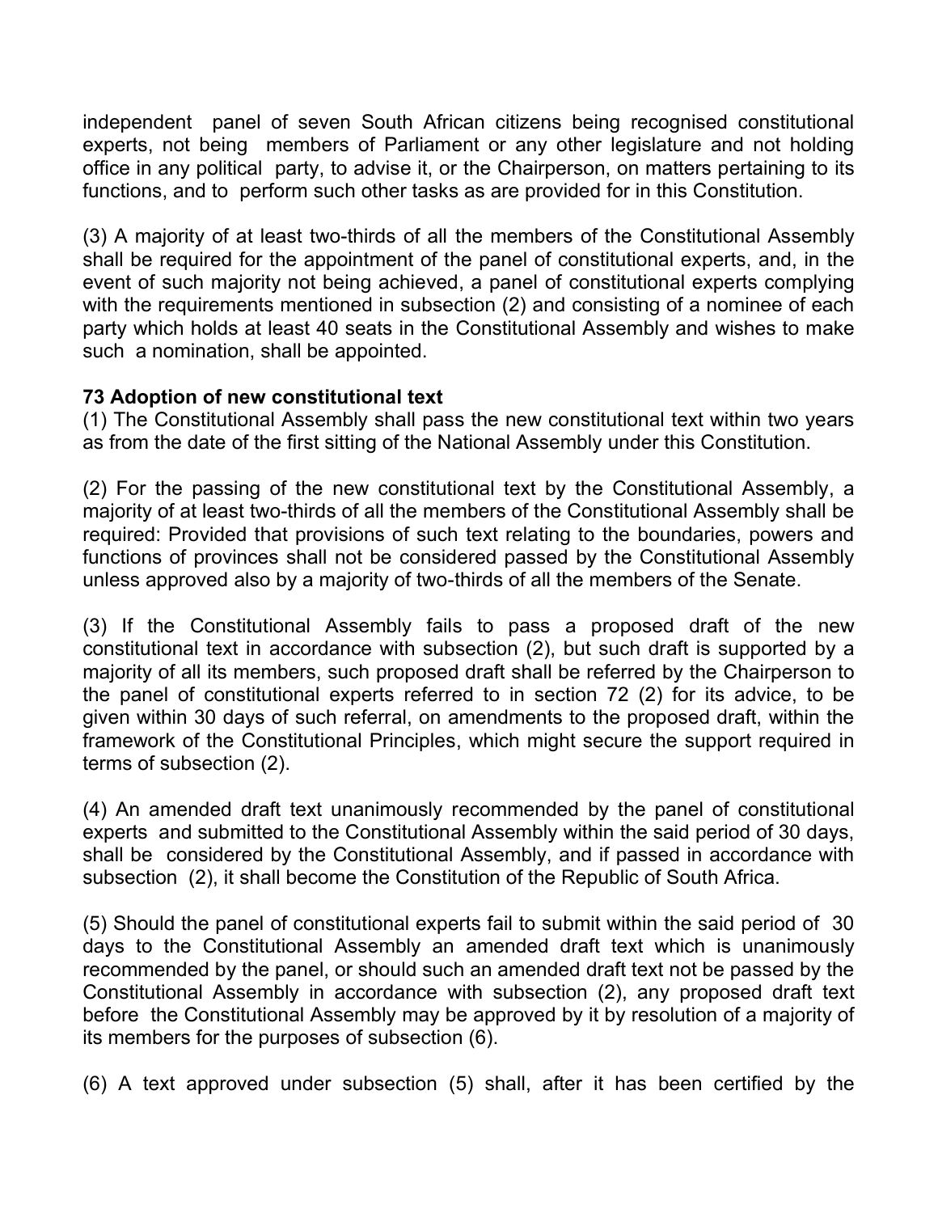independent panel of seven South African citizens being recognised constitutional experts, not being members of Parliament or any other legislature and not holding office in any political party, to advise it, or the Chairperson, on matters pertaining to its functions, and to perform such other tasks as are provided for in this Constitution.

(3) A majority of at least two-thirds of all the members of the Constitutional Assembly shall be required for the appointment of the panel of constitutional experts, and, in the event of such majority not being achieved, a panel of constitutional experts complying with the requirements mentioned in subsection (2) and consisting of a nominee of each party which holds at least 40 seats in the Constitutional Assembly and wishes to make such a nomination, shall be appointed.

**73 Adoption of new constitutional text**

(1) The Constitutional Assembly shall pass the new constitutional text within two years as from the date of the first sitting of the National Assembly under this Constitution.

(2) For the passing of the new constitutional text by the Constitutional Assembly, a majority of at least two-thirds of all the members of the Constitutional Assembly shall be required: Provided that provisions of such text relating to the boundaries, powers and functions of provinces shall not be considered passed by the Constitutional Assembly unless approved also by a majority of two-thirds of all the members of the Senate.

(3) If the Constitutional Assembly fails to pass a proposed draft of the new constitutional text in accordance with subsection (2), but such draft is supported by a majority of all its members, such proposed draft shall be referred by the Chairperson to the panel of constitutional experts referred to in section 72 (2) for its advice, to be given within 30 days of such referral, on amendments to the proposed draft, within the framework of the Constitutional Principles, which might secure the support required in terms of subsection (2).

(4) An amended draft text unanimously recommended by the panel of constitutional experts and submitted to the Constitutional Assembly within the said period of 30 days, shall be considered by the Constitutional Assembly, and if passed in accordance with subsection (2), it shall become the Constitution of the Republic of South Africa.

(5) Should the panel of constitutional experts fail to submit within the said period of 30 days to the Constitutional Assembly an amended draft text which is unanimously recommended by the panel, or should such an amended draft text not be passed by the Constitutional Assembly in accordance with subsection (2), any proposed draft text before the Constitutional Assembly may be approved by it by resolution of a majority of its members for the purposes of subsection (6).

(6) A text approved under subsection (5) shall, after it has been certified by the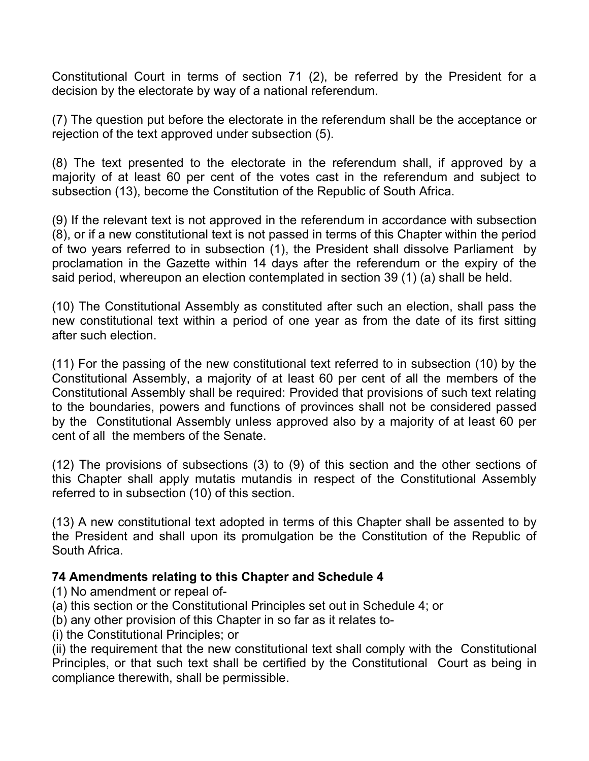Constitutional Court in terms of section 71 (2), be referred by the President for a decision by the electorate by way of a national referendum.

(7) The question put before the electorate in the referendum shall be the acceptance or rejection of the text approved under subsection (5).

(8) The text presented to the electorate in the referendum shall, if approved by a majority of at least 60 per cent of the votes cast in the referendum and subject to subsection (13), become the Constitution of the Republic of South Africa.

(9) If the relevant text is not approved in the referendum in accordance with subsection (8), or if a new constitutional text is not passed in terms of this Chapter within the period of two years referred to in subsection (1), the President shall dissolve Parliament by proclamation in the Gazette within 14 days after the referendum or the expiry of the said period, whereupon an election contemplated in section 39 (1) (a) shall be held.

(10) The Constitutional Assembly as constituted after such an election, shall pass the new constitutional text within a period of one year as from the date of its first sitting after such election.

(11) For the passing of the new constitutional text referred to in subsection (10) by the Constitutional Assembly, a majority of at least 60 per cent of all the members of the Constitutional Assembly shall be required: Provided that provisions of such text relating to the boundaries, powers and functions of provinces shall not be considered passed by the Constitutional Assembly unless approved also by a majority of at least 60 per cent of all the members of the Senate.

(12) The provisions of subsections (3) to (9) of this section and the other sections of this Chapter shall apply mutatis mutandis in respect of the Constitutional Assembly referred to in subsection (10) of this section.

(13) A new constitutional text adopted in terms of this Chapter shall be assented to by the President and shall upon its promulgation be the Constitution of the Republic of South Africa.

**74 Amendments relating to this Chapter and Schedule 4**

(1) No amendment or repeal of-

(a) this section or the Constitutional Principles set out in Schedule 4; or

(b) any other provision of this Chapter in so far as it relates to-

(i) the Constitutional Principles; or

(ii) the requirement that the new constitutional text shall comply with the Constitutional Principles, or that such text shall be certified by the Constitutional Court as being in compliance therewith, shall be permissible.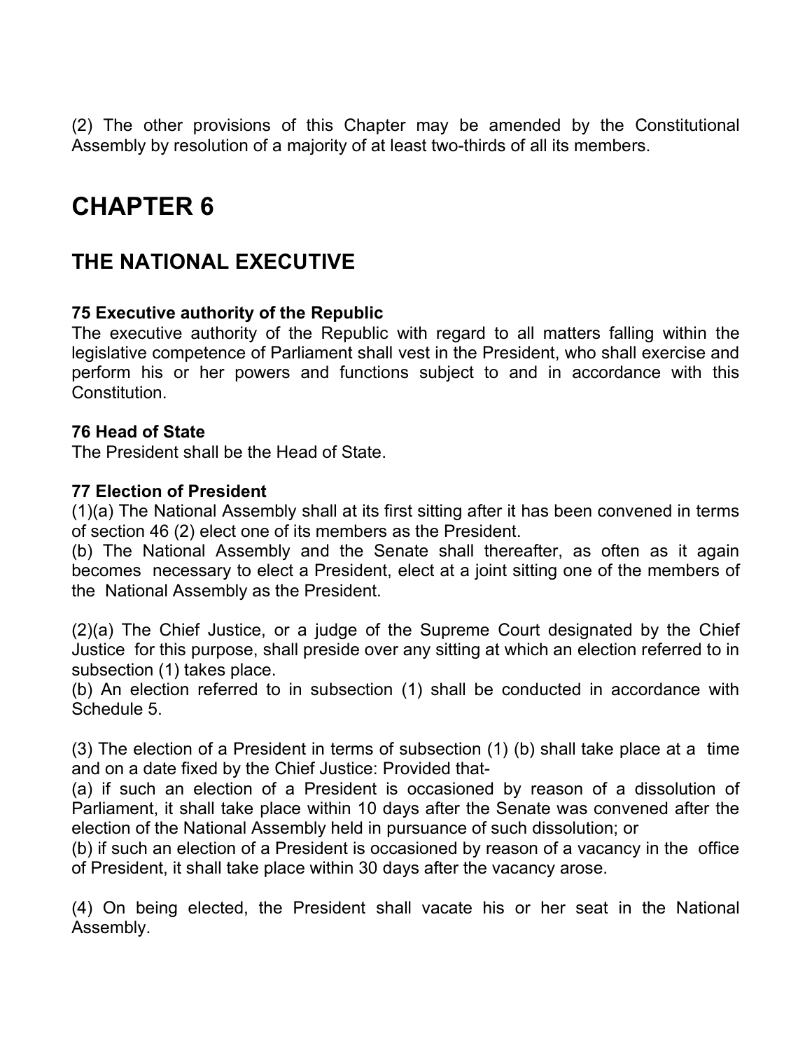(2) The other provisions of this Chapter may be amended by the Constitutional Assembly by resolution of a majority of at least two-thirds of all its members.

# CHAPTER 6

## THE NATIONAL EXECUTIVE

**75 Executive authority of the Republic**
The executive authority of the Republic with regard to all matters falling within the legislative competence of Parliament shall vest in the President, who shall exercise and perform his or her powers and functions subject to and in accordance with this Constitution.

**76 Head of State**
The President shall be the Head of State.

**77 Election of President**
(1)(a) The National Assembly shall at its first sitting after it has been convened in terms of section 46 (2) elect one of its members as the President.
(b) The National Assembly and the Senate shall thereafter, as often as it again becomes necessary to elect a President, elect at a joint sitting one of the members of the National Assembly as the President.

(2)(a) The Chief Justice, or a judge of the Supreme Court designated by the Chief Justice for this purpose, shall preside over any sitting at which an election referred to in subsection (1) takes place.
(b) An election referred to in subsection (1) shall be conducted in accordance with Schedule 5.

(3) The election of a President in terms of subsection (1) (b) shall take place at a time and on a date fixed by the Chief Justice: Provided that-
(a) if such an election of a President is occasioned by reason of a dissolution of Parliament, it shall take place within 10 days after the Senate was convened after the election of the National Assembly held in pursuance of such dissolution; or
(b) if such an election of a President is occasioned by reason of a vacancy in the office of President, it shall take place within 30 days after the vacancy arose.

(4) On being elected, the President shall vacate his or her seat in the National Assembly.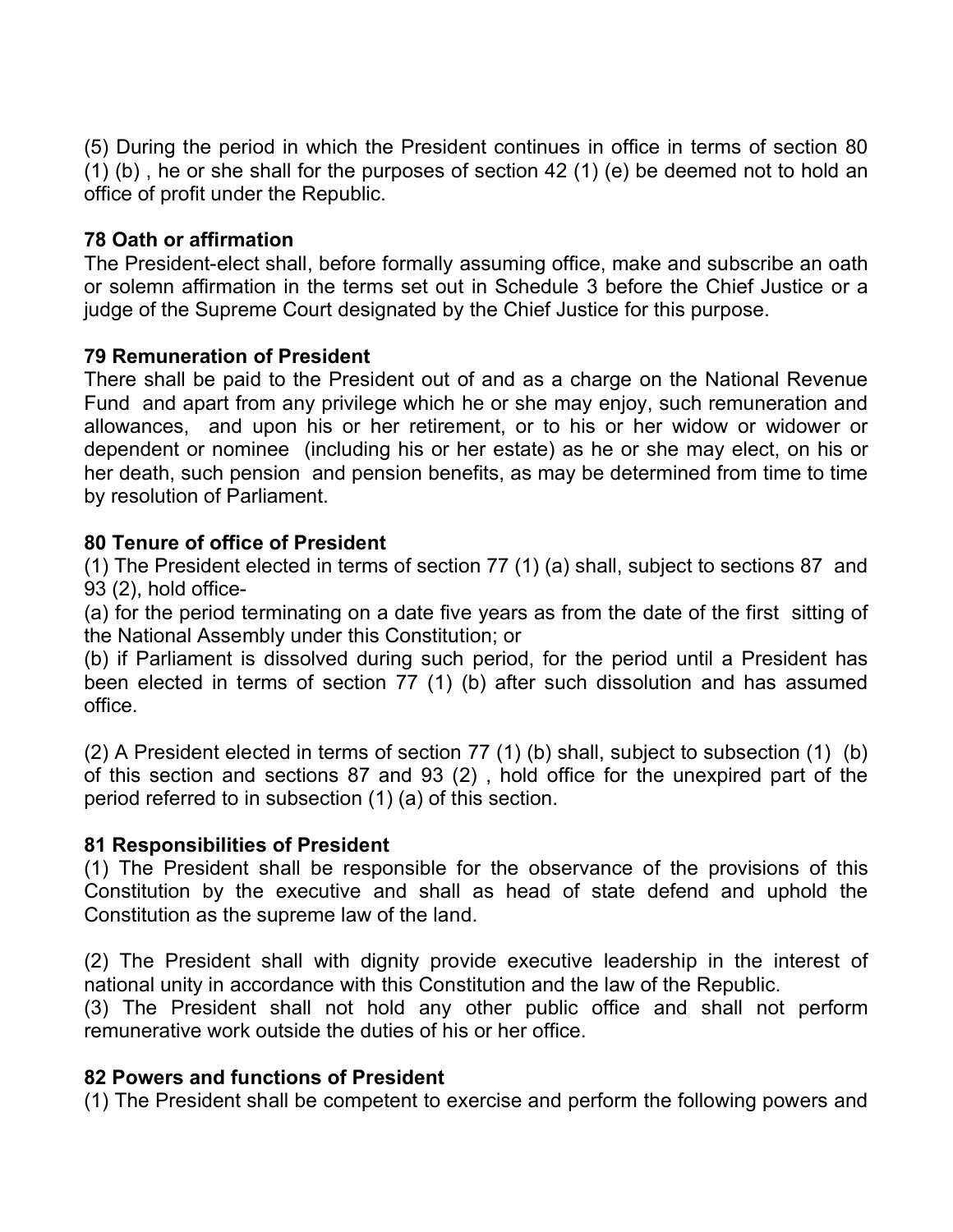(5) During the period in which the President continues in office in terms of section 80 (1) (b) , he or she shall for the purposes of section 42 (1) (e) be deemed not to hold an office of profit under the Republic.

### 78 Oath or affirmation

The President-elect shall, before formally assuming office, make and subscribe an oath or solemn affirmation in the terms set out in Schedule 3 before the Chief Justice or a judge of the Supreme Court designated by the Chief Justice for this purpose.

### 79 Remuneration of President

There shall be paid to the President out of and as a charge on the National Revenue Fund and apart from any privilege which he or she may enjoy, such remuneration and allowances, and upon his or her retirement, or to his or her widow or widower or dependent or nominee (including his or her estate) as he or she may elect, on his or her death, such pension and pension benefits, as may be determined from time to time by resolution of Parliament.

### 80 Tenure of office of President

(1) The President elected in terms of section 77 (1) (a) shall, subject to sections 87 and 93 (2), hold office-

(a) for the period terminating on a date five years as from the date of the first sitting of the National Assembly under this Constitution; or

(b) if Parliament is dissolved during such period, for the period until a President has been elected in terms of section 77 (1) (b) after such dissolution and has assumed office.

(2) A President elected in terms of section 77 (1) (b) shall, subject to subsection (1) (b) of this section and sections 87 and 93 (2) , hold office for the unexpired part of the period referred to in subsection (1) (a) of this section.

### 81 Responsibilities of President

(1) The President shall be responsible for the observance of the provisions of this Constitution by the executive and shall as head of state defend and uphold the Constitution as the supreme law of the land.

(2) The President shall with dignity provide executive leadership in the interest of national unity in accordance with this Constitution and the law of the Republic.

(3) The President shall not hold any other public office and shall not perform remunerative work outside the duties of his or her office.

### 82 Powers and functions of President

(1) The President shall be competent to exercise and perform the following powers and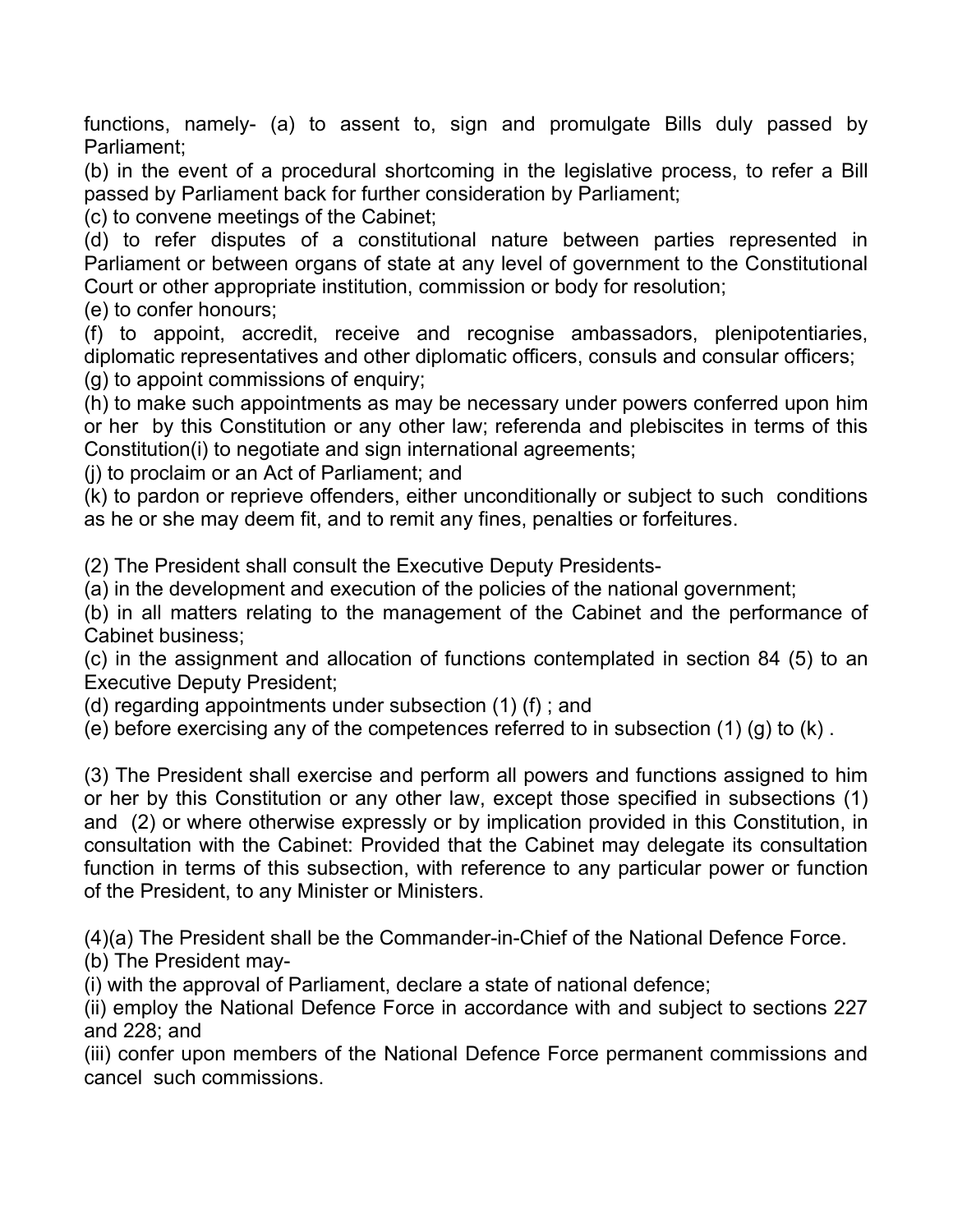functions, namely- (a) to assent to, sign and promulgate Bills duly passed by Parliament;

(b) in the event of a procedural shortcoming in the legislative process, to refer a Bill passed by Parliament back for further consideration by Parliament;

(c) to convene meetings of the Cabinet;

(d) to refer disputes of a constitutional nature between parties represented in Parliament or between organs of state at any level of government to the Constitutional Court or other appropriate institution, commission or body for resolution;

(e) to confer honours;

(f) to appoint, accredit, receive and recognise ambassadors, plenipotentiaries, diplomatic representatives and other diplomatic officers, consuls and consular officers;

(g) to appoint commissions of enquiry;

(h) to make such appointments as may be necessary under powers conferred upon him or her by this Constitution or any other law; referenda and plebiscites in terms of this Constitution(i) to negotiate and sign international agreements;

(j) to proclaim or an Act of Parliament; and

(k) to pardon or reprieve offenders, either unconditionally or subject to such conditions as he or she may deem fit, and to remit any fines, penalties or forfeitures.

(2) The President shall consult the Executive Deputy Presidents-

(a) in the development and execution of the policies of the national government;

(b) in all matters relating to the management of the Cabinet and the performance of Cabinet business;

(c) in the assignment and allocation of functions contemplated in section 84 (5) to an Executive Deputy President;

(d) regarding appointments under subsection (1) (f) ; and

(e) before exercising any of the competences referred to in subsection (1) (g) to (k) .

(3) The President shall exercise and perform all powers and functions assigned to him or her by this Constitution or any other law, except those specified in subsections (1) and (2) or where otherwise expressly or by implication provided in this Constitution, in consultation with the Cabinet: Provided that the Cabinet may delegate its consultation function in terms of this subsection, with reference to any particular power or function of the President, to any Minister or Ministers.

(4)(a) The President shall be the Commander-in-Chief of the National Defence Force.

(b) The President may-

(i) with the approval of Parliament, declare a state of national defence;

(ii) employ the National Defence Force in accordance with and subject to sections 227 and 228; and

(iii) confer upon members of the National Defence Force permanent commissions and cancel such commissions.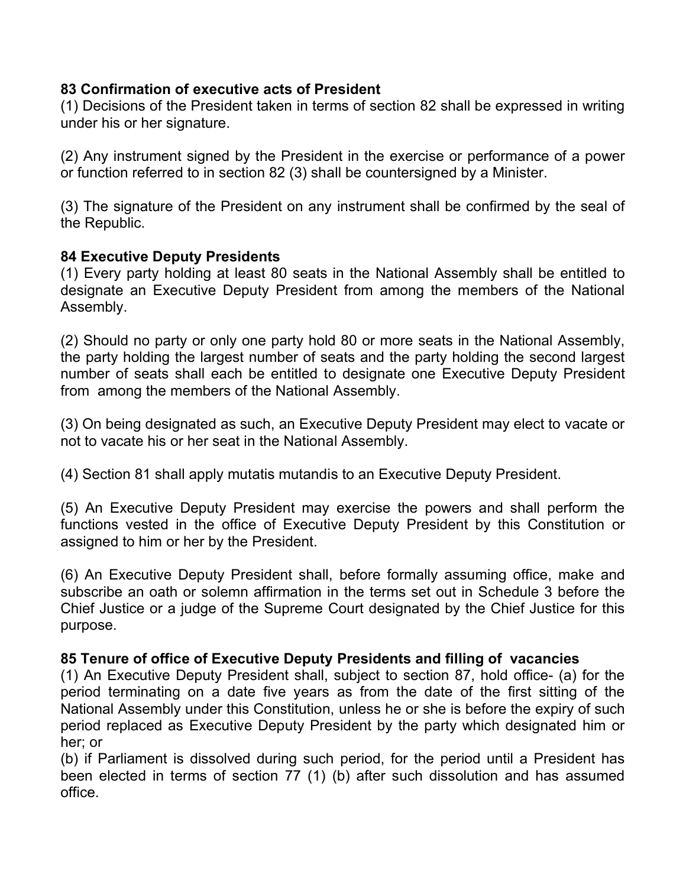**83 Confirmation of executive acts of President**

(1) Decisions of the President taken in terms of section 82 shall be expressed in writing under his or her signature.

(2) Any instrument signed by the President in the exercise or performance of a power or function referred to in section 82 (3) shall be countersigned by a Minister.

(3) The signature of the President on any instrument shall be confirmed by the seal of the Republic.

**84 Executive Deputy Presidents**

(1) Every party holding at least 80 seats in the National Assembly shall be entitled to designate an Executive Deputy President from among the members of the National Assembly.

(2) Should no party or only one party hold 80 or more seats in the National Assembly, the party holding the largest number of seats and the party holding the second largest number of seats shall each be entitled to designate one Executive Deputy President from among the members of the National Assembly.

(3) On being designated as such, an Executive Deputy President may elect to vacate or not to vacate his or her seat in the National Assembly.

(4) Section 81 shall apply mutatis mutandis to an Executive Deputy President.

(5) An Executive Deputy President may exercise the powers and shall perform the functions vested in the office of Executive Deputy President by this Constitution or assigned to him or her by the President.

(6) An Executive Deputy President shall, before formally assuming office, make and subscribe an oath or solemn affirmation in the terms set out in Schedule 3 before the Chief Justice or a judge of the Supreme Court designated by the Chief Justice for this purpose.

**85 Tenure of office of Executive Deputy Presidents and filling of vacancies**

(1) An Executive Deputy President shall, subject to section 87, hold office- (a) for the period terminating on a date five years as from the date of the first sitting of the National Assembly under this Constitution, unless he or she is before the expiry of such period replaced as Executive Deputy President by the party which designated him or her; or

(b) if Parliament is dissolved during such period, for the period until a President has been elected in terms of section 77 (1) (b) after such dissolution and has assumed office.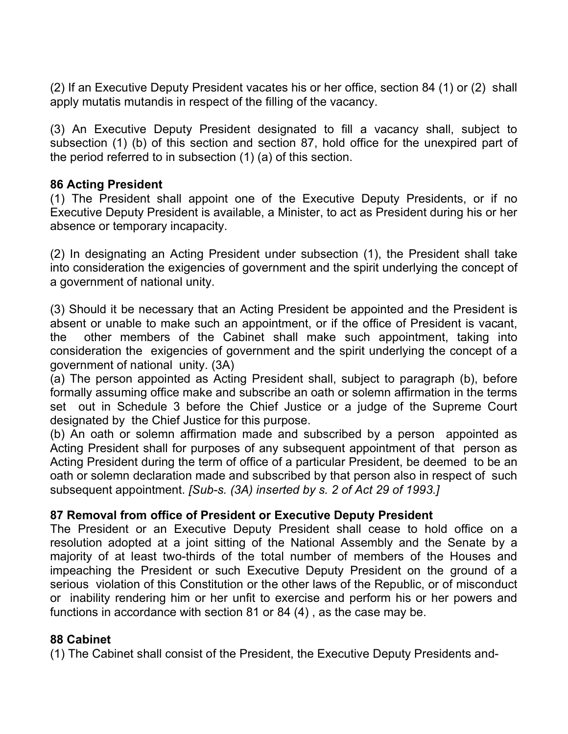(2) If an Executive Deputy President vacates his or her office, section 84 (1) or (2) shall apply mutatis mutandis in respect of the filling of the vacancy.

(3) An Executive Deputy President designated to fill a vacancy shall, subject to subsection (1) (b) of this section and section 87, hold office for the unexpired part of the period referred to in subsection (1) (a) of this section.

**86 Acting President**

(1) The President shall appoint one of the Executive Deputy Presidents, or if no Executive Deputy President is available, a Minister, to act as President during his or her absence or temporary incapacity.

(2) In designating an Acting President under subsection (1), the President shall take into consideration the exigencies of government and the spirit underlying the concept of a government of national unity.

(3) Should it be necessary that an Acting President be appointed and the President is absent or unable to make such an appointment, or if the office of President is vacant, the other members of the Cabinet shall make such appointment, taking into consideration the exigencies of government and the spirit underlying the concept of a government of national unity. (3A)

(a) The person appointed as Acting President shall, subject to paragraph (b), before formally assuming office make and subscribe an oath or solemn affirmation in the terms set out in Schedule 3 before the Chief Justice or a judge of the Supreme Court designated by the Chief Justice for this purpose.

(b) An oath or solemn affirmation made and subscribed by a person appointed as Acting President shall for purposes of any subsequent appointment of that person as Acting President during the term of office of a particular President, be deemed to be an oath or solemn declaration made and subscribed by that person also in respect of such subsequent appointment. *[Sub-s. (3A) inserted by s. 2 of Act 29 of 1993.]*

**87 Removal from office of President or Executive Deputy President**

The President or an Executive Deputy President shall cease to hold office on a resolution adopted at a joint sitting of the National Assembly and the Senate by a majority of at least two-thirds of the total number of members of the Houses and impeaching the President or such Executive Deputy President on the ground of a serious violation of this Constitution or the other laws of the Republic, or of misconduct or inability rendering him or her unfit to exercise and perform his or her powers and functions in accordance with section 81 or 84 (4) , as the case may be.

**88 Cabinet**

(1) The Cabinet shall consist of the President, the Executive Deputy Presidents and-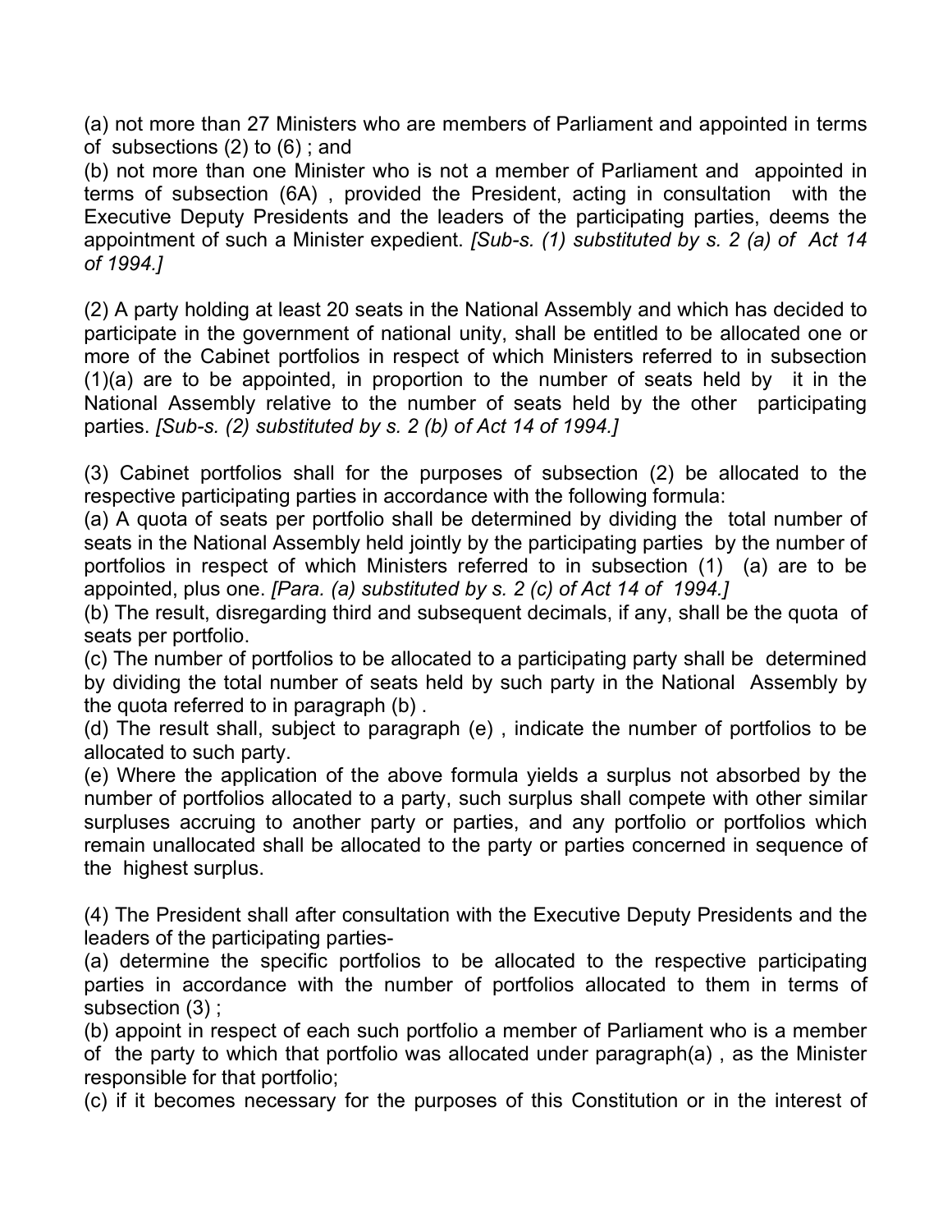(a) not more than 27 Ministers who are members of Parliament and appointed in terms of subsections (2) to (6) ; and

(b) not more than one Minister who is not a member of Parliament and appointed in terms of subsection (6A) , provided the President, acting in consultation with the Executive Deputy Presidents and the leaders of the participating parties, deems the appointment of such a Minister expedient. *[Sub-s. (1) substituted by s. 2 (a) of Act 14 of 1994.]*

(2) A party holding at least 20 seats in the National Assembly and which has decided to participate in the government of national unity, shall be entitled to be allocated one or more of the Cabinet portfolios in respect of which Ministers referred to in subsection (1)(a) are to be appointed, in proportion to the number of seats held by it in the National Assembly relative to the number of seats held by the other participating parties. *[Sub-s. (2) substituted by s. 2 (b) of Act 14 of 1994.]*

(3) Cabinet portfolios shall for the purposes of subsection (2) be allocated to the respective participating parties in accordance with the following formula:

(a) A quota of seats per portfolio shall be determined by dividing the total number of seats in the National Assembly held jointly by the participating parties by the number of portfolios in respect of which Ministers referred to in subsection (1) (a) are to be appointed, plus one. *[Para. (a) substituted by s. 2 (c) of Act 14 of 1994.]*

(b) The result, disregarding third and subsequent decimals, if any, shall be the quota of seats per portfolio.

(c) The number of portfolios to be allocated to a participating party shall be determined by dividing the total number of seats held by such party in the National Assembly by the quota referred to in paragraph (b) .

(d) The result shall, subject to paragraph (e) , indicate the number of portfolios to be allocated to such party.

(e) Where the application of the above formula yields a surplus not absorbed by the number of portfolios allocated to a party, such surplus shall compete with other similar surpluses accruing to another party or parties, and any portfolio or portfolios which remain unallocated shall be allocated to the party or parties concerned in sequence of the highest surplus.

(4) The President shall after consultation with the Executive Deputy Presidents and the leaders of the participating parties-

(a) determine the specific portfolios to be allocated to the respective participating parties in accordance with the number of portfolios allocated to them in terms of subsection (3) ;

(b) appoint in respect of each such portfolio a member of Parliament who is a member of the party to which that portfolio was allocated under paragraph(a) , as the Minister responsible for that portfolio;

(c) if it becomes necessary for the purposes of this Constitution or in the interest of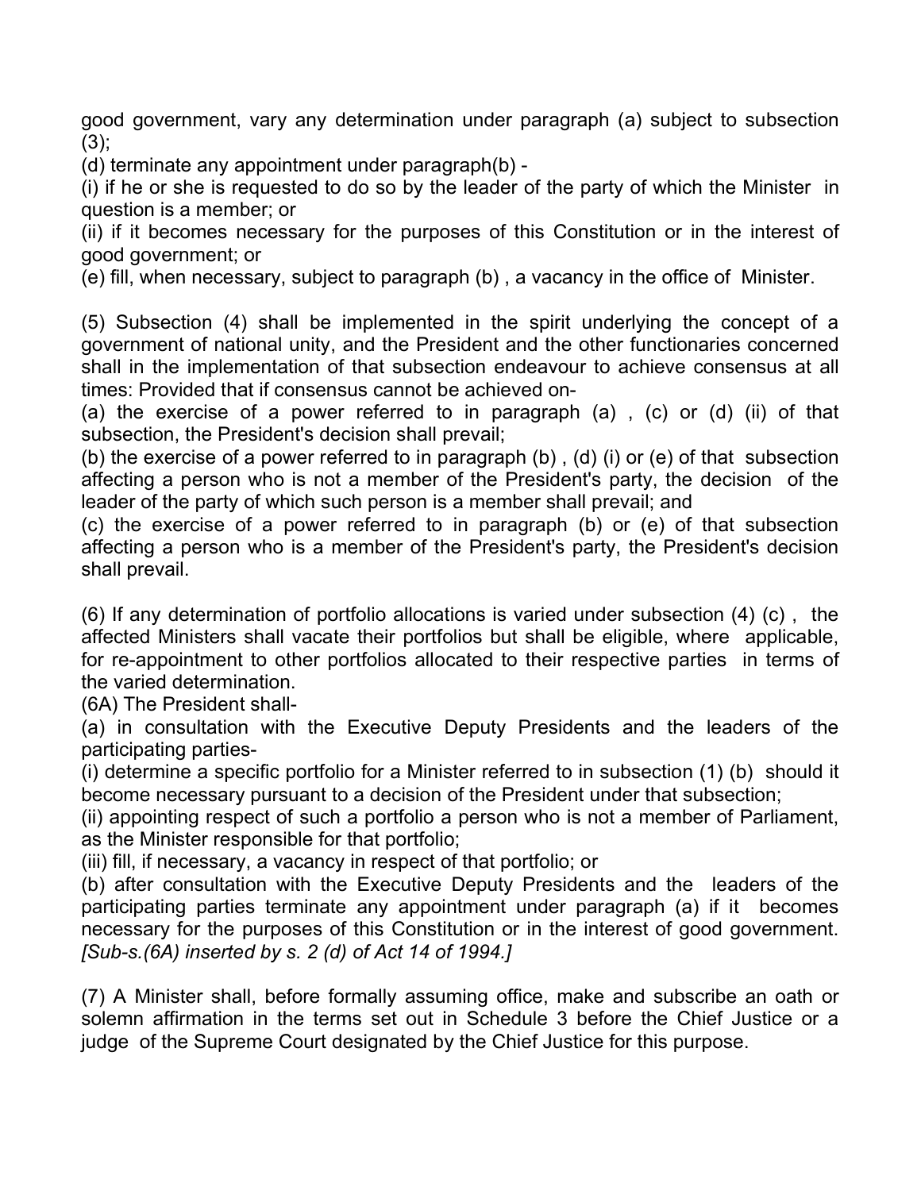good government, vary any determination under paragraph (a) subject to subsection (3);

(d) terminate any appointment under paragraph(b) -

(i) if he or she is requested to do so by the leader of the party of which the Minister in question is a member; or

(ii) if it becomes necessary for the purposes of this Constitution or in the interest of good government; or

(e) fill, when necessary, subject to paragraph (b) , a vacancy in the office of Minister.

(5) Subsection (4) shall be implemented in the spirit underlying the concept of a government of national unity, and the President and the other functionaries concerned shall in the implementation of that subsection endeavour to achieve consensus at all times: Provided that if consensus cannot be achieved on-

(a) the exercise of a power referred to in paragraph (a) , (c) or (d) (ii) of that subsection, the President's decision shall prevail;

(b) the exercise of a power referred to in paragraph (b) , (d) (i) or (e) of that subsection affecting a person who is not a member of the President's party, the decision of the leader of the party of which such person is a member shall prevail; and

(c) the exercise of a power referred to in paragraph (b) or (e) of that subsection affecting a person who is a member of the President's party, the President's decision shall prevail.

(6) If any determination of portfolio allocations is varied under subsection (4) (c) , the affected Ministers shall vacate their portfolios but shall be eligible, where applicable, for re-appointment to other portfolios allocated to their respective parties in terms of the varied determination.

(6A) The President shall-

(a) in consultation with the Executive Deputy Presidents and the leaders of the participating parties-

(i) determine a specific portfolio for a Minister referred to in subsection (1) (b) should it become necessary pursuant to a decision of the President under that subsection;

(ii) appointing respect of such a portfolio a person who is not a member of Parliament, as the Minister responsible for that portfolio;

(iii) fill, if necessary, a vacancy in respect of that portfolio; or

(b) after consultation with the Executive Deputy Presidents and the leaders of the participating parties terminate any appointment under paragraph (a) if it becomes necessary for the purposes of this Constitution or in the interest of good government. *[Sub-s.(6A) inserted by s. 2 (d) of Act 14 of 1994.]*

(7) A Minister shall, before formally assuming office, make and subscribe an oath or solemn affirmation in the terms set out in Schedule 3 before the Chief Justice or a judge of the Supreme Court designated by the Chief Justice for this purpose.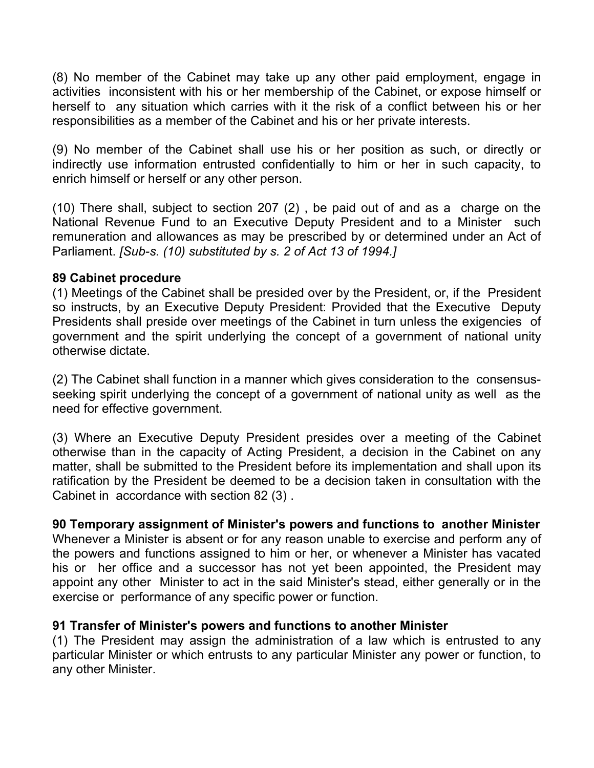(8) No member of the Cabinet may take up any other paid employment, engage in activities inconsistent with his or her membership of the Cabinet, or expose himself or herself to any situation which carries with it the risk of a conflict between his or her responsibilities as a member of the Cabinet and his or her private interests.

(9) No member of the Cabinet shall use his or her position as such, or directly or indirectly use information entrusted confidentially to him or her in such capacity, to enrich himself or herself or any other person.

(10) There shall, subject to section 207 (2) , be paid out of and as a charge on the National Revenue Fund to an Executive Deputy President and to a Minister such remuneration and allowances as may be prescribed by or determined under an Act of Parliament. *[Sub-s. (10) substituted by s. 2 of Act 13 of 1994.]*

**89 Cabinet procedure**

(1) Meetings of the Cabinet shall be presided over by the President, or, if the President so instructs, by an Executive Deputy President: Provided that the Executive Deputy Presidents shall preside over meetings of the Cabinet in turn unless the exigencies of government and the spirit underlying the concept of a government of national unity otherwise dictate.

(2) The Cabinet shall function in a manner which gives consideration to the consensus-seeking spirit underlying the concept of a government of national unity as well as the need for effective government.

(3) Where an Executive Deputy President presides over a meeting of the Cabinet otherwise than in the capacity of Acting President, a decision in the Cabinet on any matter, shall be submitted to the President before its implementation and shall upon its ratification by the President be deemed to be a decision taken in consultation with the Cabinet in accordance with section 82 (3) .

**90 Temporary assignment of Minister's powers and functions to another Minister**

Whenever a Minister is absent or for any reason unable to exercise and perform any of the powers and functions assigned to him or her, or whenever a Minister has vacated his or her office and a successor has not yet been appointed, the President may appoint any other Minister to act in the said Minister's stead, either generally or in the exercise or performance of any specific power or function.

**91 Transfer of Minister's powers and functions to another Minister**

(1) The President may assign the administration of a law which is entrusted to any particular Minister or which entrusts to any particular Minister any power or function, to any other Minister.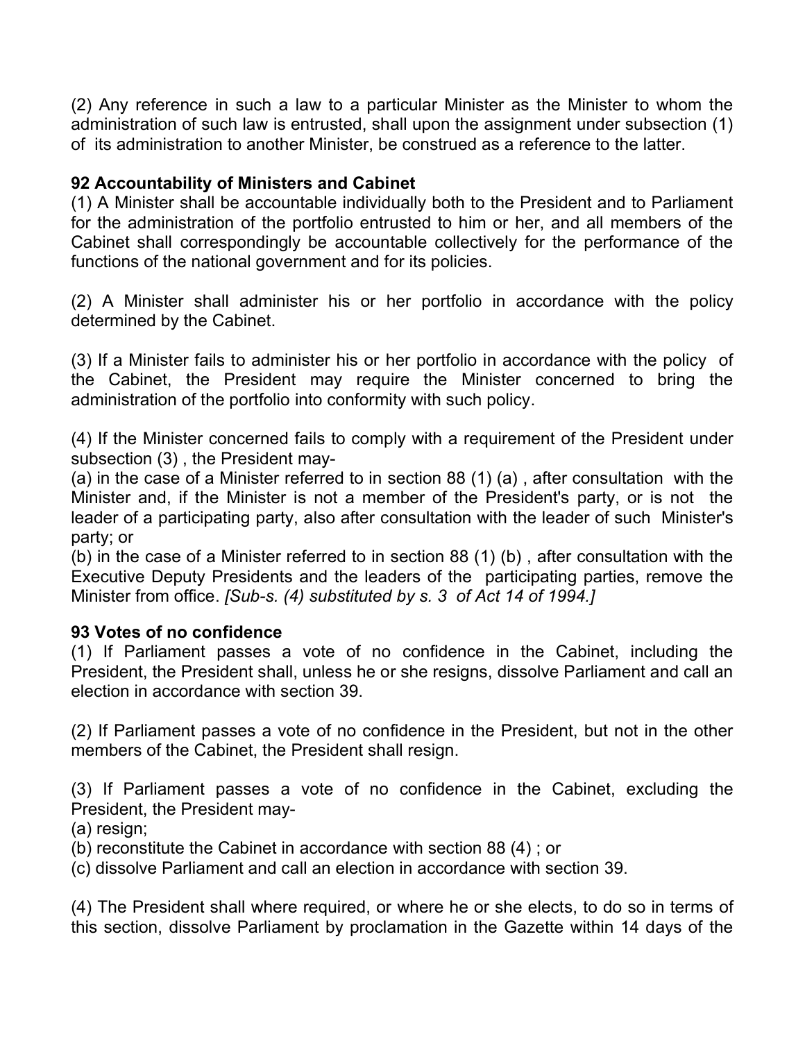(2) Any reference in such a law to a particular Minister as the Minister to whom the administration of such law is entrusted, shall upon the assignment under subsection (1) of its administration to another Minister, be construed as a reference to the latter.

**92 Accountability of Ministers and Cabinet**

(1) A Minister shall be accountable individually both to the President and to Parliament for the administration of the portfolio entrusted to him or her, and all members of the Cabinet shall correspondingly be accountable collectively for the performance of the functions of the national government and for its policies.

(2) A Minister shall administer his or her portfolio in accordance with the policy determined by the Cabinet.

(3) If a Minister fails to administer his or her portfolio in accordance with the policy of the Cabinet, the President may require the Minister concerned to bring the administration of the portfolio into conformity with such policy.

(4) If the Minister concerned fails to comply with a requirement of the President under subsection (3) , the President may-

(a) in the case of a Minister referred to in section 88 (1) (a) , after consultation with the Minister and, if the Minister is not a member of the President's party, or is not the leader of a participating party, also after consultation with the leader of such Minister's party; or

(b) in the case of a Minister referred to in section 88 (1) (b) , after consultation with the Executive Deputy Presidents and the leaders of the participating parties, remove the Minister from office. *[Sub-s. (4) substituted by s. 3 of Act 14 of 1994.]*

**93 Votes of no confidence**

(1) If Parliament passes a vote of no confidence in the Cabinet, including the President, the President shall, unless he or she resigns, dissolve Parliament and call an election in accordance with section 39.

(2) If Parliament passes a vote of no confidence in the President, but not in the other members of the Cabinet, the President shall resign.

(3) If Parliament passes a vote of no confidence in the Cabinet, excluding the President, the President may-

(a) resign;

(b) reconstitute the Cabinet in accordance with section 88 (4) ; or

(c) dissolve Parliament and call an election in accordance with section 39.

(4) The President shall where required, or where he or she elects, to do so in terms of this section, dissolve Parliament by proclamation in the Gazette within 14 days of the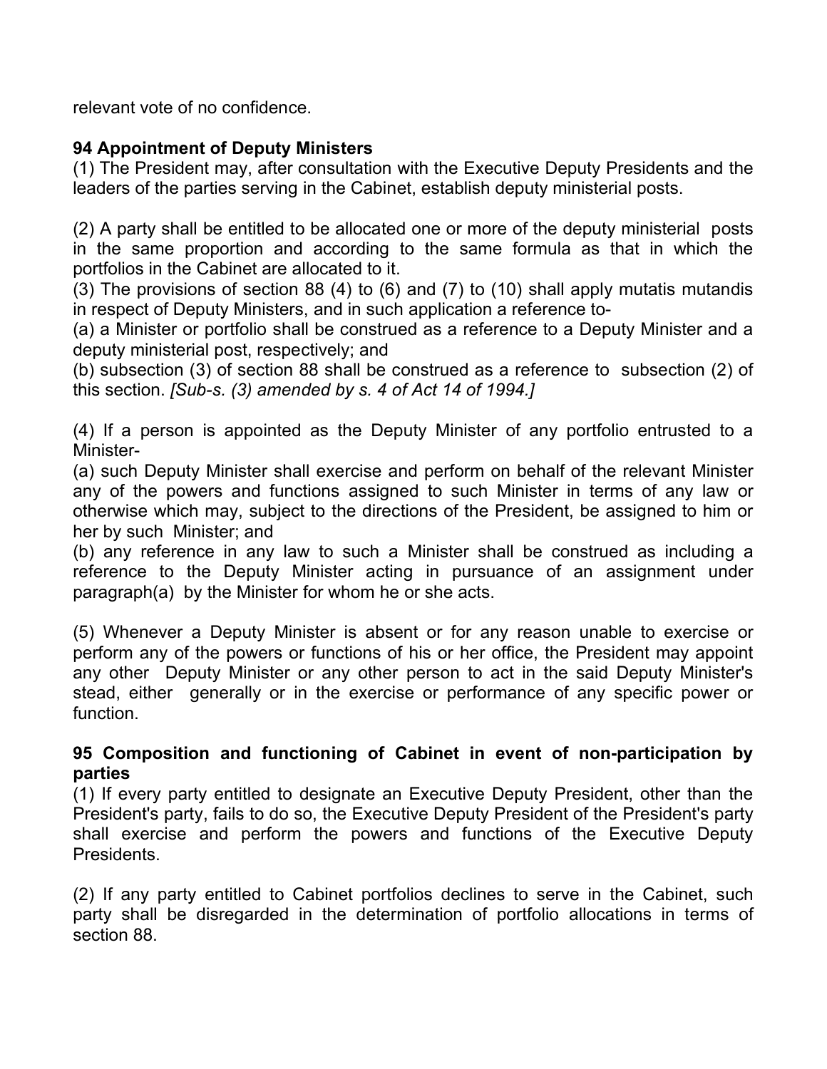relevant vote of no confidence.

**94 Appointment of Deputy Ministers**

(1) The President may, after consultation with the Executive Deputy Presidents and the leaders of the parties serving in the Cabinet, establish deputy ministerial posts.

(2) A party shall be entitled to be allocated one or more of the deputy ministerial posts in the same proportion and according to the same formula as that in which the portfolios in the Cabinet are allocated to it.

(3) The provisions of section 88 (4) to (6) and (7) to (10) shall apply mutatis mutandis in respect of Deputy Ministers, and in such application a reference to-

(a) a Minister or portfolio shall be construed as a reference to a Deputy Minister and a deputy ministerial post, respectively; and

(b) subsection (3) of section 88 shall be construed as a reference to subsection (2) of this section. *[Sub-s. (3) amended by s. 4 of Act 14 of 1994.]*

(4) If a person is appointed as the Deputy Minister of any portfolio entrusted to a Minister-

(a) such Deputy Minister shall exercise and perform on behalf of the relevant Minister any of the powers and functions assigned to such Minister in terms of any law or otherwise which may, subject to the directions of the President, be assigned to him or her by such Minister; and

(b) any reference in any law to such a Minister shall be construed as including a reference to the Deputy Minister acting in pursuance of an assignment under paragraph(a) by the Minister for whom he or she acts.

(5) Whenever a Deputy Minister is absent or for any reason unable to exercise or perform any of the powers or functions of his or her office, the President may appoint any other Deputy Minister or any other person to act in the said Deputy Minister's stead, either generally or in the exercise or performance of any specific power or function.

**95 Composition and functioning of Cabinet in event of non-participation by parties**

(1) If every party entitled to designate an Executive Deputy President, other than the President's party, fails to do so, the Executive Deputy President of the President's party shall exercise and perform the powers and functions of the Executive Deputy Presidents.

(2) If any party entitled to Cabinet portfolios declines to serve in the Cabinet, such party shall be disregarded in the determination of portfolio allocations in terms of section 88.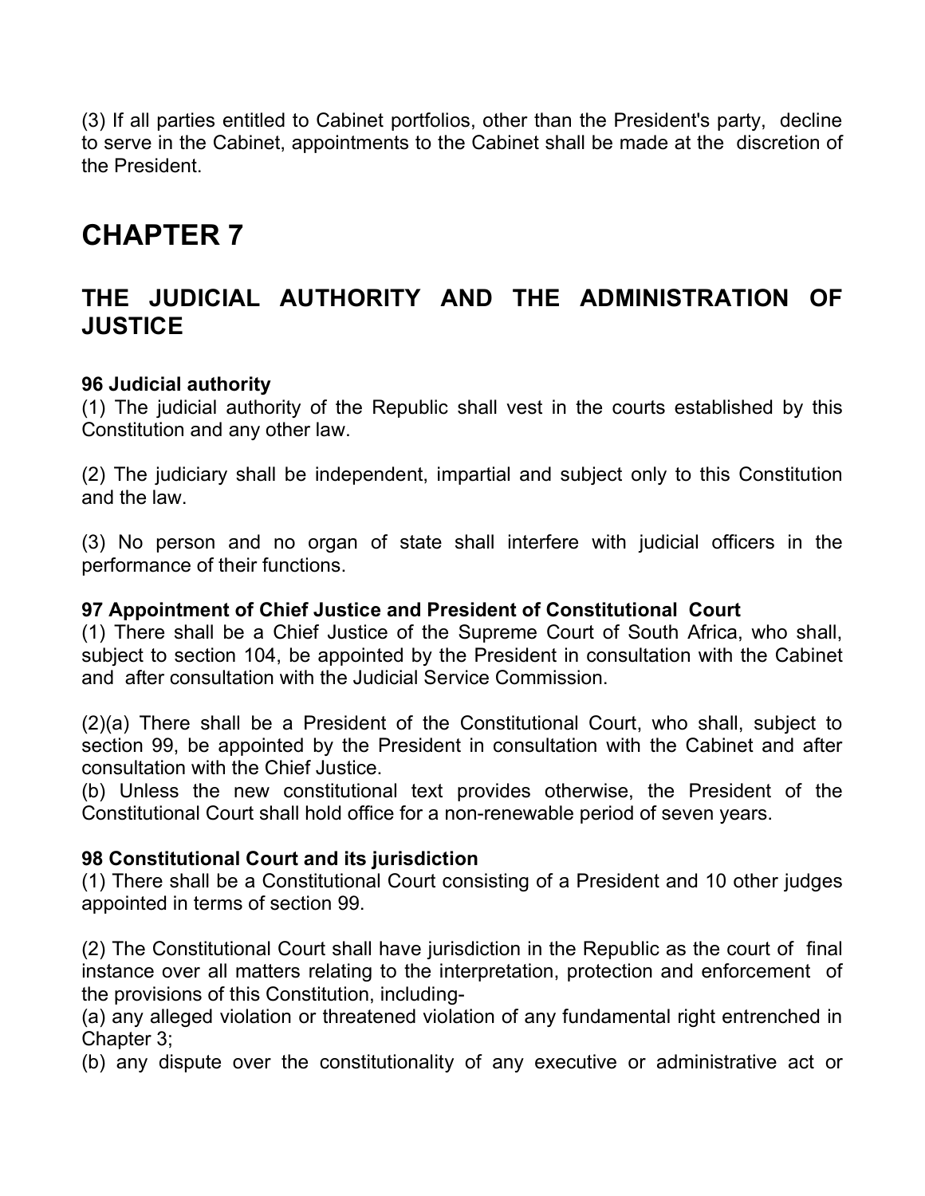(3) If all parties entitled to Cabinet portfolios, other than the President's party, decline to serve in the Cabinet, appointments to the Cabinet shall be made at the discretion of the President.

# CHAPTER 7

## THE JUDICIAL AUTHORITY AND THE ADMINISTRATION OF JUSTICE

**96 Judicial authority**
(1) The judicial authority of the Republic shall vest in the courts established by this Constitution and any other law.

(2) The judiciary shall be independent, impartial and subject only to this Constitution and the law.

(3) No person and no organ of state shall interfere with judicial officers in the performance of their functions.

**97 Appointment of Chief Justice and President of Constitutional Court**
(1) There shall be a Chief Justice of the Supreme Court of South Africa, who shall, subject to section 104, be appointed by the President in consultation with the Cabinet and after consultation with the Judicial Service Commission.

(2)(a) There shall be a President of the Constitutional Court, who shall, subject to section 99, be appointed by the President in consultation with the Cabinet and after consultation with the Chief Justice.
(b) Unless the new constitutional text provides otherwise, the President of the Constitutional Court shall hold office for a non-renewable period of seven years.

**98 Constitutional Court and its jurisdiction**
(1) There shall be a Constitutional Court consisting of a President and 10 other judges appointed in terms of section 99.

(2) The Constitutional Court shall have jurisdiction in the Republic as the court of final instance over all matters relating to the interpretation, protection and enforcement of the provisions of this Constitution, including-
(a) any alleged violation or threatened violation of any fundamental right entrenched in Chapter 3;
(b) any dispute over the constitutionality of any executive or administrative act or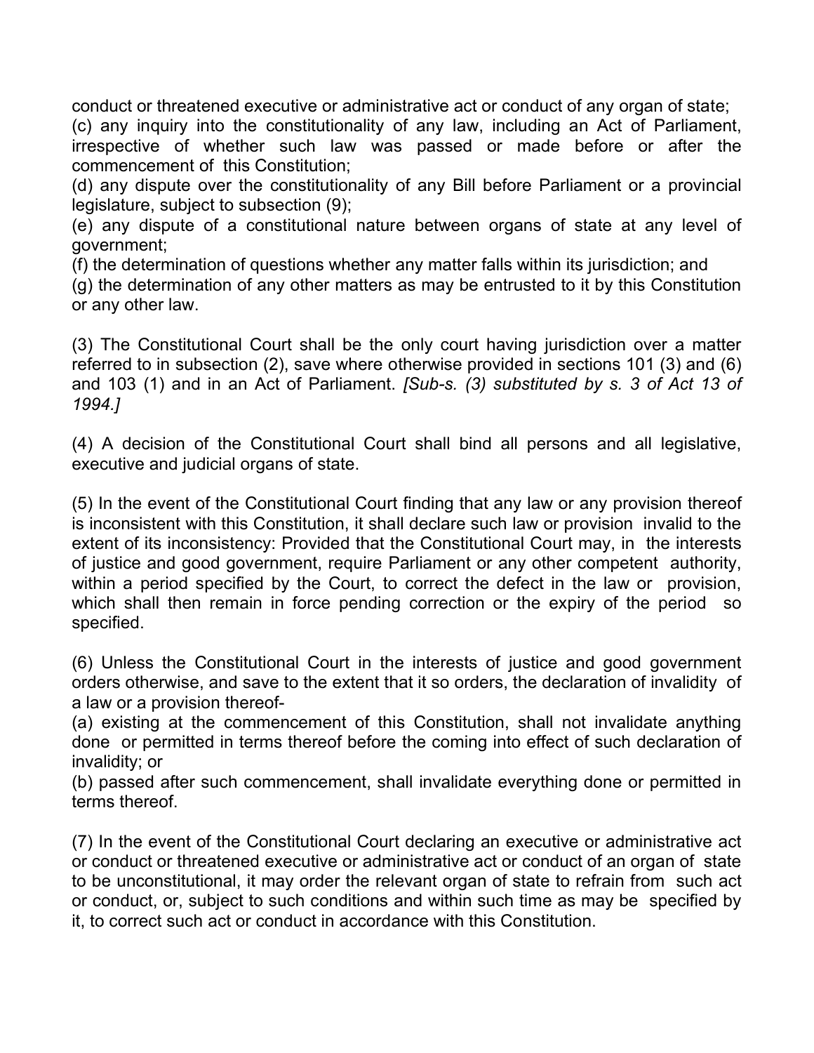conduct or threatened executive or administrative act or conduct of any organ of state;
(c) any inquiry into the constitutionality of any law, including an Act of Parliament, irrespective of whether such law was passed or made before or after the commencement of this Constitution;
(d) any dispute over the constitutionality of any Bill before Parliament or a provincial legislature, subject to subsection (9);
(e) any dispute of a constitutional nature between organs of state at any level of government;
(f) the determination of questions whether any matter falls within its jurisdiction; and
(g) the determination of any other matters as may be entrusted to it by this Constitution or any other law.

(3) The Constitutional Court shall be the only court having jurisdiction over a matter referred to in subsection (2), save where otherwise provided in sections 101 (3) and (6) and 103 (1) and in an Act of Parliament. *[Sub-s. (3) substituted by s. 3 of Act 13 of 1994.]*

(4) A decision of the Constitutional Court shall bind all persons and all legislative, executive and judicial organs of state.

(5) In the event of the Constitutional Court finding that any law or any provision thereof is inconsistent with this Constitution, it shall declare such law or provision invalid to the extent of its inconsistency: Provided that the Constitutional Court may, in the interests of justice and good government, require Parliament or any other competent authority, within a period specified by the Court, to correct the defect in the law or provision, which shall then remain in force pending correction or the expiry of the period so specified.

(6) Unless the Constitutional Court in the interests of justice and good government orders otherwise, and save to the extent that it so orders, the declaration of invalidity of a law or a provision thereof-
(a) existing at the commencement of this Constitution, shall not invalidate anything done or permitted in terms thereof before the coming into effect of such declaration of invalidity; or
(b) passed after such commencement, shall invalidate everything done or permitted in terms thereof.

(7) In the event of the Constitutional Court declaring an executive or administrative act or conduct or threatened executive or administrative act or conduct of an organ of state to be unconstitutional, it may order the relevant organ of state to refrain from such act or conduct, or, subject to such conditions and within such time as may be specified by it, to correct such act or conduct in accordance with this Constitution.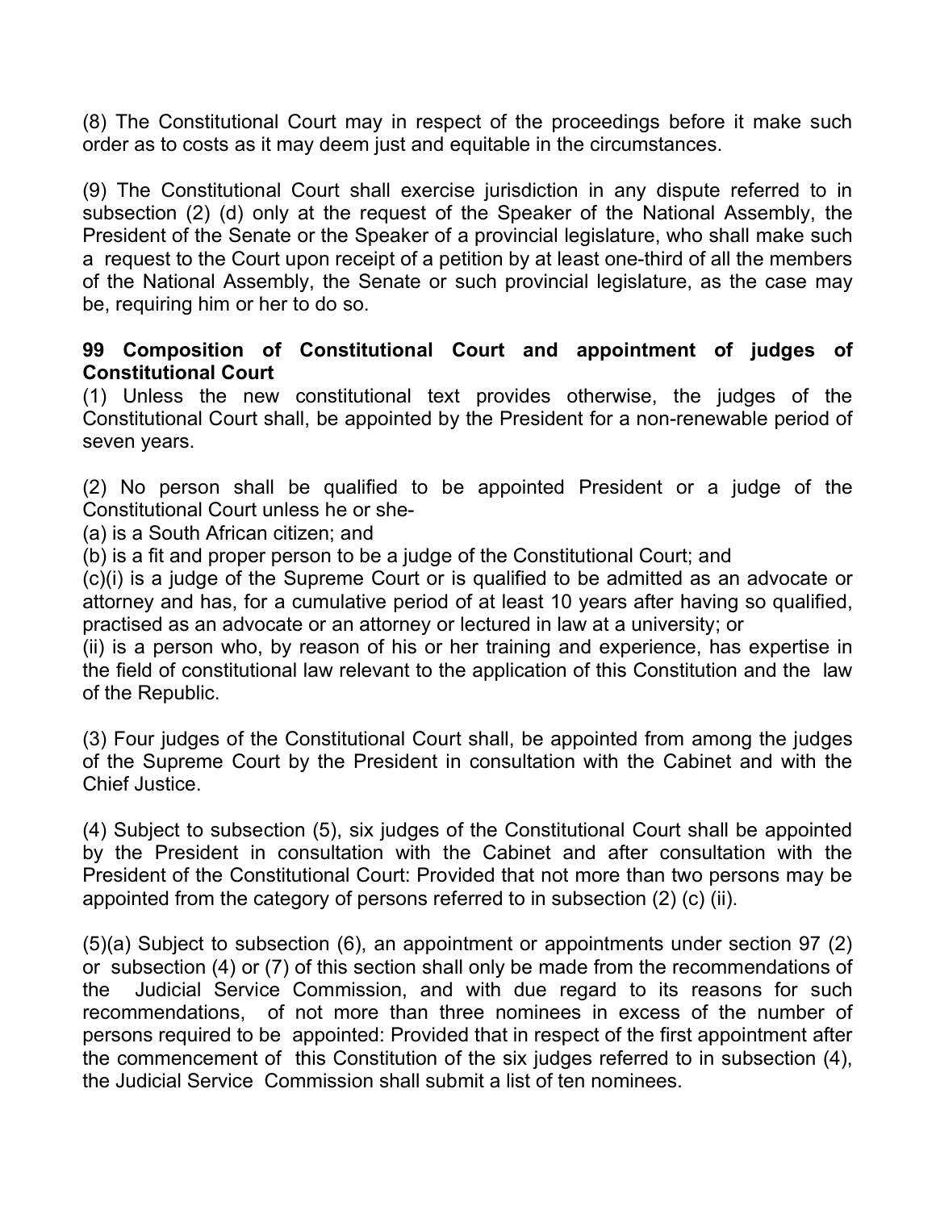(8) The Constitutional Court may in respect of the proceedings before it make such order as to costs as it may deem just and equitable in the circumstances.

(9) The Constitutional Court shall exercise jurisdiction in any dispute referred to in subsection (2) (d) only at the request of the Speaker of the National Assembly, the President of the Senate or the Speaker of a provincial legislature, who shall make such a request to the Court upon receipt of a petition by at least one-third of all the members of the National Assembly, the Senate or such provincial legislature, as the case may be, requiring him or her to do so.

**99 Composition of Constitutional Court and appointment of judges of Constitutional Court**

(1) Unless the new constitutional text provides otherwise, the judges of the Constitutional Court shall, be appointed by the President for a non-renewable period of seven years.

(2) No person shall be qualified to be appointed President or a judge of the Constitutional Court unless he or she-

(a) is a South African citizen; and

(b) is a fit and proper person to be a judge of the Constitutional Court; and

(c)(i) is a judge of the Supreme Court or is qualified to be admitted as an advocate or attorney and has, for a cumulative period of at least 10 years after having so qualified, practised as an advocate or an attorney or lectured in law at a university; or

(ii) is a person who, by reason of his or her training and experience, has expertise in the field of constitutional law relevant to the application of this Constitution and the law of the Republic.

(3) Four judges of the Constitutional Court shall, be appointed from among the judges of the Supreme Court by the President in consultation with the Cabinet and with the Chief Justice.

(4) Subject to subsection (5), six judges of the Constitutional Court shall be appointed by the President in consultation with the Cabinet and after consultation with the President of the Constitutional Court: Provided that not more than two persons may be appointed from the category of persons referred to in subsection (2) (c) (ii).

(5)(a) Subject to subsection (6), an appointment or appointments under section 97 (2) or subsection (4) or (7) of this section shall only be made from the recommendations of the Judicial Service Commission, and with due regard to its reasons for such recommendations, of not more than three nominees in excess of the number of persons required to be appointed: Provided that in respect of the first appointment after the commencement of this Constitution of the six judges referred to in subsection (4), the Judicial Service Commission shall submit a list of ten nominees.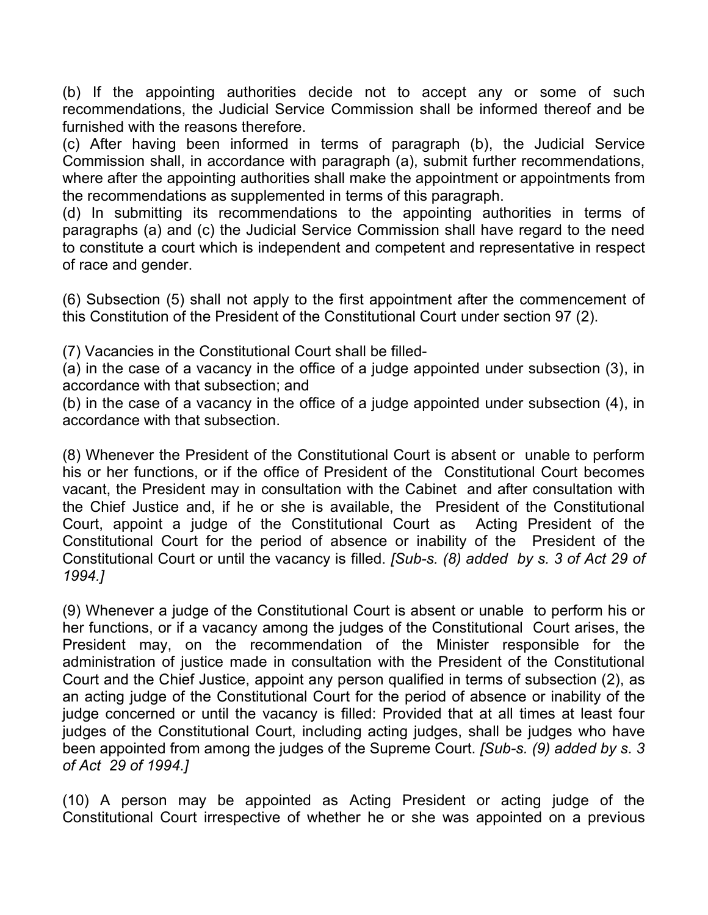(b) If the appointing authorities decide not to accept any or some of such recommendations, the Judicial Service Commission shall be informed thereof and be furnished with the reasons therefore.

(c) After having been informed in terms of paragraph (b), the Judicial Service Commission shall, in accordance with paragraph (a), submit further recommendations, where after the appointing authorities shall make the appointment or appointments from the recommendations as supplemented in terms of this paragraph.

(d) In submitting its recommendations to the appointing authorities in terms of paragraphs (a) and (c) the Judicial Service Commission shall have regard to the need to constitute a court which is independent and competent and representative in respect of race and gender.

(6) Subsection (5) shall not apply to the first appointment after the commencement of this Constitution of the President of the Constitutional Court under section 97 (2).

(7) Vacancies in the Constitutional Court shall be filled-

(a) in the case of a vacancy in the office of a judge appointed under subsection (3), in accordance with that subsection; and

(b) in the case of a vacancy in the office of a judge appointed under subsection (4), in accordance with that subsection.

(8) Whenever the President of the Constitutional Court is absent or unable to perform his or her functions, or if the office of President of the Constitutional Court becomes vacant, the President may in consultation with the Cabinet and after consultation with the Chief Justice and, if he or she is available, the President of the Constitutional Court, appoint a judge of the Constitutional Court as Acting President of the Constitutional Court for the period of absence or inability of the President of the Constitutional Court or until the vacancy is filled. *[Sub-s. (8) added by s. 3 of Act 29 of 1994.]*

(9) Whenever a judge of the Constitutional Court is absent or unable to perform his or her functions, or if a vacancy among the judges of the Constitutional Court arises, the President may, on the recommendation of the Minister responsible for the administration of justice made in consultation with the President of the Constitutional Court and the Chief Justice, appoint any person qualified in terms of subsection (2), as an acting judge of the Constitutional Court for the period of absence or inability of the judge concerned or until the vacancy is filled: Provided that at all times at least four judges of the Constitutional Court, including acting judges, shall be judges who have been appointed from among the judges of the Supreme Court. *[Sub-s. (9) added by s. 3 of Act 29 of 1994.]*

(10) A person may be appointed as Acting President or acting judge of the Constitutional Court irrespective of whether he or she was appointed on a previous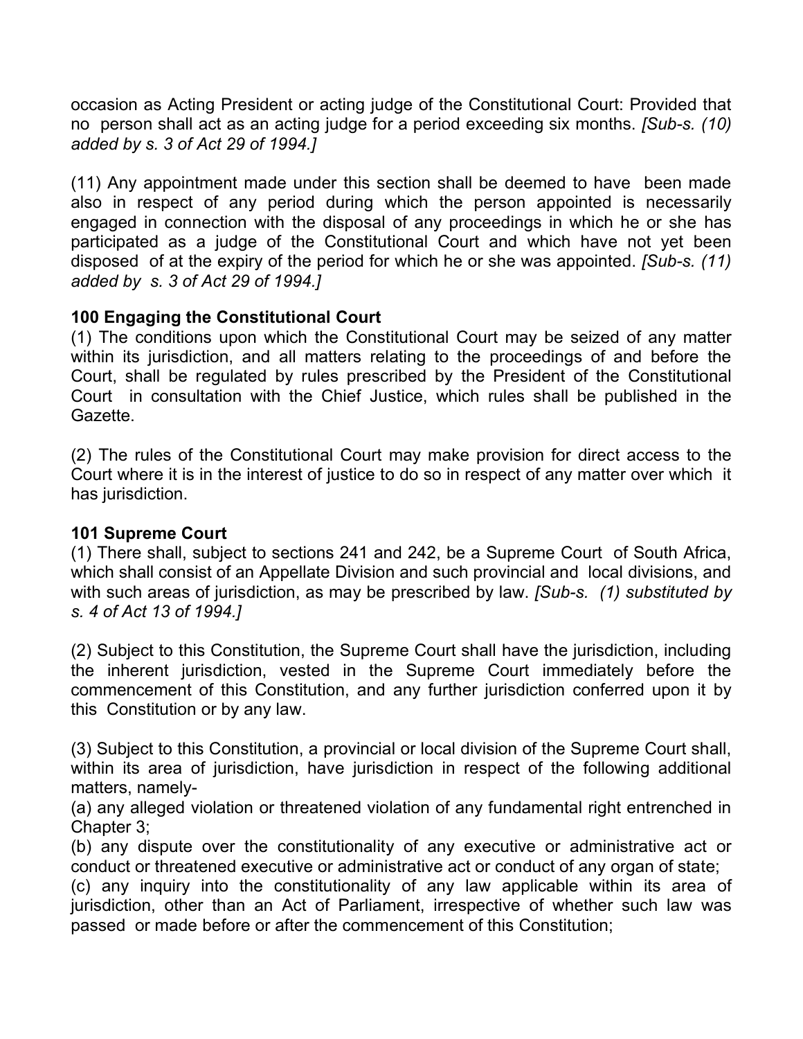occasion as Acting President or acting judge of the Constitutional Court: Provided that no person shall act as an acting judge for a period exceeding six months. *[Sub-s. (10) added by s. 3 of Act 29 of 1994.]*

(11) Any appointment made under this section shall be deemed to have been made also in respect of any period during which the person appointed is necessarily engaged in connection with the disposal of any proceedings in which he or she has participated as a judge of the Constitutional Court and which have not yet been disposed of at the expiry of the period for which he or she was appointed. *[Sub-s. (11) added by s. 3 of Act 29 of 1994.]*

**100 Engaging the Constitutional Court**

(1) The conditions upon which the Constitutional Court may be seized of any matter within its jurisdiction, and all matters relating to the proceedings of and before the Court, shall be regulated by rules prescribed by the President of the Constitutional Court in consultation with the Chief Justice, which rules shall be published in the Gazette.

(2) The rules of the Constitutional Court may make provision for direct access to the Court where it is in the interest of justice to do so in respect of any matter over which it has jurisdiction.

**101 Supreme Court**

(1) There shall, subject to sections 241 and 242, be a Supreme Court of South Africa, which shall consist of an Appellate Division and such provincial and local divisions, and with such areas of jurisdiction, as may be prescribed by law. *[Sub-s. (1) substituted by s. 4 of Act 13 of 1994.]*

(2) Subject to this Constitution, the Supreme Court shall have the jurisdiction, including the inherent jurisdiction, vested in the Supreme Court immediately before the commencement of this Constitution, and any further jurisdiction conferred upon it by this Constitution or by any law.

(3) Subject to this Constitution, a provincial or local division of the Supreme Court shall, within its area of jurisdiction, have jurisdiction in respect of the following additional matters, namely-

(a) any alleged violation or threatened violation of any fundamental right entrenched in Chapter 3;

(b) any dispute over the constitutionality of any executive or administrative act or conduct or threatened executive or administrative act or conduct of any organ of state;

(c) any inquiry into the constitutionality of any law applicable within its area of jurisdiction, other than an Act of Parliament, irrespective of whether such law was passed or made before or after the commencement of this Constitution;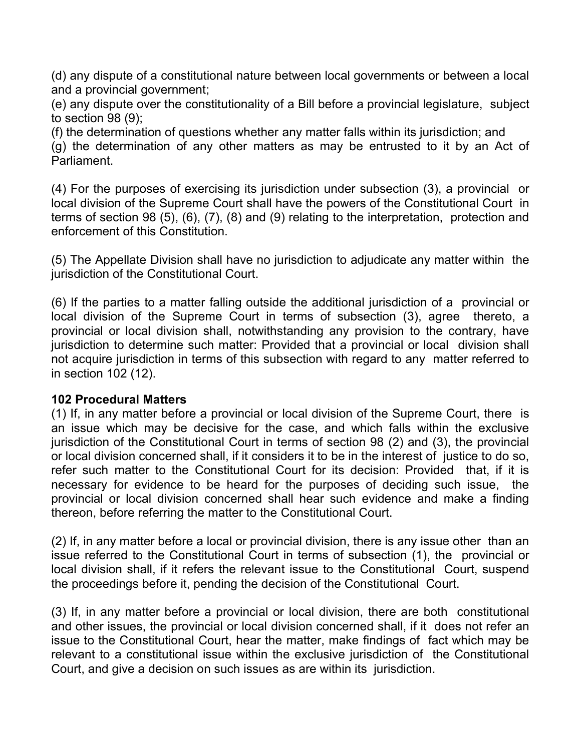(d) any dispute of a constitutional nature between local governments or between a local and a provincial government;

(e) any dispute over the constitutionality of a Bill before a provincial legislature, subject to section 98 (9);

(f) the determination of questions whether any matter falls within its jurisdiction; and

(g) the determination of any other matters as may be entrusted to it by an Act of Parliament.

(4) For the purposes of exercising its jurisdiction under subsection (3), a provincial or local division of the Supreme Court shall have the powers of the Constitutional Court in terms of section 98 (5), (6), (7), (8) and (9) relating to the interpretation, protection and enforcement of this Constitution.

(5) The Appellate Division shall have no jurisdiction to adjudicate any matter within the jurisdiction of the Constitutional Court.

(6) If the parties to a matter falling outside the additional jurisdiction of a provincial or local division of the Supreme Court in terms of subsection (3), agree thereto, a provincial or local division shall, notwithstanding any provision to the contrary, have jurisdiction to determine such matter: Provided that a provincial or local division shall not acquire jurisdiction in terms of this subsection with regard to any matter referred to in section 102 (12).

**102 Procedural Matters**

(1) If, in any matter before a provincial or local division of the Supreme Court, there is an issue which may be decisive for the case, and which falls within the exclusive jurisdiction of the Constitutional Court in terms of section 98 (2) and (3), the provincial or local division concerned shall, if it considers it to be in the interest of justice to do so, refer such matter to the Constitutional Court for its decision: Provided that, if it is necessary for evidence to be heard for the purposes of deciding such issue, the provincial or local division concerned shall hear such evidence and make a finding thereon, before referring the matter to the Constitutional Court.

(2) If, in any matter before a local or provincial division, there is any issue other than an issue referred to the Constitutional Court in terms of subsection (1), the provincial or local division shall, if it refers the relevant issue to the Constitutional Court, suspend the proceedings before it, pending the decision of the Constitutional Court.

(3) If, in any matter before a provincial or local division, there are both constitutional and other issues, the provincial or local division concerned shall, if it does not refer an issue to the Constitutional Court, hear the matter, make findings of fact which may be relevant to a constitutional issue within the exclusive jurisdiction of the Constitutional Court, and give a decision on such issues as are within its jurisdiction.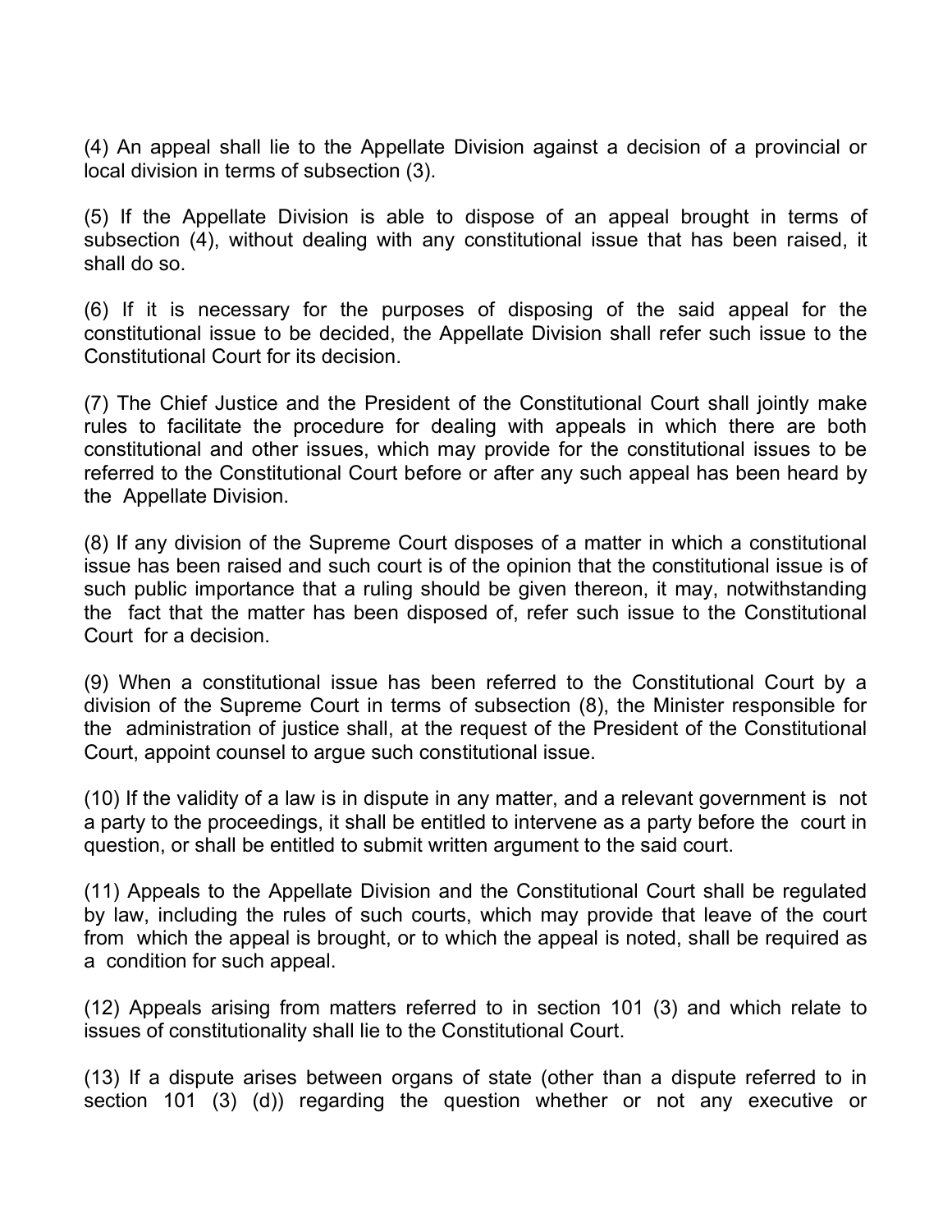(4) An appeal shall lie to the Appellate Division against a decision of a provincial or local division in terms of subsection (3).

(5) If the Appellate Division is able to dispose of an appeal brought in terms of subsection (4), without dealing with any constitutional issue that has been raised, it shall do so.

(6) If it is necessary for the purposes of disposing of the said appeal for the constitutional issue to be decided, the Appellate Division shall refer such issue to the Constitutional Court for its decision.

(7) The Chief Justice and the President of the Constitutional Court shall jointly make rules to facilitate the procedure for dealing with appeals in which there are both constitutional and other issues, which may provide for the constitutional issues to be referred to the Constitutional Court before or after any such appeal has been heard by the Appellate Division.

(8) If any division of the Supreme Court disposes of a matter in which a constitutional issue has been raised and such court is of the opinion that the constitutional issue is of such public importance that a ruling should be given thereon, it may, notwithstanding the fact that the matter has been disposed of, refer such issue to the Constitutional Court for a decision.

(9) When a constitutional issue has been referred to the Constitutional Court by a division of the Supreme Court in terms of subsection (8), the Minister responsible for the administration of justice shall, at the request of the President of the Constitutional Court, appoint counsel to argue such constitutional issue.

(10) If the validity of a law is in dispute in any matter, and a relevant government is not a party to the proceedings, it shall be entitled to intervene as a party before the court in question, or shall be entitled to submit written argument to the said court.

(11) Appeals to the Appellate Division and the Constitutional Court shall be regulated by law, including the rules of such courts, which may provide that leave of the court from which the appeal is brought, or to which the appeal is noted, shall be required as a condition for such appeal.

(12) Appeals arising from matters referred to in section 101 (3) and which relate to issues of constitutionality shall lie to the Constitutional Court.

(13) If a dispute arises between organs of state (other than a dispute referred to in section 101 (3) (d)) regarding the question whether or not any executive or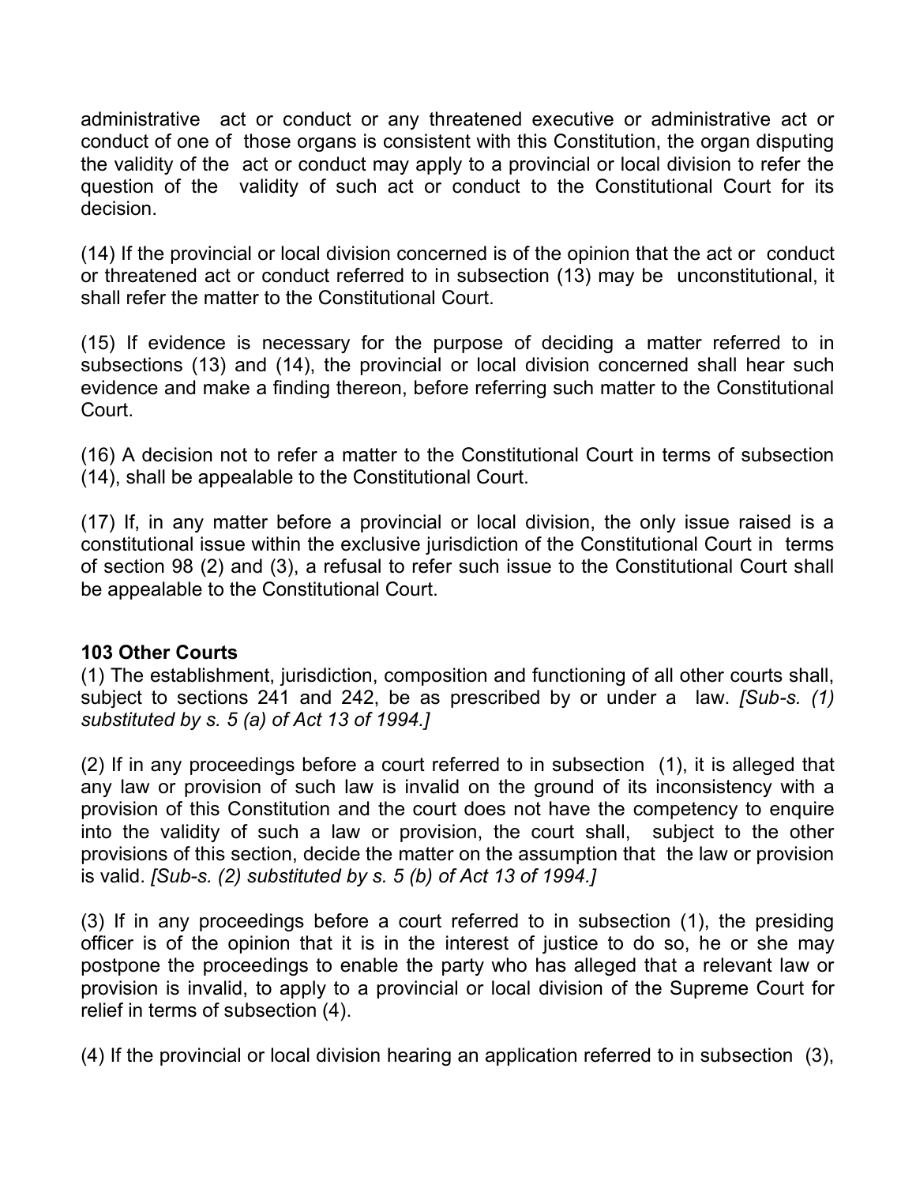administrative act or conduct or any threatened executive or administrative act or conduct of one of those organs is consistent with this Constitution, the organ disputing the validity of the act or conduct may apply to a provincial or local division to refer the question of the validity of such act or conduct to the Constitutional Court for its decision.

(14) If the provincial or local division concerned is of the opinion that the act or conduct or threatened act or conduct referred to in subsection (13) may be unconstitutional, it shall refer the matter to the Constitutional Court.

(15) If evidence is necessary for the purpose of deciding a matter referred to in subsections (13) and (14), the provincial or local division concerned shall hear such evidence and make a finding thereon, before referring such matter to the Constitutional Court.

(16) A decision not to refer a matter to the Constitutional Court in terms of subsection (14), shall be appealable to the Constitutional Court.

(17) If, in any matter before a provincial or local division, the only issue raised is a constitutional issue within the exclusive jurisdiction of the Constitutional Court in terms of section 98 (2) and (3), a refusal to refer such issue to the Constitutional Court shall be appealable to the Constitutional Court.

**103 Other Courts**

(1) The establishment, jurisdiction, composition and functioning of all other courts shall, subject to sections 241 and 242, be as prescribed by or under a law. *[Sub-s. (1) substituted by s. 5 (a) of Act 13 of 1994.]*

(2) If in any proceedings before a court referred to in subsection (1), it is alleged that any law or provision of such law is invalid on the ground of its inconsistency with a provision of this Constitution and the court does not have the competency to enquire into the validity of such a law or provision, the court shall, subject to the other provisions of this section, decide the matter on the assumption that the law or provision is valid. *[Sub-s. (2) substituted by s. 5 (b) of Act 13 of 1994.]*

(3) If in any proceedings before a court referred to in subsection (1), the presiding officer is of the opinion that it is in the interest of justice to do so, he or she may postpone the proceedings to enable the party who has alleged that a relevant law or provision is invalid, to apply to a provincial or local division of the Supreme Court for relief in terms of subsection (4).

(4) If the provincial or local division hearing an application referred to in subsection (3),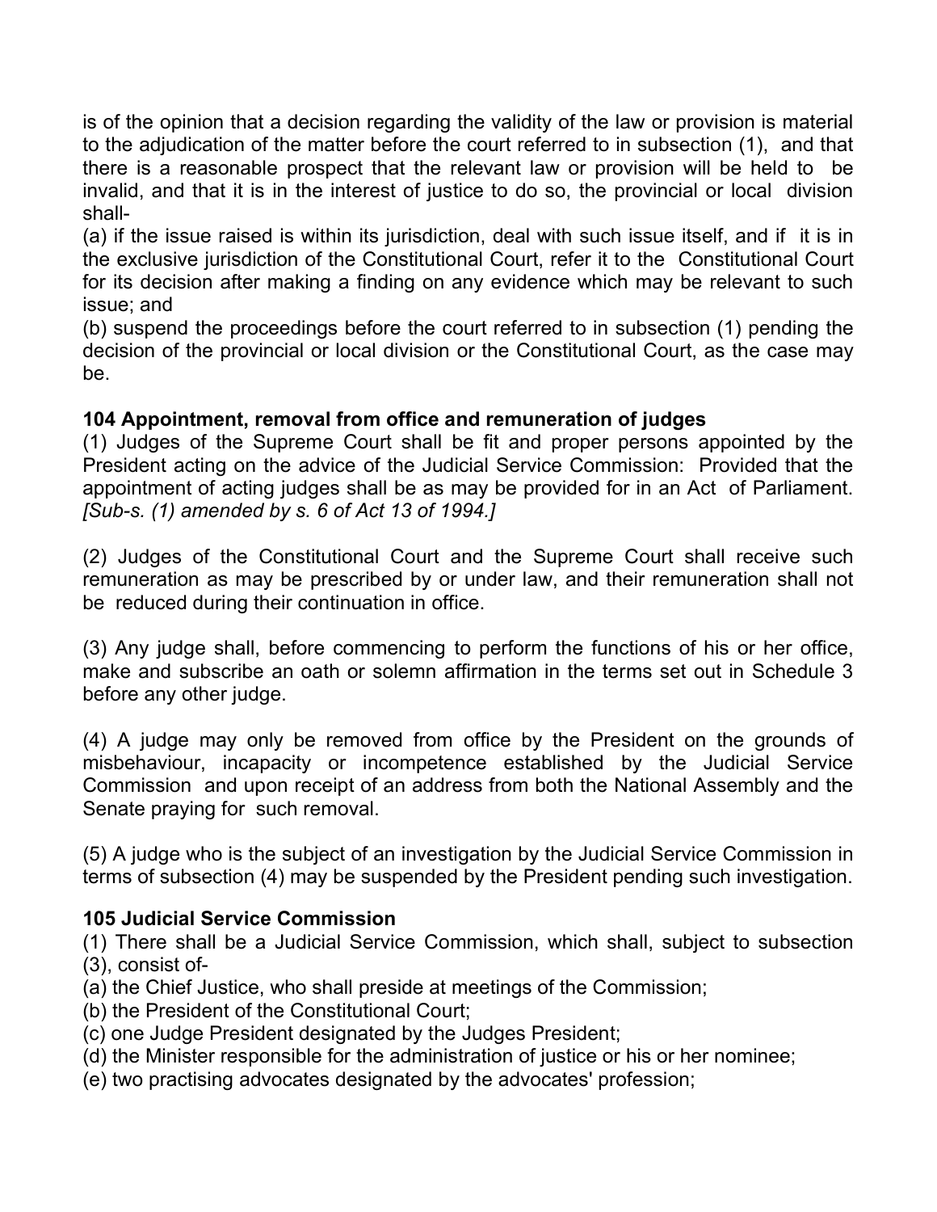is of the opinion that a decision regarding the validity of the law or provision is material to the adjudication of the matter before the court referred to in subsection (1), and that there is a reasonable prospect that the relevant law or provision will be held to be invalid, and that it is in the interest of justice to do so, the provincial or local division shall-

(a) if the issue raised is within its jurisdiction, deal with such issue itself, and if it is in the exclusive jurisdiction of the Constitutional Court, refer it to the Constitutional Court for its decision after making a finding on any evidence which may be relevant to such issue; and

(b) suspend the proceedings before the court referred to in subsection (1) pending the decision of the provincial or local division or the Constitutional Court, as the case may be.

**104 Appointment, removal from office and remuneration of judges**

(1) Judges of the Supreme Court shall be fit and proper persons appointed by the President acting on the advice of the Judicial Service Commission: Provided that the appointment of acting judges shall be as may be provided for in an Act of Parliament. *[Sub-s. (1) amended by s. 6 of Act 13 of 1994.]*

(2) Judges of the Constitutional Court and the Supreme Court shall receive such remuneration as may be prescribed by or under law, and their remuneration shall not be reduced during their continuation in office.

(3) Any judge shall, before commencing to perform the functions of his or her office, make and subscribe an oath or solemn affirmation in the terms set out in Schedule 3 before any other judge.

(4) A judge may only be removed from office by the President on the grounds of misbehaviour, incapacity or incompetence established by the Judicial Service Commission and upon receipt of an address from both the National Assembly and the Senate praying for such removal.

(5) A judge who is the subject of an investigation by the Judicial Service Commission in terms of subsection (4) may be suspended by the President pending such investigation.

**105 Judicial Service Commission**

(1) There shall be a Judicial Service Commission, which shall, subject to subsection (3), consist of-

(a) the Chief Justice, who shall preside at meetings of the Commission;

(b) the President of the Constitutional Court;

(c) one Judge President designated by the Judges President;

(d) the Minister responsible for the administration of justice or his or her nominee;

(e) two practising advocates designated by the advocates' profession;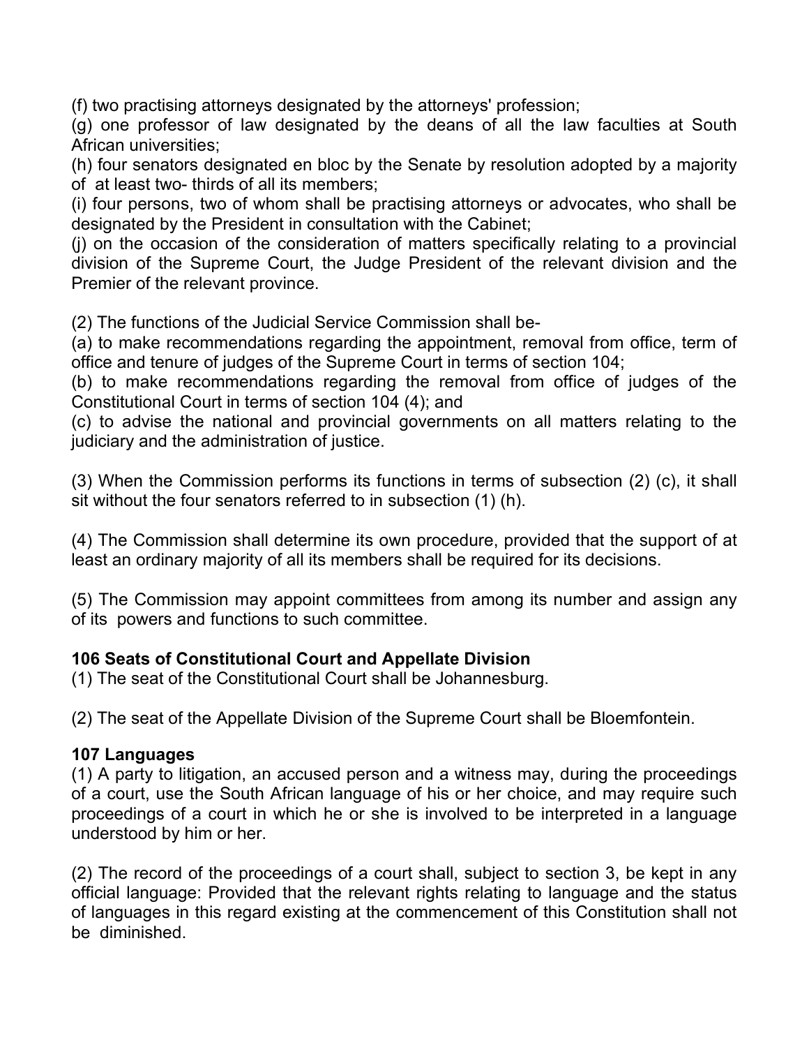(f) two practising attorneys designated by the attorneys' profession;

(g) one professor of law designated by the deans of all the law faculties at South African universities;

(h) four senators designated en bloc by the Senate by resolution adopted by a majority of at least two- thirds of all its members;

(i) four persons, two of whom shall be practising attorneys or advocates, who shall be designated by the President in consultation with the Cabinet;

(j) on the occasion of the consideration of matters specifically relating to a provincial division of the Supreme Court, the Judge President of the relevant division and the Premier of the relevant province.

(2) The functions of the Judicial Service Commission shall be-

(a) to make recommendations regarding the appointment, removal from office, term of office and tenure of judges of the Supreme Court in terms of section 104;

(b) to make recommendations regarding the removal from office of judges of the Constitutional Court in terms of section 104 (4); and

(c) to advise the national and provincial governments on all matters relating to the judiciary and the administration of justice.

(3) When the Commission performs its functions in terms of subsection (2) (c), it shall sit without the four senators referred to in subsection (1) (h).

(4) The Commission shall determine its own procedure, provided that the support of at least an ordinary majority of all its members shall be required for its decisions.

(5) The Commission may appoint committees from among its number and assign any of its powers and functions to such committee.

**106 Seats of Constitutional Court and Appellate Division**

(1) The seat of the Constitutional Court shall be Johannesburg.

(2) The seat of the Appellate Division of the Supreme Court shall be Bloemfontein.

**107 Languages**

(1) A party to litigation, an accused person and a witness may, during the proceedings of a court, use the South African language of his or her choice, and may require such proceedings of a court in which he or she is involved to be interpreted in a language understood by him or her.

(2) The record of the proceedings of a court shall, subject to section 3, be kept in any official language: Provided that the relevant rights relating to language and the status of languages in this regard existing at the commencement of this Constitution shall not be diminished.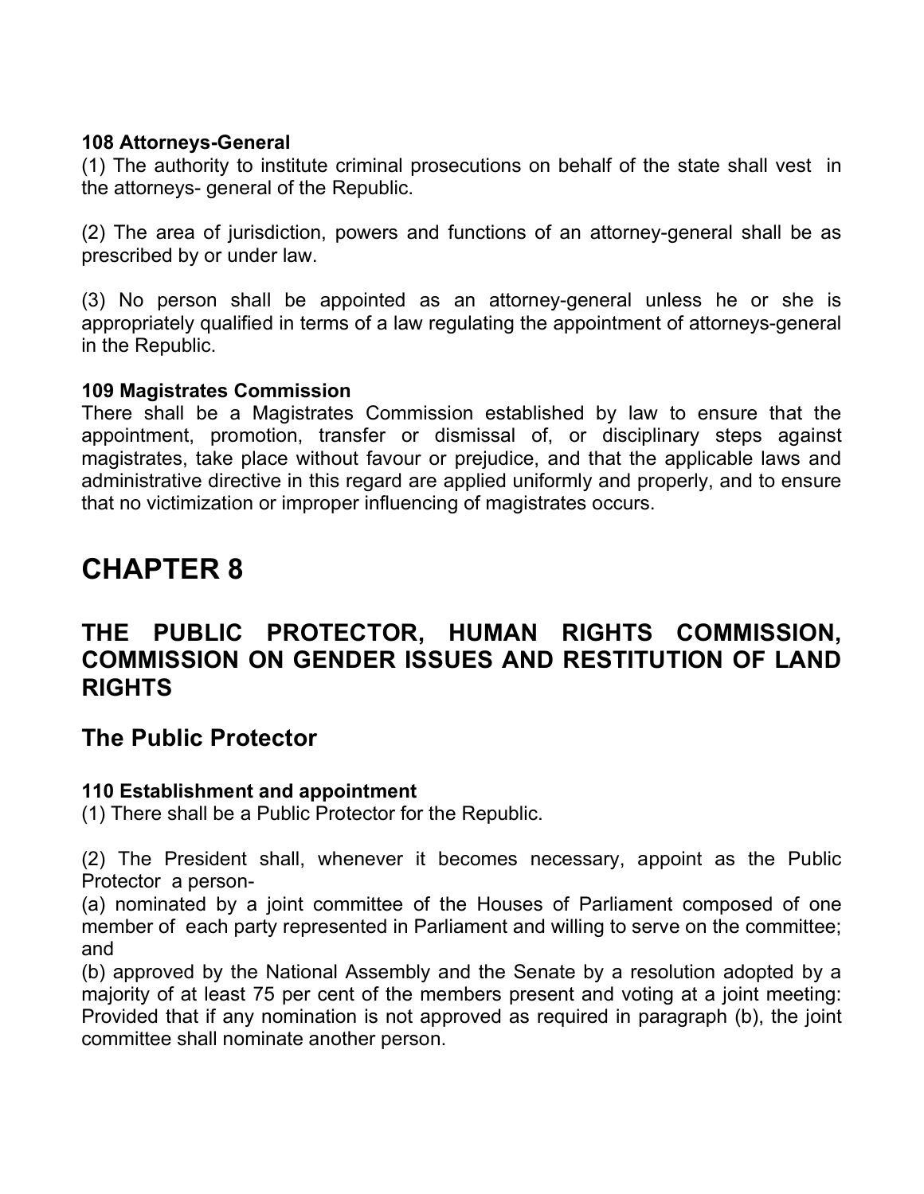**108 Attorneys-General**

(1) The authority to institute criminal prosecutions on behalf of the state shall vest in the attorneys- general of the Republic.

(2) The area of jurisdiction, powers and functions of an attorney-general shall be as prescribed by or under law.

(3) No person shall be appointed as an attorney-general unless he or she is appropriately qualified in terms of a law regulating the appointment of attorneys-general in the Republic.

**109 Magistrates Commission**

There shall be a Magistrates Commission established by law to ensure that the appointment, promotion, transfer or dismissal of, or disciplinary steps against magistrates, take place without favour or prejudice, and that the applicable laws and administrative directive in this regard are applied uniformly and properly, and to ensure that no victimization or improper influencing of magistrates occurs.

# CHAPTER 8

## THE PUBLIC PROTECTOR, HUMAN RIGHTS COMMISSION, COMMISSION ON GENDER ISSUES AND RESTITUTION OF LAND RIGHTS

## The Public Protector

**110 Establishment and appointment**

(1) There shall be a Public Protector for the Republic.

(2) The President shall, whenever it becomes necessary, appoint as the Public Protector a person-

(a) nominated by a joint committee of the Houses of Parliament composed of one member of each party represented in Parliament and willing to serve on the committee; and

(b) approved by the National Assembly and the Senate by a resolution adopted by a majority of at least 75 per cent of the members present and voting at a joint meeting: Provided that if any nomination is not approved as required in paragraph (b), the joint committee shall nominate another person.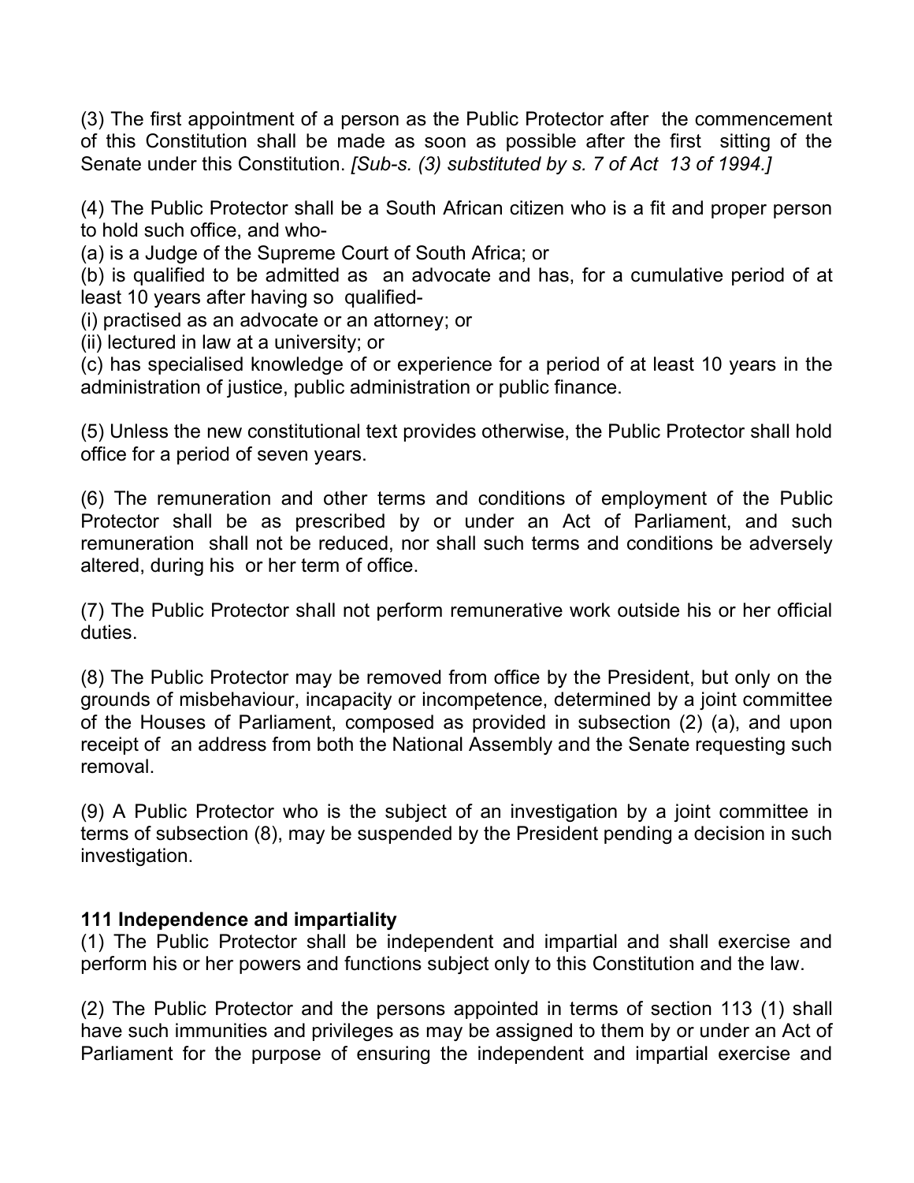(3) The first appointment of a person as the Public Protector after the commencement of this Constitution shall be made as soon as possible after the first sitting of the Senate under this Constitution. *[Sub-s. (3) substituted by s. 7 of Act 13 of 1994.]*

(4) The Public Protector shall be a South African citizen who is a fit and proper person to hold such office, and who-

(a) is a Judge of the Supreme Court of South Africa; or

(b) is qualified to be admitted as an advocate and has, for a cumulative period of at least 10 years after having so qualified-

(i) practised as an advocate or an attorney; or

(ii) lectured in law at a university; or

(c) has specialised knowledge of or experience for a period of at least 10 years in the administration of justice, public administration or public finance.

(5) Unless the new constitutional text provides otherwise, the Public Protector shall hold office for a period of seven years.

(6) The remuneration and other terms and conditions of employment of the Public Protector shall be as prescribed by or under an Act of Parliament, and such remuneration shall not be reduced, nor shall such terms and conditions be adversely altered, during his or her term of office.

(7) The Public Protector shall not perform remunerative work outside his or her official duties.

(8) The Public Protector may be removed from office by the President, but only on the grounds of misbehaviour, incapacity or incompetence, determined by a joint committee of the Houses of Parliament, composed as provided in subsection (2) (a), and upon receipt of an address from both the National Assembly and the Senate requesting such removal.

(9) A Public Protector who is the subject of an investigation by a joint committee in terms of subsection (8), may be suspended by the President pending a decision in such investigation.

**111 Independence and impartiality**

(1) The Public Protector shall be independent and impartial and shall exercise and perform his or her powers and functions subject only to this Constitution and the law.

(2) The Public Protector and the persons appointed in terms of section 113 (1) shall have such immunities and privileges as may be assigned to them by or under an Act of Parliament for the purpose of ensuring the independent and impartial exercise and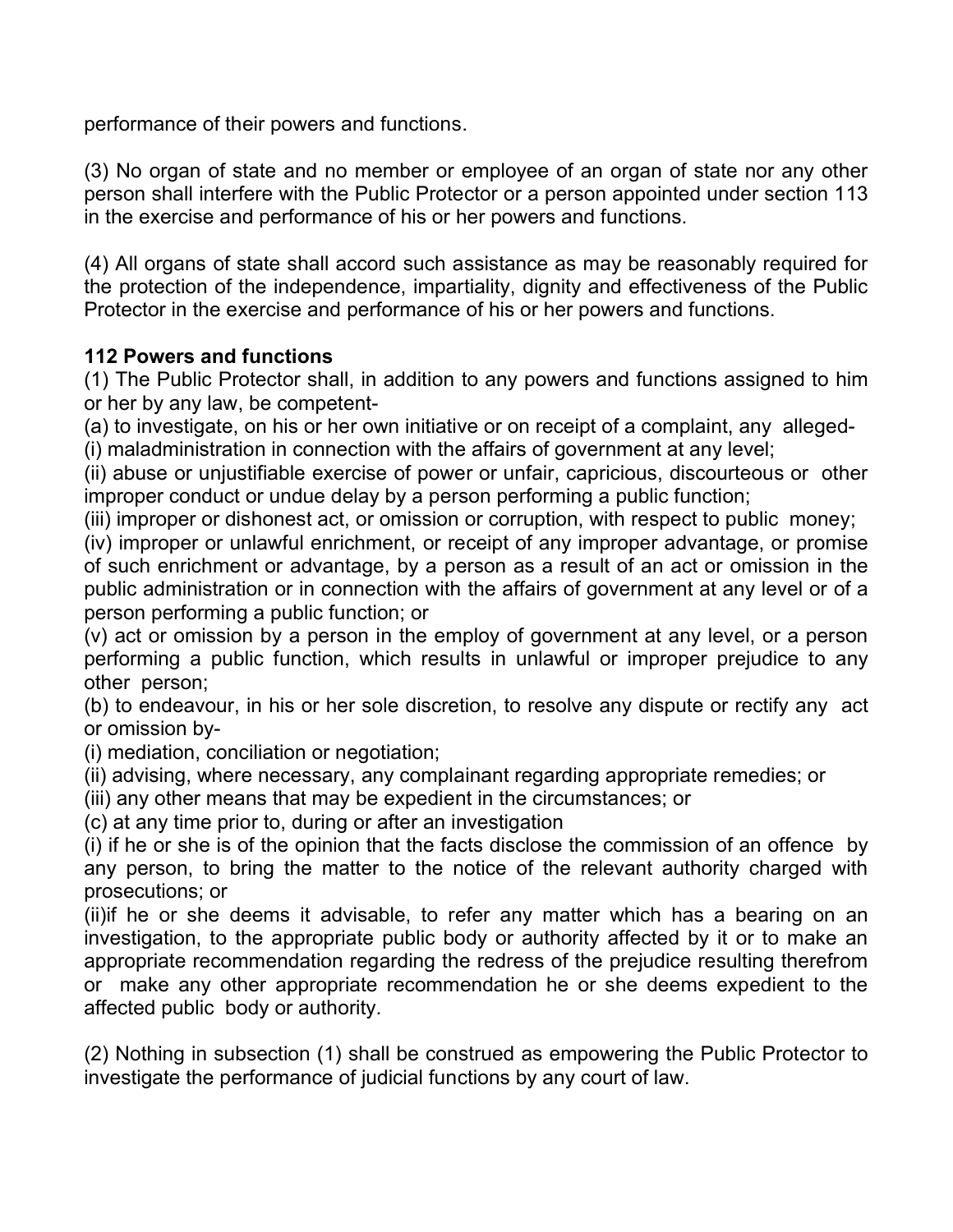performance of their powers and functions.

(3) No organ of state and no member or employee of an organ of state nor any other person shall interfere with the Public Protector or a person appointed under section 113 in the exercise and performance of his or her powers and functions.

(4) All organs of state shall accord such assistance as may be reasonably required for the protection of the independence, impartiality, dignity and effectiveness of the Public Protector in the exercise and performance of his or her powers and functions.

**112 Powers and functions**

(1) The Public Protector shall, in addition to any powers and functions assigned to him or her by any law, be competent-

(a) to investigate, on his or her own initiative or on receipt of a complaint, any alleged-

(i) maladministration in connection with the affairs of government at any level;

(ii) abuse or unjustifiable exercise of power or unfair, capricious, discourteous or other improper conduct or undue delay by a person performing a public function;

(iii) improper or dishonest act, or omission or corruption, with respect to public money;

(iv) improper or unlawful enrichment, or receipt of any improper advantage, or promise of such enrichment or advantage, by a person as a result of an act or omission in the public administration or in connection with the affairs of government at any level or of a person performing a public function; or

(v) act or omission by a person in the employ of government at any level, or a person performing a public function, which results in unlawful or improper prejudice to any other person;

(b) to endeavour, in his or her sole discretion, to resolve any dispute or rectify any act or omission by-

(i) mediation, conciliation or negotiation;

(ii) advising, where necessary, any complainant regarding appropriate remedies; or

(iii) any other means that may be expedient in the circumstances; or

(c) at any time prior to, during or after an investigation

(i) if he or she is of the opinion that the facts disclose the commission of an offence by any person, to bring the matter to the notice of the relevant authority charged with prosecutions; or

(ii)if he or she deems it advisable, to refer any matter which has a bearing on an investigation, to the appropriate public body or authority affected by it or to make an appropriate recommendation regarding the redress of the prejudice resulting therefrom or make any other appropriate recommendation he or she deems expedient to the affected public body or authority.

(2) Nothing in subsection (1) shall be construed as empowering the Public Protector to investigate the performance of judicial functions by any court of law.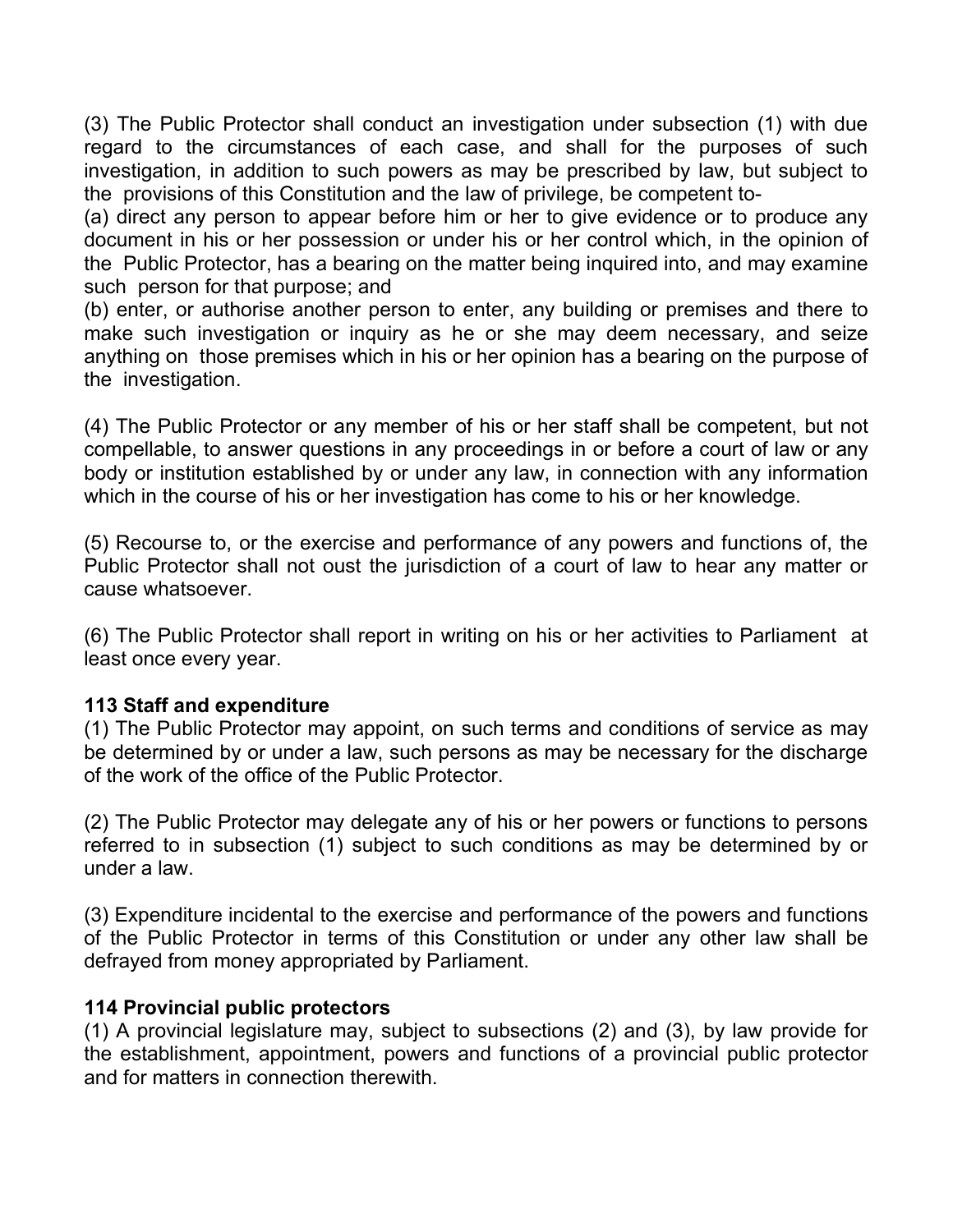(3) The Public Protector shall conduct an investigation under subsection (1) with due regard to the circumstances of each case, and shall for the purposes of such investigation, in addition to such powers as may be prescribed by law, but subject to the provisions of this Constitution and the law of privilege, be competent to-

(a) direct any person to appear before him or her to give evidence or to produce any document in his or her possession or under his or her control which, in the opinion of the Public Protector, has a bearing on the matter being inquired into, and may examine such person for that purpose; and

(b) enter, or authorise another person to enter, any building or premises and there to make such investigation or inquiry as he or she may deem necessary, and seize anything on those premises which in his or her opinion has a bearing on the purpose of the investigation.

(4) The Public Protector or any member of his or her staff shall be competent, but not compellable, to answer questions in any proceedings in or before a court of law or any body or institution established by or under any law, in connection with any information which in the course of his or her investigation has come to his or her knowledge.

(5) Recourse to, or the exercise and performance of any powers and functions of, the Public Protector shall not oust the jurisdiction of a court of law to hear any matter or cause whatsoever.

(6) The Public Protector shall report in writing on his or her activities to Parliament at least once every year.

**113 Staff and expenditure**

(1) The Public Protector may appoint, on such terms and conditions of service as may be determined by or under a law, such persons as may be necessary for the discharge of the work of the office of the Public Protector.

(2) The Public Protector may delegate any of his or her powers or functions to persons referred to in subsection (1) subject to such conditions as may be determined by or under a law.

(3) Expenditure incidental to the exercise and performance of the powers and functions of the Public Protector in terms of this Constitution or under any other law shall be defrayed from money appropriated by Parliament.

**114 Provincial public protectors**

(1) A provincial legislature may, subject to subsections (2) and (3), by law provide for the establishment, appointment, powers and functions of a provincial public protector and for matters in connection therewith.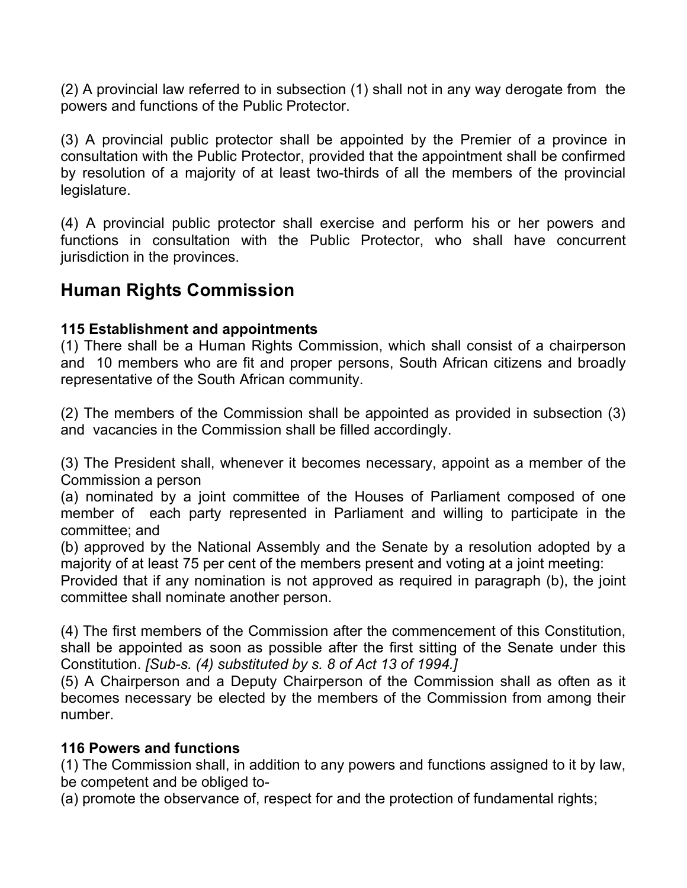(2) A provincial law referred to in subsection (1) shall not in any way derogate from the powers and functions of the Public Protector.

(3) A provincial public protector shall be appointed by the Premier of a province in consultation with the Public Protector, provided that the appointment shall be confirmed by resolution of a majority of at least two-thirds of all the members of the provincial legislature.

(4) A provincial public protector shall exercise and perform his or her powers and functions in consultation with the Public Protector, who shall have concurrent jurisdiction in the provinces.

## Human Rights Commission

**115 Establishment and appointments**

(1) There shall be a Human Rights Commission, which shall consist of a chairperson and 10 members who are fit and proper persons, South African citizens and broadly representative of the South African community.

(2) The members of the Commission shall be appointed as provided in subsection (3) and vacancies in the Commission shall be filled accordingly.

(3) The President shall, whenever it becomes necessary, appoint as a member of the Commission a person

(a) nominated by a joint committee of the Houses of Parliament composed of one member of each party represented in Parliament and willing to participate in the committee; and

(b) approved by the National Assembly and the Senate by a resolution adopted by a majority of at least 75 per cent of the members present and voting at a joint meeting:

Provided that if any nomination is not approved as required in paragraph (b), the joint committee shall nominate another person.

(4) The first members of the Commission after the commencement of this Constitution, shall be appointed as soon as possible after the first sitting of the Senate under this Constitution. *[Sub-s. (4) substituted by s. 8 of Act 13 of 1994.]*

(5) A Chairperson and a Deputy Chairperson of the Commission shall as often as it becomes necessary be elected by the members of the Commission from among their number.

**116 Powers and functions**

(1) The Commission shall, in addition to any powers and functions assigned to it by law, be competent and be obliged to-

(a) promote the observance of, respect for and the protection of fundamental rights;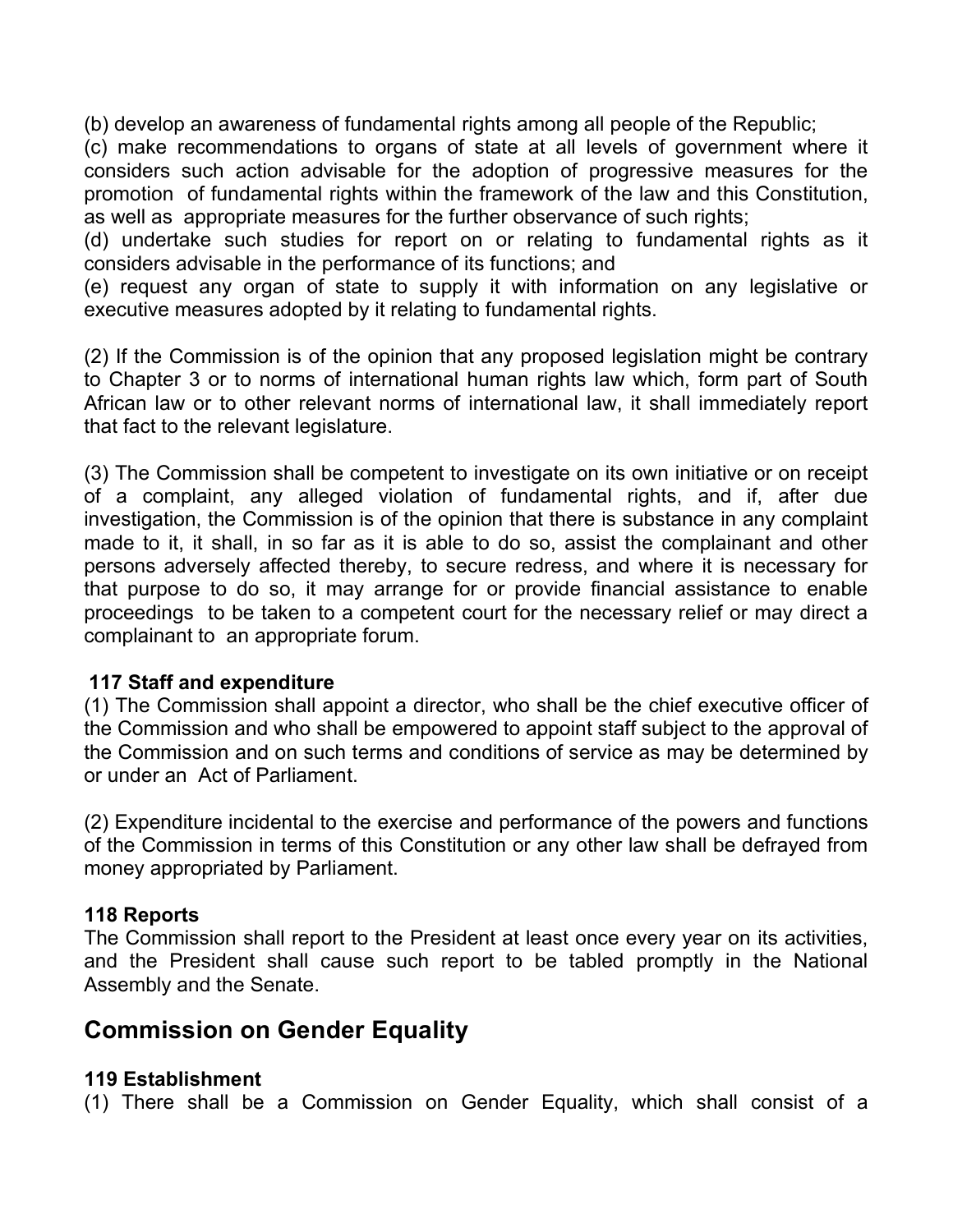(b) develop an awareness of fundamental rights among all people of the Republic;

(c) make recommendations to organs of state at all levels of government where it considers such action advisable for the adoption of progressive measures for the promotion of fundamental rights within the framework of the law and this Constitution, as well as appropriate measures for the further observance of such rights;

(d) undertake such studies for report on or relating to fundamental rights as it considers advisable in the performance of its functions; and

(e) request any organ of state to supply it with information on any legislative or executive measures adopted by it relating to fundamental rights.

(2) If the Commission is of the opinion that any proposed legislation might be contrary to Chapter 3 or to norms of international human rights law which, form part of South African law or to other relevant norms of international law, it shall immediately report that fact to the relevant legislature.

(3) The Commission shall be competent to investigate on its own initiative or on receipt of a complaint, any alleged violation of fundamental rights, and if, after due investigation, the Commission is of the opinion that there is substance in any complaint made to it, it shall, in so far as it is able to do so, assist the complainant and other persons adversely affected thereby, to secure redress, and where it is necessary for that purpose to do so, it may arrange for or provide financial assistance to enable proceedings to be taken to a competent court for the necessary relief or may direct a complainant to an appropriate forum.

**117 Staff and expenditure**

(1) The Commission shall appoint a director, who shall be the chief executive officer of the Commission and who shall be empowered to appoint staff subject to the approval of the Commission and on such terms and conditions of service as may be determined by or under an Act of Parliament.

(2) Expenditure incidental to the exercise and performance of the powers and functions of the Commission in terms of this Constitution or any other law shall be defrayed from money appropriated by Parliament.

**118 Reports**

The Commission shall report to the President at least once every year on its activities, and the President shall cause such report to be tabled promptly in the National Assembly and the Senate.

## Commission on Gender Equality

**119 Establishment**

(1) There shall be a Commission on Gender Equality, which shall consist of a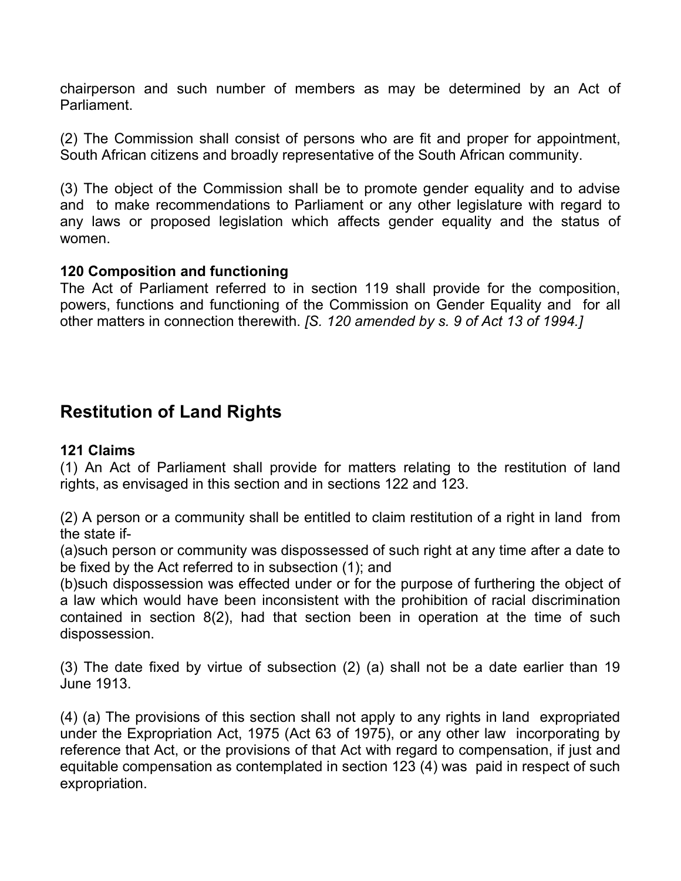chairperson and such number of members as may be determined by an Act of Parliament.

(2) The Commission shall consist of persons who are fit and proper for appointment, South African citizens and broadly representative of the South African community.

(3) The object of the Commission shall be to promote gender equality and to advise and to make recommendations to Parliament or any other legislature with regard to any laws or proposed legislation which affects gender equality and the status of women.

**120 Composition and functioning**
The Act of Parliament referred to in section 119 shall provide for the composition, powers, functions and functioning of the Commission on Gender Equality and for all other matters in connection therewith. *[S. 120 amended by s. 9 of Act 13 of 1994.]*

## Restitution of Land Rights

**121 Claims**
(1) An Act of Parliament shall provide for matters relating to the restitution of land rights, as envisaged in this section and in sections 122 and 123.

(2) A person or a community shall be entitled to claim restitution of a right in land from the state if-
(a)such person or community was dispossessed of such right at any time after a date to be fixed by the Act referred to in subsection (1); and
(b)such dispossession was effected under or for the purpose of furthering the object of a law which would have been inconsistent with the prohibition of racial discrimination contained in section 8(2), had that section been in operation at the time of such dispossession.

(3) The date fixed by virtue of subsection (2) (a) shall not be a date earlier than 19 June 1913.

(4) (a) The provisions of this section shall not apply to any rights in land expropriated under the Expropriation Act, 1975 (Act 63 of 1975), or any other law incorporating by reference that Act, or the provisions of that Act with regard to compensation, if just and equitable compensation as contemplated in section 123 (4) was paid in respect of such expropriation.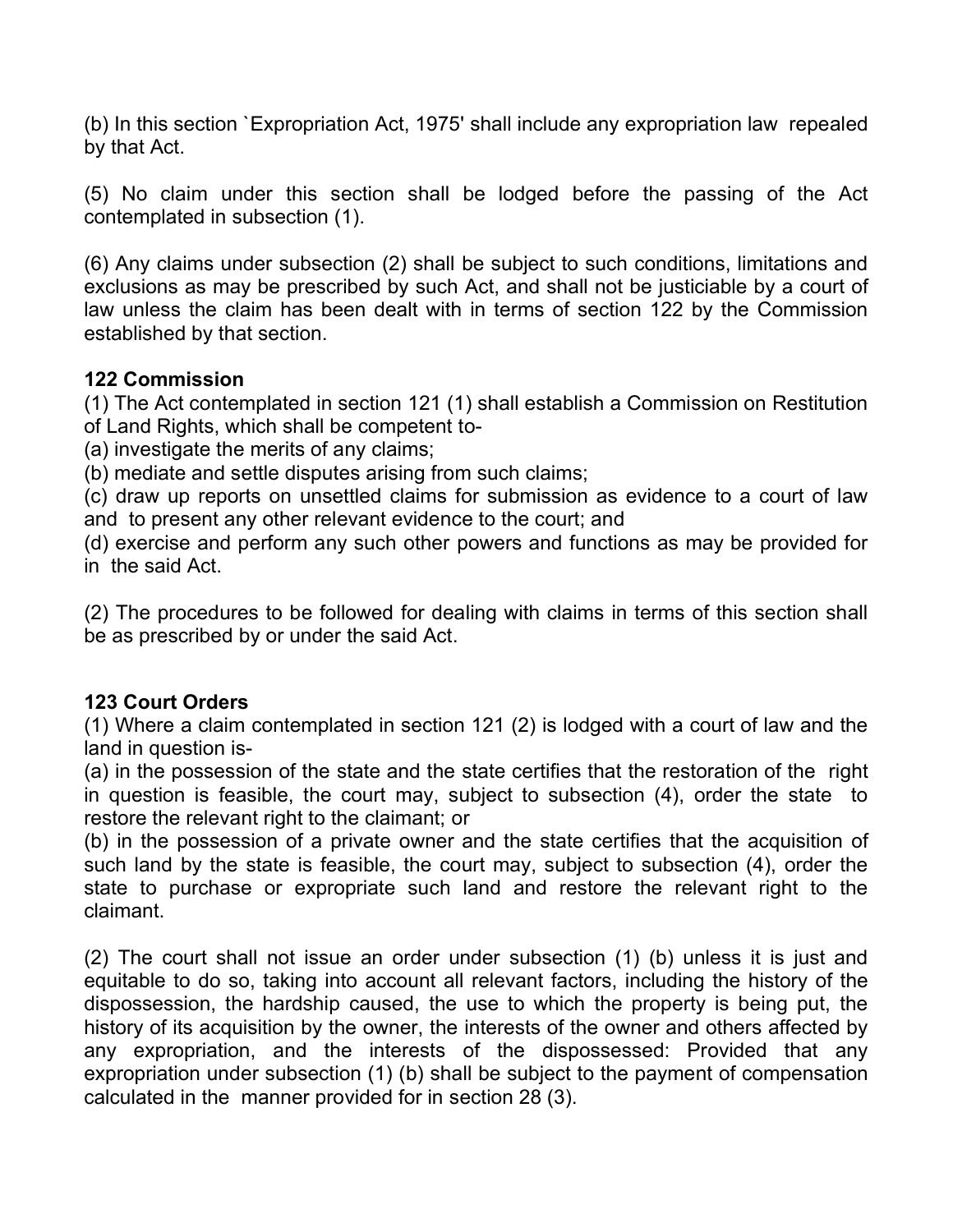(b) In this section `Expropriation Act, 1975' shall include any expropriation law repealed by that Act.

(5) No claim under this section shall be lodged before the passing of the Act contemplated in subsection (1).

(6) Any claims under subsection (2) shall be subject to such conditions, limitations and exclusions as may be prescribed by such Act, and shall not be justiciable by a court of law unless the claim has been dealt with in terms of section 122 by the Commission established by that section.

**122 Commission**

(1) The Act contemplated in section 121 (1) shall establish a Commission on Restitution of Land Rights, which shall be competent to-

(a) investigate the merits of any claims;

(b) mediate and settle disputes arising from such claims;

(c) draw up reports on unsettled claims for submission as evidence to a court of law and to present any other relevant evidence to the court; and

(d) exercise and perform any such other powers and functions as may be provided for in the said Act.

(2) The procedures to be followed for dealing with claims in terms of this section shall be as prescribed by or under the said Act.

**123 Court Orders**

(1) Where a claim contemplated in section 121 (2) is lodged with a court of law and the land in question is-

(a) in the possession of the state and the state certifies that the restoration of the right in question is feasible, the court may, subject to subsection (4), order the state to restore the relevant right to the claimant; or

(b) in the possession of a private owner and the state certifies that the acquisition of such land by the state is feasible, the court may, subject to subsection (4), order the state to purchase or expropriate such land and restore the relevant right to the claimant.

(2) The court shall not issue an order under subsection (1) (b) unless it is just and equitable to do so, taking into account all relevant factors, including the history of the dispossession, the hardship caused, the use to which the property is being put, the history of its acquisition by the owner, the interests of the owner and others affected by any expropriation, and the interests of the dispossessed: Provided that any expropriation under subsection (1) (b) shall be subject to the payment of compensation calculated in the manner provided for in section 28 (3).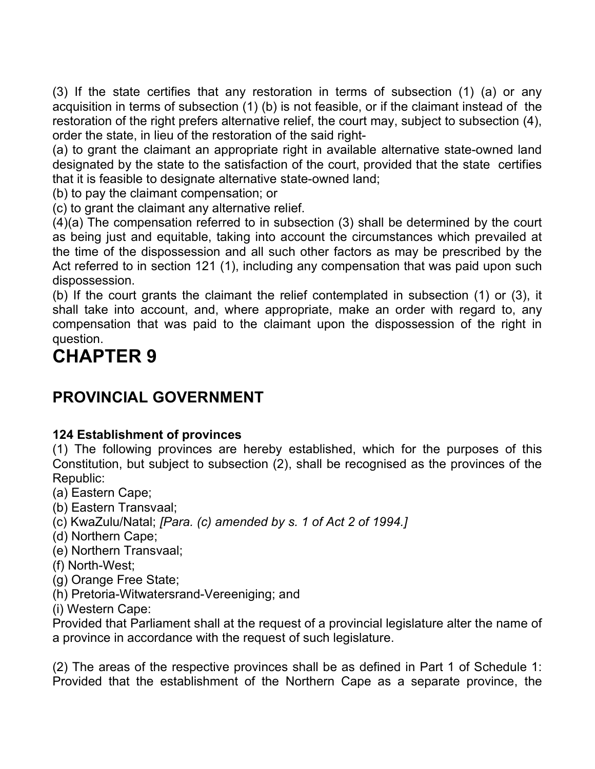(3) If the state certifies that any restoration in terms of subsection (1) (a) or any acquisition in terms of subsection (1) (b) is not feasible, or if the claimant instead of the restoration of the right prefers alternative relief, the court may, subject to subsection (4), order the state, in lieu of the restoration of the said right-

(a) to grant the claimant an appropriate right in available alternative state-owned land designated by the state to the satisfaction of the court, provided that the state certifies that it is feasible to designate alternative state-owned land;

(b) to pay the claimant compensation; or

(c) to grant the claimant any alternative relief.

(4)(a) The compensation referred to in subsection (3) shall be determined by the court as being just and equitable, taking into account the circumstances which prevailed at the time of the dispossession and all such other factors as may be prescribed by the Act referred to in section 121 (1), including any compensation that was paid upon such dispossession.

(b) If the court grants the claimant the relief contemplated in subsection (1) or (3), it shall take into account, and, where appropriate, make an order with regard to, any compensation that was paid to the claimant upon the dispossession of the right in question.

# CHAPTER 9

## PROVINCIAL GOVERNMENT

**124 Establishment of provinces**

(1) The following provinces are hereby established, which for the purposes of this Constitution, but subject to subsection (2), shall be recognised as the provinces of the Republic:

(a) Eastern Cape;

(b) Eastern Transvaal;

(c) KwaZulu/Natal; *[Para. (c) amended by s. 1 of Act 2 of 1994.]*

(d) Northern Cape;

(e) Northern Transvaal;

(f) North-West;

(g) Orange Free State;

(h) Pretoria-Witwatersrand-Vereeniging; and

(i) Western Cape:

Provided that Parliament shall at the request of a provincial legislature alter the name of a province in accordance with the request of such legislature.

(2) The areas of the respective provinces shall be as defined in Part 1 of Schedule 1: Provided that the establishment of the Northern Cape as a separate province, the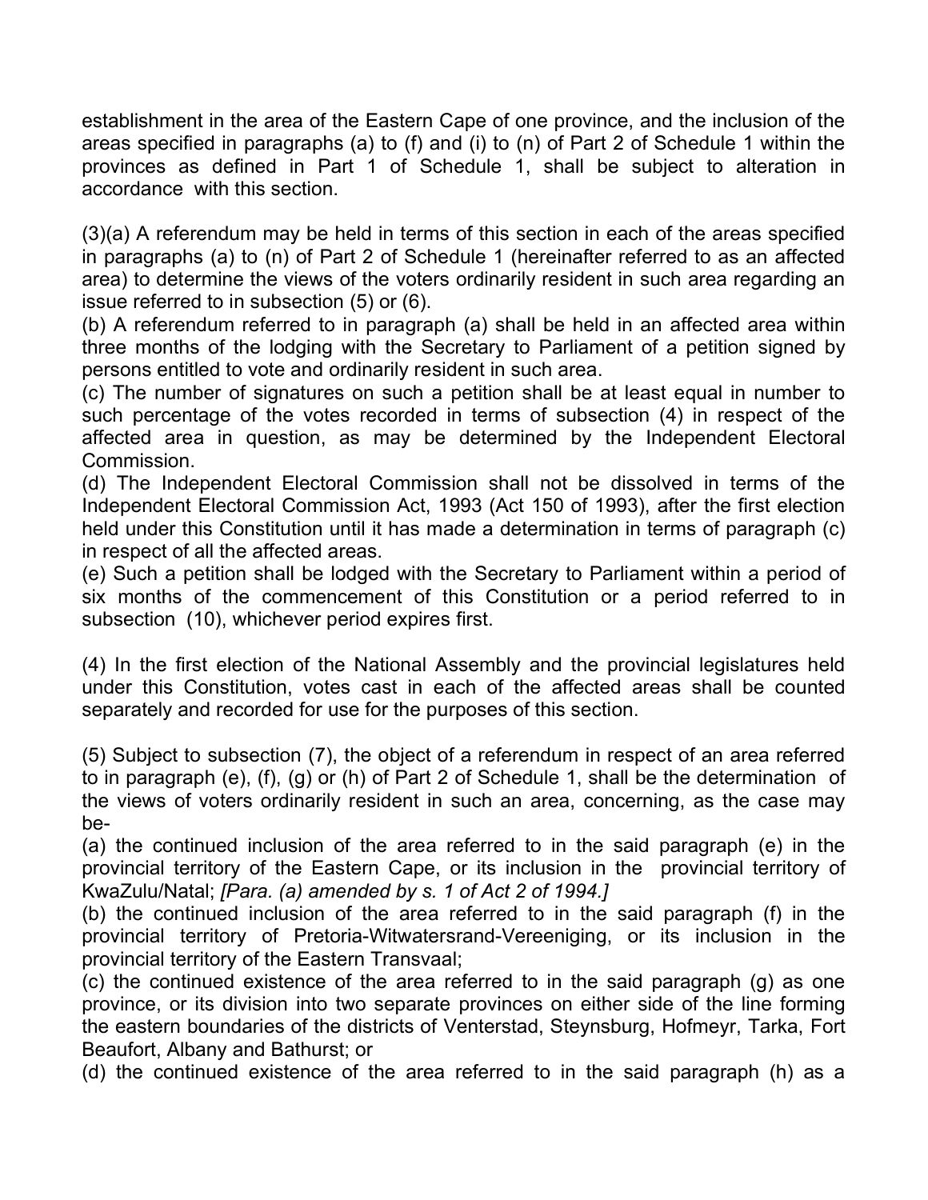establishment in the area of the Eastern Cape of one province, and the inclusion of the areas specified in paragraphs (a) to (f) and (i) to (n) of Part 2 of Schedule 1 within the provinces as defined in Part 1 of Schedule 1, shall be subject to alteration in accordance with this section.

(3)(a) A referendum may be held in terms of this section in each of the areas specified in paragraphs (a) to (n) of Part 2 of Schedule 1 (hereinafter referred to as an affected area) to determine the views of the voters ordinarily resident in such area regarding an issue referred to in subsection (5) or (6).
(b) A referendum referred to in paragraph (a) shall be held in an affected area within three months of the lodging with the Secretary to Parliament of a petition signed by persons entitled to vote and ordinarily resident in such area.
(c) The number of signatures on such a petition shall be at least equal in number to such percentage of the votes recorded in terms of subsection (4) in respect of the affected area in question, as may be determined by the Independent Electoral Commission.
(d) The Independent Electoral Commission shall not be dissolved in terms of the Independent Electoral Commission Act, 1993 (Act 150 of 1993), after the first election held under this Constitution until it has made a determination in terms of paragraph (c) in respect of all the affected areas.
(e) Such a petition shall be lodged with the Secretary to Parliament within a period of six months of the commencement of this Constitution or a period referred to in subsection (10), whichever period expires first.

(4) In the first election of the National Assembly and the provincial legislatures held under this Constitution, votes cast in each of the affected areas shall be counted separately and recorded for use for the purposes of this section.

(5) Subject to subsection (7), the object of a referendum in respect of an area referred to in paragraph (e), (f), (g) or (h) of Part 2 of Schedule 1, shall be the determination of the views of voters ordinarily resident in such an area, concerning, as the case may be-
(a) the continued inclusion of the area referred to in the said paragraph (e) in the provincial territory of the Eastern Cape, or its inclusion in the provincial territory of KwaZulu/Natal; *[Para. (a) amended by s. 1 of Act 2 of 1994.]*
(b) the continued inclusion of the area referred to in the said paragraph (f) in the provincial territory of Pretoria-Witwatersrand-Vereeniging, or its inclusion in the provincial territory of the Eastern Transvaal;
(c) the continued existence of the area referred to in the said paragraph (g) as one province, or its division into two separate provinces on either side of the line forming the eastern boundaries of the districts of Venterstad, Steynsburg, Hofmeyr, Tarka, Fort Beaufort, Albany and Bathurst; or
(d) the continued existence of the area referred to in the said paragraph (h) as a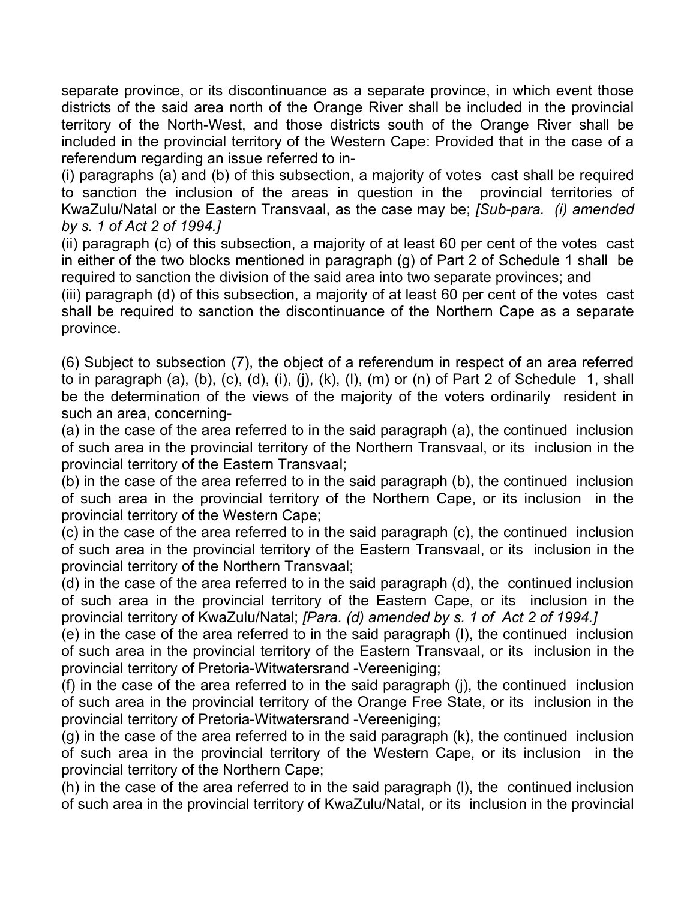separate province, or its discontinuance as a separate province, in which event those districts of the said area north of the Orange River shall be included in the provincial territory of the North-West, and those districts south of the Orange River shall be included in the provincial territory of the Western Cape: Provided that in the case of a referendum regarding an issue referred to in-

(i) paragraphs (a) and (b) of this subsection, a majority of votes cast shall be required to sanction the inclusion of the areas in question in the provincial territories of KwaZulu/Natal or the Eastern Transvaal, as the case may be; *[Sub-para. (i) amended by s. 1 of Act 2 of 1994.]*

(ii) paragraph (c) of this subsection, a majority of at least 60 per cent of the votes cast in either of the two blocks mentioned in paragraph (g) of Part 2 of Schedule 1 shall be required to sanction the division of the said area into two separate provinces; and

(iii) paragraph (d) of this subsection, a majority of at least 60 per cent of the votes cast shall be required to sanction the discontinuance of the Northern Cape as a separate province.

(6) Subject to subsection (7), the object of a referendum in respect of an area referred to in paragraph (a), (b), (c), (d), (i), (j), (k), (l), (m) or (n) of Part 2 of Schedule 1, shall be the determination of the views of the majority of the voters ordinarily resident in such an area, concerning-

(a) in the case of the area referred to in the said paragraph (a), the continued inclusion of such area in the provincial territory of the Northern Transvaal, or its inclusion in the provincial territory of the Eastern Transvaal;

(b) in the case of the area referred to in the said paragraph (b), the continued inclusion of such area in the provincial territory of the Northern Cape, or its inclusion in the provincial territory of the Western Cape;

(c) in the case of the area referred to in the said paragraph (c), the continued inclusion of such area in the provincial territory of the Eastern Transvaal, or its inclusion in the provincial territory of the Northern Transvaal;

(d) in the case of the area referred to in the said paragraph (d), the continued inclusion of such area in the provincial territory of the Eastern Cape, or its inclusion in the provincial territory of KwaZulu/Natal; *[Para. (d) amended by s. 1 of Act 2 of 1994.]*

(e) in the case of the area referred to in the said paragraph (I), the continued inclusion of such area in the provincial territory of the Eastern Transvaal, or its inclusion in the provincial territory of Pretoria-Witwatersrand -Vereeniging;

(f) in the case of the area referred to in the said paragraph (j), the continued inclusion of such area in the provincial territory of the Orange Free State, or its inclusion in the provincial territory of Pretoria-Witwatersrand -Vereeniging;

(g) in the case of the area referred to in the said paragraph (k), the continued inclusion of such area in the provincial territory of the Western Cape, or its inclusion in the provincial territory of the Northern Cape;

(h) in the case of the area referred to in the said paragraph (l), the continued inclusion of such area in the provincial territory of KwaZulu/Natal, or its inclusion in the provincial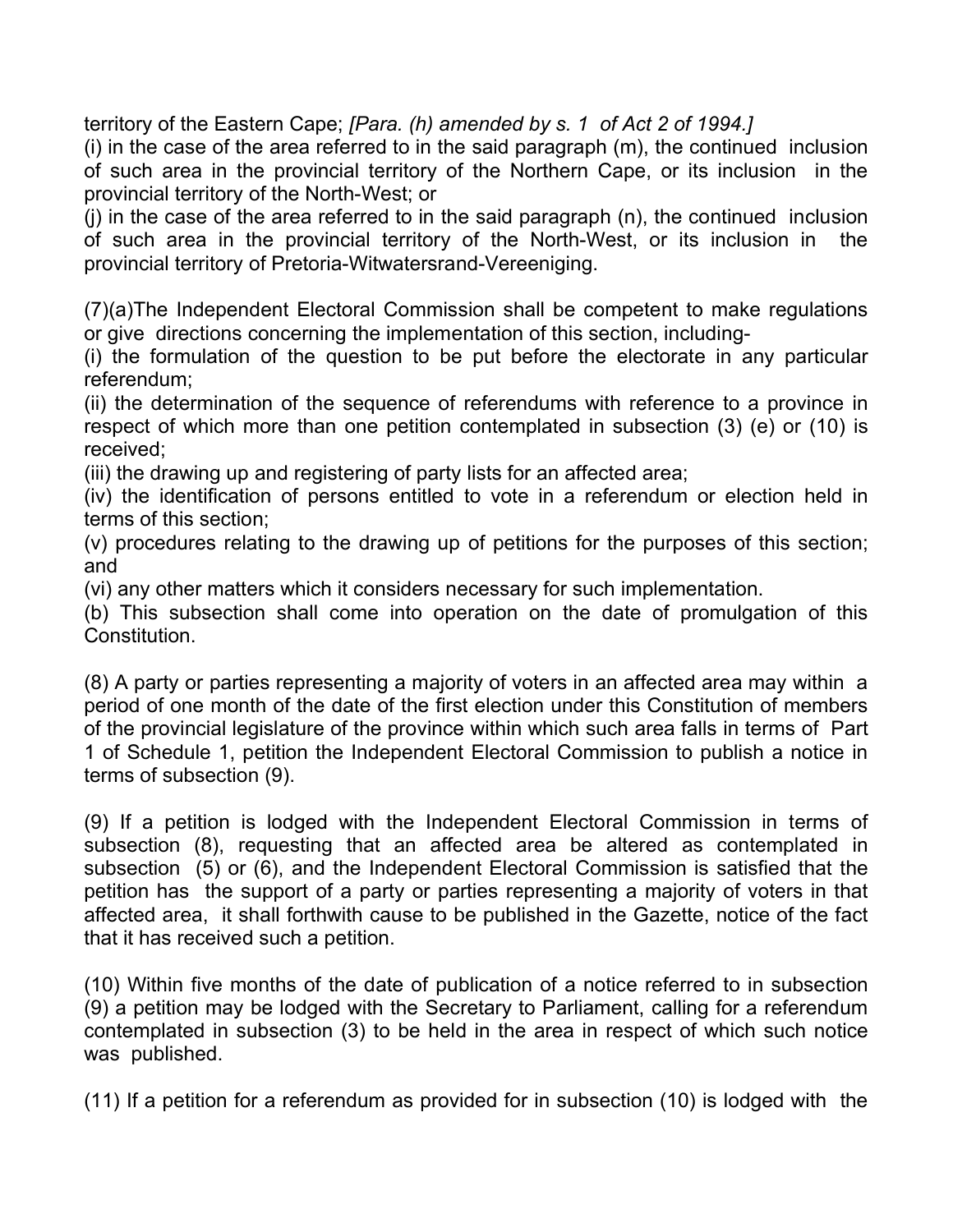territory of the Eastern Cape; *[Para. (h) amended by s. 1 of Act 2 of 1994.]*

(i) in the case of the area referred to in the said paragraph (m), the continued inclusion of such area in the provincial territory of the Northern Cape, or its inclusion in the provincial territory of the North-West; or

(j) in the case of the area referred to in the said paragraph (n), the continued inclusion of such area in the provincial territory of the North-West, or its inclusion in the provincial territory of Pretoria-Witwatersrand-Vereeniging.

(7)(a)The Independent Electoral Commission shall be competent to make regulations or give directions concerning the implementation of this section, including-

(i) the formulation of the question to be put before the electorate in any particular referendum;

(ii) the determination of the sequence of referendums with reference to a province in respect of which more than one petition contemplated in subsection (3) (e) or (10) is received;

(iii) the drawing up and registering of party lists for an affected area;

(iv) the identification of persons entitled to vote in a referendum or election held in terms of this section;

(v) procedures relating to the drawing up of petitions for the purposes of this section; and

(vi) any other matters which it considers necessary for such implementation.

(b) This subsection shall come into operation on the date of promulgation of this Constitution.

(8) A party or parties representing a majority of voters in an affected area may within a period of one month of the date of the first election under this Constitution of members of the provincial legislature of the province within which such area falls in terms of Part 1 of Schedule 1, petition the Independent Electoral Commission to publish a notice in terms of subsection (9).

(9) If a petition is lodged with the Independent Electoral Commission in terms of subsection (8), requesting that an affected area be altered as contemplated in subsection (5) or (6), and the Independent Electoral Commission is satisfied that the petition has the support of a party or parties representing a majority of voters in that affected area, it shall forthwith cause to be published in the Gazette, notice of the fact that it has received such a petition.

(10) Within five months of the date of publication of a notice referred to in subsection (9) a petition may be lodged with the Secretary to Parliament, calling for a referendum contemplated in subsection (3) to be held in the area in respect of which such notice was published.

(11) If a petition for a referendum as provided for in subsection (10) is lodged with the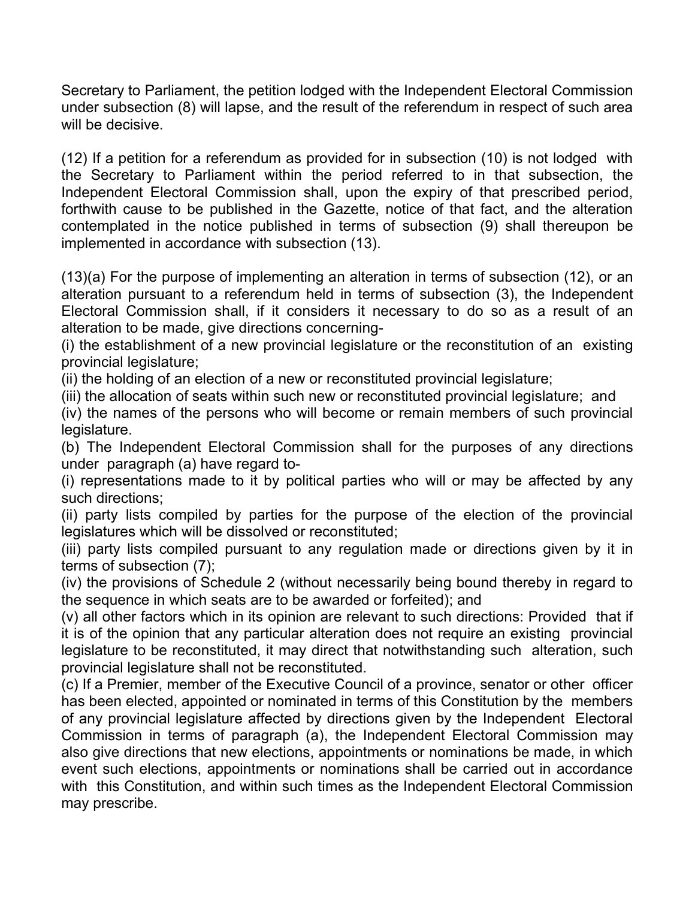Secretary to Parliament, the petition lodged with the Independent Electoral Commission under subsection (8) will lapse, and the result of the referendum in respect of such area will be decisive.

(12) If a petition for a referendum as provided for in subsection (10) is not lodged with the Secretary to Parliament within the period referred to in that subsection, the Independent Electoral Commission shall, upon the expiry of that prescribed period, forthwith cause to be published in the Gazette, notice of that fact, and the alteration contemplated in the notice published in terms of subsection (9) shall thereupon be implemented in accordance with subsection (13).

(13)(a) For the purpose of implementing an alteration in terms of subsection (12), or an alteration pursuant to a referendum held in terms of subsection (3), the Independent Electoral Commission shall, if it considers it necessary to do so as a result of an alteration to be made, give directions concerning-
(i) the establishment of a new provincial legislature or the reconstitution of an existing provincial legislature;
(ii) the holding of an election of a new or reconstituted provincial legislature;
(iii) the allocation of seats within such new or reconstituted provincial legislature; and
(iv) the names of the persons who will become or remain members of such provincial legislature.
(b) The Independent Electoral Commission shall for the purposes of any directions under paragraph (a) have regard to-
(i) representations made to it by political parties who will or may be affected by any such directions;
(ii) party lists compiled by parties for the purpose of the election of the provincial legislatures which will be dissolved or reconstituted;
(iii) party lists compiled pursuant to any regulation made or directions given by it in terms of subsection (7);
(iv) the provisions of Schedule 2 (without necessarily being bound thereby in regard to the sequence in which seats are to be awarded or forfeited); and
(v) all other factors which in its opinion are relevant to such directions: Provided that if it is of the opinion that any particular alteration does not require an existing provincial legislature to be reconstituted, it may direct that notwithstanding such alteration, such provincial legislature shall not be reconstituted.
(c) If a Premier, member of the Executive Council of a province, senator or other officer has been elected, appointed or nominated in terms of this Constitution by the members of any provincial legislature affected by directions given by the Independent Electoral Commission in terms of paragraph (a), the Independent Electoral Commission may also give directions that new elections, appointments or nominations be made, in which event such elections, appointments or nominations shall be carried out in accordance with this Constitution, and within such times as the Independent Electoral Commission may prescribe.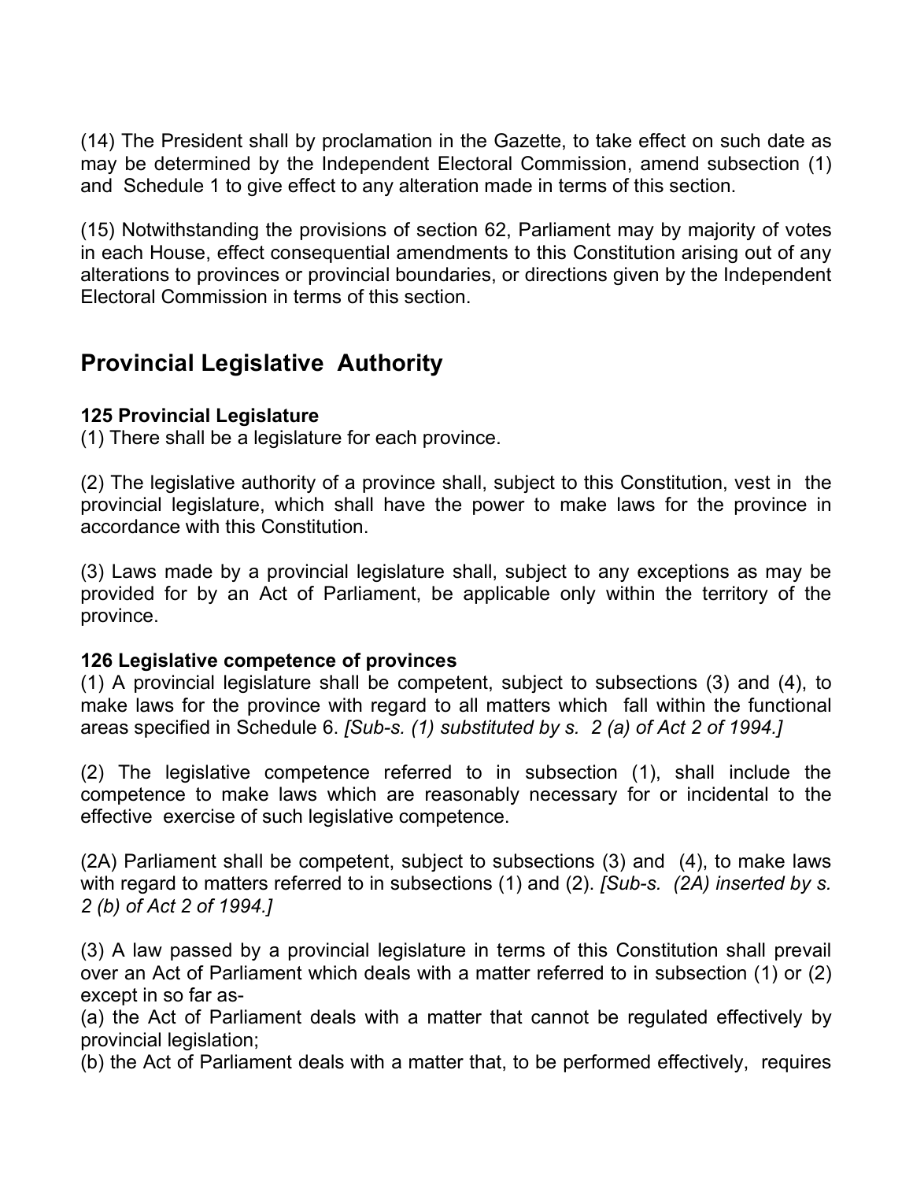(14) The President shall by proclamation in the Gazette, to take effect on such date as may be determined by the Independent Electoral Commission, amend subsection (1) and Schedule 1 to give effect to any alteration made in terms of this section.

(15) Notwithstanding the provisions of section 62, Parliament may by majority of votes in each House, effect consequential amendments to this Constitution arising out of any alterations to provinces or provincial boundaries, or directions given by the Independent Electoral Commission in terms of this section.

## Provincial Legislative Authority

**125 Provincial Legislature**
(1) There shall be a legislature for each province.

(2) The legislative authority of a province shall, subject to this Constitution, vest in the provincial legislature, which shall have the power to make laws for the province in accordance with this Constitution.

(3) Laws made by a provincial legislature shall, subject to any exceptions as may be provided for by an Act of Parliament, be applicable only within the territory of the province.

**126 Legislative competence of provinces**
(1) A provincial legislature shall be competent, subject to subsections (3) and (4), to make laws for the province with regard to all matters which fall within the functional areas specified in Schedule 6. *[Sub-s. (1) substituted by s. 2 (a) of Act 2 of 1994.]*

(2) The legislative competence referred to in subsection (1), shall include the competence to make laws which are reasonably necessary for or incidental to the effective exercise of such legislative competence.

(2A) Parliament shall be competent, subject to subsections (3) and (4), to make laws with regard to matters referred to in subsections (1) and (2). *[Sub-s. (2A) inserted by s. 2 (b) of Act 2 of 1994.]*

(3) A law passed by a provincial legislature in terms of this Constitution shall prevail over an Act of Parliament which deals with a matter referred to in subsection (1) or (2) except in so far as-
(a) the Act of Parliament deals with a matter that cannot be regulated effectively by provincial legislation;
(b) the Act of Parliament deals with a matter that, to be performed effectively, requires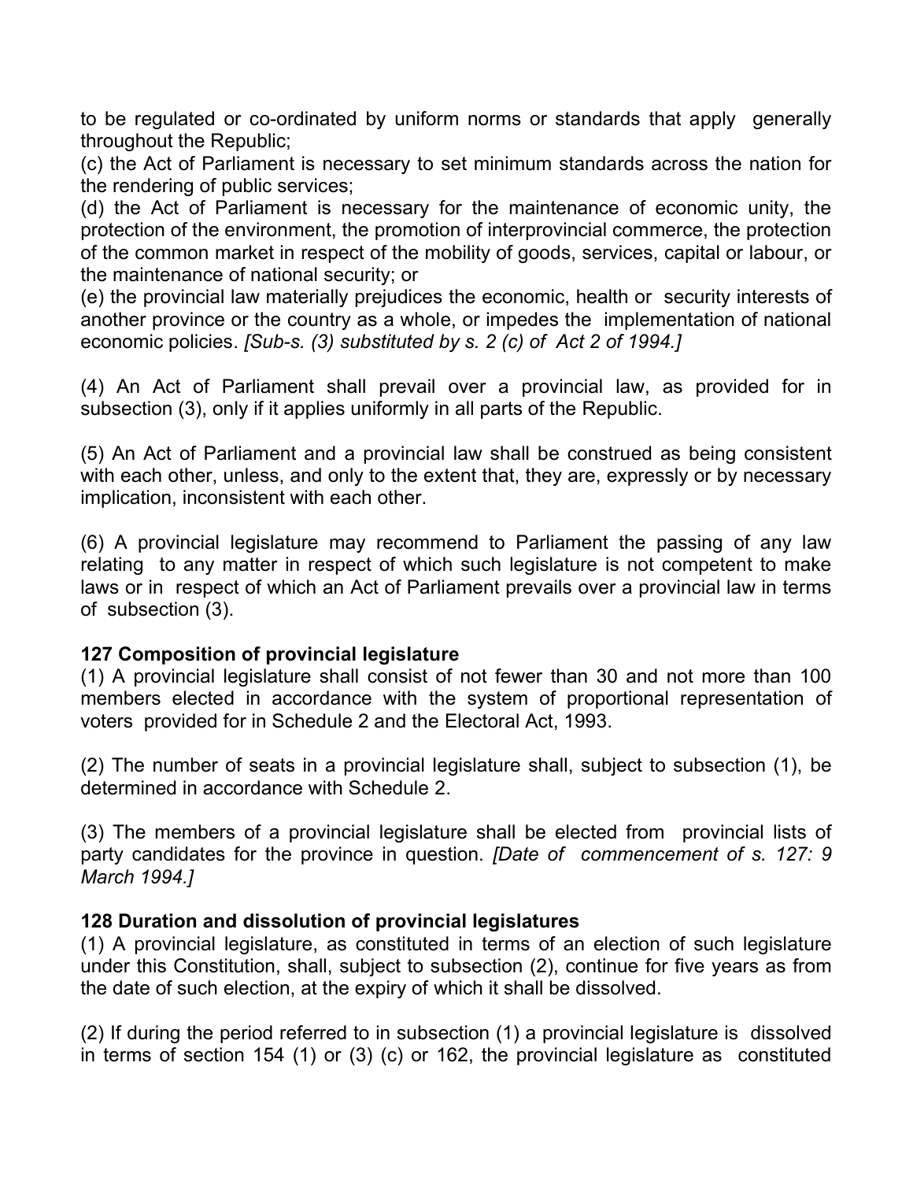to be regulated or co-ordinated by uniform norms or standards that apply generally throughout the Republic;

(c) the Act of Parliament is necessary to set minimum standards across the nation for the rendering of public services;

(d) the Act of Parliament is necessary for the maintenance of economic unity, the protection of the environment, the promotion of interprovincial commerce, the protection of the common market in respect of the mobility of goods, services, capital or labour, or the maintenance of national security; or

(e) the provincial law materially prejudices the economic, health or security interests of another province or the country as a whole, or impedes the implementation of national economic policies. *[Sub-s. (3) substituted by s. 2 (c) of Act 2 of 1994.]*

(4) An Act of Parliament shall prevail over a provincial law, as provided for in subsection (3), only if it applies uniformly in all parts of the Republic.

(5) An Act of Parliament and a provincial law shall be construed as being consistent with each other, unless, and only to the extent that, they are, expressly or by necessary implication, inconsistent with each other.

(6) A provincial legislature may recommend to Parliament the passing of any law relating to any matter in respect of which such legislature is not competent to make laws or in respect of which an Act of Parliament prevails over a provincial law in terms of subsection (3).

**127 Composition of provincial legislature**

(1) A provincial legislature shall consist of not fewer than 30 and not more than 100 members elected in accordance with the system of proportional representation of voters provided for in Schedule 2 and the Electoral Act, 1993.

(2) The number of seats in a provincial legislature shall, subject to subsection (1), be determined in accordance with Schedule 2.

(3) The members of a provincial legislature shall be elected from provincial lists of party candidates for the province in question. *[Date of commencement of s. 127: 9 March 1994.]*

**128 Duration and dissolution of provincial legislatures**

(1) A provincial legislature, as constituted in terms of an election of such legislature under this Constitution, shall, subject to subsection (2), continue for five years as from the date of such election, at the expiry of which it shall be dissolved.

(2) If during the period referred to in subsection (1) a provincial legislature is dissolved in terms of section 154 (1) or (3) (c) or 162, the provincial legislature as constituted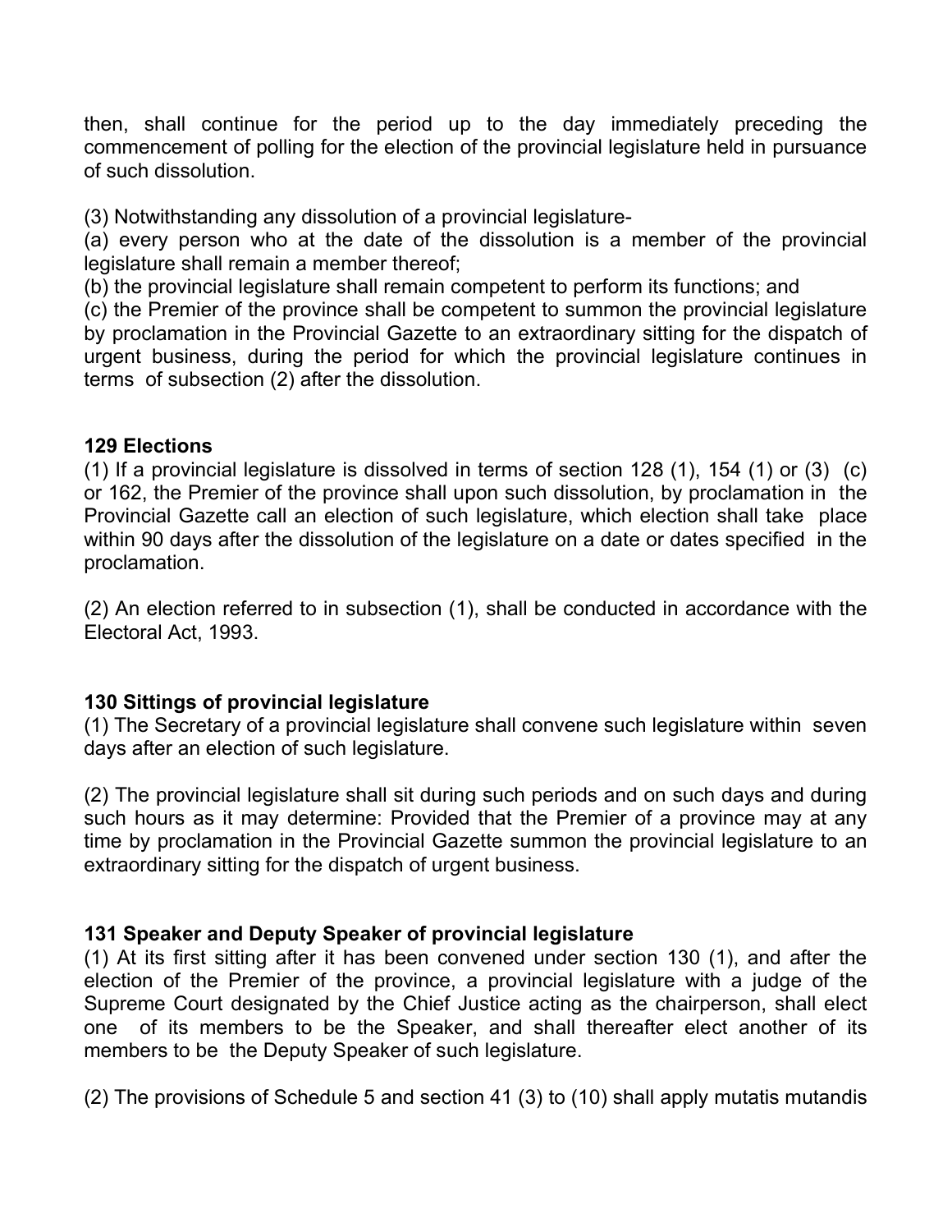then, shall continue for the period up to the day immediately preceding the commencement of polling for the election of the provincial legislature held in pursuance of such dissolution.

(3) Notwithstanding any dissolution of a provincial legislature-

(a) every person who at the date of the dissolution is a member of the provincial legislature shall remain a member thereof;

(b) the provincial legislature shall remain competent to perform its functions; and

(c) the Premier of the province shall be competent to summon the provincial legislature by proclamation in the Provincial Gazette to an extraordinary sitting for the dispatch of urgent business, during the period for which the provincial legislature continues in terms of subsection (2) after the dissolution.

**129 Elections**

(1) If a provincial legislature is dissolved in terms of section 128 (1), 154 (1) or (3) (c) or 162, the Premier of the province shall upon such dissolution, by proclamation in the Provincial Gazette call an election of such legislature, which election shall take place within 90 days after the dissolution of the legislature on a date or dates specified in the proclamation.

(2) An election referred to in subsection (1), shall be conducted in accordance with the Electoral Act, 1993.

**130 Sittings of provincial legislature**

(1) The Secretary of a provincial legislature shall convene such legislature within seven days after an election of such legislature.

(2) The provincial legislature shall sit during such periods and on such days and during such hours as it may determine: Provided that the Premier of a province may at any time by proclamation in the Provincial Gazette summon the provincial legislature to an extraordinary sitting for the dispatch of urgent business.

**131 Speaker and Deputy Speaker of provincial legislature**

(1) At its first sitting after it has been convened under section 130 (1), and after the election of the Premier of the province, a provincial legislature with a judge of the Supreme Court designated by the Chief Justice acting as the chairperson, shall elect one of its members to be the Speaker, and shall thereafter elect another of its members to be the Deputy Speaker of such legislature.

(2) The provisions of Schedule 5 and section 41 (3) to (10) shall apply mutatis mutandis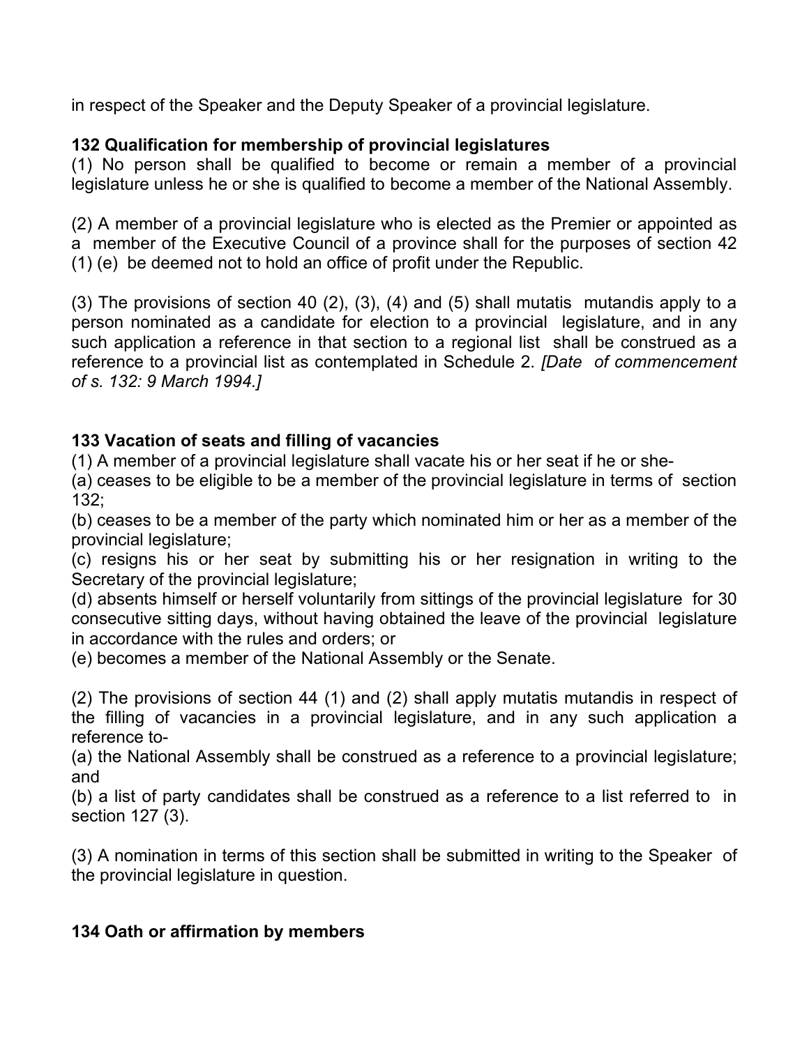in respect of the Speaker and the Deputy Speaker of a provincial legislature.

**132 Qualification for membership of provincial legislatures**

(1) No person shall be qualified to become or remain a member of a provincial legislature unless he or she is qualified to become a member of the National Assembly.

(2) A member of a provincial legislature who is elected as the Premier or appointed as a member of the Executive Council of a province shall for the purposes of section 42 (1) (e) be deemed not to hold an office of profit under the Republic.

(3) The provisions of section 40 (2), (3), (4) and (5) shall mutatis mutandis apply to a person nominated as a candidate for election to a provincial legislature, and in any such application a reference in that section to a regional list shall be construed as a reference to a provincial list as contemplated in Schedule 2. *[Date of commencement of s. 132: 9 March 1994.]*

**133 Vacation of seats and filling of vacancies**

(1) A member of a provincial legislature shall vacate his or her seat if he or she-

(a) ceases to be eligible to be a member of the provincial legislature in terms of section 132;

(b) ceases to be a member of the party which nominated him or her as a member of the provincial legislature;

(c) resigns his or her seat by submitting his or her resignation in writing to the Secretary of the provincial legislature;

(d) absents himself or herself voluntarily from sittings of the provincial legislature for 30 consecutive sitting days, without having obtained the leave of the provincial legislature in accordance with the rules and orders; or

(e) becomes a member of the National Assembly or the Senate.

(2) The provisions of section 44 (1) and (2) shall apply mutatis mutandis in respect of the filling of vacancies in a provincial legislature, and in any such application a reference to-

(a) the National Assembly shall be construed as a reference to a provincial legislature; and

(b) a list of party candidates shall be construed as a reference to a list referred to in section 127 (3).

(3) A nomination in terms of this section shall be submitted in writing to the Speaker of the provincial legislature in question.

**134 Oath or affirmation by members**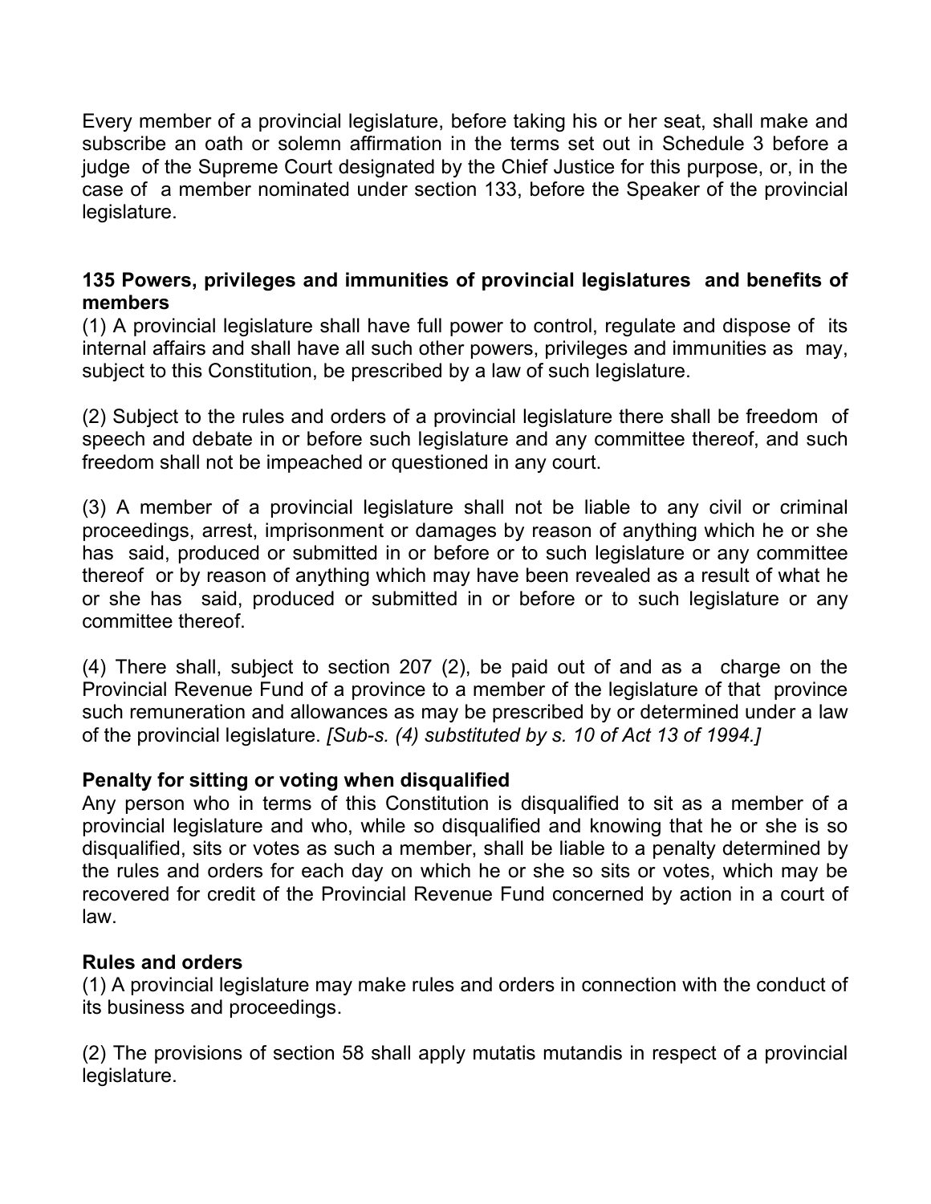Every member of a provincial legislature, before taking his or her seat, shall make and subscribe an oath or solemn affirmation in the terms set out in Schedule 3 before a judge of the Supreme Court designated by the Chief Justice for this purpose, or, in the case of a member nominated under section 133, before the Speaker of the provincial legislature.

**135 Powers, privileges and immunities of provincial legislatures and benefits of members**

(1) A provincial legislature shall have full power to control, regulate and dispose of its internal affairs and shall have all such other powers, privileges and immunities as may, subject to this Constitution, be prescribed by a law of such legislature.

(2) Subject to the rules and orders of a provincial legislature there shall be freedom of speech and debate in or before such legislature and any committee thereof, and such freedom shall not be impeached or questioned in any court.

(3) A member of a provincial legislature shall not be liable to any civil or criminal proceedings, arrest, imprisonment or damages by reason of anything which he or she has said, produced or submitted in or before or to such legislature or any committee thereof or by reason of anything which may have been revealed as a result of what he or she has said, produced or submitted in or before or to such legislature or any committee thereof.

(4) There shall, subject to section 207 (2), be paid out of and as a charge on the Provincial Revenue Fund of a province to a member of the legislature of that province such remuneration and allowances as may be prescribed by or determined under a law of the provincial legislature. *[Sub-s. (4) substituted by s. 10 of Act 13 of 1994.]*

**Penalty for sitting or voting when disqualified**

Any person who in terms of this Constitution is disqualified to sit as a member of a provincial legislature and who, while so disqualified and knowing that he or she is so disqualified, sits or votes as such a member, shall be liable to a penalty determined by the rules and orders for each day on which he or she so sits or votes, which may be recovered for credit of the Provincial Revenue Fund concerned by action in a court of law.

**Rules and orders**

(1) A provincial legislature may make rules and orders in connection with the conduct of its business and proceedings.

(2) The provisions of section 58 shall apply mutatis mutandis in respect of a provincial legislature.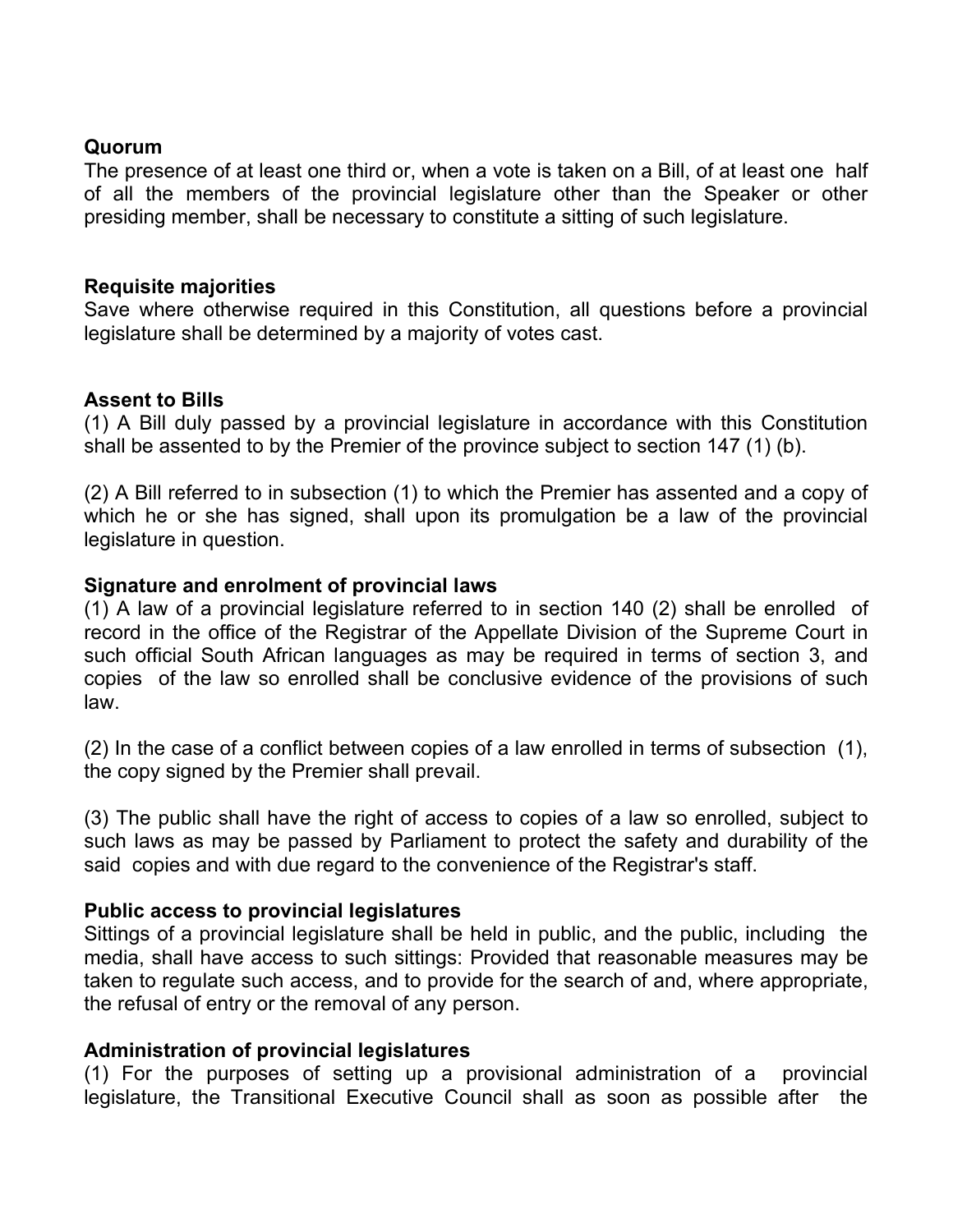**Quorum**
The presence of at least one third or, when a vote is taken on a Bill, of at least one half of all the members of the provincial legislature other than the Speaker or other presiding member, shall be necessary to constitute a sitting of such legislature.

**Requisite majorities**
Save where otherwise required in this Constitution, all questions before a provincial legislature shall be determined by a majority of votes cast.

**Assent to Bills**
(1) A Bill duly passed by a provincial legislature in accordance with this Constitution shall be assented to by the Premier of the province subject to section 147 (1) (b).

(2) A Bill referred to in subsection (1) to which the Premier has assented and a copy of which he or she has signed, shall upon its promulgation be a law of the provincial legislature in question.

**Signature and enrolment of provincial laws**
(1) A law of a provincial legislature referred to in section 140 (2) shall be enrolled of record in the office of the Registrar of the Appellate Division of the Supreme Court in such official South African languages as may be required in terms of section 3, and copies of the law so enrolled shall be conclusive evidence of the provisions of such law.

(2) In the case of a conflict between copies of a law enrolled in terms of subsection (1), the copy signed by the Premier shall prevail.

(3) The public shall have the right of access to copies of a law so enrolled, subject to such laws as may be passed by Parliament to protect the safety and durability of the said copies and with due regard to the convenience of the Registrar's staff.

**Public access to provincial legislatures**
Sittings of a provincial legislature shall be held in public, and the public, including the media, shall have access to such sittings: Provided that reasonable measures may be taken to regulate such access, and to provide for the search of and, where appropriate, the refusal of entry or the removal of any person.

**Administration of provincial legislatures**
(1) For the purposes of setting up a provisional administration of a provincial legislature, the Transitional Executive Council shall as soon as possible after the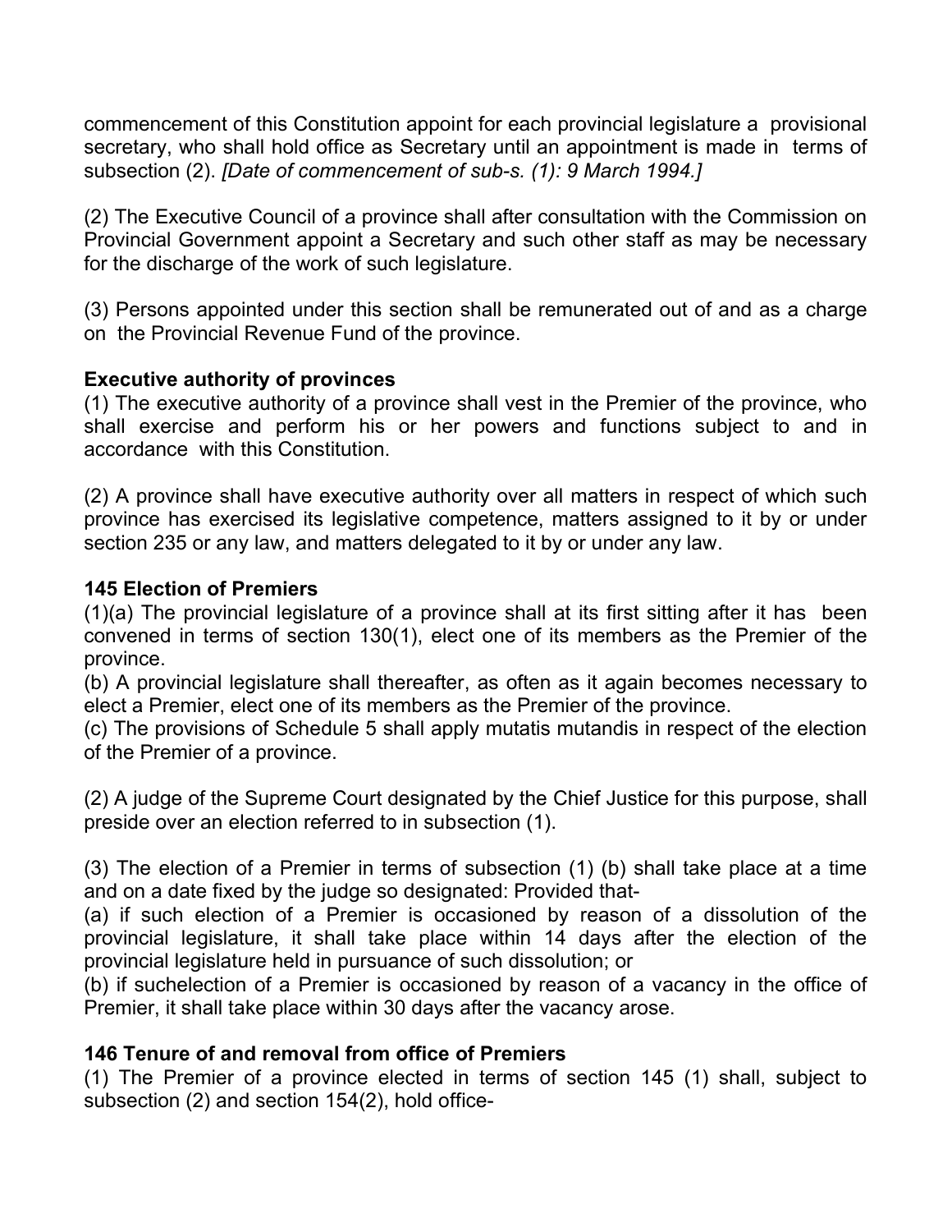commencement of this Constitution appoint for each provincial legislature a provisional secretary, who shall hold office as Secretary until an appointment is made in terms of subsection (2). *[Date of commencement of sub-s. (1): 9 March 1994.]*

(2) The Executive Council of a province shall after consultation with the Commission on Provincial Government appoint a Secretary and such other staff as may be necessary for the discharge of the work of such legislature.

(3) Persons appointed under this section shall be remunerated out of and as a charge on the Provincial Revenue Fund of the province.

**Executive authority of provinces**

(1) The executive authority of a province shall vest in the Premier of the province, who shall exercise and perform his or her powers and functions subject to and in accordance with this Constitution.

(2) A province shall have executive authority over all matters in respect of which such province has exercised its legislative competence, matters assigned to it by or under section 235 or any law, and matters delegated to it by or under any law.

**145 Election of Premiers**

(1)(a) The provincial legislature of a province shall at its first sitting after it has been convened in terms of section 130(1), elect one of its members as the Premier of the province.
(b) A provincial legislature shall thereafter, as often as it again becomes necessary to elect a Premier, elect one of its members as the Premier of the province.
(c) The provisions of Schedule 5 shall apply mutatis mutandis in respect of the election of the Premier of a province.

(2) A judge of the Supreme Court designated by the Chief Justice for this purpose, shall preside over an election referred to in subsection (1).

(3) The election of a Premier in terms of subsection (1) (b) shall take place at a time and on a date fixed by the judge so designated: Provided that-
(a) if such election of a Premier is occasioned by reason of a dissolution of the provincial legislature, it shall take place within 14 days after the election of the provincial legislature held in pursuance of such dissolution; or
(b) if suchelection of a Premier is occasioned by reason of a vacancy in the office of Premier, it shall take place within 30 days after the vacancy arose.

**146 Tenure of and removal from office of Premiers**

(1) The Premier of a province elected in terms of section 145 (1) shall, subject to subsection (2) and section 154(2), hold office-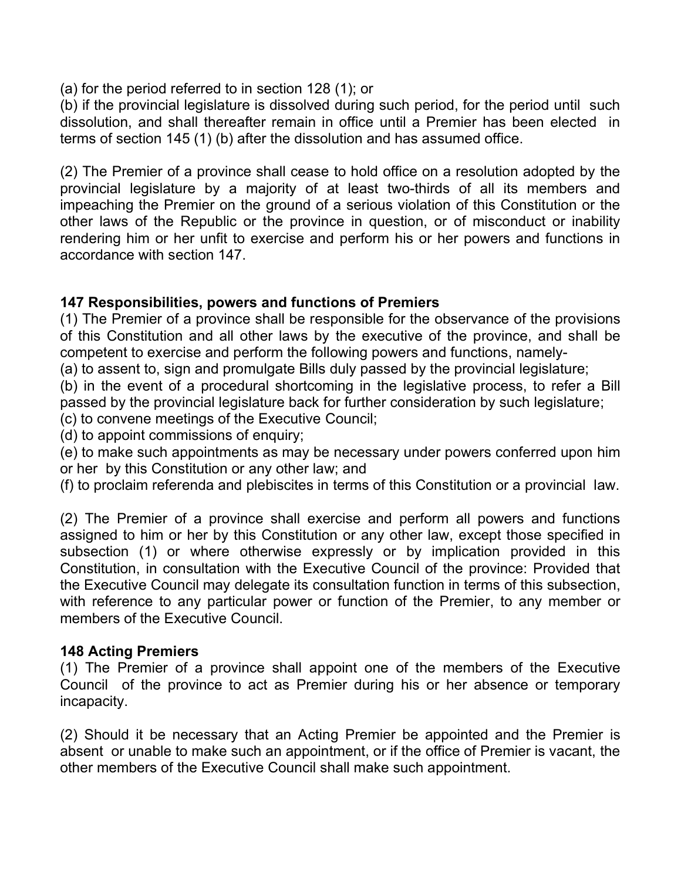(a) for the period referred to in section 128 (1); or

(b) if the provincial legislature is dissolved during such period, for the period until such dissolution, and shall thereafter remain in office until a Premier has been elected in terms of section 145 (1) (b) after the dissolution and has assumed office.

(2) The Premier of a province shall cease to hold office on a resolution adopted by the provincial legislature by a majority of at least two-thirds of all its members and impeaching the Premier on the ground of a serious violation of this Constitution or the other laws of the Republic or the province in question, or of misconduct or inability rendering him or her unfit to exercise and perform his or her powers and functions in accordance with section 147.

### 147 Responsibilities, powers and functions of Premiers

(1) The Premier of a province shall be responsible for the observance of the provisions of this Constitution and all other laws by the executive of the province, and shall be competent to exercise and perform the following powers and functions, namely-

(a) to assent to, sign and promulgate Bills duly passed by the provincial legislature;

(b) in the event of a procedural shortcoming in the legislative process, to refer a Bill passed by the provincial legislature back for further consideration by such legislature;

(c) to convene meetings of the Executive Council;

(d) to appoint commissions of enquiry;

(e) to make such appointments as may be necessary under powers conferred upon him or her by this Constitution or any other law; and

(f) to proclaim referenda and plebiscites in terms of this Constitution or a provincial law.

(2) The Premier of a province shall exercise and perform all powers and functions assigned to him or her by this Constitution or any other law, except those specified in subsection (1) or where otherwise expressly or by implication provided in this Constitution, in consultation with the Executive Council of the province: Provided that the Executive Council may delegate its consultation function in terms of this subsection, with reference to any particular power or function of the Premier, to any member or members of the Executive Council.

### 148 Acting Premiers

(1) The Premier of a province shall appoint one of the members of the Executive Council of the province to act as Premier during his or her absence or temporary incapacity.

(2) Should it be necessary that an Acting Premier be appointed and the Premier is absent or unable to make such an appointment, or if the office of Premier is vacant, the other members of the Executive Council shall make such appointment.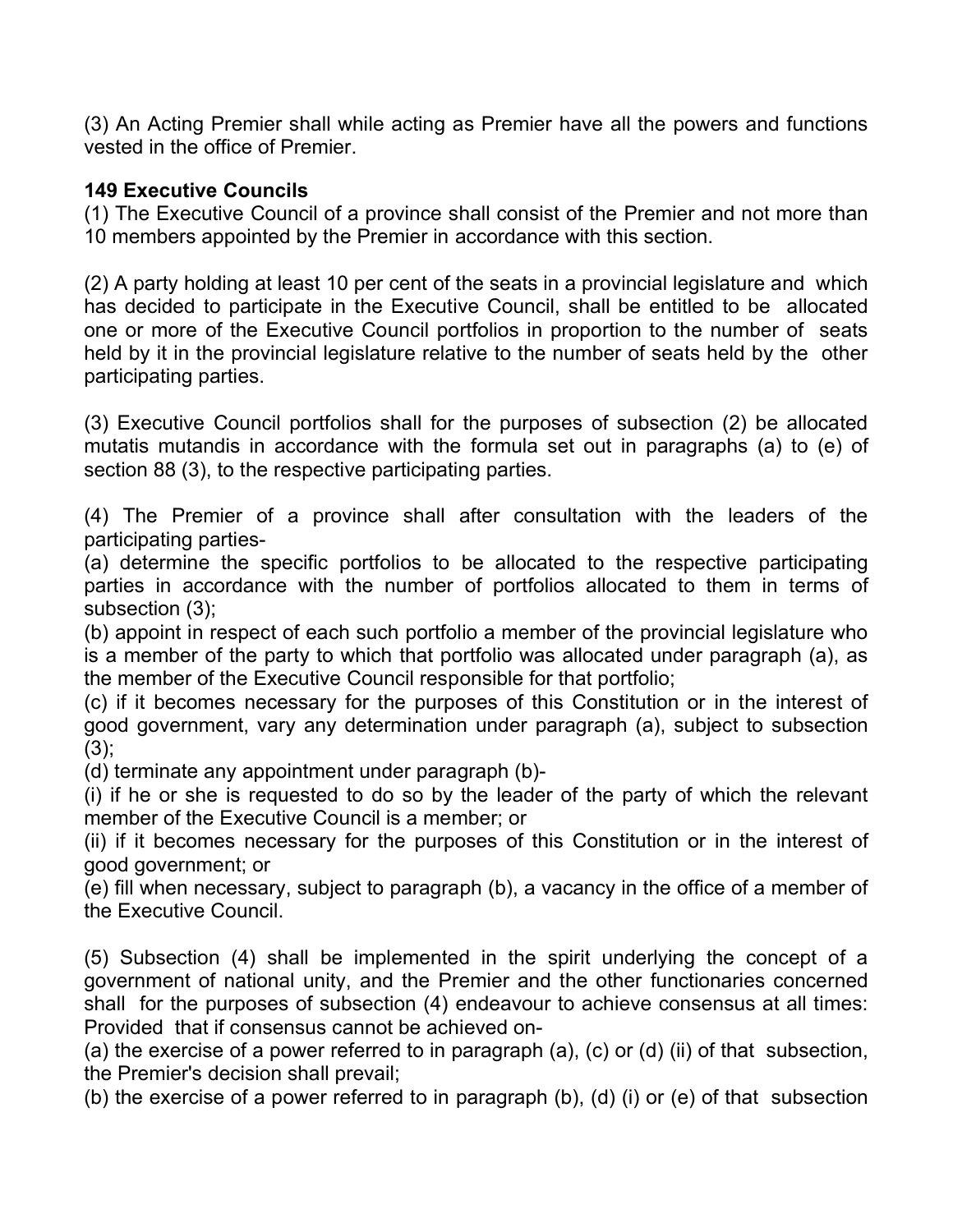(3) An Acting Premier shall while acting as Premier have all the powers and functions vested in the office of Premier.

**149 Executive Councils**

(1) The Executive Council of a province shall consist of the Premier and not more than 10 members appointed by the Premier in accordance with this section.

(2) A party holding at least 10 per cent of the seats in a provincial legislature and which has decided to participate in the Executive Council, shall be entitled to be allocated one or more of the Executive Council portfolios in proportion to the number of seats held by it in the provincial legislature relative to the number of seats held by the other participating parties.

(3) Executive Council portfolios shall for the purposes of subsection (2) be allocated mutatis mutandis in accordance with the formula set out in paragraphs (a) to (e) of section 88 (3), to the respective participating parties.

(4) The Premier of a province shall after consultation with the leaders of the participating parties-

(a) determine the specific portfolios to be allocated to the respective participating parties in accordance with the number of portfolios allocated to them in terms of subsection (3);

(b) appoint in respect of each such portfolio a member of the provincial legislature who is a member of the party to which that portfolio was allocated under paragraph (a), as the member of the Executive Council responsible for that portfolio;

(c) if it becomes necessary for the purposes of this Constitution or in the interest of good government, vary any determination under paragraph (a), subject to subsection (3);

(d) terminate any appointment under paragraph (b)-

(i) if he or she is requested to do so by the leader of the party of which the relevant member of the Executive Council is a member; or

(ii) if it becomes necessary for the purposes of this Constitution or in the interest of good government; or

(e) fill when necessary, subject to paragraph (b), a vacancy in the office of a member of the Executive Council.

(5) Subsection (4) shall be implemented in the spirit underlying the concept of a government of national unity, and the Premier and the other functionaries concerned shall for the purposes of subsection (4) endeavour to achieve consensus at all times: Provided that if consensus cannot be achieved on-

(a) the exercise of a power referred to in paragraph (a), (c) or (d) (ii) of that subsection, the Premier's decision shall prevail;

(b) the exercise of a power referred to in paragraph (b), (d) (i) or (e) of that subsection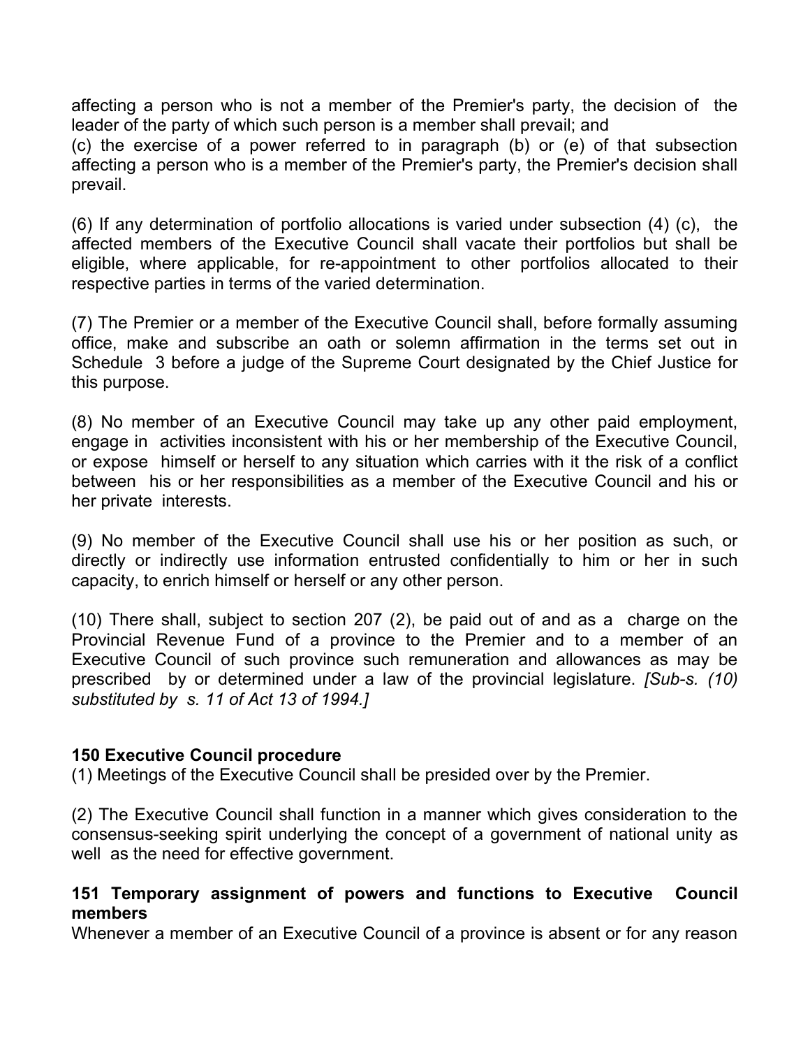affecting a person who is not a member of the Premier's party, the decision of the leader of the party of which such person is a member shall prevail; and

(c) the exercise of a power referred to in paragraph (b) or (e) of that subsection affecting a person who is a member of the Premier's party, the Premier's decision shall prevail.

(6) If any determination of portfolio allocations is varied under subsection (4) (c), the affected members of the Executive Council shall vacate their portfolios but shall be eligible, where applicable, for re-appointment to other portfolios allocated to their respective parties in terms of the varied determination.

(7) The Premier or a member of the Executive Council shall, before formally assuming office, make and subscribe an oath or solemn affirmation in the terms set out in Schedule 3 before a judge of the Supreme Court designated by the Chief Justice for this purpose.

(8) No member of an Executive Council may take up any other paid employment, engage in activities inconsistent with his or her membership of the Executive Council, or expose himself or herself to any situation which carries with it the risk of a conflict between his or her responsibilities as a member of the Executive Council and his or her private interests.

(9) No member of the Executive Council shall use his or her position as such, or directly or indirectly use information entrusted confidentially to him or her in such capacity, to enrich himself or herself or any other person.

(10) There shall, subject to section 207 (2), be paid out of and as a charge on the Provincial Revenue Fund of a province to the Premier and to a member of an Executive Council of such province such remuneration and allowances as may be prescribed by or determined under a law of the provincial legislature. *[Sub-s. (10) substituted by s. 11 of Act 13 of 1994.]*

**150 Executive Council procedure**

(1) Meetings of the Executive Council shall be presided over by the Premier.

(2) The Executive Council shall function in a manner which gives consideration to the consensus-seeking spirit underlying the concept of a government of national unity as well as the need for effective government.

**151 Temporary assignment of powers and functions to Executive Council members**

Whenever a member of an Executive Council of a province is absent or for any reason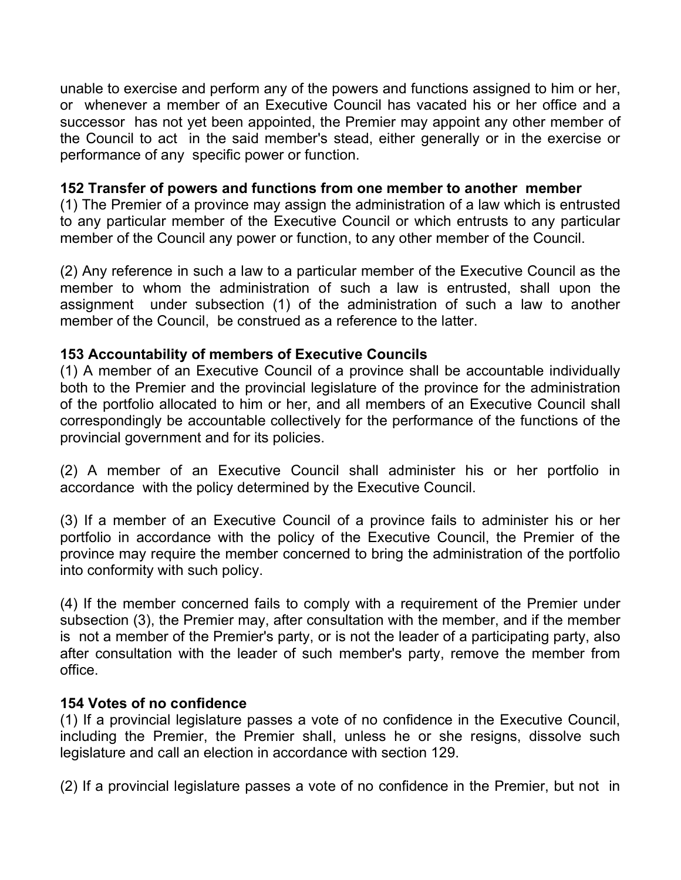unable to exercise and perform any of the powers and functions assigned to him or her, or whenever a member of an Executive Council has vacated his or her office and a successor has not yet been appointed, the Premier may appoint any other member of the Council to act in the said member's stead, either generally or in the exercise or performance of any specific power or function.

**152 Transfer of powers and functions from one member to another member**

(1) The Premier of a province may assign the administration of a law which is entrusted to any particular member of the Executive Council or which entrusts to any particular member of the Council any power or function, to any other member of the Council.

(2) Any reference in such a law to a particular member of the Executive Council as the member to whom the administration of such a law is entrusted, shall upon the assignment under subsection (1) of the administration of such a law to another member of the Council, be construed as a reference to the latter.

**153 Accountability of members of Executive Councils**

(1) A member of an Executive Council of a province shall be accountable individually both to the Premier and the provincial legislature of the province for the administration of the portfolio allocated to him or her, and all members of an Executive Council shall correspondingly be accountable collectively for the performance of the functions of the provincial government and for its policies.

(2) A member of an Executive Council shall administer his or her portfolio in accordance with the policy determined by the Executive Council.

(3) If a member of an Executive Council of a province fails to administer his or her portfolio in accordance with the policy of the Executive Council, the Premier of the province may require the member concerned to bring the administration of the portfolio into conformity with such policy.

(4) If the member concerned fails to comply with a requirement of the Premier under subsection (3), the Premier may, after consultation with the member, and if the member is not a member of the Premier's party, or is not the leader of a participating party, also after consultation with the leader of such member's party, remove the member from office.

**154 Votes of no confidence**

(1) If a provincial legislature passes a vote of no confidence in the Executive Council, including the Premier, the Premier shall, unless he or she resigns, dissolve such legislature and call an election in accordance with section 129.

(2) If a provincial legislature passes a vote of no confidence in the Premier, but not in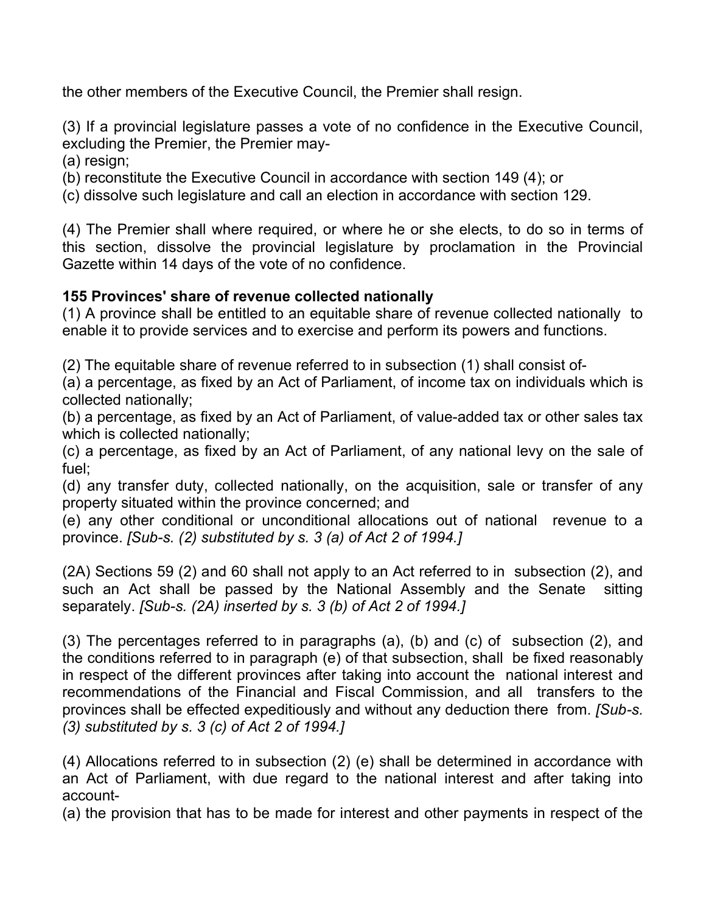the other members of the Executive Council, the Premier shall resign.

(3) If a provincial legislature passes a vote of no confidence in the Executive Council, excluding the Premier, the Premier may-
(a) resign;
(b) reconstitute the Executive Council in accordance with section 149 (4); or
(c) dissolve such legislature and call an election in accordance with section 129.

(4) The Premier shall where required, or where he or she elects, to do so in terms of this section, dissolve the provincial legislature by proclamation in the Provincial Gazette within 14 days of the vote of no confidence.

**155 Provinces' share of revenue collected nationally**
(1) A province shall be entitled to an equitable share of revenue collected nationally to enable it to provide services and to exercise and perform its powers and functions.

(2) The equitable share of revenue referred to in subsection (1) shall consist of-
(a) a percentage, as fixed by an Act of Parliament, of income tax on individuals which is collected nationally;
(b) a percentage, as fixed by an Act of Parliament, of value-added tax or other sales tax which is collected nationally;
(c) a percentage, as fixed by an Act of Parliament, of any national levy on the sale of fuel;
(d) any transfer duty, collected nationally, on the acquisition, sale or transfer of any property situated within the province concerned; and
(e) any other conditional or unconditional allocations out of national revenue to a province. *[Sub-s. (2) substituted by s. 3 (a) of Act 2 of 1994.]*

(2A) Sections 59 (2) and 60 shall not apply to an Act referred to in subsection (2), and such an Act shall be passed by the National Assembly and the Senate sitting separately. *[Sub-s. (2A) inserted by s. 3 (b) of Act 2 of 1994.]*

(3) The percentages referred to in paragraphs (a), (b) and (c) of subsection (2), and the conditions referred to in paragraph (e) of that subsection, shall be fixed reasonably in respect of the different provinces after taking into account the national interest and recommendations of the Financial and Fiscal Commission, and all transfers to the provinces shall be effected expeditiously and without any deduction there from. *[Sub-s. (3) substituted by s. 3 (c) of Act 2 of 1994.]*

(4) Allocations referred to in subsection (2) (e) shall be determined in accordance with an Act of Parliament, with due regard to the national interest and after taking into account-
(a) the provision that has to be made for interest and other payments in respect of the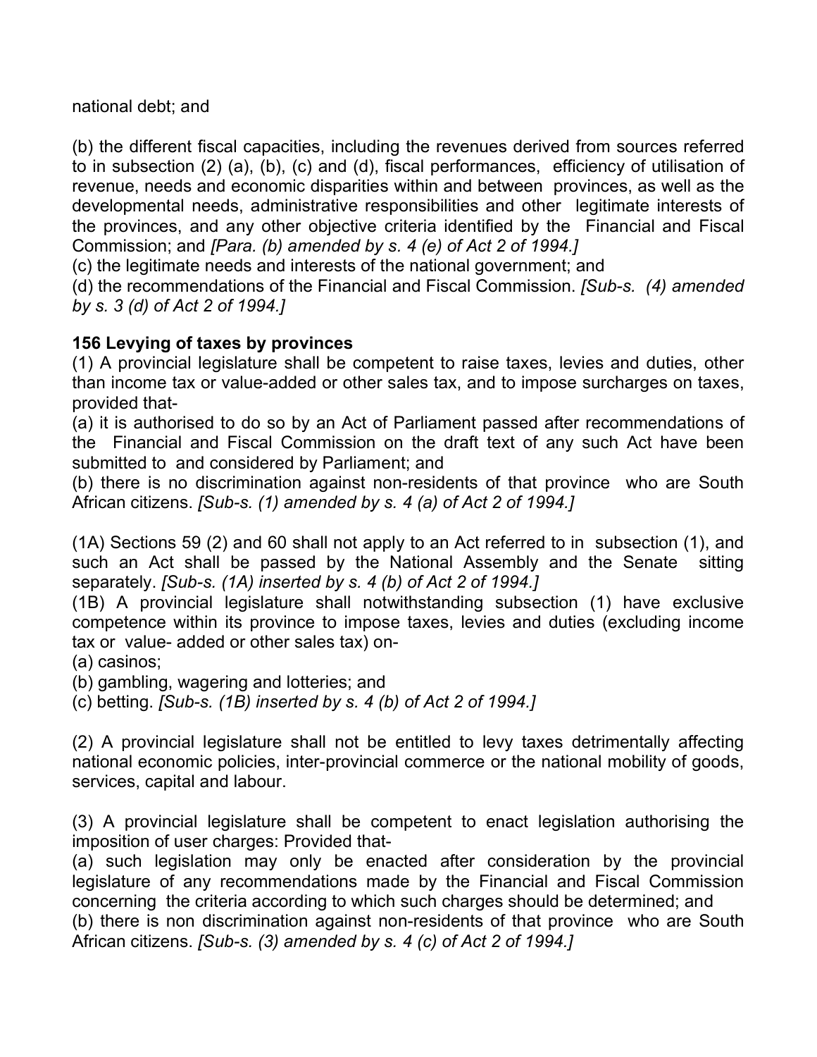national debt; and

(b) the different fiscal capacities, including the revenues derived from sources referred to in subsection (2) (a), (b), (c) and (d), fiscal performances, efficiency of utilisation of revenue, needs and economic disparities within and between provinces, as well as the developmental needs, administrative responsibilities and other legitimate interests of the provinces, and any other objective criteria identified by the Financial and Fiscal Commission; and *[Para. (b) amended by s. 4 (e) of Act 2 of 1994.]*

(c) the legitimate needs and interests of the national government; and

(d) the recommendations of the Financial and Fiscal Commission. *[Sub-s. (4) amended by s. 3 (d) of Act 2 of 1994.]*

**156 Levying of taxes by provinces**

(1) A provincial legislature shall be competent to raise taxes, levies and duties, other than income tax or value-added or other sales tax, and to impose surcharges on taxes, provided that-

(a) it is authorised to do so by an Act of Parliament passed after recommendations of the Financial and Fiscal Commission on the draft text of any such Act have been submitted to and considered by Parliament; and

(b) there is no discrimination against non-residents of that province who are South African citizens. *[Sub-s. (1) amended by s. 4 (a) of Act 2 of 1994.]*

(1A) Sections 59 (2) and 60 shall not apply to an Act referred to in subsection (1), and such an Act shall be passed by the National Assembly and the Senate sitting separately. *[Sub-s. (1A) inserted by s. 4 (b) of Act 2 of 1994.]*

(1B) A provincial legislature shall notwithstanding subsection (1) have exclusive competence within its province to impose taxes, levies and duties (excluding income tax or value- added or other sales tax) on-

(a) casinos;

(b) gambling, wagering and lotteries; and

(c) betting. *[Sub-s. (1B) inserted by s. 4 (b) of Act 2 of 1994.]*

(2) A provincial legislature shall not be entitled to levy taxes detrimentally affecting national economic policies, inter-provincial commerce or the national mobility of goods, services, capital and labour.

(3) A provincial legislature shall be competent to enact legislation authorising the imposition of user charges: Provided that-

(a) such legislation may only be enacted after consideration by the provincial legislature of any recommendations made by the Financial and Fiscal Commission concerning the criteria according to which such charges should be determined; and

(b) there is non discrimination against non-residents of that province who are South African citizens. *[Sub-s. (3) amended by s. 4 (c) of Act 2 of 1994.]*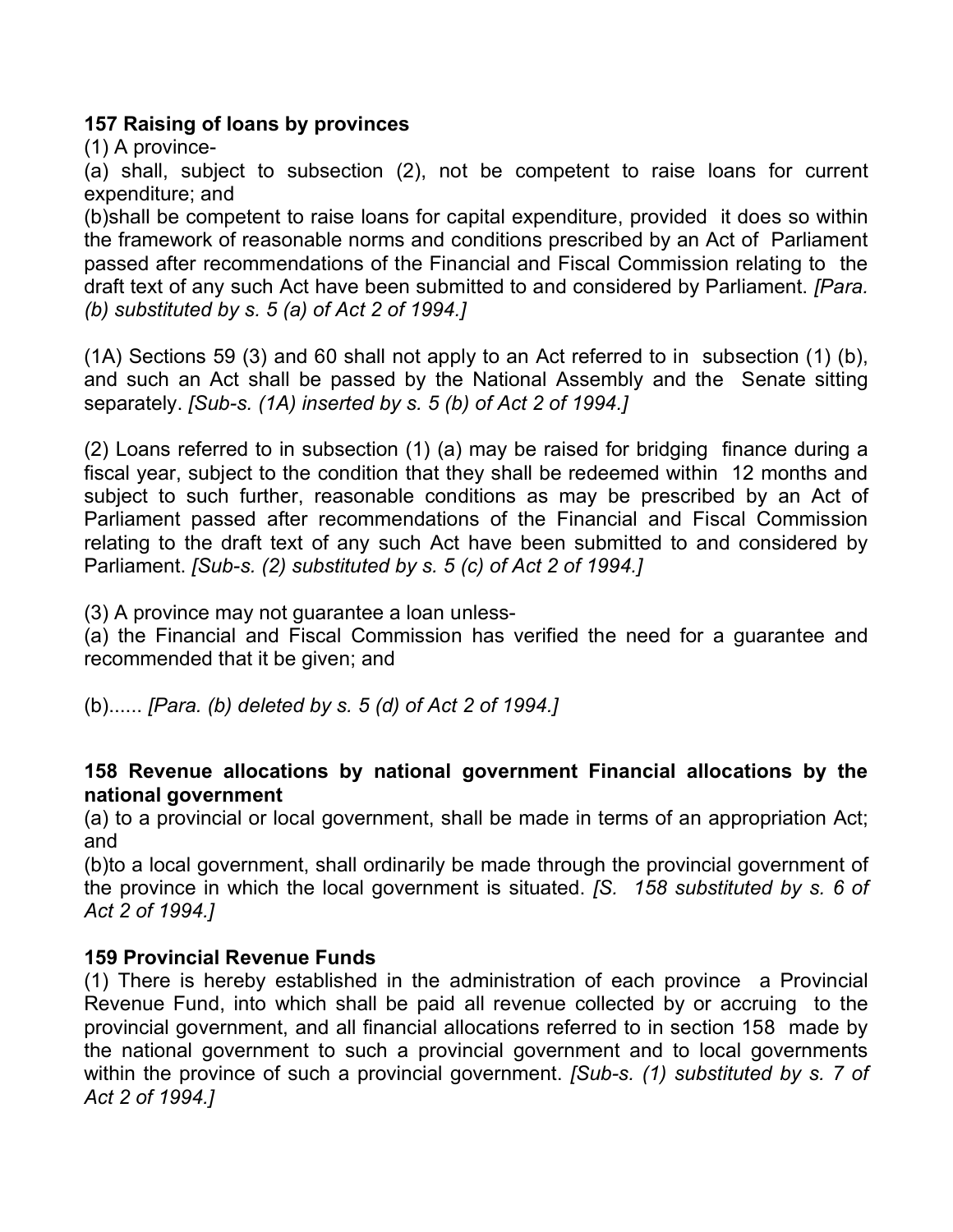**157 Raising of loans by provinces**

(1) A province-

(a) shall, subject to subsection (2), not be competent to raise loans for current expenditure; and

(b)shall be competent to raise loans for capital expenditure, provided it does so within the framework of reasonable norms and conditions prescribed by an Act of Parliament passed after recommendations of the Financial and Fiscal Commission relating to the draft text of any such Act have been submitted to and considered by Parliament. *[Para. (b) substituted by s. 5 (a) of Act 2 of 1994.]*

(1A) Sections 59 (3) and 60 shall not apply to an Act referred to in subsection (1) (b), and such an Act shall be passed by the National Assembly and the Senate sitting separately. *[Sub-s. (1A) inserted by s. 5 (b) of Act 2 of 1994.]*

(2) Loans referred to in subsection (1) (a) may be raised for bridging finance during a fiscal year, subject to the condition that they shall be redeemed within 12 months and subject to such further, reasonable conditions as may be prescribed by an Act of Parliament passed after recommendations of the Financial and Fiscal Commission relating to the draft text of any such Act have been submitted to and considered by Parliament. *[Sub-s. (2) substituted by s. 5 (c) of Act 2 of 1994.]*

(3) A province may not guarantee a loan unless-

(a) the Financial and Fiscal Commission has verified the need for a guarantee and recommended that it be given; and

(b)...... *[Para. (b) deleted by s. 5 (d) of Act 2 of 1994.]*

**158 Revenue allocations by national government Financial allocations by the national government**

(a) to a provincial or local government, shall be made in terms of an appropriation Act; and

(b)to a local government, shall ordinarily be made through the provincial government of the province in which the local government is situated. *[S. 158 substituted by s. 6 of Act 2 of 1994.]*

**159 Provincial Revenue Funds**

(1) There is hereby established in the administration of each province a Provincial Revenue Fund, into which shall be paid all revenue collected by or accruing to the provincial government, and all financial allocations referred to in section 158 made by the national government to such a provincial government and to local governments within the province of such a provincial government. *[Sub-s. (1) substituted by s. 7 of Act 2 of 1994.]*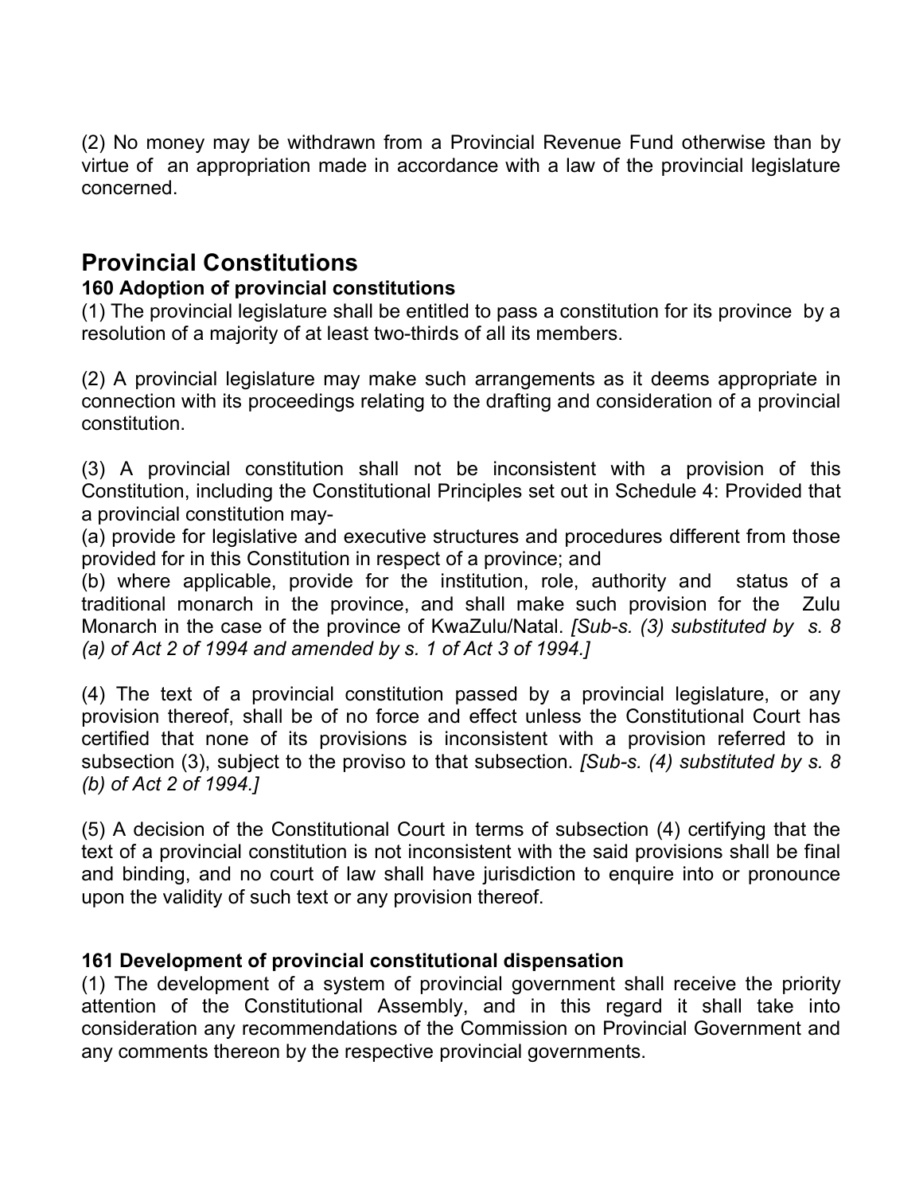(2) No money may be withdrawn from a Provincial Revenue Fund otherwise than by virtue of an appropriation made in accordance with a law of the provincial legislature concerned.

## Provincial Constitutions

### 160 Adoption of provincial constitutions

(1) The provincial legislature shall be entitled to pass a constitution for its province by a resolution of a majority of at least two-thirds of all its members.

(2) A provincial legislature may make such arrangements as it deems appropriate in connection with its proceedings relating to the drafting and consideration of a provincial constitution.

(3) A provincial constitution shall not be inconsistent with a provision of this Constitution, including the Constitutional Principles set out in Schedule 4: Provided that a provincial constitution may-

(a) provide for legislative and executive structures and procedures different from those provided for in this Constitution in respect of a province; and

(b) where applicable, provide for the institution, role, authority and status of a traditional monarch in the province, and shall make such provision for the Zulu Monarch in the case of the province of KwaZulu/Natal. *[Sub-s. (3) substituted by s. 8 (a) of Act 2 of 1994 and amended by s. 1 of Act 3 of 1994.]*

(4) The text of a provincial constitution passed by a provincial legislature, or any provision thereof, shall be of no force and effect unless the Constitutional Court has certified that none of its provisions is inconsistent with a provision referred to in subsection (3), subject to the proviso to that subsection. *[Sub-s. (4) substituted by s. 8 (b) of Act 2 of 1994.]*

(5) A decision of the Constitutional Court in terms of subsection (4) certifying that the text of a provincial constitution is not inconsistent with the said provisions shall be final and binding, and no court of law shall have jurisdiction to enquire into or pronounce upon the validity of such text or any provision thereof.

### 161 Development of provincial constitutional dispensation

(1) The development of a system of provincial government shall receive the priority attention of the Constitutional Assembly, and in this regard it shall take into consideration any recommendations of the Commission on Provincial Government and any comments thereon by the respective provincial governments.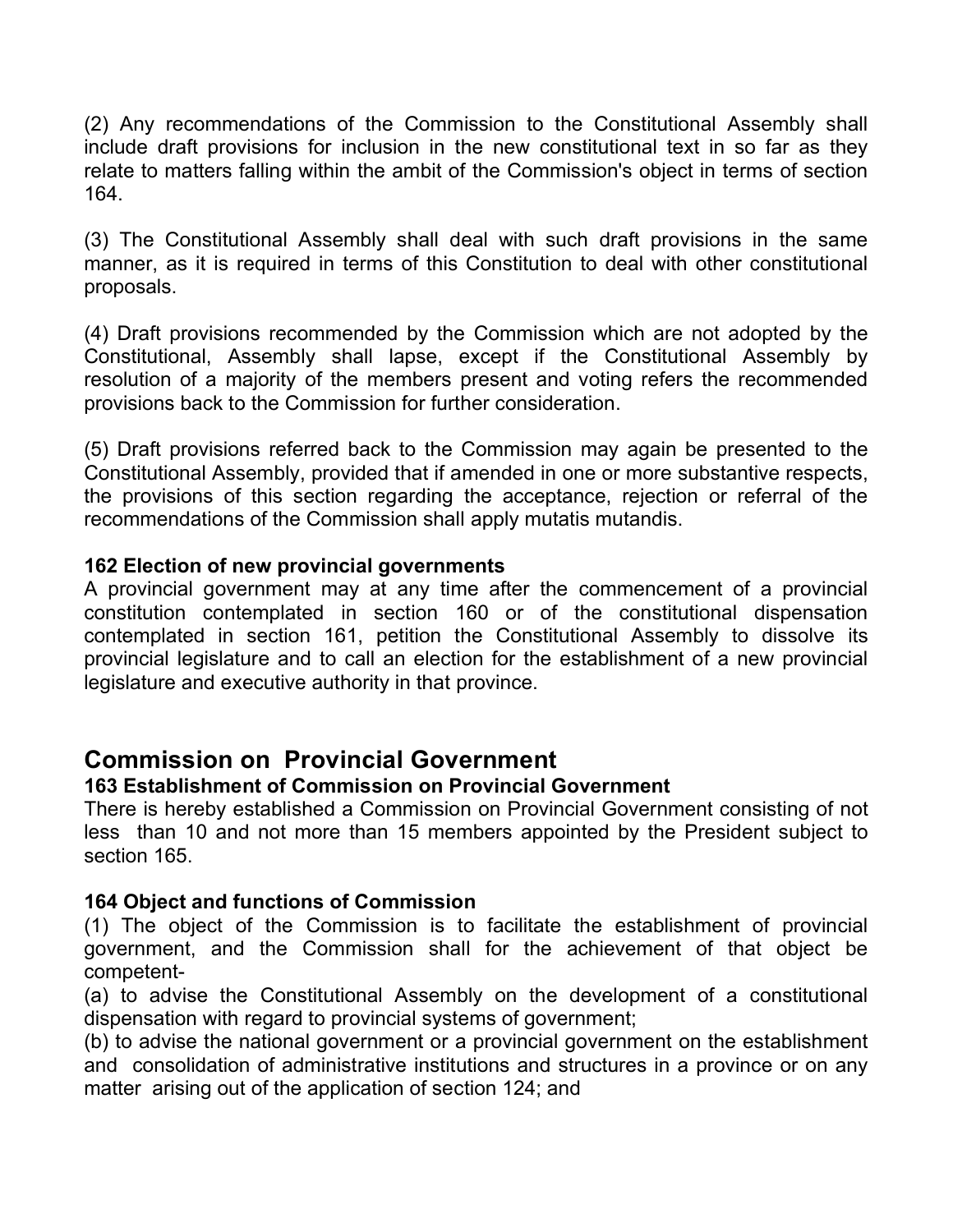(2) Any recommendations of the Commission to the Constitutional Assembly shall include draft provisions for inclusion in the new constitutional text in so far as they relate to matters falling within the ambit of the Commission's object in terms of section 164.

(3) The Constitutional Assembly shall deal with such draft provisions in the same manner, as it is required in terms of this Constitution to deal with other constitutional proposals.

(4) Draft provisions recommended by the Commission which are not adopted by the Constitutional, Assembly shall lapse, except if the Constitutional Assembly by resolution of a majority of the members present and voting refers the recommended provisions back to the Commission for further consideration.

(5) Draft provisions referred back to the Commission may again be presented to the Constitutional Assembly, provided that if amended in one or more substantive respects, the provisions of this section regarding the acceptance, rejection or referral of the recommendations of the Commission shall apply mutatis mutandis.

**162 Election of new provincial governments**
A provincial government may at any time after the commencement of a provincial constitution contemplated in section 160 or of the constitutional dispensation contemplated in section 161, petition the Constitutional Assembly to dissolve its provincial legislature and to call an election for the establishment of a new provincial legislature and executive authority in that province.

## Commission on Provincial Government

**163 Establishment of Commission on Provincial Government**
There is hereby established a Commission on Provincial Government consisting of not less than 10 and not more than 15 members appointed by the President subject to section 165.

**164 Object and functions of Commission**
(1) The object of the Commission is to facilitate the establishment of provincial government, and the Commission shall for the achievement of that object be competent-
(a) to advise the Constitutional Assembly on the development of a constitutional dispensation with regard to provincial systems of government;
(b) to advise the national government or a provincial government on the establishment and consolidation of administrative institutions and structures in a province or on any matter arising out of the application of section 124; and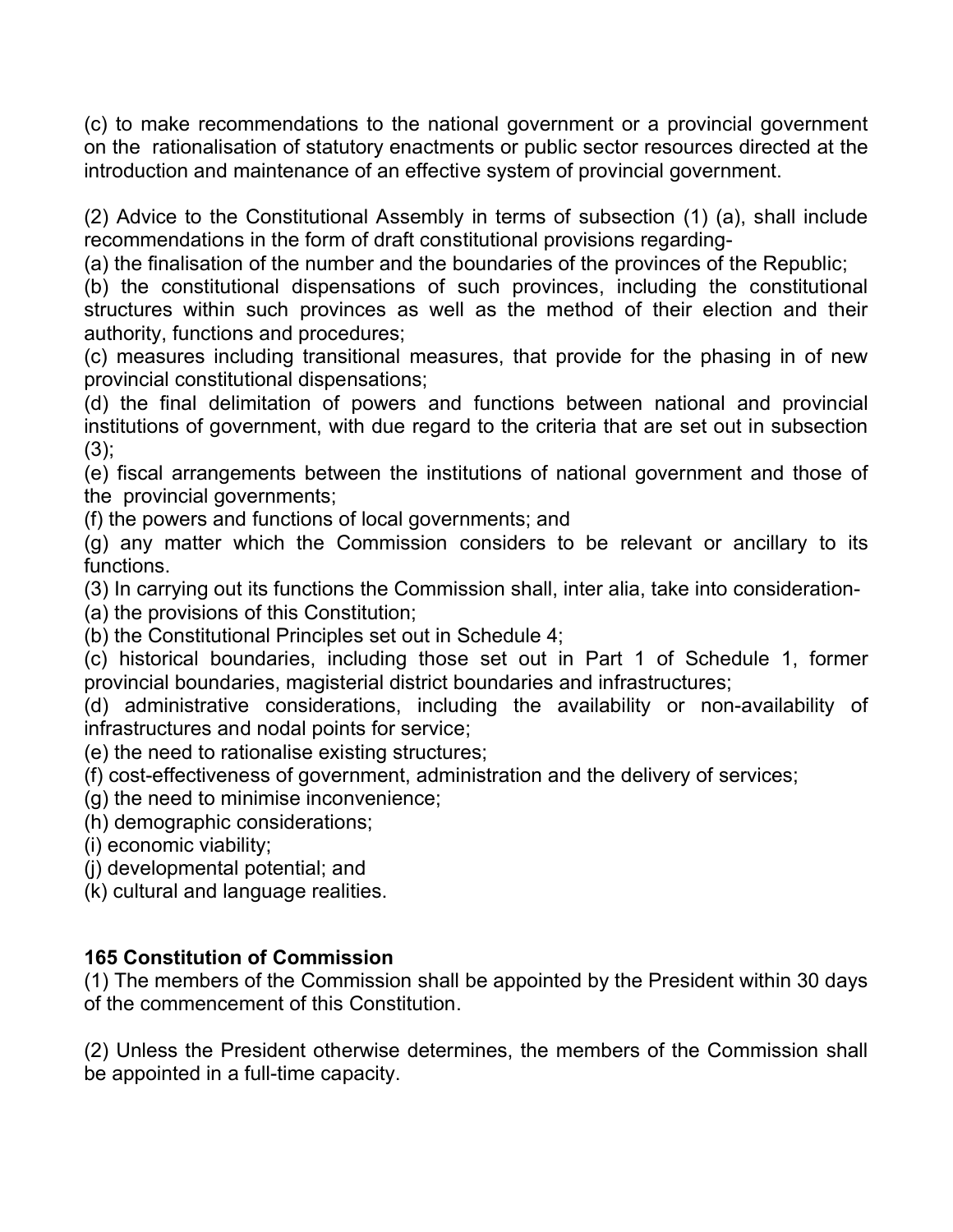(c) to make recommendations to the national government or a provincial government on the rationalisation of statutory enactments or public sector resources directed at the introduction and maintenance of an effective system of provincial government.

(2) Advice to the Constitutional Assembly in terms of subsection (1) (a), shall include recommendations in the form of draft constitutional provisions regarding-
(a) the finalisation of the number and the boundaries of the provinces of the Republic;
(b) the constitutional dispensations of such provinces, including the constitutional structures within such provinces as well as the method of their election and their authority, functions and procedures;
(c) measures including transitional measures, that provide for the phasing in of new provincial constitutional dispensations;
(d) the final delimitation of powers and functions between national and provincial institutions of government, with due regard to the criteria that are set out in subsection (3);
(e) fiscal arrangements between the institutions of national government and those of the provincial governments;
(f) the powers and functions of local governments; and
(g) any matter which the Commission considers to be relevant or ancillary to its functions.
(3) In carrying out its functions the Commission shall, inter alia, take into consideration-
(a) the provisions of this Constitution;
(b) the Constitutional Principles set out in Schedule 4;
(c) historical boundaries, including those set out in Part 1 of Schedule 1, former provincial boundaries, magisterial district boundaries and infrastructures;
(d) administrative considerations, including the availability or non-availability of infrastructures and nodal points for service;
(e) the need to rationalise existing structures;
(f) cost-effectiveness of government, administration and the delivery of services;
(g) the need to minimise inconvenience;
(h) demographic considerations;
(i) economic viability;
(j) developmental potential; and
(k) cultural and language realities.

**165 Constitution of Commission**
(1) The members of the Commission shall be appointed by the President within 30 days of the commencement of this Constitution.

(2) Unless the President otherwise determines, the members of the Commission shall be appointed in a full-time capacity.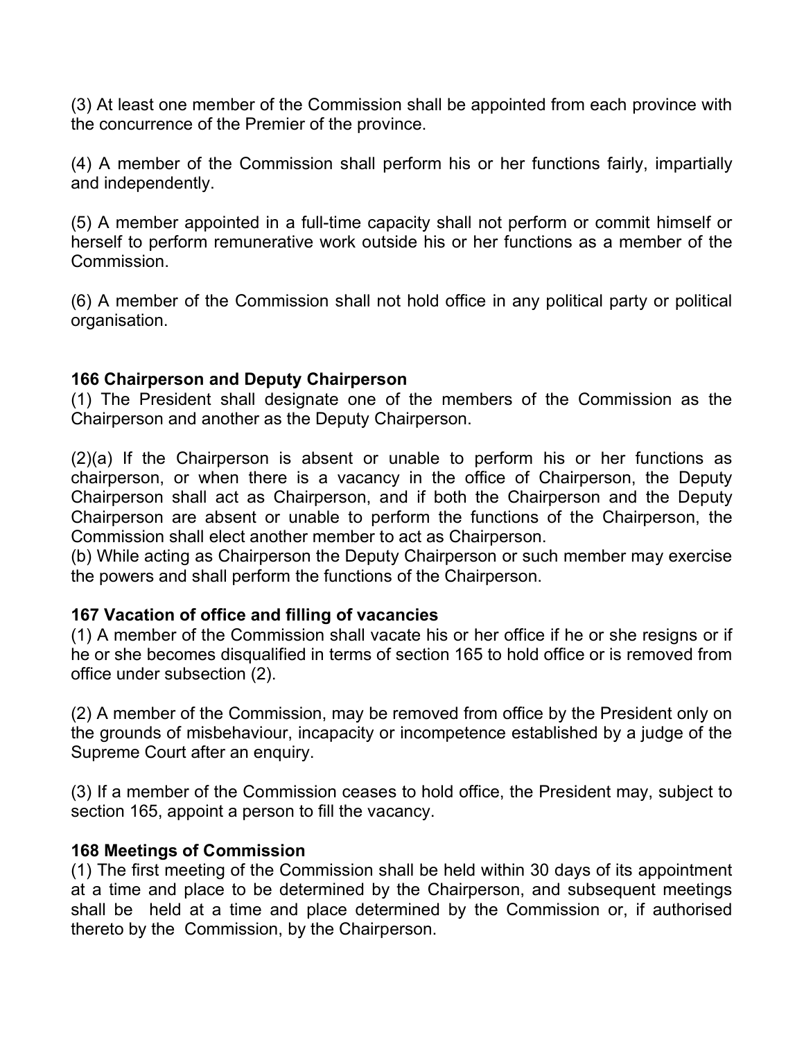(3) At least one member of the Commission shall be appointed from each province with the concurrence of the Premier of the province.

(4) A member of the Commission shall perform his or her functions fairly, impartially and independently.

(5) A member appointed in a full-time capacity shall not perform or commit himself or herself to perform remunerative work outside his or her functions as a member of the Commission.

(6) A member of the Commission shall not hold office in any political party or political organisation.

**166 Chairperson and Deputy Chairperson**

(1) The President shall designate one of the members of the Commission as the Chairperson and another as the Deputy Chairperson.

(2)(a) If the Chairperson is absent or unable to perform his or her functions as chairperson, or when there is a vacancy in the office of Chairperson, the Deputy Chairperson shall act as Chairperson, and if both the Chairperson and the Deputy Chairperson are absent or unable to perform the functions of the Chairperson, the Commission shall elect another member to act as Chairperson.

(b) While acting as Chairperson the Deputy Chairperson or such member may exercise the powers and shall perform the functions of the Chairperson.

**167 Vacation of office and filling of vacancies**

(1) A member of the Commission shall vacate his or her office if he or she resigns or if he or she becomes disqualified in terms of section 165 to hold office or is removed from office under subsection (2).

(2) A member of the Commission, may be removed from office by the President only on the grounds of misbehaviour, incapacity or incompetence established by a judge of the Supreme Court after an enquiry.

(3) If a member of the Commission ceases to hold office, the President may, subject to section 165, appoint a person to fill the vacancy.

**168 Meetings of Commission**

(1) The first meeting of the Commission shall be held within 30 days of its appointment at a time and place to be determined by the Chairperson, and subsequent meetings shall be held at a time and place determined by the Commission or, if authorised thereto by the Commission, by the Chairperson.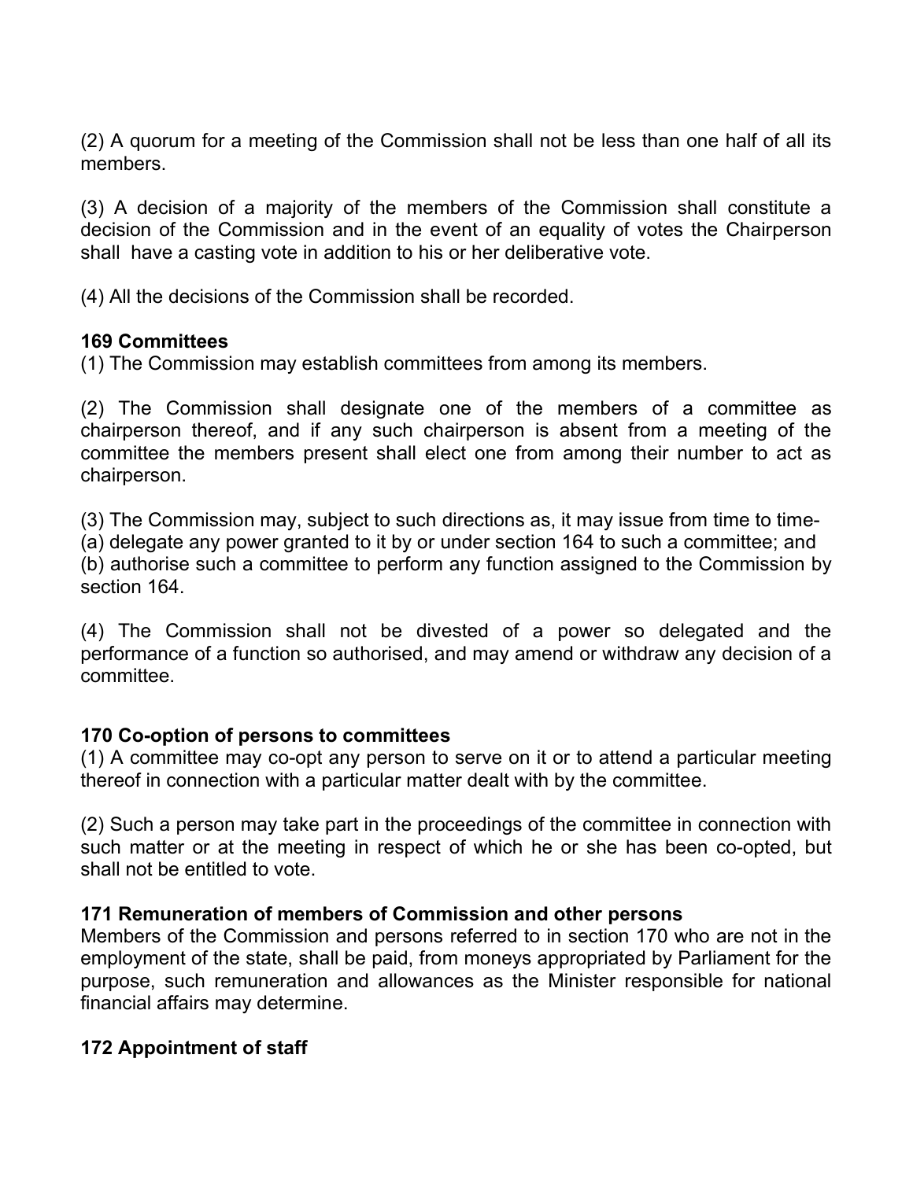(2) A quorum for a meeting of the Commission shall not be less than one half of all its members.

(3) A decision of a majority of the members of the Commission shall constitute a decision of the Commission and in the event of an equality of votes the Chairperson shall have a casting vote in addition to his or her deliberative vote.

(4) All the decisions of the Commission shall be recorded.

**169 Committees**

(1) The Commission may establish committees from among its members.

(2) The Commission shall designate one of the members of a committee as chairperson thereof, and if any such chairperson is absent from a meeting of the committee the members present shall elect one from among their number to act as chairperson.

(3) The Commission may, subject to such directions as, it may issue from time to time-
(a) delegate any power granted to it by or under section 164 to such a committee; and
(b) authorise such a committee to perform any function assigned to the Commission by section 164.

(4) The Commission shall not be divested of a power so delegated and the performance of a function so authorised, and may amend or withdraw any decision of a committee.

**170 Co-option of persons to committees**

(1) A committee may co-opt any person to serve on it or to attend a particular meeting thereof in connection with a particular matter dealt with by the committee.

(2) Such a person may take part in the proceedings of the committee in connection with such matter or at the meeting in respect of which he or she has been co-opted, but shall not be entitled to vote.

**171 Remuneration of members of Commission and other persons**

Members of the Commission and persons referred to in section 170 who are not in the employment of the state, shall be paid, from moneys appropriated by Parliament for the purpose, such remuneration and allowances as the Minister responsible for national financial affairs may determine.

**172 Appointment of staff**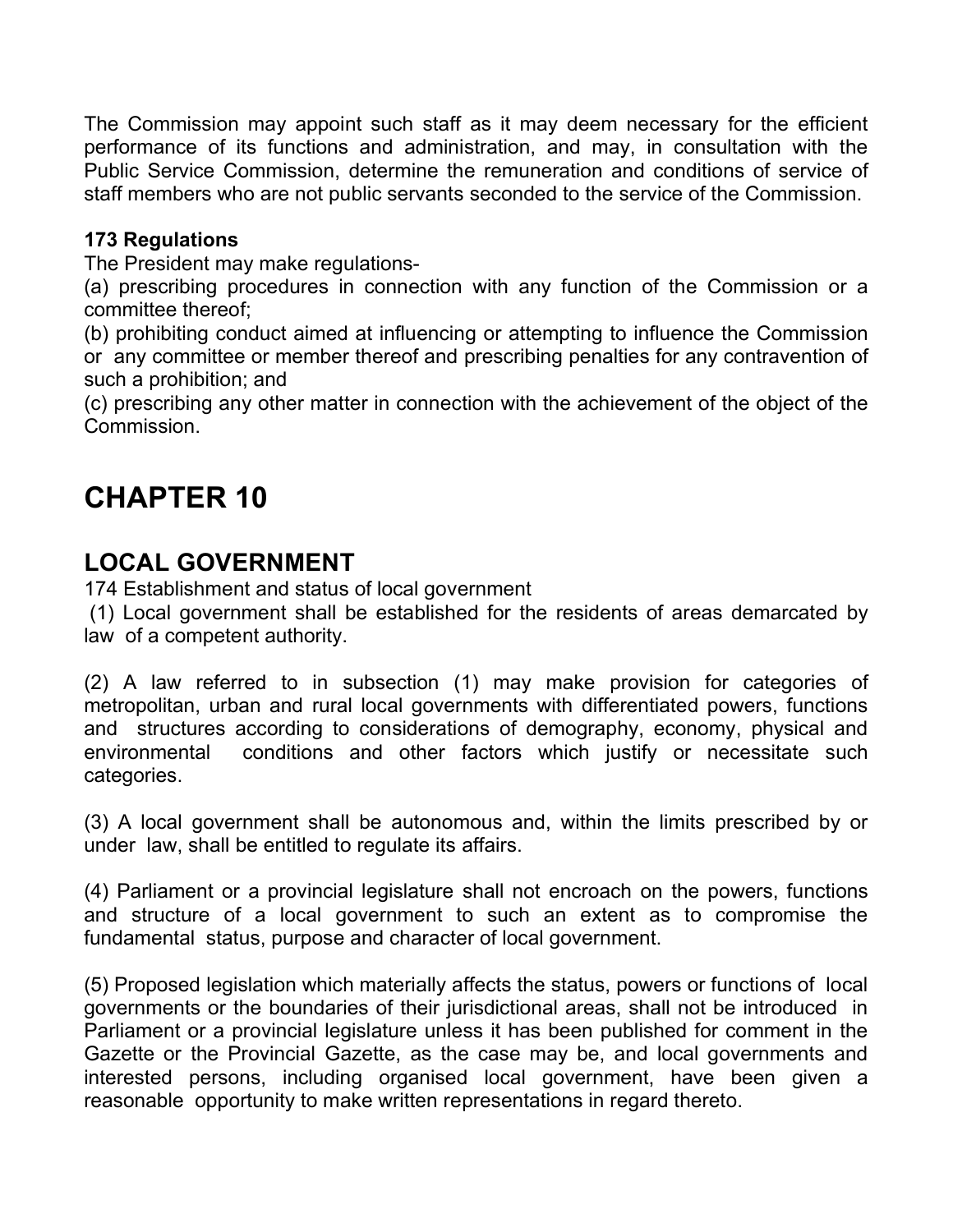The Commission may appoint such staff as it may deem necessary for the efficient performance of its functions and administration, and may, in consultation with the Public Service Commission, determine the remuneration and conditions of service of staff members who are not public servants seconded to the service of the Commission.

**173 Regulations**

The President may make regulations-

(a) prescribing procedures in connection with any function of the Commission or a committee thereof;

(b) prohibiting conduct aimed at influencing or attempting to influence the Commission or any committee or member thereof and prescribing penalties for any contravention of such a prohibition; and

(c) prescribing any other matter in connection with the achievement of the object of the Commission.

# CHAPTER 10

## LOCAL GOVERNMENT

174 Establishment and status of local government

(1) Local government shall be established for the residents of areas demarcated by law of a competent authority.

(2) A law referred to in subsection (1) may make provision for categories of metropolitan, urban and rural local governments with differentiated powers, functions and structures according to considerations of demography, economy, physical and environmental conditions and other factors which justify or necessitate such categories.

(3) A local government shall be autonomous and, within the limits prescribed by or under law, shall be entitled to regulate its affairs.

(4) Parliament or a provincial legislature shall not encroach on the powers, functions and structure of a local government to such an extent as to compromise the fundamental status, purpose and character of local government.

(5) Proposed legislation which materially affects the status, powers or functions of local governments or the boundaries of their jurisdictional areas, shall not be introduced in Parliament or a provincial legislature unless it has been published for comment in the Gazette or the Provincial Gazette, as the case may be, and local governments and interested persons, including organised local government, have been given a reasonable opportunity to make written representations in regard thereto.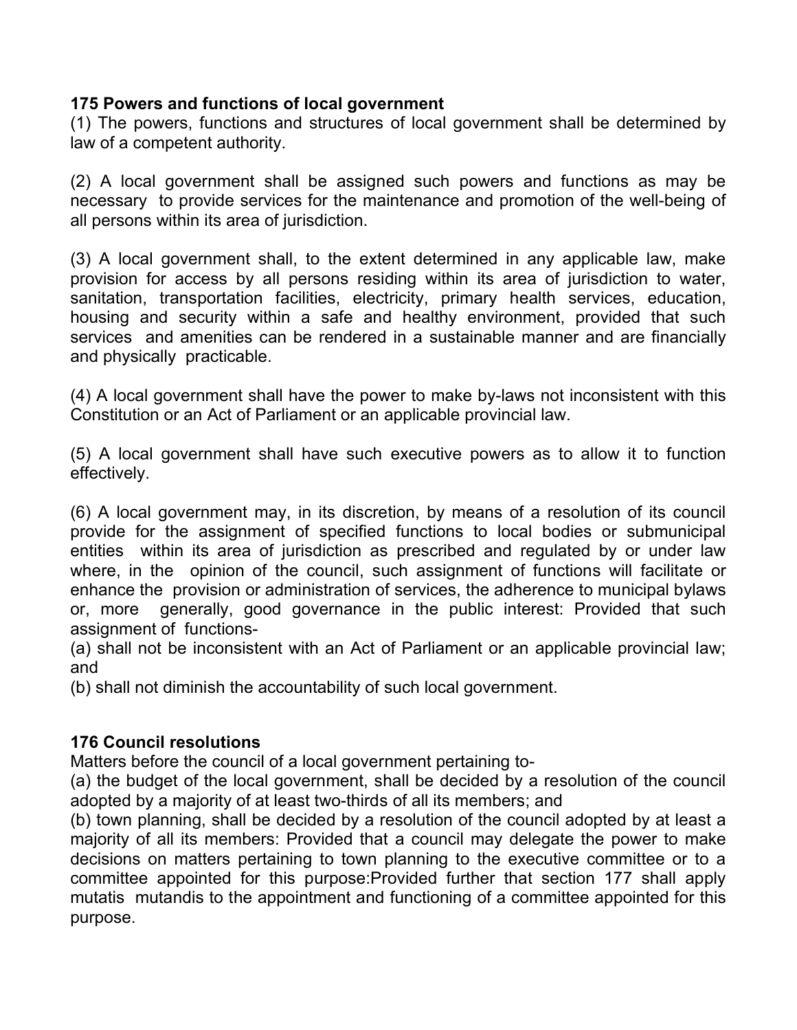### 175 Powers and functions of local government

(1) The powers, functions and structures of local government shall be determined by law of a competent authority.

(2) A local government shall be assigned such powers and functions as may be necessary to provide services for the maintenance and promotion of the well-being of all persons within its area of jurisdiction.

(3) A local government shall, to the extent determined in any applicable law, make provision for access by all persons residing within its area of jurisdiction to water, sanitation, transportation facilities, electricity, primary health services, education, housing and security within a safe and healthy environment, provided that such services and amenities can be rendered in a sustainable manner and are financially and physically practicable.

(4) A local government shall have the power to make by-laws not inconsistent with this Constitution or an Act of Parliament or an applicable provincial law.

(5) A local government shall have such executive powers as to allow it to function effectively.

(6) A local government may, in its discretion, by means of a resolution of its council provide for the assignment of specified functions to local bodies or submunicipal entities within its area of jurisdiction as prescribed and regulated by or under law where, in the opinion of the council, such assignment of functions will facilitate or enhance the provision or administration of services, the adherence to municipal bylaws or, more generally, good governance in the public interest: Provided that such assignment of functions-

(a) shall not be inconsistent with an Act of Parliament or an applicable provincial law; and

(b) shall not diminish the accountability of such local government.

### 176 Council resolutions

Matters before the council of a local government pertaining to-

(a) the budget of the local government, shall be decided by a resolution of the council adopted by a majority of at least two-thirds of all its members; and

(b) town planning, shall be decided by a resolution of the council adopted by at least a majority of all its members: Provided that a council may delegate the power to make decisions on matters pertaining to town planning to the executive committee or to a committee appointed for this purpose:Provided further that section 177 shall apply mutatis mutandis to the appointment and functioning of a committee appointed for this purpose.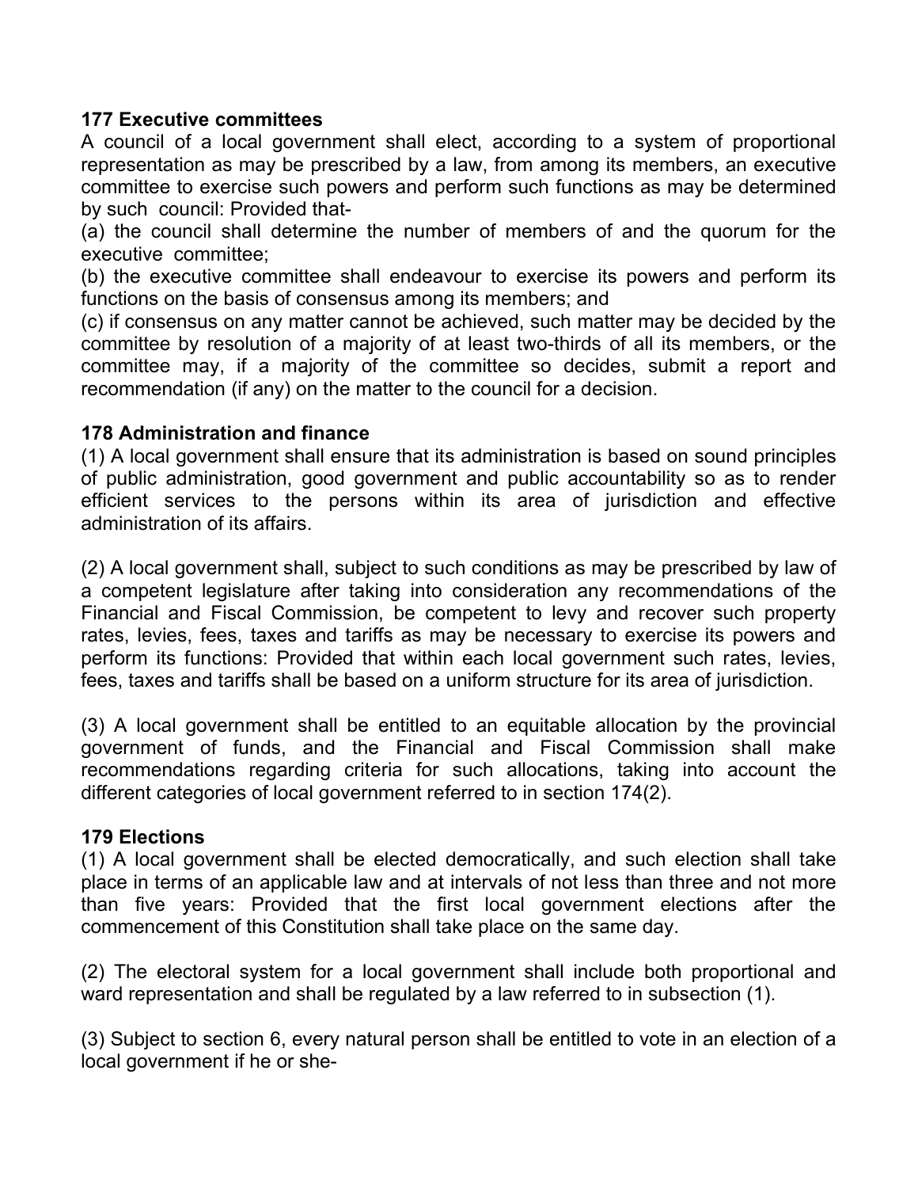**177 Executive committees**

A council of a local government shall elect, according to a system of proportional representation as may be prescribed by a law, from among its members, an executive committee to exercise such powers and perform such functions as may be determined by such council: Provided that-

(a) the council shall determine the number of members of and the quorum for the executive committee;

(b) the executive committee shall endeavour to exercise its powers and perform its functions on the basis of consensus among its members; and

(c) if consensus on any matter cannot be achieved, such matter may be decided by the committee by resolution of a majority of at least two-thirds of all its members, or the committee may, if a majority of the committee so decides, submit a report and recommendation (if any) on the matter to the council for a decision.

**178 Administration and finance**

(1) A local government shall ensure that its administration is based on sound principles of public administration, good government and public accountability so as to render efficient services to the persons within its area of jurisdiction and effective administration of its affairs.

(2) A local government shall, subject to such conditions as may be prescribed by law of a competent legislature after taking into consideration any recommendations of the Financial and Fiscal Commission, be competent to levy and recover such property rates, levies, fees, taxes and tariffs as may be necessary to exercise its powers and perform its functions: Provided that within each local government such rates, levies, fees, taxes and tariffs shall be based on a uniform structure for its area of jurisdiction.

(3) A local government shall be entitled to an equitable allocation by the provincial government of funds, and the Financial and Fiscal Commission shall make recommendations regarding criteria for such allocations, taking into account the different categories of local government referred to in section 174(2).

**179 Elections**

(1) A local government shall be elected democratically, and such election shall take place in terms of an applicable law and at intervals of not less than three and not more than five years: Provided that the first local government elections after the commencement of this Constitution shall take place on the same day.

(2) The electoral system for a local government shall include both proportional and ward representation and shall be regulated by a law referred to in subsection (1).

(3) Subject to section 6, every natural person shall be entitled to vote in an election of a local government if he or she-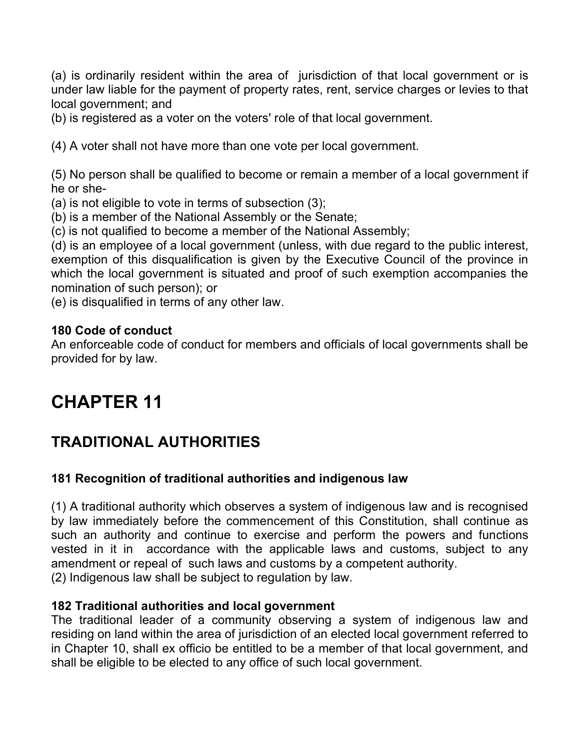(a) is ordinarily resident within the area of jurisdiction of that local government or is under law liable for the payment of property rates, rent, service charges or levies to that local government; and

(b) is registered as a voter on the voters' role of that local government.

(4) A voter shall not have more than one vote per local government.

(5) No person shall be qualified to become or remain a member of a local government if he or she-

(a) is not eligible to vote in terms of subsection (3);

(b) is a member of the National Assembly or the Senate;

(c) is not qualified to become a member of the National Assembly;

(d) is an employee of a local government (unless, with due regard to the public interest, exemption of this disqualification is given by the Executive Council of the province in which the local government is situated and proof of such exemption accompanies the nomination of such person); or

(e) is disqualified in terms of any other law.

**180 Code of conduct**

An enforceable code of conduct for members and officials of local governments shall be provided for by law.

# CHAPTER 11

## TRADITIONAL AUTHORITIES

**181 Recognition of traditional authorities and indigenous law**

(1) A traditional authority which observes a system of indigenous law and is recognised by law immediately before the commencement of this Constitution, shall continue as such an authority and continue to exercise and perform the powers and functions vested in it in accordance with the applicable laws and customs, subject to any amendment or repeal of such laws and customs by a competent authority.

(2) Indigenous law shall be subject to regulation by law.

**182 Traditional authorities and local government**

The traditional leader of a community observing a system of indigenous law and residing on land within the area of jurisdiction of an elected local government referred to in Chapter 10, shall ex officio be entitled to be a member of that local government, and shall be eligible to be elected to any office of such local government.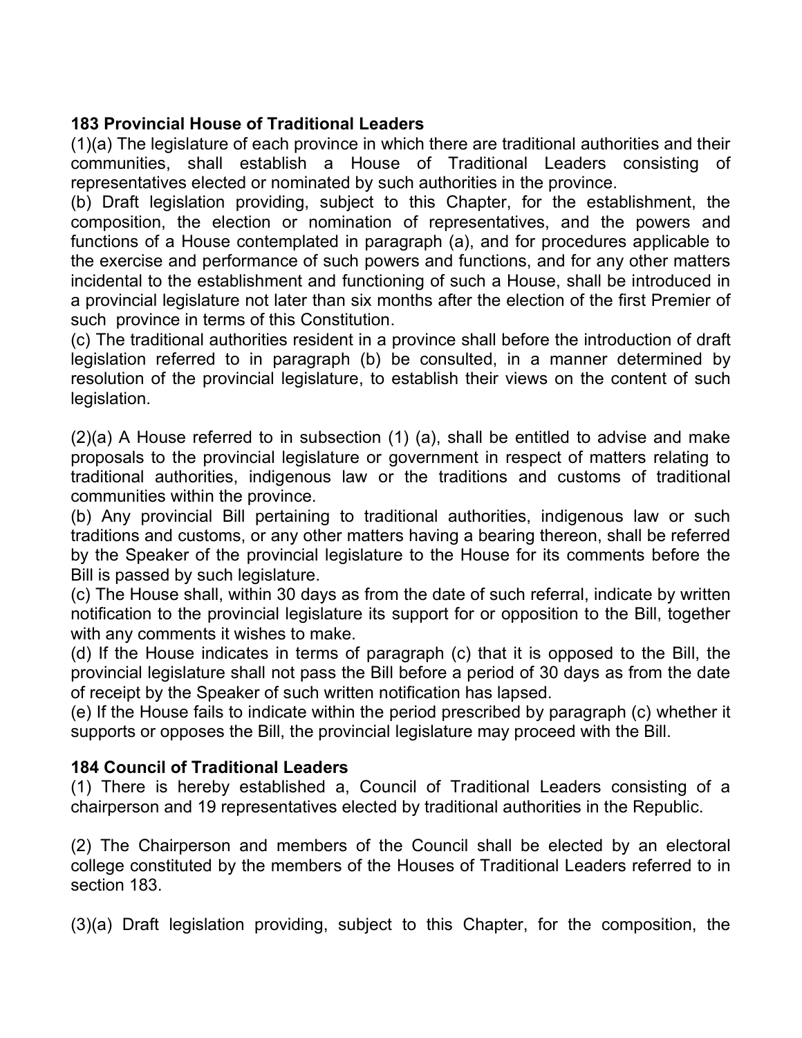**183 Provincial House of Traditional Leaders**

(1)(a) The legislature of each province in which there are traditional authorities and their communities, shall establish a House of Traditional Leaders consisting of representatives elected or nominated by such authorities in the province.

(b) Draft legislation providing, subject to this Chapter, for the establishment, the composition, the election or nomination of representatives, and the powers and functions of a House contemplated in paragraph (a), and for procedures applicable to the exercise and performance of such powers and functions, and for any other matters incidental to the establishment and functioning of such a House, shall be introduced in a provincial legislature not later than six months after the election of the first Premier of such province in terms of this Constitution.

(c) The traditional authorities resident in a province shall before the introduction of draft legislation referred to in paragraph (b) be consulted, in a manner determined by resolution of the provincial legislature, to establish their views on the content of such legislation.

(2)(a) A House referred to in subsection (1) (a), shall be entitled to advise and make proposals to the provincial legislature or government in respect of matters relating to traditional authorities, indigenous law or the traditions and customs of traditional communities within the province.

(b) Any provincial Bill pertaining to traditional authorities, indigenous law or such traditions and customs, or any other matters having a bearing thereon, shall be referred by the Speaker of the provincial legislature to the House for its comments before the Bill is passed by such legislature.

(c) The House shall, within 30 days as from the date of such referral, indicate by written notification to the provincial legislature its support for or opposition to the Bill, together with any comments it wishes to make.

(d) If the House indicates in terms of paragraph (c) that it is opposed to the Bill, the provincial legislature shall not pass the Bill before a period of 30 days as from the date of receipt by the Speaker of such written notification has lapsed.

(e) If the House fails to indicate within the period prescribed by paragraph (c) whether it supports or opposes the Bill, the provincial legislature may proceed with the Bill.

**184 Council of Traditional Leaders**

(1) There is hereby established a, Council of Traditional Leaders consisting of a chairperson and 19 representatives elected by traditional authorities in the Republic.

(2) The Chairperson and members of the Council shall be elected by an electoral college constituted by the members of the Houses of Traditional Leaders referred to in section 183.

(3)(a) Draft legislation providing, subject to this Chapter, for the composition, the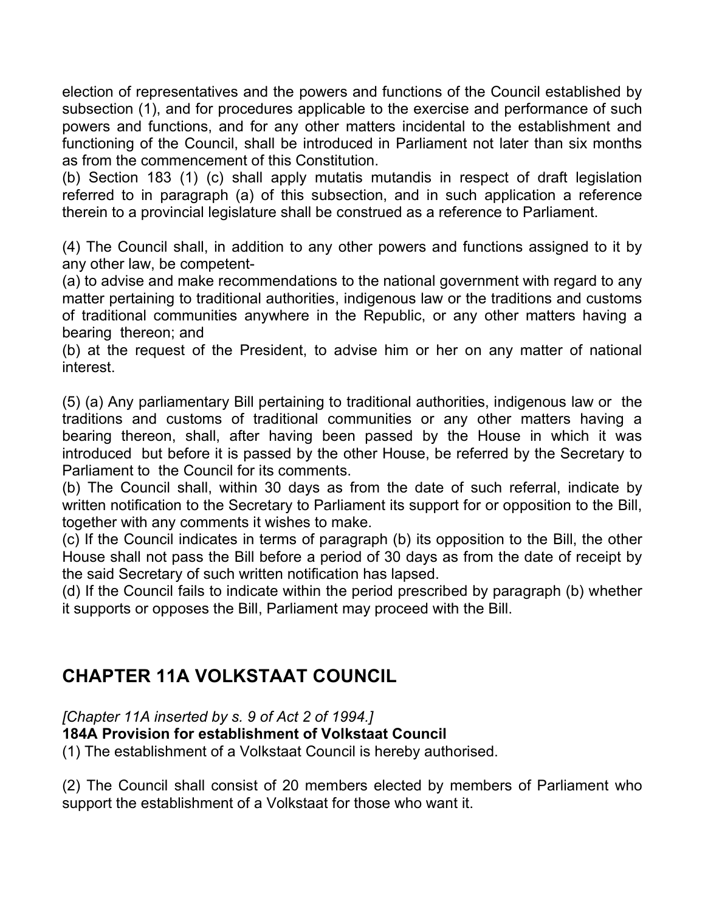election of representatives and the powers and functions of the Council established by subsection (1), and for procedures applicable to the exercise and performance of such powers and functions, and for any other matters incidental to the establishment and functioning of the Council, shall be introduced in Parliament not later than six months as from the commencement of this Constitution.
(b) Section 183 (1) (c) shall apply mutatis mutandis in respect of draft legislation referred to in paragraph (a) of this subsection, and in such application a reference therein to a provincial legislature shall be construed as a reference to Parliament.

(4) The Council shall, in addition to any other powers and functions assigned to it by any other law, be competent-
(a) to advise and make recommendations to the national government with regard to any matter pertaining to traditional authorities, indigenous law or the traditions and customs of traditional communities anywhere in the Republic, or any other matters having a bearing thereon; and
(b) at the request of the President, to advise him or her on any matter of national interest.

(5) (a) Any parliamentary Bill pertaining to traditional authorities, indigenous law or the traditions and customs of traditional communities or any other matters having a bearing thereon, shall, after having been passed by the House in which it was introduced but before it is passed by the other House, be referred by the Secretary to Parliament to the Council for its comments.
(b) The Council shall, within 30 days as from the date of such referral, indicate by written notification to the Secretary to Parliament its support for or opposition to the Bill, together with any comments it wishes to make.
(c) If the Council indicates in terms of paragraph (b) its opposition to the Bill, the other House shall not pass the Bill before a period of 30 days as from the date of receipt by the said Secretary of such written notification has lapsed.
(d) If the Council fails to indicate within the period prescribed by paragraph (b) whether it supports or opposes the Bill, Parliament may proceed with the Bill.

## CHAPTER 11A VOLKSTAAT COUNCIL

*[Chapter 11A inserted by s. 9 of Act 2 of 1994.]*

**184A Provision for establishment of Volkstaat Council**

(1) The establishment of a Volkstaat Council is hereby authorised.

(2) The Council shall consist of 20 members elected by members of Parliament who support the establishment of a Volkstaat for those who want it.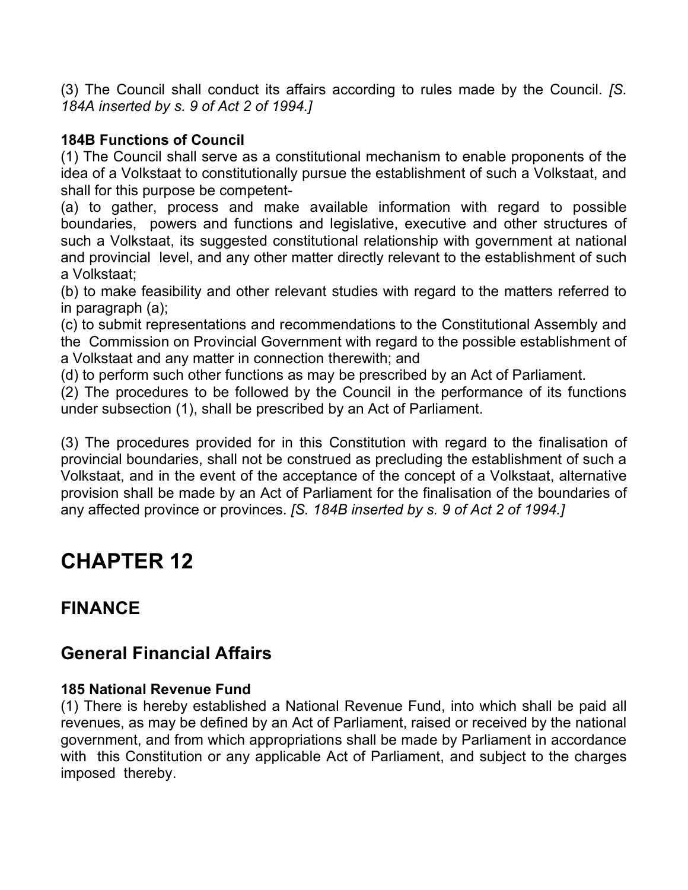(3) The Council shall conduct its affairs according to rules made by the Council. *[S. 184A inserted by s. 9 of Act 2 of 1994.]*

**184B Functions of Council**

(1) The Council shall serve as a constitutional mechanism to enable proponents of the idea of a Volkstaat to constitutionally pursue the establishment of such a Volkstaat, and shall for this purpose be competent-

(a) to gather, process and make available information with regard to possible boundaries, powers and functions and legislative, executive and other structures of such a Volkstaat, its suggested constitutional relationship with government at national and provincial level, and any other matter directly relevant to the establishment of such a Volkstaat;

(b) to make feasibility and other relevant studies with regard to the matters referred to in paragraph (a);

(c) to submit representations and recommendations to the Constitutional Assembly and the Commission on Provincial Government with regard to the possible establishment of a Volkstaat and any matter in connection therewith; and

(d) to perform such other functions as may be prescribed by an Act of Parliament.

(2) The procedures to be followed by the Council in the performance of its functions under subsection (1), shall be prescribed by an Act of Parliament.

(3) The procedures provided for in this Constitution with regard to the finalisation of provincial boundaries, shall not be construed as precluding the establishment of such a Volkstaat, and in the event of the acceptance of the concept of a Volkstaat, alternative provision shall be made by an Act of Parliament for the finalisation of the boundaries of any affected province or provinces. *[S. 184B inserted by s. 9 of Act 2 of 1994.]*

# CHAPTER 12

## FINANCE

## General Financial Affairs

**185 National Revenue Fund**

(1) There is hereby established a National Revenue Fund, into which shall be paid all revenues, as may be defined by an Act of Parliament, raised or received by the national government, and from which appropriations shall be made by Parliament in accordance with this Constitution or any applicable Act of Parliament, and subject to the charges imposed thereby.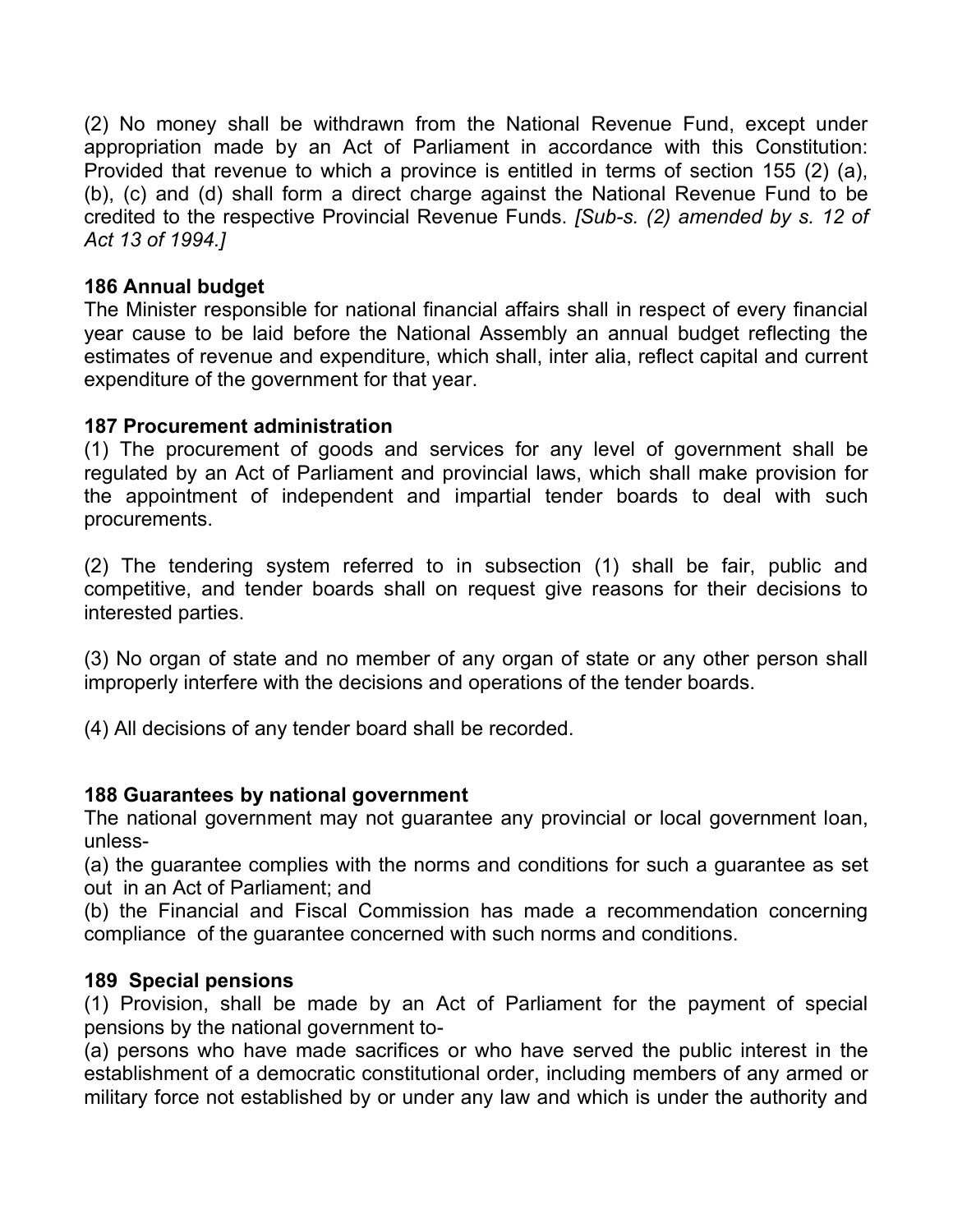(2) No money shall be withdrawn from the National Revenue Fund, except under appropriation made by an Act of Parliament in accordance with this Constitution: Provided that revenue to which a province is entitled in terms of section 155 (2) (a), (b), (c) and (d) shall form a direct charge against the National Revenue Fund to be credited to the respective Provincial Revenue Funds. *[Sub-s. (2) amended by s. 12 of Act 13 of 1994.]*

**186 Annual budget**

The Minister responsible for national financial affairs shall in respect of every financial year cause to be laid before the National Assembly an annual budget reflecting the estimates of revenue and expenditure, which shall, inter alia, reflect capital and current expenditure of the government for that year.

**187 Procurement administration**

(1) The procurement of goods and services for any level of government shall be regulated by an Act of Parliament and provincial laws, which shall make provision for the appointment of independent and impartial tender boards to deal with such procurements.

(2) The tendering system referred to in subsection (1) shall be fair, public and competitive, and tender boards shall on request give reasons for their decisions to interested parties.

(3) No organ of state and no member of any organ of state or any other person shall improperly interfere with the decisions and operations of the tender boards.

(4) All decisions of any tender board shall be recorded.

**188 Guarantees by national government**

The national government may not guarantee any provincial or local government loan, unless-

(a) the guarantee complies with the norms and conditions for such a guarantee as set out in an Act of Parliament; and

(b) the Financial and Fiscal Commission has made a recommendation concerning compliance of the guarantee concerned with such norms and conditions.

**189 Special pensions**

(1) Provision, shall be made by an Act of Parliament for the payment of special pensions by the national government to-

(a) persons who have made sacrifices or who have served the public interest in the establishment of a democratic constitutional order, including members of any armed or military force not established by or under any law and which is under the authority and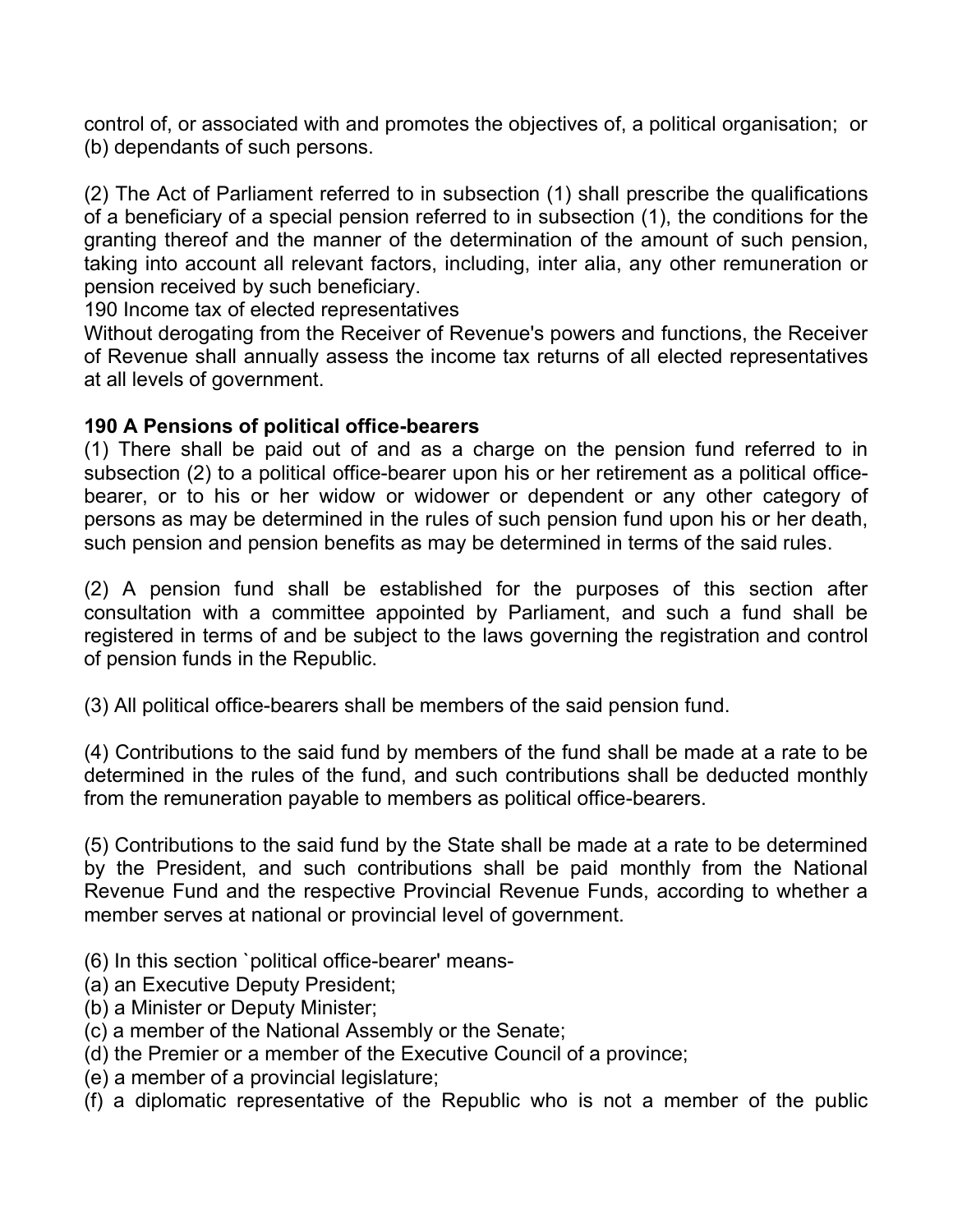control of, or associated with and promotes the objectives of, a political organisation; or
(b) dependants of such persons.

(2) The Act of Parliament referred to in subsection (1) shall prescribe the qualifications of a beneficiary of a special pension referred to in subsection (1), the conditions for the granting thereof and the manner of the determination of the amount of such pension, taking into account all relevant factors, including, inter alia, any other remuneration or pension received by such beneficiary.

190 Income tax of elected representatives

Without derogating from the Receiver of Revenue's powers and functions, the Receiver of Revenue shall annually assess the income tax returns of all elected representatives at all levels of government.

**190 A Pensions of political office-bearers**

(1) There shall be paid out of and as a charge on the pension fund referred to in subsection (2) to a political office-bearer upon his or her retirement as a political office-bearer, or to his or her widow or widower or dependent or any other category of persons as may be determined in the rules of such pension fund upon his or her death, such pension and pension benefits as may be determined in terms of the said rules.

(2) A pension fund shall be established for the purposes of this section after consultation with a committee appointed by Parliament, and such a fund shall be registered in terms of and be subject to the laws governing the registration and control of pension funds in the Republic.

(3) All political office-bearers shall be members of the said pension fund.

(4) Contributions to the said fund by members of the fund shall be made at a rate to be determined in the rules of the fund, and such contributions shall be deducted monthly from the remuneration payable to members as political office-bearers.

(5) Contributions to the said fund by the State shall be made at a rate to be determined by the President, and such contributions shall be paid monthly from the National Revenue Fund and the respective Provincial Revenue Funds, according to whether a member serves at national or provincial level of government.

(6) In this section `political office-bearer' means-
(a) an Executive Deputy President;
(b) a Minister or Deputy Minister;
(c) a member of the National Assembly or the Senate;
(d) the Premier or a member of the Executive Council of a province;
(e) a member of a provincial legislature;
(f) a diplomatic representative of the Republic who is not a member of the public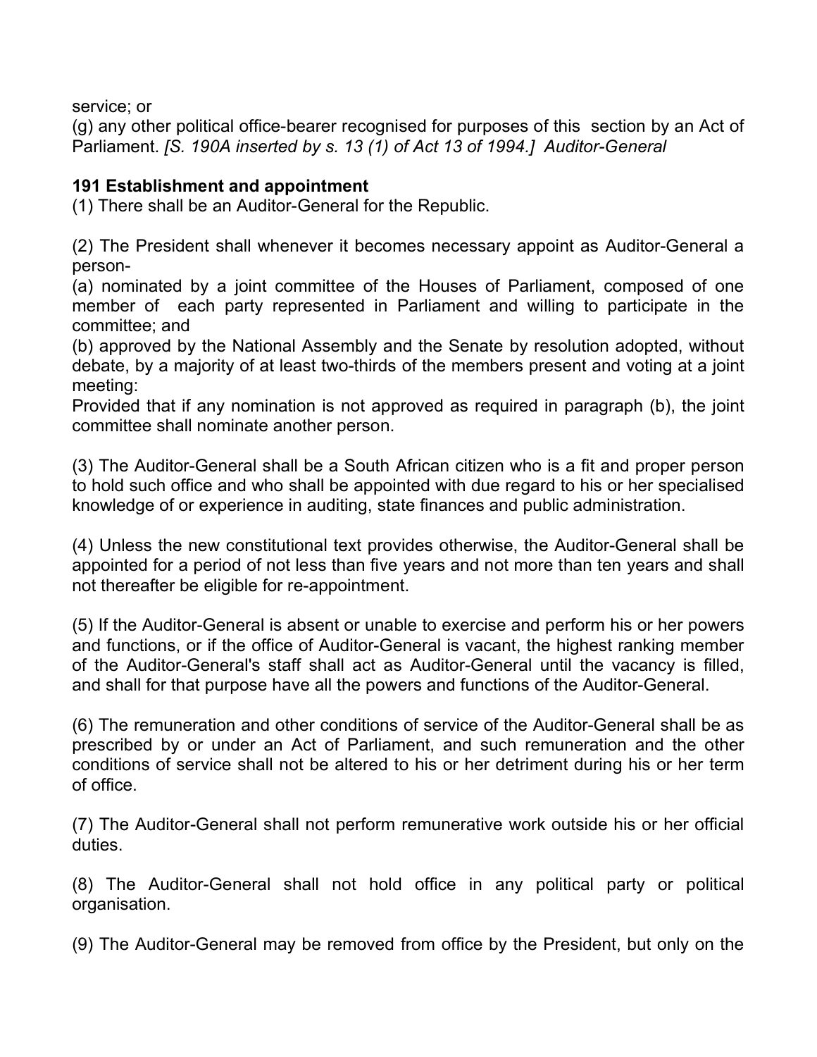service; or

(g) any other political office-bearer recognised for purposes of this section by an Act of Parliament. *[S. 190A inserted by s. 13 (1) of Act 13 of 1994.] Auditor-General*

**191 Establishment and appointment**

(1) There shall be an Auditor-General for the Republic.

(2) The President shall whenever it becomes necessary appoint as Auditor-General a person-

(a) nominated by a joint committee of the Houses of Parliament, composed of one member of each party represented in Parliament and willing to participate in the committee; and

(b) approved by the National Assembly and the Senate by resolution adopted, without debate, by a majority of at least two-thirds of the members present and voting at a joint meeting:

Provided that if any nomination is not approved as required in paragraph (b), the joint committee shall nominate another person.

(3) The Auditor-General shall be a South African citizen who is a fit and proper person to hold such office and who shall be appointed with due regard to his or her specialised knowledge of or experience in auditing, state finances and public administration.

(4) Unless the new constitutional text provides otherwise, the Auditor-General shall be appointed for a period of not less than five years and not more than ten years and shall not thereafter be eligible for re-appointment.

(5) If the Auditor-General is absent or unable to exercise and perform his or her powers and functions, or if the office of Auditor-General is vacant, the highest ranking member of the Auditor-General's staff shall act as Auditor-General until the vacancy is filled, and shall for that purpose have all the powers and functions of the Auditor-General.

(6) The remuneration and other conditions of service of the Auditor-General shall be as prescribed by or under an Act of Parliament, and such remuneration and the other conditions of service shall not be altered to his or her detriment during his or her term of office.

(7) The Auditor-General shall not perform remunerative work outside his or her official duties.

(8) The Auditor-General shall not hold office in any political party or political organisation.

(9) The Auditor-General may be removed from office by the President, but only on the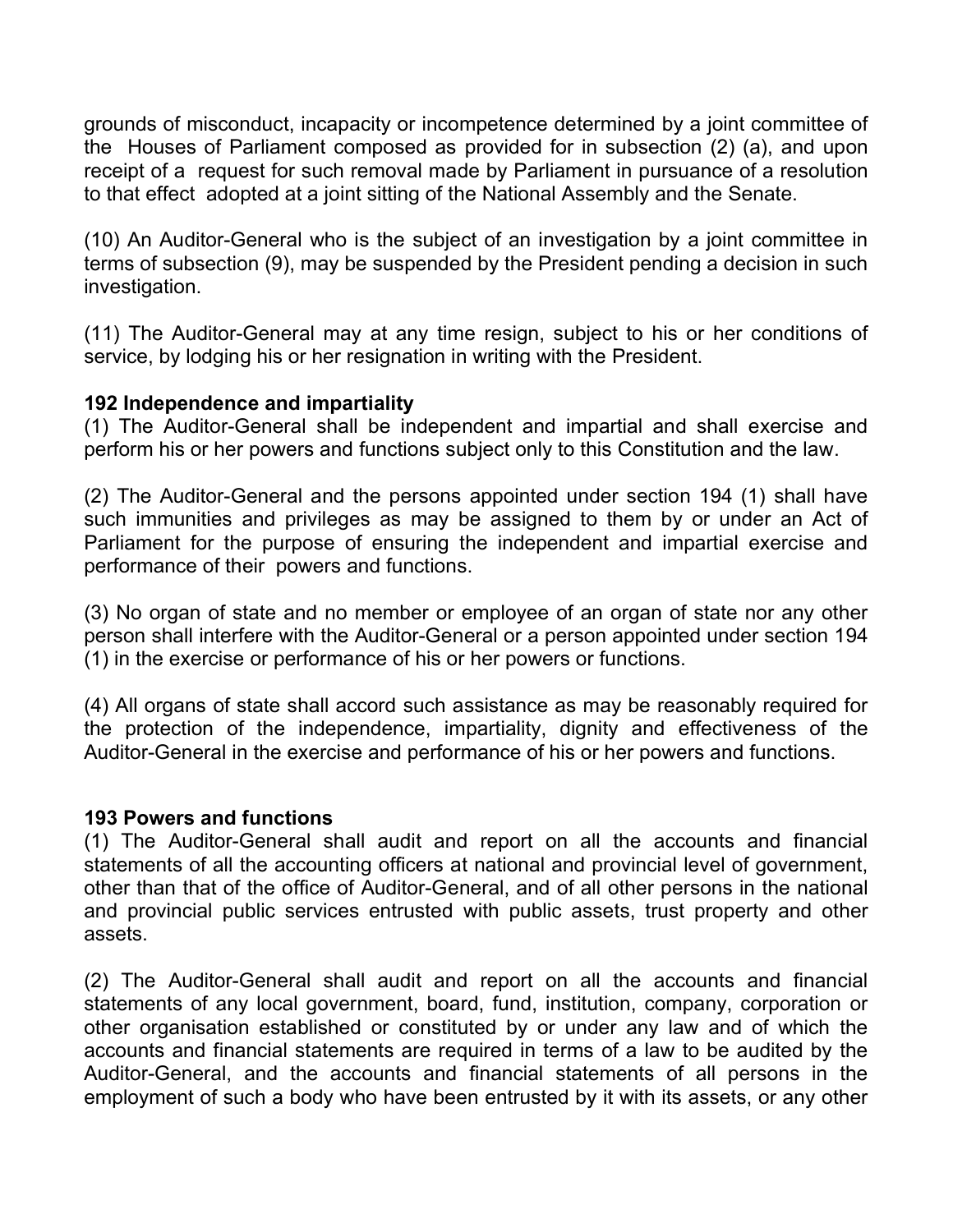grounds of misconduct, incapacity or incompetence determined by a joint committee of the Houses of Parliament composed as provided for in subsection (2) (a), and upon receipt of a request for such removal made by Parliament in pursuance of a resolution to that effect adopted at a joint sitting of the National Assembly and the Senate.

(10) An Auditor-General who is the subject of an investigation by a joint committee in terms of subsection (9), may be suspended by the President pending a decision in such investigation.

(11) The Auditor-General may at any time resign, subject to his or her conditions of service, by lodging his or her resignation in writing with the President.

**192 Independence and impartiality**

(1) The Auditor-General shall be independent and impartial and shall exercise and perform his or her powers and functions subject only to this Constitution and the law.

(2) The Auditor-General and the persons appointed under section 194 (1) shall have such immunities and privileges as may be assigned to them by or under an Act of Parliament for the purpose of ensuring the independent and impartial exercise and performance of their powers and functions.

(3) No organ of state and no member or employee of an organ of state nor any other person shall interfere with the Auditor-General or a person appointed under section 194 (1) in the exercise or performance of his or her powers or functions.

(4) All organs of state shall accord such assistance as may be reasonably required for the protection of the independence, impartiality, dignity and effectiveness of the Auditor-General in the exercise and performance of his or her powers and functions.

**193 Powers and functions**

(1) The Auditor-General shall audit and report on all the accounts and financial statements of all the accounting officers at national and provincial level of government, other than that of the office of Auditor-General, and of all other persons in the national and provincial public services entrusted with public assets, trust property and other assets.

(2) The Auditor-General shall audit and report on all the accounts and financial statements of any local government, board, fund, institution, company, corporation or other organisation established or constituted by or under any law and of which the accounts and financial statements are required in terms of a law to be audited by the Auditor-General, and the accounts and financial statements of all persons in the employment of such a body who have been entrusted by it with its assets, or any other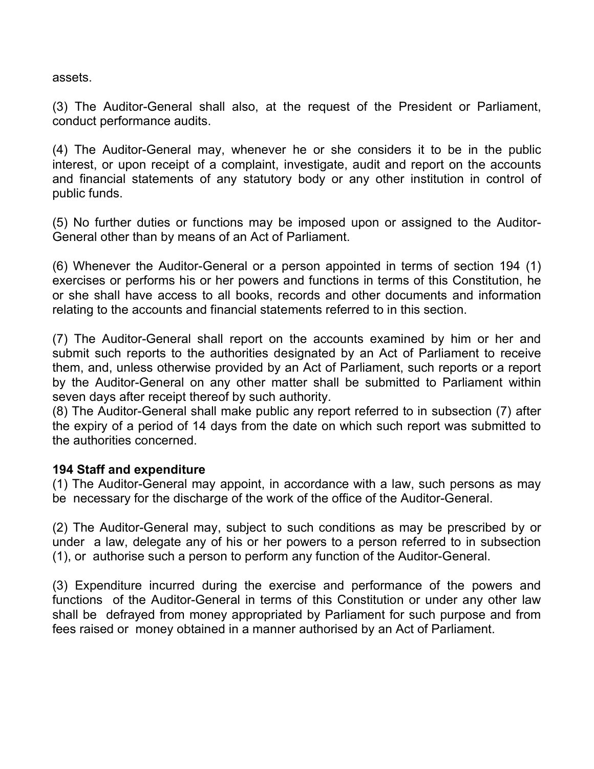assets.

(3) The Auditor-General shall also, at the request of the President or Parliament, conduct performance audits.

(4) The Auditor-General may, whenever he or she considers it to be in the public interest, or upon receipt of a complaint, investigate, audit and report on the accounts and financial statements of any statutory body or any other institution in control of public funds.

(5) No further duties or functions may be imposed upon or assigned to the Auditor-General other than by means of an Act of Parliament.

(6) Whenever the Auditor-General or a person appointed in terms of section 194 (1) exercises or performs his or her powers and functions in terms of this Constitution, he or she shall have access to all books, records and other documents and information relating to the accounts and financial statements referred to in this section.

(7) The Auditor-General shall report on the accounts examined by him or her and submit such reports to the authorities designated by an Act of Parliament to receive them, and, unless otherwise provided by an Act of Parliament, such reports or a report by the Auditor-General on any other matter shall be submitted to Parliament within seven days after receipt thereof by such authority.

(8) The Auditor-General shall make public any report referred to in subsection (7) after the expiry of a period of 14 days from the date on which such report was submitted to the authorities concerned.

**194 Staff and expenditure**

(1) The Auditor-General may appoint, in accordance with a law, such persons as may be necessary for the discharge of the work of the office of the Auditor-General.

(2) The Auditor-General may, subject to such conditions as may be prescribed by or under a law, delegate any of his or her powers to a person referred to in subsection (1), or authorise such a person to perform any function of the Auditor-General.

(3) Expenditure incurred during the exercise and performance of the powers and functions of the Auditor-General in terms of this Constitution or under any other law shall be defrayed from money appropriated by Parliament for such purpose and from fees raised or money obtained in a manner authorised by an Act of Parliament.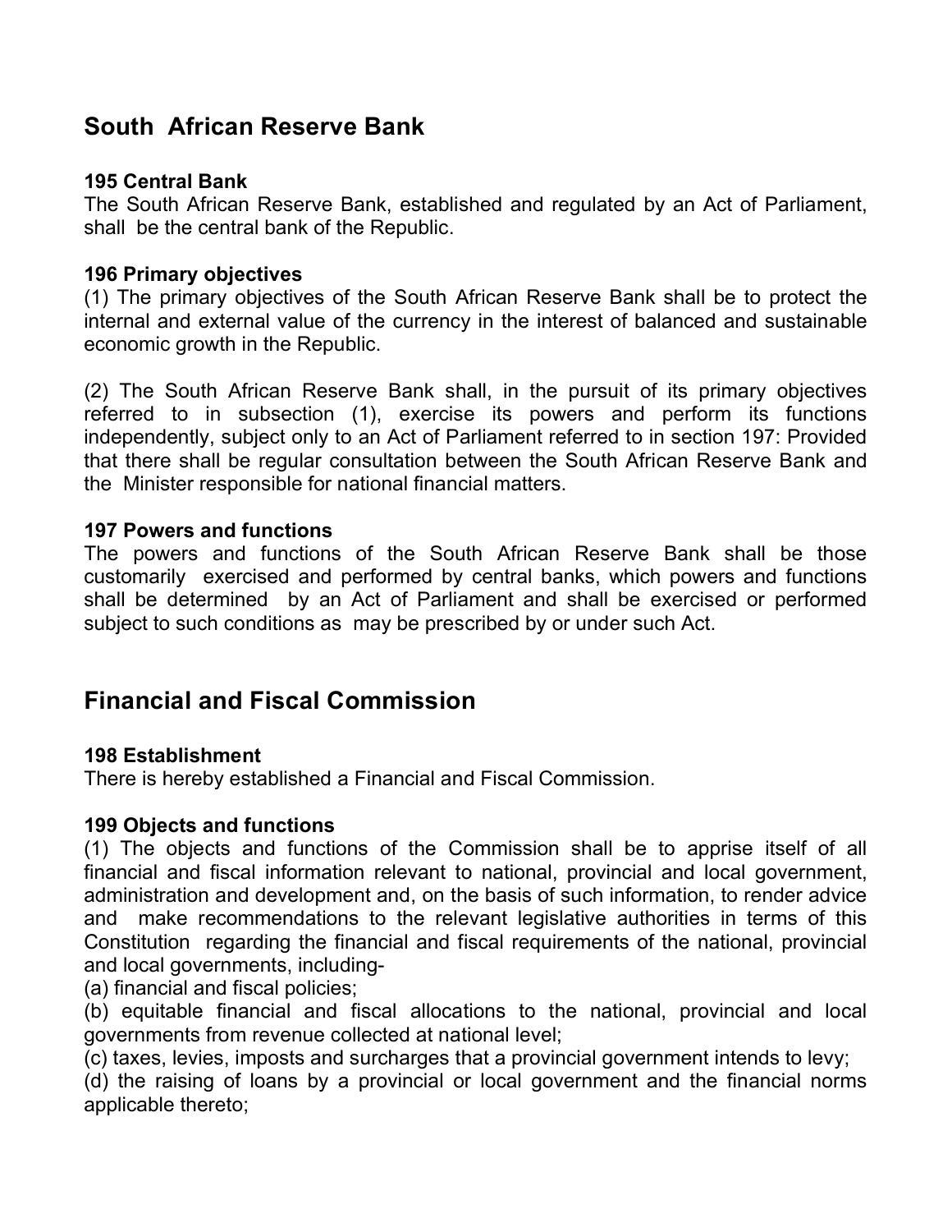## South African Reserve Bank

**195 Central Bank**
The South African Reserve Bank, established and regulated by an Act of Parliament, shall be the central bank of the Republic.

**196 Primary objectives**
(1) The primary objectives of the South African Reserve Bank shall be to protect the internal and external value of the currency in the interest of balanced and sustainable economic growth in the Republic.

(2) The South African Reserve Bank shall, in the pursuit of its primary objectives referred to in subsection (1), exercise its powers and perform its functions independently, subject only to an Act of Parliament referred to in section 197: Provided that there shall be regular consultation between the South African Reserve Bank and the Minister responsible for national financial matters.

**197 Powers and functions**
The powers and functions of the South African Reserve Bank shall be those customarily exercised and performed by central banks, which powers and functions shall be determined by an Act of Parliament and shall be exercised or performed subject to such conditions as may be prescribed by or under such Act.

## Financial and Fiscal Commission

**198 Establishment**
There is hereby established a Financial and Fiscal Commission.

**199 Objects and functions**
(1) The objects and functions of the Commission shall be to apprise itself of all financial and fiscal information relevant to national, provincial and local government, administration and development and, on the basis of such information, to render advice and make recommendations to the relevant legislative authorities in terms of this Constitution regarding the financial and fiscal requirements of the national, provincial and local governments, including-
(a) financial and fiscal policies;
(b) equitable financial and fiscal allocations to the national, provincial and local governments from revenue collected at national level;
(c) taxes, levies, imposts and surcharges that a provincial government intends to levy;
(d) the raising of loans by a provincial or local government and the financial norms applicable thereto;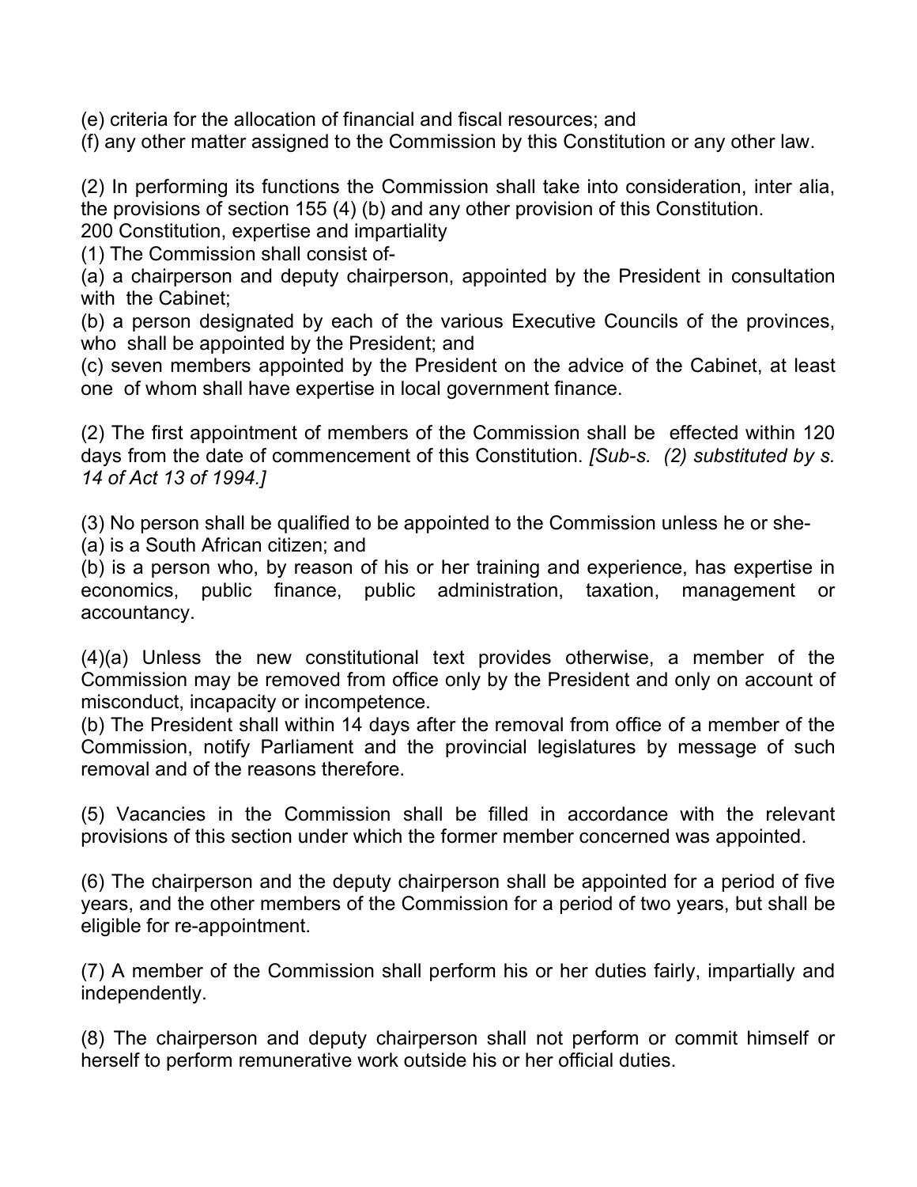(e) criteria for the allocation of financial and fiscal resources; and

(f) any other matter assigned to the Commission by this Constitution or any other law.

(2) In performing its functions the Commission shall take into consideration, inter alia, the provisions of section 155 (4) (b) and any other provision of this Constitution.

200 Constitution, expertise and impartiality

(1) The Commission shall consist of-

(a) a chairperson and deputy chairperson, appointed by the President in consultation with the Cabinet;

(b) a person designated by each of the various Executive Councils of the provinces, who shall be appointed by the President; and

(c) seven members appointed by the President on the advice of the Cabinet, at least one of whom shall have expertise in local government finance.

(2) The first appointment of members of the Commission shall be effected within 120 days from the date of commencement of this Constitution. *[Sub-s. (2) substituted by s. 14 of Act 13 of 1994.]*

(3) No person shall be qualified to be appointed to the Commission unless he or she-

(a) is a South African citizen; and

(b) is a person who, by reason of his or her training and experience, has expertise in economics, public finance, public administration, taxation, management or accountancy.

(4)(a) Unless the new constitutional text provides otherwise, a member of the Commission may be removed from office only by the President and only on account of misconduct, incapacity or incompetence.

(b) The President shall within 14 days after the removal from office of a member of the Commission, notify Parliament and the provincial legislatures by message of such removal and of the reasons therefore.

(5) Vacancies in the Commission shall be filled in accordance with the relevant provisions of this section under which the former member concerned was appointed.

(6) The chairperson and the deputy chairperson shall be appointed for a period of five years, and the other members of the Commission for a period of two years, but shall be eligible for re-appointment.

(7) A member of the Commission shall perform his or her duties fairly, impartially and independently.

(8) The chairperson and deputy chairperson shall not perform or commit himself or herself to perform remunerative work outside his or her official duties.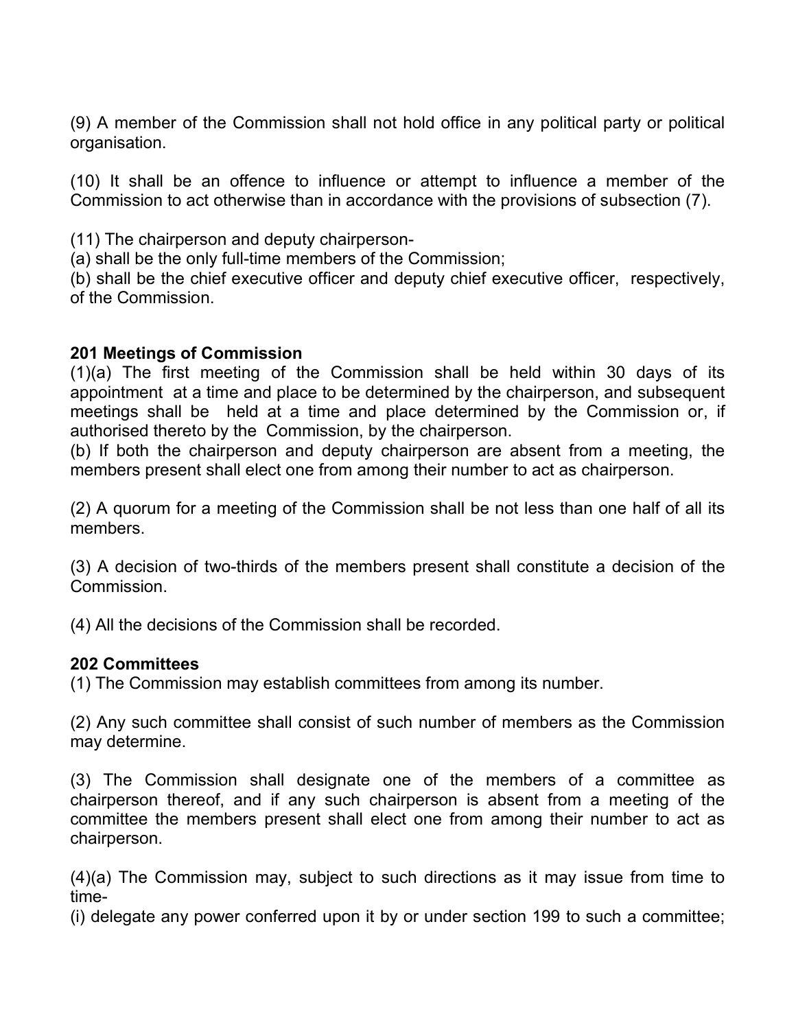(9) A member of the Commission shall not hold office in any political party or political organisation.

(10) It shall be an offence to influence or attempt to influence a member of the Commission to act otherwise than in accordance with the provisions of subsection (7).

(11) The chairperson and deputy chairperson-
(a) shall be the only full-time members of the Commission;
(b) shall be the chief executive officer and deputy chief executive officer, respectively, of the Commission.

**201 Meetings of Commission**
(1)(a) The first meeting of the Commission shall be held within 30 days of its appointment at a time and place to be determined by the chairperson, and subsequent meetings shall be held at a time and place determined by the Commission or, if authorised thereto by the Commission, by the chairperson.
(b) If both the chairperson and deputy chairperson are absent from a meeting, the members present shall elect one from among their number to act as chairperson.

(2) A quorum for a meeting of the Commission shall be not less than one half of all its members.

(3) A decision of two-thirds of the members present shall constitute a decision of the Commission.

(4) All the decisions of the Commission shall be recorded.

**202 Committees**
(1) The Commission may establish committees from among its number.

(2) Any such committee shall consist of such number of members as the Commission may determine.

(3) The Commission shall designate one of the members of a committee as chairperson thereof, and if any such chairperson is absent from a meeting of the committee the members present shall elect one from among their number to act as chairperson.

(4)(a) The Commission may, subject to such directions as it may issue from time to time-
(i) delegate any power conferred upon it by or under section 199 to such a committee;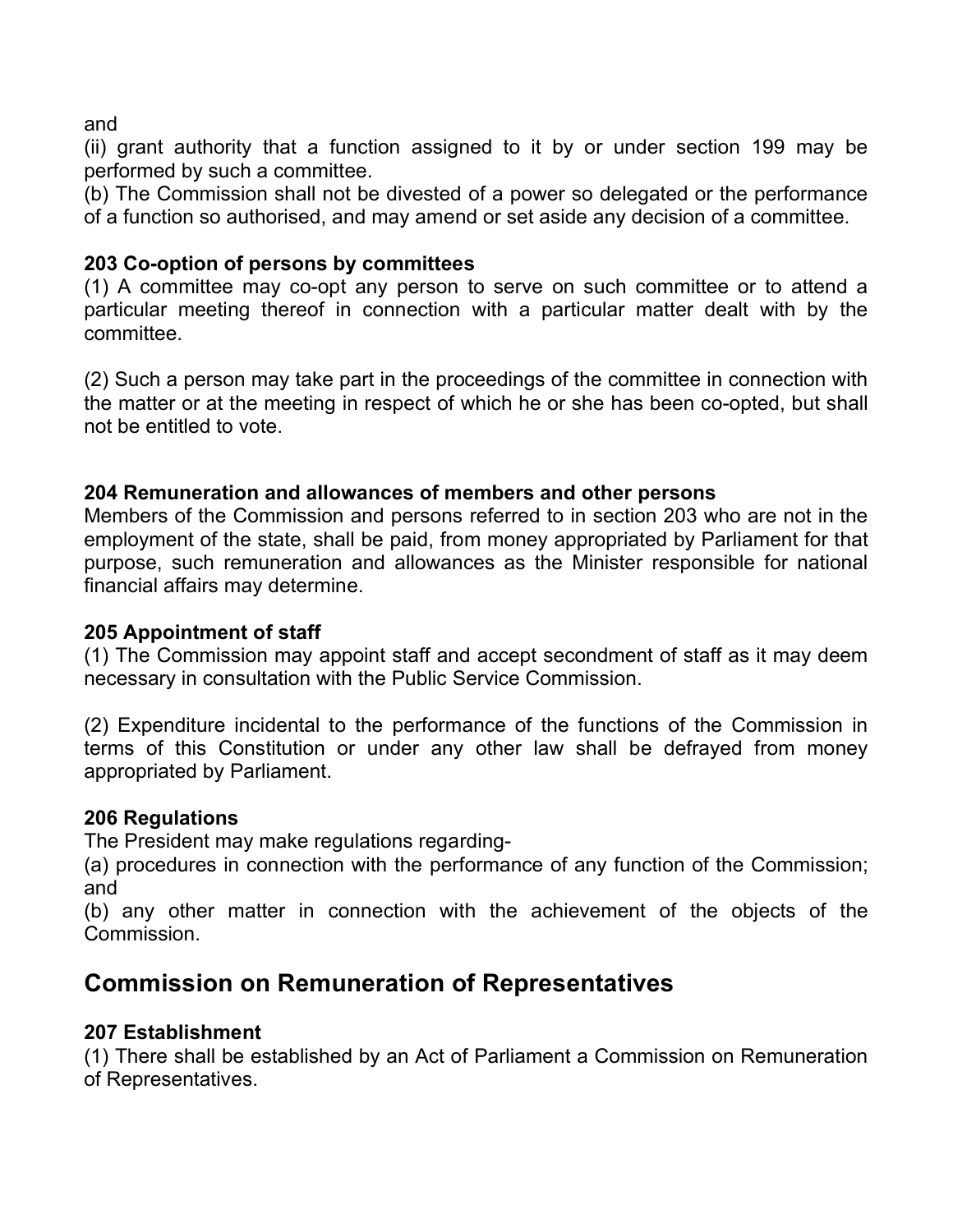and

(ii) grant authority that a function assigned to it by or under section 199 may be performed by such a committee.

(b) The Commission shall not be divested of a power so delegated or the performance of a function so authorised, and may amend or set aside any decision of a committee.

**203 Co-option of persons by committees**

(1) A committee may co-opt any person to serve on such committee or to attend a particular meeting thereof in connection with a particular matter dealt with by the committee.

(2) Such a person may take part in the proceedings of the committee in connection with the matter or at the meeting in respect of which he or she has been co-opted, but shall not be entitled to vote.

**204 Remuneration and allowances of members and other persons**

Members of the Commission and persons referred to in section 203 who are not in the employment of the state, shall be paid, from money appropriated by Parliament for that purpose, such remuneration and allowances as the Minister responsible for national financial affairs may determine.

**205 Appointment of staff**

(1) The Commission may appoint staff and accept secondment of staff as it may deem necessary in consultation with the Public Service Commission.

(2) Expenditure incidental to the performance of the functions of the Commission in terms of this Constitution or under any other law shall be defrayed from money appropriated by Parliament.

**206 Regulations**

The President may make regulations regarding-

(a) procedures in connection with the performance of any function of the Commission; and

(b) any other matter in connection with the achievement of the objects of the Commission.

## Commission on Remuneration of Representatives

**207 Establishment**

(1) There shall be established by an Act of Parliament a Commission on Remuneration of Representatives.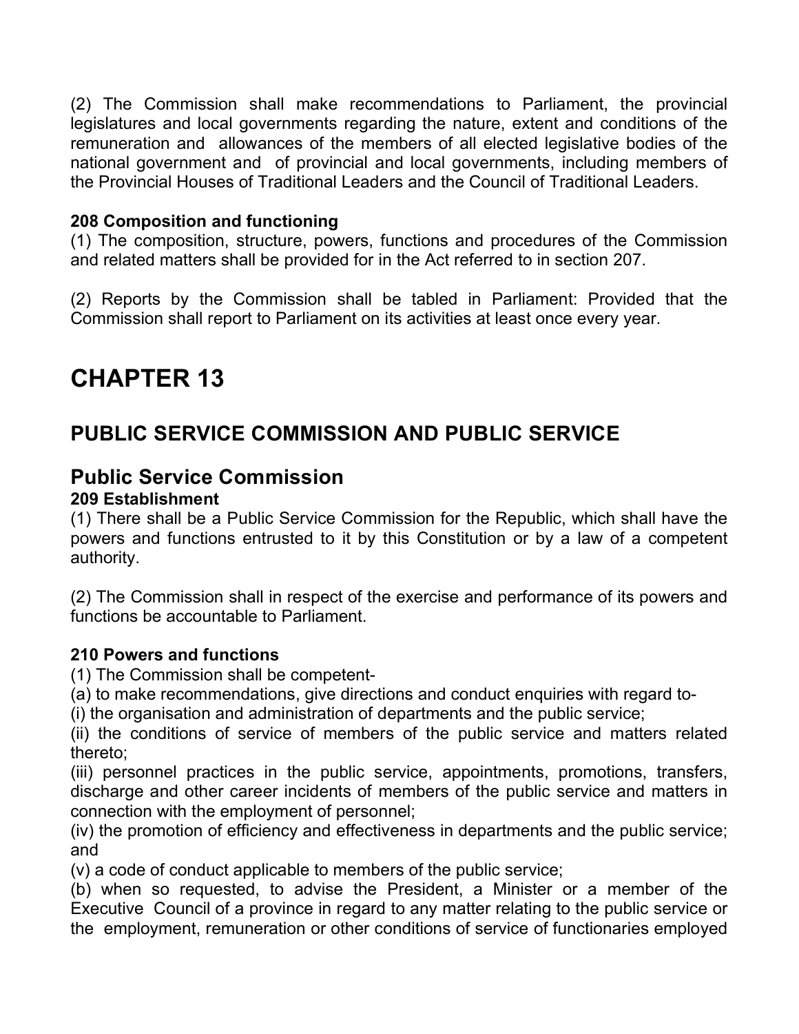(2) The Commission shall make recommendations to Parliament, the provincial legislatures and local governments regarding the nature, extent and conditions of the remuneration and allowances of the members of all elected legislative bodies of the national government and of provincial and local governments, including members of the Provincial Houses of Traditional Leaders and the Council of Traditional Leaders.

**208 Composition and functioning**

(1) The composition, structure, powers, functions and procedures of the Commission and related matters shall be provided for in the Act referred to in section 207.

(2) Reports by the Commission shall be tabled in Parliament: Provided that the Commission shall report to Parliament on its activities at least once every year.

# CHAPTER 13

## PUBLIC SERVICE COMMISSION AND PUBLIC SERVICE

### Public Service Commission

**209 Establishment**

(1) There shall be a Public Service Commission for the Republic, which shall have the powers and functions entrusted to it by this Constitution or by a law of a competent authority.

(2) The Commission shall in respect of the exercise and performance of its powers and functions be accountable to Parliament.

**210 Powers and functions**

(1) The Commission shall be competent-

(a) to make recommendations, give directions and conduct enquiries with regard to-

(i) the organisation and administration of departments and the public service;

(ii) the conditions of service of members of the public service and matters related thereto;

(iii) personnel practices in the public service, appointments, promotions, transfers, discharge and other career incidents of members of the public service and matters in connection with the employment of personnel;

(iv) the promotion of efficiency and effectiveness in departments and the public service; and

(v) a code of conduct applicable to members of the public service;

(b) when so requested, to advise the President, a Minister or a member of the Executive Council of a province in regard to any matter relating to the public service or the employment, remuneration or other conditions of service of functionaries employed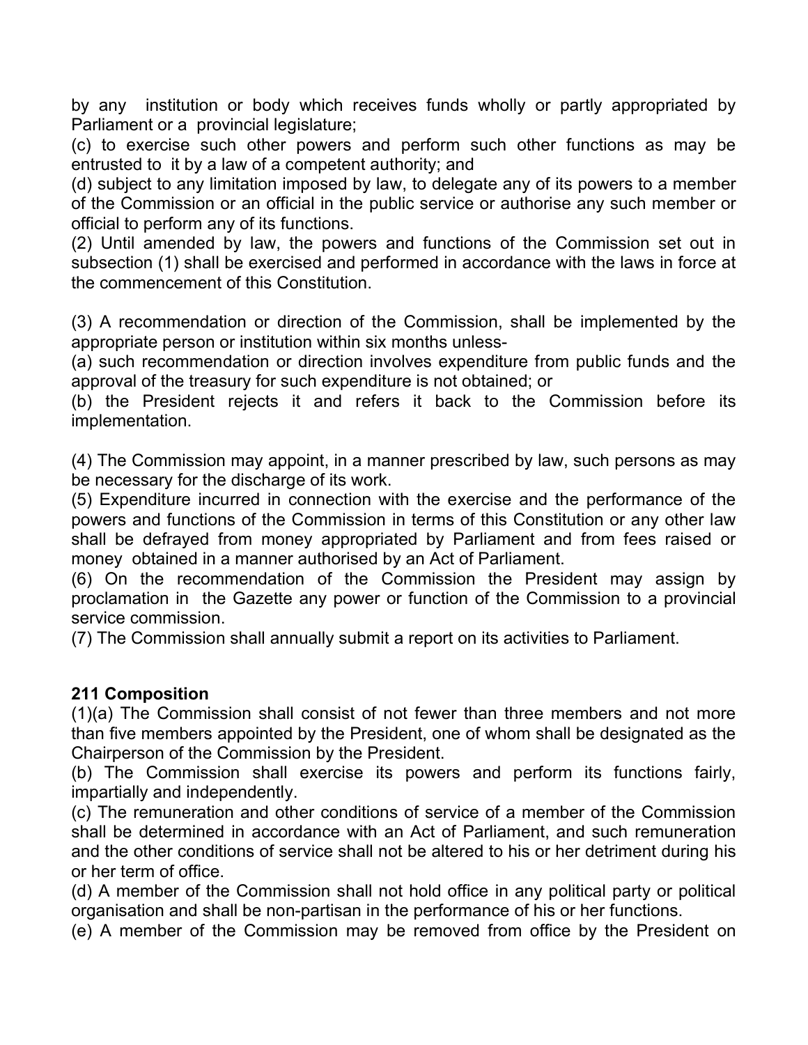by any institution or body which receives funds wholly or partly appropriated by Parliament or a provincial legislature;

(c) to exercise such other powers and perform such other functions as may be entrusted to it by a law of a competent authority; and

(d) subject to any limitation imposed by law, to delegate any of its powers to a member of the Commission or an official in the public service or authorise any such member or official to perform any of its functions.

(2) Until amended by law, the powers and functions of the Commission set out in subsection (1) shall be exercised and performed in accordance with the laws in force at the commencement of this Constitution.

(3) A recommendation or direction of the Commission, shall be implemented by the appropriate person or institution within six months unless-

(a) such recommendation or direction involves expenditure from public funds and the approval of the treasury for such expenditure is not obtained; or

(b) the President rejects it and refers it back to the Commission before its implementation.

(4) The Commission may appoint, in a manner prescribed by law, such persons as may be necessary for the discharge of its work.

(5) Expenditure incurred in connection with the exercise and the performance of the powers and functions of the Commission in terms of this Constitution or any other law shall be defrayed from money appropriated by Parliament and from fees raised or money obtained in a manner authorised by an Act of Parliament.

(6) On the recommendation of the Commission the President may assign by proclamation in the Gazette any power or function of the Commission to a provincial service commission.

(7) The Commission shall annually submit a report on its activities to Parliament.

**211 Composition**

(1)(a) The Commission shall consist of not fewer than three members and not more than five members appointed by the President, one of whom shall be designated as the Chairperson of the Commission by the President.

(b) The Commission shall exercise its powers and perform its functions fairly, impartially and independently.

(c) The remuneration and other conditions of service of a member of the Commission shall be determined in accordance with an Act of Parliament, and such remuneration and the other conditions of service shall not be altered to his or her detriment during his or her term of office.

(d) A member of the Commission shall not hold office in any political party or political organisation and shall be non-partisan in the performance of his or her functions.

(e) A member of the Commission may be removed from office by the President on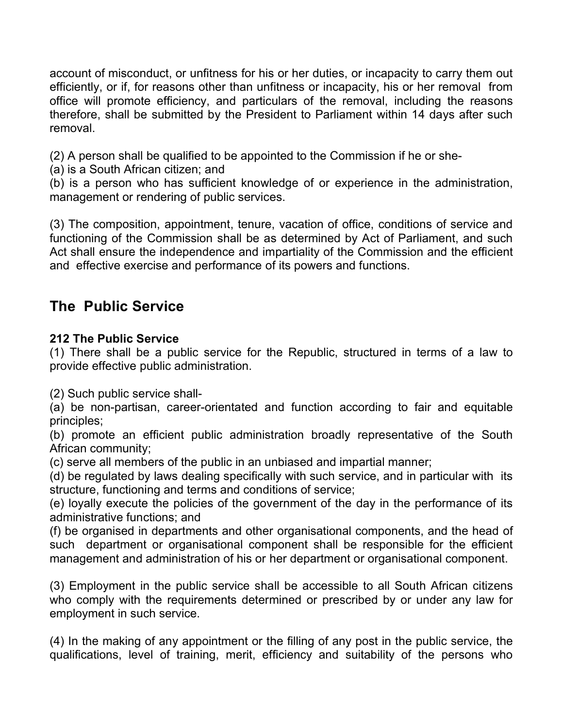account of misconduct, or unfitness for his or her duties, or incapacity to carry them out efficiently, or if, for reasons other than unfitness or incapacity, his or her removal from office will promote efficiency, and particulars of the removal, including the reasons therefore, shall be submitted by the President to Parliament within 14 days after such removal.

(2) A person shall be qualified to be appointed to the Commission if he or she-
(a) is a South African citizen; and
(b) is a person who has sufficient knowledge of or experience in the administration, management or rendering of public services.

(3) The composition, appointment, tenure, vacation of office, conditions of service and functioning of the Commission shall be as determined by Act of Parliament, and such Act shall ensure the independence and impartiality of the Commission and the efficient and effective exercise and performance of its powers and functions.

## The Public Service

**212 The Public Service**
(1) There shall be a public service for the Republic, structured in terms of a law to provide effective public administration.

(2) Such public service shall-
(a) be non-partisan, career-orientated and function according to fair and equitable principles;
(b) promote an efficient public administration broadly representative of the South African community;
(c) serve all members of the public in an unbiased and impartial manner;
(d) be regulated by laws dealing specifically with such service, and in particular with its structure, functioning and terms and conditions of service;
(e) loyally execute the policies of the government of the day in the performance of its administrative functions; and
(f) be organised in departments and other organisational components, and the head of such department or organisational component shall be responsible for the efficient management and administration of his or her department or organisational component.

(3) Employment in the public service shall be accessible to all South African citizens who comply with the requirements determined or prescribed by or under any law for employment in such service.

(4) In the making of any appointment or the filling of any post in the public service, the qualifications, level of training, merit, efficiency and suitability of the persons who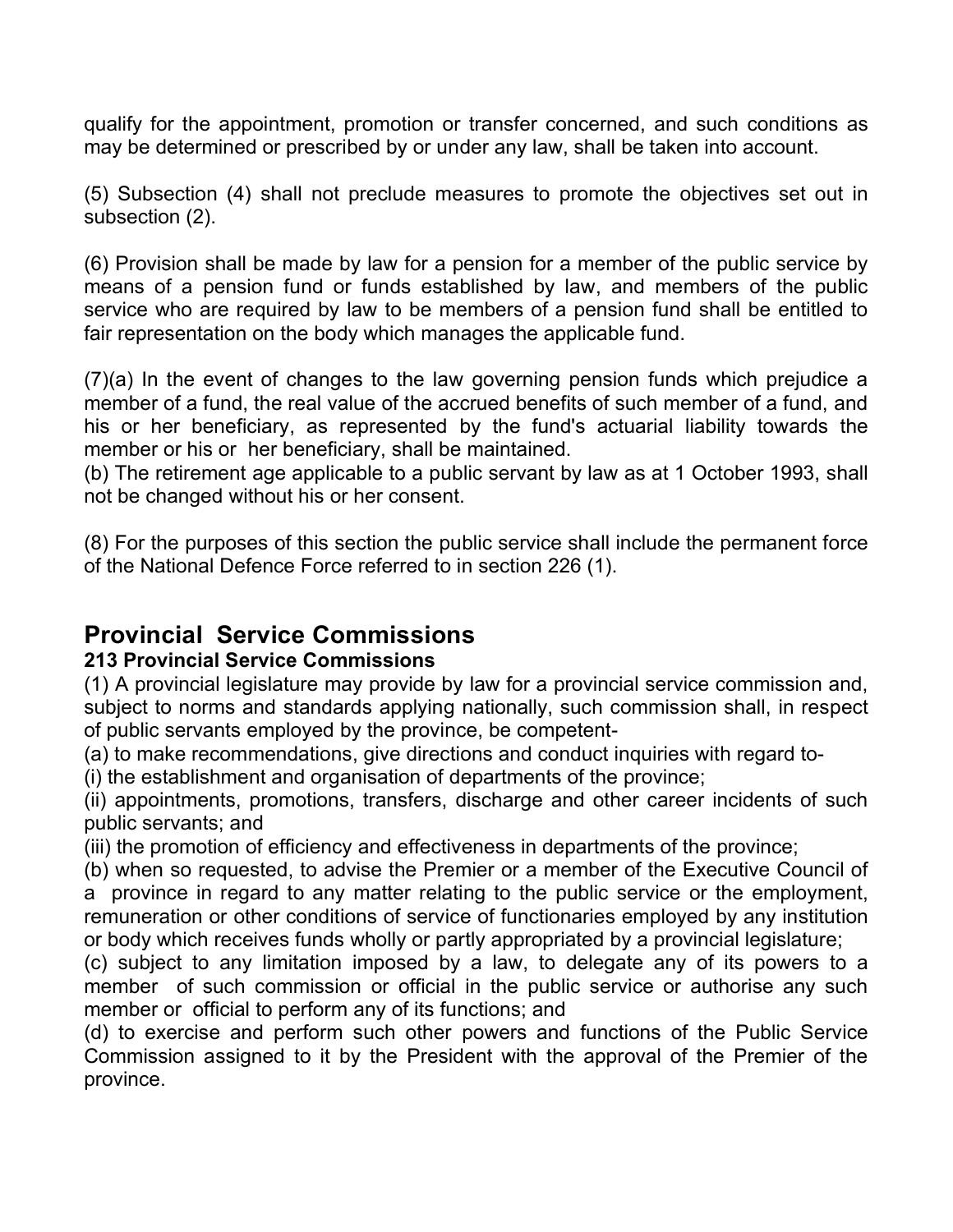qualify for the appointment, promotion or transfer concerned, and such conditions as may be determined or prescribed by or under any law, shall be taken into account.

(5) Subsection (4) shall not preclude measures to promote the objectives set out in subsection (2).

(6) Provision shall be made by law for a pension for a member of the public service by means of a pension fund or funds established by law, and members of the public service who are required by law to be members of a pension fund shall be entitled to fair representation on the body which manages the applicable fund.

(7)(a) In the event of changes to the law governing pension funds which prejudice a member of a fund, the real value of the accrued benefits of such member of a fund, and his or her beneficiary, as represented by the fund's actuarial liability towards the member or his or her beneficiary, shall be maintained.
(b) The retirement age applicable to a public servant by law as at 1 October 1993, shall not be changed without his or her consent.

(8) For the purposes of this section the public service shall include the permanent force of the National Defence Force referred to in section 226 (1).

## Provincial Service Commissions

### 213 Provincial Service Commissions

(1) A provincial legislature may provide by law for a provincial service commission and, subject to norms and standards applying nationally, such commission shall, in respect of public servants employed by the province, be competent-
(a) to make recommendations, give directions and conduct inquiries with regard to-
(i) the establishment and organisation of departments of the province;
(ii) appointments, promotions, transfers, discharge and other career incidents of such public servants; and
(iii) the promotion of efficiency and effectiveness in departments of the province;
(b) when so requested, to advise the Premier or a member of the Executive Council of a province in regard to any matter relating to the public service or the employment, remuneration or other conditions of service of functionaries employed by any institution or body which receives funds wholly or partly appropriated by a provincial legislature;
(c) subject to any limitation imposed by a law, to delegate any of its powers to a member of such commission or official in the public service or authorise any such member or official to perform any of its functions; and
(d) to exercise and perform such other powers and functions of the Public Service Commission assigned to it by the President with the approval of the Premier of the province.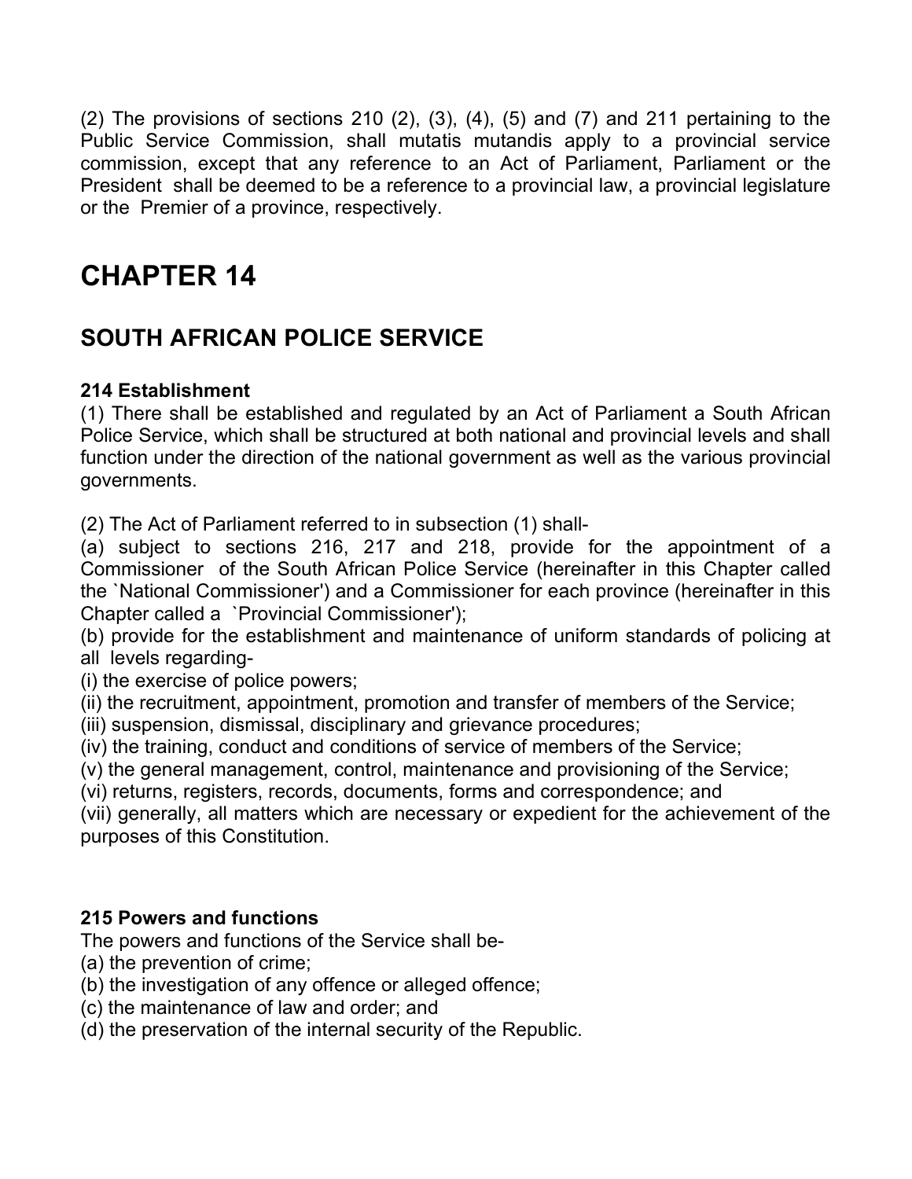(2) The provisions of sections 210 (2), (3), (4), (5) and (7) and 211 pertaining to the Public Service Commission, shall mutatis mutandis apply to a provincial service commission, except that any reference to an Act of Parliament, Parliament or the President shall be deemed to be a reference to a provincial law, a provincial legislature or the Premier of a province, respectively.

# CHAPTER 14

## SOUTH AFRICAN POLICE SERVICE

**214 Establishment**

(1) There shall be established and regulated by an Act of Parliament a South African Police Service, which shall be structured at both national and provincial levels and shall function under the direction of the national government as well as the various provincial governments.

(2) The Act of Parliament referred to in subsection (1) shall-

(a) subject to sections 216, 217 and 218, provide for the appointment of a Commissioner of the South African Police Service (hereinafter in this Chapter called the `National Commissioner') and a Commissioner for each province (hereinafter in this Chapter called a `Provincial Commissioner');

(b) provide for the establishment and maintenance of uniform standards of policing at all levels regarding-

(i) the exercise of police powers;

(ii) the recruitment, appointment, promotion and transfer of members of the Service;

(iii) suspension, dismissal, disciplinary and grievance procedures;

(iv) the training, conduct and conditions of service of members of the Service;

(v) the general management, control, maintenance and provisioning of the Service;

(vi) returns, registers, records, documents, forms and correspondence; and

(vii) generally, all matters which are necessary or expedient for the achievement of the purposes of this Constitution.

**215 Powers and functions**

The powers and functions of the Service shall be-

(a) the prevention of crime;

(b) the investigation of any offence or alleged offence;

(c) the maintenance of law and order; and

(d) the preservation of the internal security of the Republic.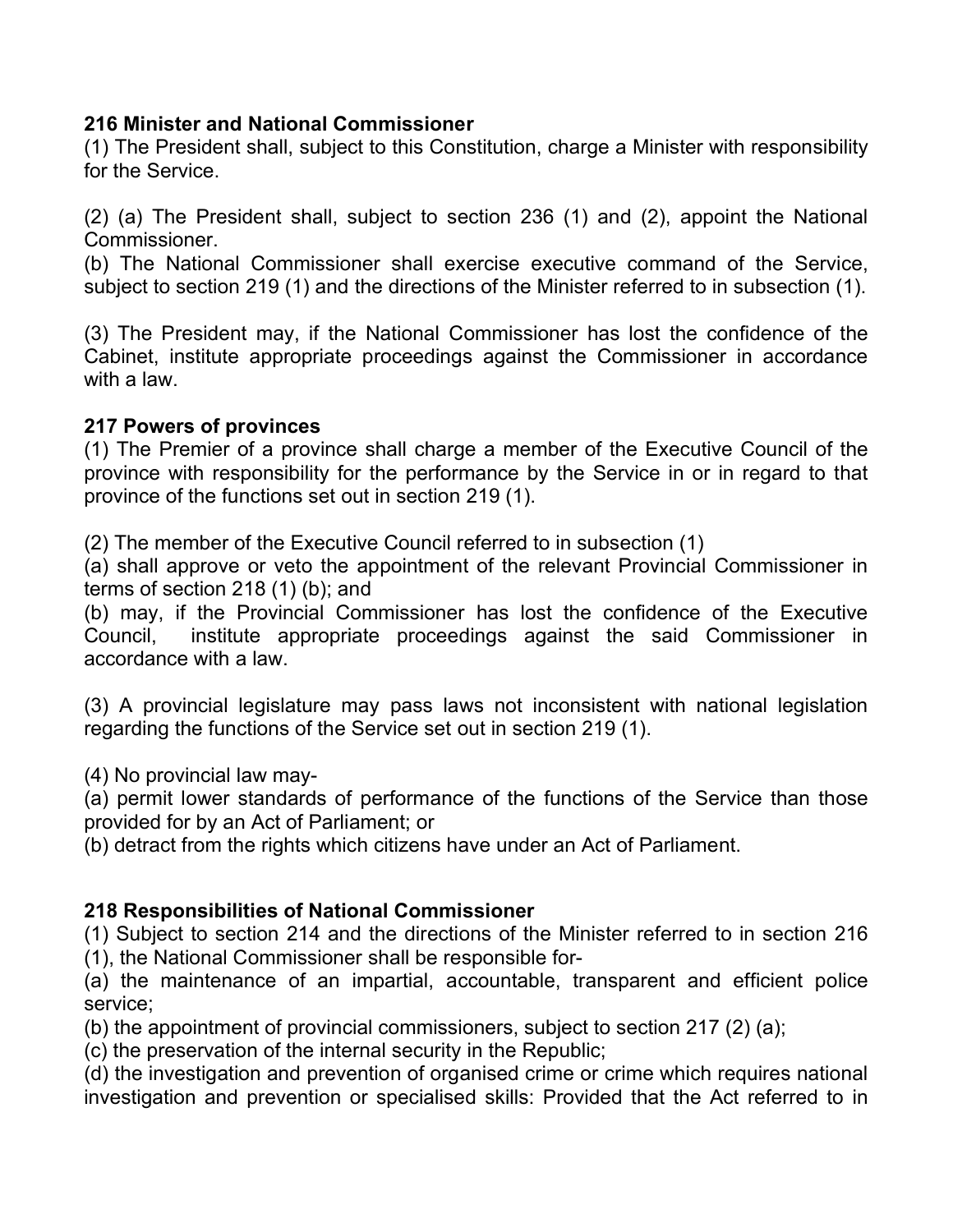**216 Minister and National Commissioner**

(1) The President shall, subject to this Constitution, charge a Minister with responsibility for the Service.

(2) (a) The President shall, subject to section 236 (1) and (2), appoint the National Commissioner.
(b) The National Commissioner shall exercise executive command of the Service, subject to section 219 (1) and the directions of the Minister referred to in subsection (1).

(3) The President may, if the National Commissioner has lost the confidence of the Cabinet, institute appropriate proceedings against the Commissioner in accordance with a law.

**217 Powers of provinces**

(1) The Premier of a province shall charge a member of the Executive Council of the province with responsibility for the performance by the Service in or in regard to that province of the functions set out in section 219 (1).

(2) The member of the Executive Council referred to in subsection (1)
(a) shall approve or veto the appointment of the relevant Provincial Commissioner in terms of section 218 (1) (b); and
(b) may, if the Provincial Commissioner has lost the confidence of the Executive Council, institute appropriate proceedings against the said Commissioner in accordance with a law.

(3) A provincial legislature may pass laws not inconsistent with national legislation regarding the functions of the Service set out in section 219 (1).

(4) No provincial law may-
(a) permit lower standards of performance of the functions of the Service than those provided for by an Act of Parliament; or
(b) detract from the rights which citizens have under an Act of Parliament.

**218 Responsibilities of National Commissioner**

(1) Subject to section 214 and the directions of the Minister referred to in section 216 (1), the National Commissioner shall be responsible for-
(a) the maintenance of an impartial, accountable, transparent and efficient police service;
(b) the appointment of provincial commissioners, subject to section 217 (2) (a);
(c) the preservation of the internal security in the Republic;
(d) the investigation and prevention of organised crime or crime which requires national investigation and prevention or specialised skills: Provided that the Act referred to in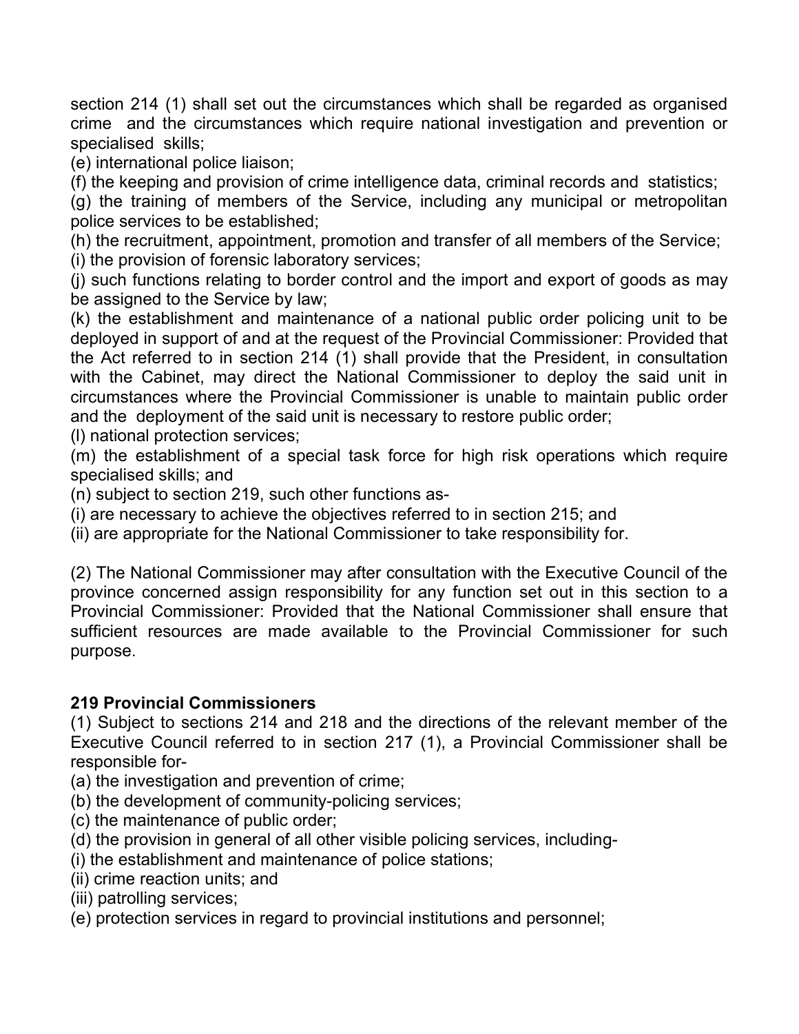section 214 (1) shall set out the circumstances which shall be regarded as organised crime and the circumstances which require national investigation and prevention or specialised skills;

(e) international police liaison;

(f) the keeping and provision of crime intelligence data, criminal records and statistics;

(g) the training of members of the Service, including any municipal or metropolitan police services to be established;

(h) the recruitment, appointment, promotion and transfer of all members of the Service;

(i) the provision of forensic laboratory services;

(j) such functions relating to border control and the import and export of goods as may be assigned to the Service by law;

(k) the establishment and maintenance of a national public order policing unit to be deployed in support of and at the request of the Provincial Commissioner: Provided that the Act referred to in section 214 (1) shall provide that the President, in consultation with the Cabinet, may direct the National Commissioner to deploy the said unit in circumstances where the Provincial Commissioner is unable to maintain public order and the deployment of the said unit is necessary to restore public order;

(l) national protection services;

(m) the establishment of a special task force for high risk operations which require specialised skills; and

(n) subject to section 219, such other functions as-

(i) are necessary to achieve the objectives referred to in section 215; and

(ii) are appropriate for the National Commissioner to take responsibility for.

(2) The National Commissioner may after consultation with the Executive Council of the province concerned assign responsibility for any function set out in this section to a Provincial Commissioner: Provided that the National Commissioner shall ensure that sufficient resources are made available to the Provincial Commissioner for such purpose.

**219 Provincial Commissioners**

(1) Subject to sections 214 and 218 and the directions of the relevant member of the Executive Council referred to in section 217 (1), a Provincial Commissioner shall be responsible for-

(a) the investigation and prevention of crime;

(b) the development of community-policing services;

(c) the maintenance of public order;

(d) the provision in general of all other visible policing services, including-

(i) the establishment and maintenance of police stations;

(ii) crime reaction units; and

(iii) patrolling services;

(e) protection services in regard to provincial institutions and personnel;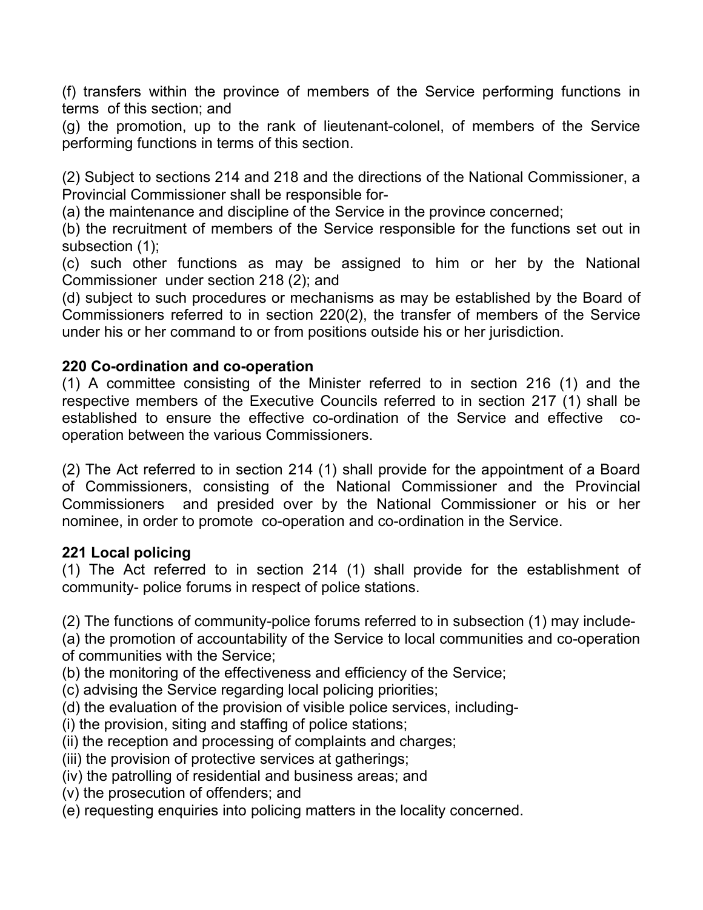(f) transfers within the province of members of the Service performing functions in terms of this section; and

(g) the promotion, up to the rank of lieutenant-colonel, of members of the Service performing functions in terms of this section.

(2) Subject to sections 214 and 218 and the directions of the National Commissioner, a Provincial Commissioner shall be responsible for-

(a) the maintenance and discipline of the Service in the province concerned;

(b) the recruitment of members of the Service responsible for the functions set out in subsection (1);

(c) such other functions as may be assigned to him or her by the National Commissioner under section 218 (2); and

(d) subject to such procedures or mechanisms as may be established by the Board of Commissioners referred to in section 220(2), the transfer of members of the Service under his or her command to or from positions outside his or her jurisdiction.

**220 Co-ordination and co-operation**

(1) A committee consisting of the Minister referred to in section 216 (1) and the respective members of the Executive Councils referred to in section 217 (1) shall be established to ensure the effective co-ordination of the Service and effective co-operation between the various Commissioners.

(2) The Act referred to in section 214 (1) shall provide for the appointment of a Board of Commissioners, consisting of the National Commissioner and the Provincial Commissioners and presided over by the National Commissioner or his or her nominee, in order to promote co-operation and co-ordination in the Service.

**221 Local policing**

(1) The Act referred to in section 214 (1) shall provide for the establishment of community- police forums in respect of police stations.

(2) The functions of community-police forums referred to in subsection (1) may include-

(a) the promotion of accountability of the Service to local communities and co-operation of communities with the Service;

(b) the monitoring of the effectiveness and efficiency of the Service;

(c) advising the Service regarding local policing priorities;

(d) the evaluation of the provision of visible police services, including-

(i) the provision, siting and staffing of police stations;

(ii) the reception and processing of complaints and charges;

(iii) the provision of protective services at gatherings;

(iv) the patrolling of residential and business areas; and

(v) the prosecution of offenders; and

(e) requesting enquiries into policing matters in the locality concerned.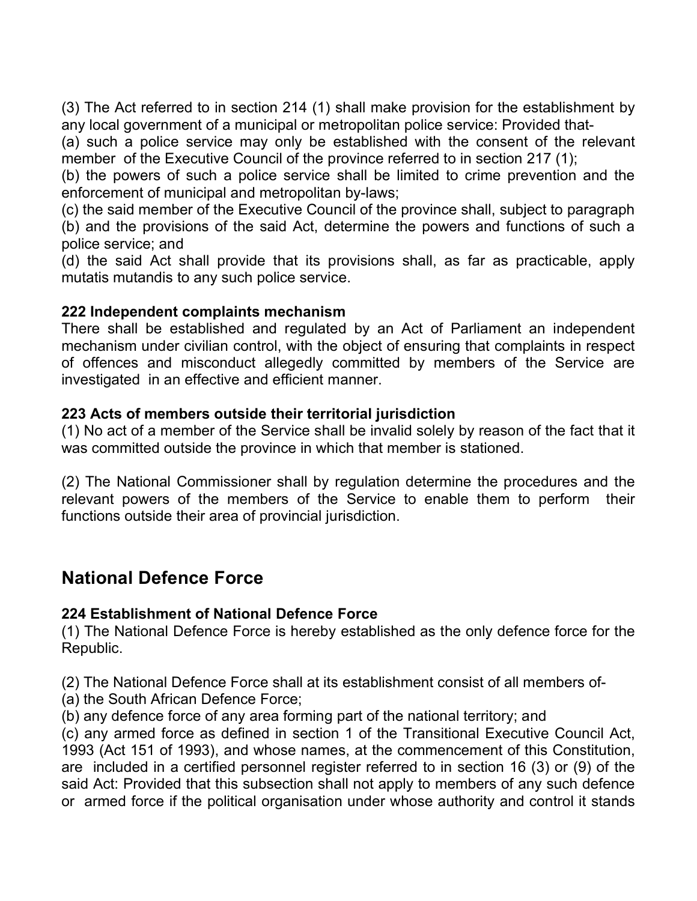(3) The Act referred to in section 214 (1) shall make provision for the establishment by any local government of a municipal or metropolitan police service: Provided that-

(a) such a police service may only be established with the consent of the relevant member of the Executive Council of the province referred to in section 217 (1);

(b) the powers of such a police service shall be limited to crime prevention and the enforcement of municipal and metropolitan by-laws;

(c) the said member of the Executive Council of the province shall, subject to paragraph (b) and the provisions of the said Act, determine the powers and functions of such a police service; and

(d) the said Act shall provide that its provisions shall, as far as practicable, apply mutatis mutandis to any such police service.

**222 Independent complaints mechanism**

There shall be established and regulated by an Act of Parliament an independent mechanism under civilian control, with the object of ensuring that complaints in respect of offences and misconduct allegedly committed by members of the Service are investigated in an effective and efficient manner.

**223 Acts of members outside their territorial jurisdiction**

(1) No act of a member of the Service shall be invalid solely by reason of the fact that it was committed outside the province in which that member is stationed.

(2) The National Commissioner shall by regulation determine the procedures and the relevant powers of the members of the Service to enable them to perform their functions outside their area of provincial jurisdiction.

## National Defence Force

**224 Establishment of National Defence Force**

(1) The National Defence Force is hereby established as the only defence force for the Republic.

(2) The National Defence Force shall at its establishment consist of all members of-

(a) the South African Defence Force;

(b) any defence force of any area forming part of the national territory; and

(c) any armed force as defined in section 1 of the Transitional Executive Council Act, 1993 (Act 151 of 1993), and whose names, at the commencement of this Constitution, are included in a certified personnel register referred to in section 16 (3) or (9) of the said Act: Provided that this subsection shall not apply to members of any such defence or armed force if the political organisation under whose authority and control it stands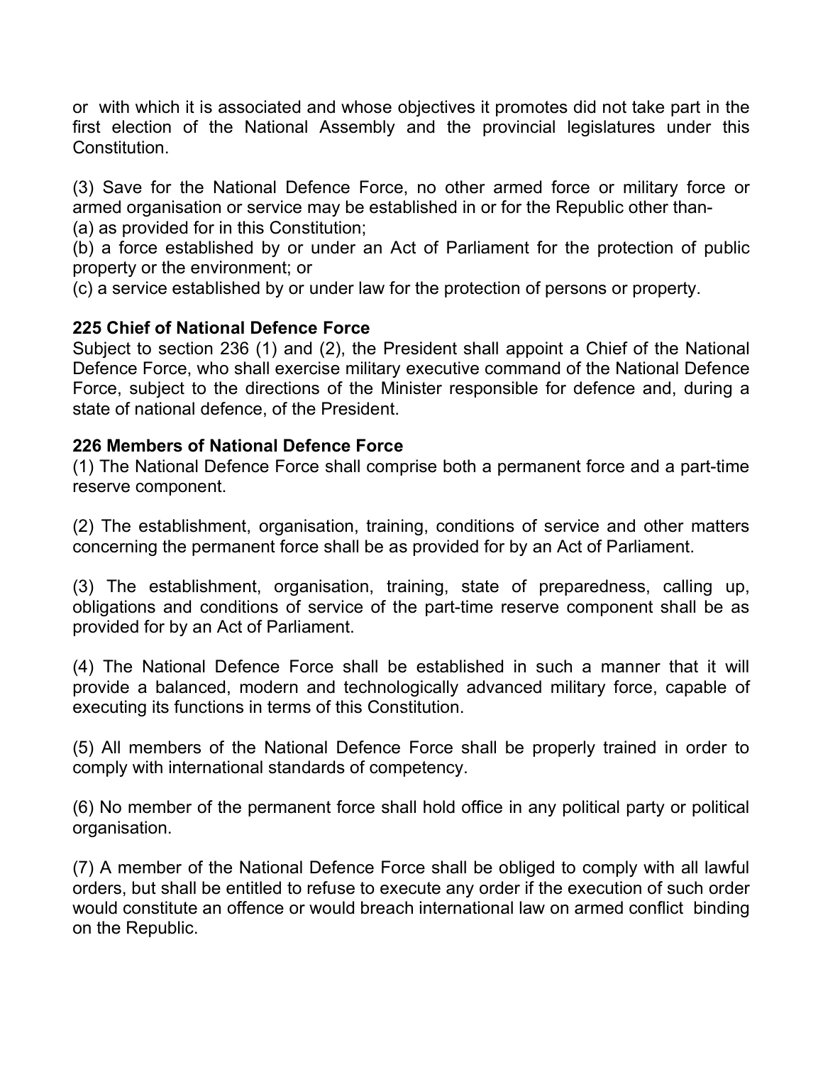or with which it is associated and whose objectives it promotes did not take part in the first election of the National Assembly and the provincial legislatures under this Constitution.

(3) Save for the National Defence Force, no other armed force or military force or armed organisation or service may be established in or for the Republic other than-
(a) as provided for in this Constitution;
(b) a force established by or under an Act of Parliament for the protection of public property or the environment; or
(c) a service established by or under law for the protection of persons or property.

**225 Chief of National Defence Force**
Subject to section 236 (1) and (2), the President shall appoint a Chief of the National Defence Force, who shall exercise military executive command of the National Defence Force, subject to the directions of the Minister responsible for defence and, during a state of national defence, of the President.

**226 Members of National Defence Force**
(1) The National Defence Force shall comprise both a permanent force and a part-time reserve component.

(2) The establishment, organisation, training, conditions of service and other matters concerning the permanent force shall be as provided for by an Act of Parliament.

(3) The establishment, organisation, training, state of preparedness, calling up, obligations and conditions of service of the part-time reserve component shall be as provided for by an Act of Parliament.

(4) The National Defence Force shall be established in such a manner that it will provide a balanced, modern and technologically advanced military force, capable of executing its functions in terms of this Constitution.

(5) All members of the National Defence Force shall be properly trained in order to comply with international standards of competency.

(6) No member of the permanent force shall hold office in any political party or political organisation.

(7) A member of the National Defence Force shall be obliged to comply with all lawful orders, but shall be entitled to refuse to execute any order if the execution of such order would constitute an offence or would breach international law on armed conflict binding on the Republic.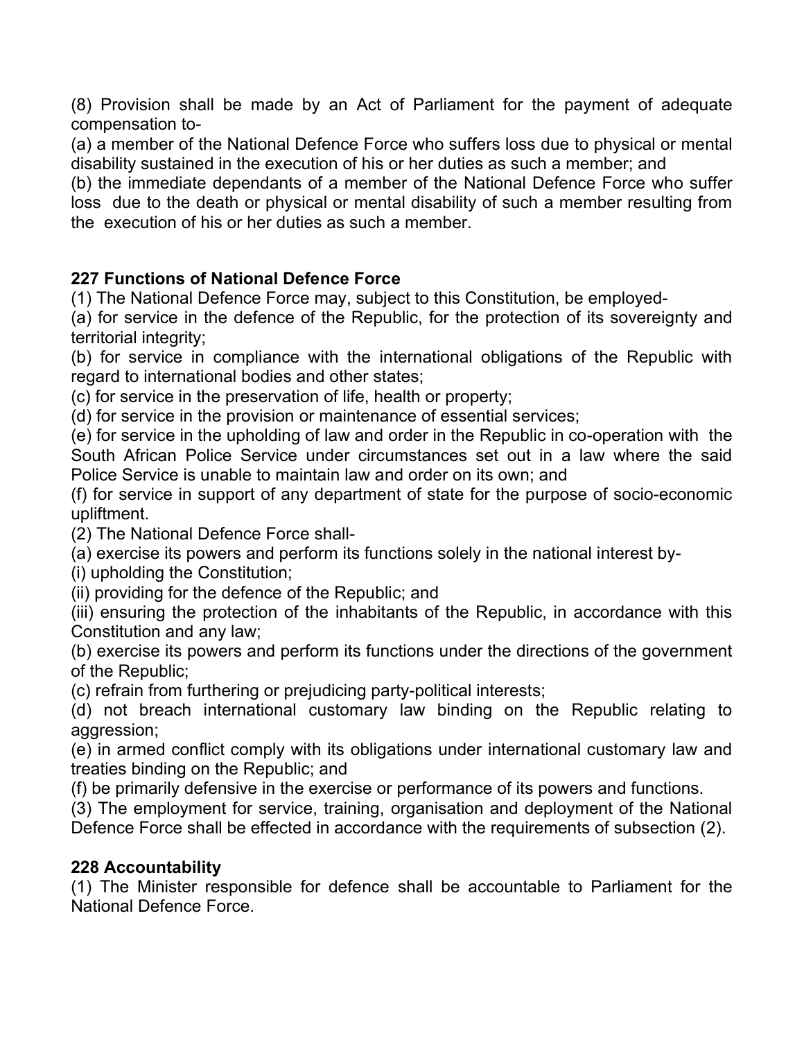(8) Provision shall be made by an Act of Parliament for the payment of adequate compensation to-

(a) a member of the National Defence Force who suffers loss due to physical or mental disability sustained in the execution of his or her duties as such a member; and

(b) the immediate dependants of a member of the National Defence Force who suffer loss due to the death or physical or mental disability of such a member resulting from the execution of his or her duties as such a member.

**227 Functions of National Defence Force**

(1) The National Defence Force may, subject to this Constitution, be employed-

(a) for service in the defence of the Republic, for the protection of its sovereignty and territorial integrity;

(b) for service in compliance with the international obligations of the Republic with regard to international bodies and other states;

(c) for service in the preservation of life, health or property;

(d) for service in the provision or maintenance of essential services;

(e) for service in the upholding of law and order in the Republic in co-operation with the South African Police Service under circumstances set out in a law where the said Police Service is unable to maintain law and order on its own; and

(f) for service in support of any department of state for the purpose of socio-economic upliftment.

(2) The National Defence Force shall-

(a) exercise its powers and perform its functions solely in the national interest by-

(i) upholding the Constitution;

(ii) providing for the defence of the Republic; and

(iii) ensuring the protection of the inhabitants of the Republic, in accordance with this Constitution and any law;

(b) exercise its powers and perform its functions under the directions of the government of the Republic;

(c) refrain from furthering or prejudicing party-political interests;

(d) not breach international customary law binding on the Republic relating to aggression;

(e) in armed conflict comply with its obligations under international customary law and treaties binding on the Republic; and

(f) be primarily defensive in the exercise or performance of its powers and functions.

(3) The employment for service, training, organisation and deployment of the National Defence Force shall be effected in accordance with the requirements of subsection (2).

**228 Accountability**

(1) The Minister responsible for defence shall be accountable to Parliament for the National Defence Force.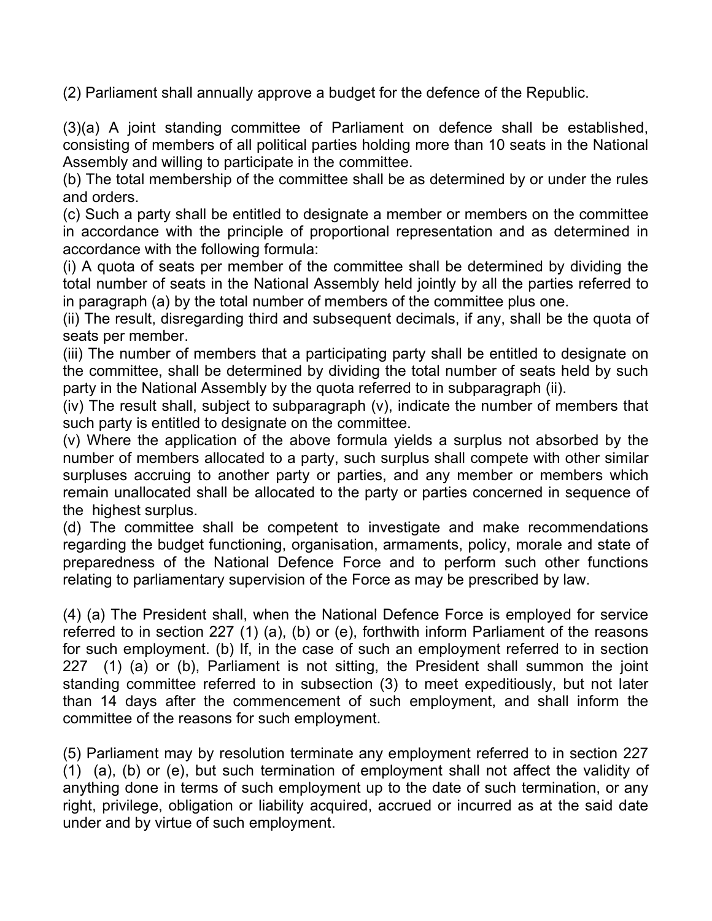(2) Parliament shall annually approve a budget for the defence of the Republic.

(3)(a) A joint standing committee of Parliament on defence shall be established, consisting of members of all political parties holding more than 10 seats in the National Assembly and willing to participate in the committee.

(b) The total membership of the committee shall be as determined by or under the rules and orders.

(c) Such a party shall be entitled to designate a member or members on the committee in accordance with the principle of proportional representation and as determined in accordance with the following formula:

(i) A quota of seats per member of the committee shall be determined by dividing the total number of seats in the National Assembly held jointly by all the parties referred to in paragraph (a) by the total number of members of the committee plus one.

(ii) The result, disregarding third and subsequent decimals, if any, shall be the quota of seats per member.

(iii) The number of members that a participating party shall be entitled to designate on the committee, shall be determined by dividing the total number of seats held by such party in the National Assembly by the quota referred to in subparagraph (ii).

(iv) The result shall, subject to subparagraph (v), indicate the number of members that such party is entitled to designate on the committee.

(v) Where the application of the above formula yields a surplus not absorbed by the number of members allocated to a party, such surplus shall compete with other similar surpluses accruing to another party or parties, and any member or members which remain unallocated shall be allocated to the party or parties concerned in sequence of the highest surplus.

(d) The committee shall be competent to investigate and make recommendations regarding the budget functioning, organisation, armaments, policy, morale and state of preparedness of the National Defence Force and to perform such other functions relating to parliamentary supervision of the Force as may be prescribed by law.

(4) (a) The President shall, when the National Defence Force is employed for service referred to in section 227 (1) (a), (b) or (e), forthwith inform Parliament of the reasons for such employment. (b) If, in the case of such an employment referred to in section 227 (1) (a) or (b), Parliament is not sitting, the President shall summon the joint standing committee referred to in subsection (3) to meet expeditiously, but not later than 14 days after the commencement of such employment, and shall inform the committee of the reasons for such employment.

(5) Parliament may by resolution terminate any employment referred to in section 227 (1) (a), (b) or (e), but such termination of employment shall not affect the validity of anything done in terms of such employment up to the date of such termination, or any right, privilege, obligation or liability acquired, accrued or incurred as at the said date under and by virtue of such employment.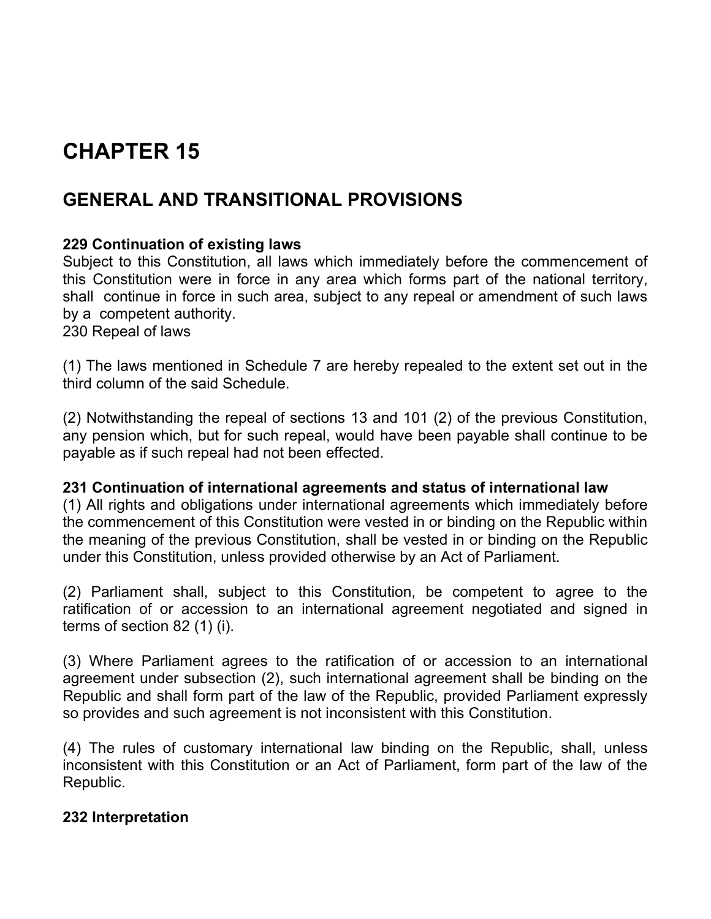# CHAPTER 15

## GENERAL AND TRANSITIONAL PROVISIONS

**229 Continuation of existing laws**

Subject to this Constitution, all laws which immediately before the commencement of this Constitution were in force in any area which forms part of the national territory, shall continue in force in such area, subject to any repeal or amendment of such laws by a competent authority.

230 Repeal of laws

(1) The laws mentioned in Schedule 7 are hereby repealed to the extent set out in the third column of the said Schedule.

(2) Notwithstanding the repeal of sections 13 and 101 (2) of the previous Constitution, any pension which, but for such repeal, would have been payable shall continue to be payable as if such repeal had not been effected.

**231 Continuation of international agreements and status of international law**

(1) All rights and obligations under international agreements which immediately before the commencement of this Constitution were vested in or binding on the Republic within the meaning of the previous Constitution, shall be vested in or binding on the Republic under this Constitution, unless provided otherwise by an Act of Parliament.

(2) Parliament shall, subject to this Constitution, be competent to agree to the ratification of or accession to an international agreement negotiated and signed in terms of section 82 (1) (i).

(3) Where Parliament agrees to the ratification of or accession to an international agreement under subsection (2), such international agreement shall be binding on the Republic and shall form part of the law of the Republic, provided Parliament expressly so provides and such agreement is not inconsistent with this Constitution.

(4) The rules of customary international law binding on the Republic, shall, unless inconsistent with this Constitution or an Act of Parliament, form part of the law of the Republic.

**232 Interpretation**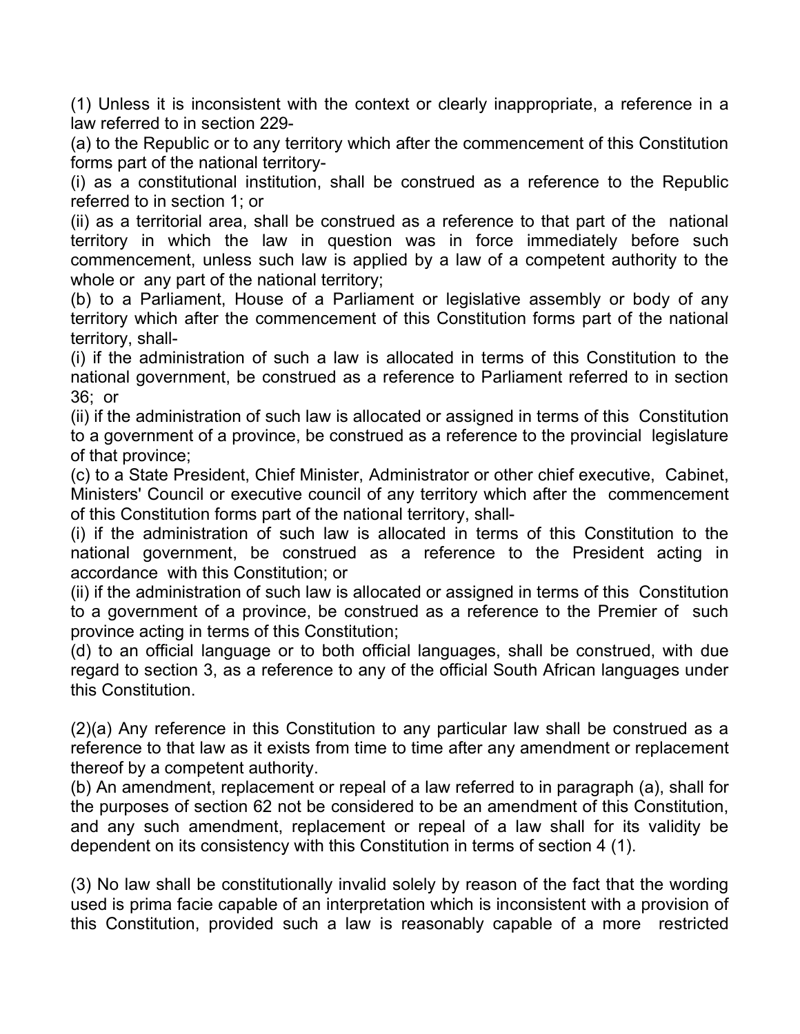(1) Unless it is inconsistent with the context or clearly inappropriate, a reference in a law referred to in section 229-

(a) to the Republic or to any territory which after the commencement of this Constitution forms part of the national territory-

(i) as a constitutional institution, shall be construed as a reference to the Republic referred to in section 1; or

(ii) as a territorial area, shall be construed as a reference to that part of the national territory in which the law in question was in force immediately before such commencement, unless such law is applied by a law of a competent authority to the whole or any part of the national territory;

(b) to a Parliament, House of a Parliament or legislative assembly or body of any territory which after the commencement of this Constitution forms part of the national territory, shall-

(i) if the administration of such a law is allocated in terms of this Constitution to the national government, be construed as a reference to Parliament referred to in section 36; or

(ii) if the administration of such law is allocated or assigned in terms of this Constitution to a government of a province, be construed as a reference to the provincial legislature of that province;

(c) to a State President, Chief Minister, Administrator or other chief executive, Cabinet, Ministers' Council or executive council of any territory which after the commencement of this Constitution forms part of the national territory, shall-

(i) if the administration of such law is allocated in terms of this Constitution to the national government, be construed as a reference to the President acting in accordance with this Constitution; or

(ii) if the administration of such law is allocated or assigned in terms of this Constitution to a government of a province, be construed as a reference to the Premier of such province acting in terms of this Constitution;

(d) to an official language or to both official languages, shall be construed, with due regard to section 3, as a reference to any of the official South African languages under this Constitution.

(2)(a) Any reference in this Constitution to any particular law shall be construed as a reference to that law as it exists from time to time after any amendment or replacement thereof by a competent authority.

(b) An amendment, replacement or repeal of a law referred to in paragraph (a), shall for the purposes of section 62 not be considered to be an amendment of this Constitution, and any such amendment, replacement or repeal of a law shall for its validity be dependent on its consistency with this Constitution in terms of section 4 (1).

(3) No law shall be constitutionally invalid solely by reason of the fact that the wording used is prima facie capable of an interpretation which is inconsistent with a provision of this Constitution, provided such a law is reasonably capable of a more restricted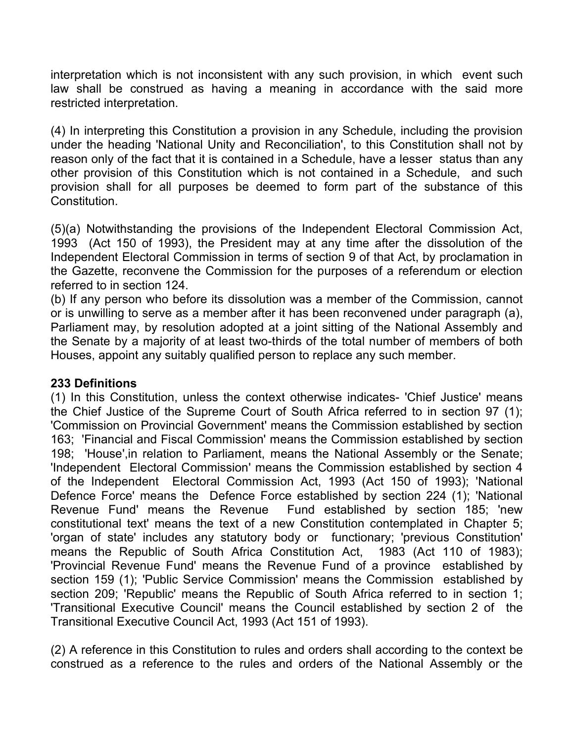interpretation which is not inconsistent with any such provision, in which event such law shall be construed as having a meaning in accordance with the said more restricted interpretation.

(4) In interpreting this Constitution a provision in any Schedule, including the provision under the heading 'National Unity and Reconciliation', to this Constitution shall not by reason only of the fact that it is contained in a Schedule, have a lesser status than any other provision of this Constitution which is not contained in a Schedule, and such provision shall for all purposes be deemed to form part of the substance of this Constitution.

(5)(a) Notwithstanding the provisions of the Independent Electoral Commission Act, 1993 (Act 150 of 1993), the President may at any time after the dissolution of the Independent Electoral Commission in terms of section 9 of that Act, by proclamation in the Gazette, reconvene the Commission for the purposes of a referendum or election referred to in section 124.

(b) If any person who before its dissolution was a member of the Commission, cannot or is unwilling to serve as a member after it has been reconvened under paragraph (a), Parliament may, by resolution adopted at a joint sitting of the National Assembly and the Senate by a majority of at least two-thirds of the total number of members of both Houses, appoint any suitably qualified person to replace any such member.

**233 Definitions**

(1) In this Constitution, unless the context otherwise indicates- 'Chief Justice' means the Chief Justice of the Supreme Court of South Africa referred to in section 97 (1); 'Commission on Provincial Government' means the Commission established by section 163; 'Financial and Fiscal Commission' means the Commission established by section 198; 'House',in relation to Parliament, means the National Assembly or the Senate; 'Independent Electoral Commission' means the Commission established by section 4 of the Independent Electoral Commission Act, 1993 (Act 150 of 1993); 'National Defence Force' means the Defence Force established by section 224 (1); 'National Revenue Fund' means the Revenue Fund established by section 185; 'new constitutional text' means the text of a new Constitution contemplated in Chapter 5; 'organ of state' includes any statutory body or functionary; 'previous Constitution' means the Republic of South Africa Constitution Act, 1983 (Act 110 of 1983); 'Provincial Revenue Fund' means the Revenue Fund of a province established by section 159 (1); 'Public Service Commission' means the Commission established by section 209; 'Republic' means the Republic of South Africa referred to in section 1; 'Transitional Executive Council' means the Council established by section 2 of the Transitional Executive Council Act, 1993 (Act 151 of 1993).

(2) A reference in this Constitution to rules and orders shall according to the context be construed as a reference to the rules and orders of the National Assembly or the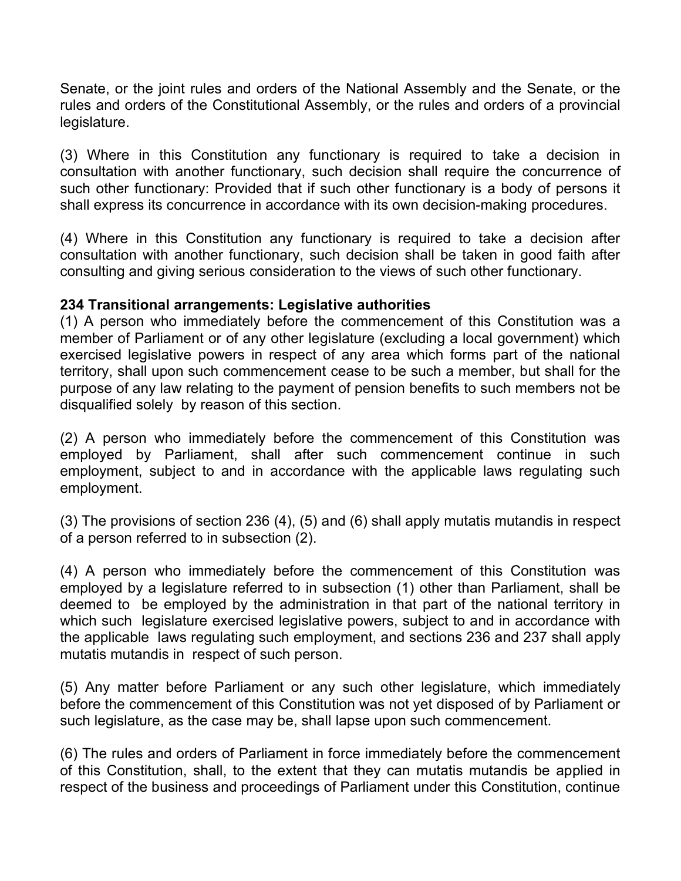Senate, or the joint rules and orders of the National Assembly and the Senate, or the rules and orders of the Constitutional Assembly, or the rules and orders of a provincial legislature.

(3) Where in this Constitution any functionary is required to take a decision in consultation with another functionary, such decision shall require the concurrence of such other functionary: Provided that if such other functionary is a body of persons it shall express its concurrence in accordance with its own decision-making procedures.

(4) Where in this Constitution any functionary is required to take a decision after consultation with another functionary, such decision shall be taken in good faith after consulting and giving serious consideration to the views of such other functionary.

**234 Transitional arrangements: Legislative authorities**

(1) A person who immediately before the commencement of this Constitution was a member of Parliament or of any other legislature (excluding a local government) which exercised legislative powers in respect of any area which forms part of the national territory, shall upon such commencement cease to be such a member, but shall for the purpose of any law relating to the payment of pension benefits to such members not be disqualified solely by reason of this section.

(2) A person who immediately before the commencement of this Constitution was employed by Parliament, shall after such commencement continue in such employment, subject to and in accordance with the applicable laws regulating such employment.

(3) The provisions of section 236 (4), (5) and (6) shall apply mutatis mutandis in respect of a person referred to in subsection (2).

(4) A person who immediately before the commencement of this Constitution was employed by a legislature referred to in subsection (1) other than Parliament, shall be deemed to be employed by the administration in that part of the national territory in which such legislature exercised legislative powers, subject to and in accordance with the applicable laws regulating such employment, and sections 236 and 237 shall apply mutatis mutandis in respect of such person.

(5) Any matter before Parliament or any such other legislature, which immediately before the commencement of this Constitution was not yet disposed of by Parliament or such legislature, as the case may be, shall lapse upon such commencement.

(6) The rules and orders of Parliament in force immediately before the commencement of this Constitution, shall, to the extent that they can mutatis mutandis be applied in respect of the business and proceedings of Parliament under this Constitution, continue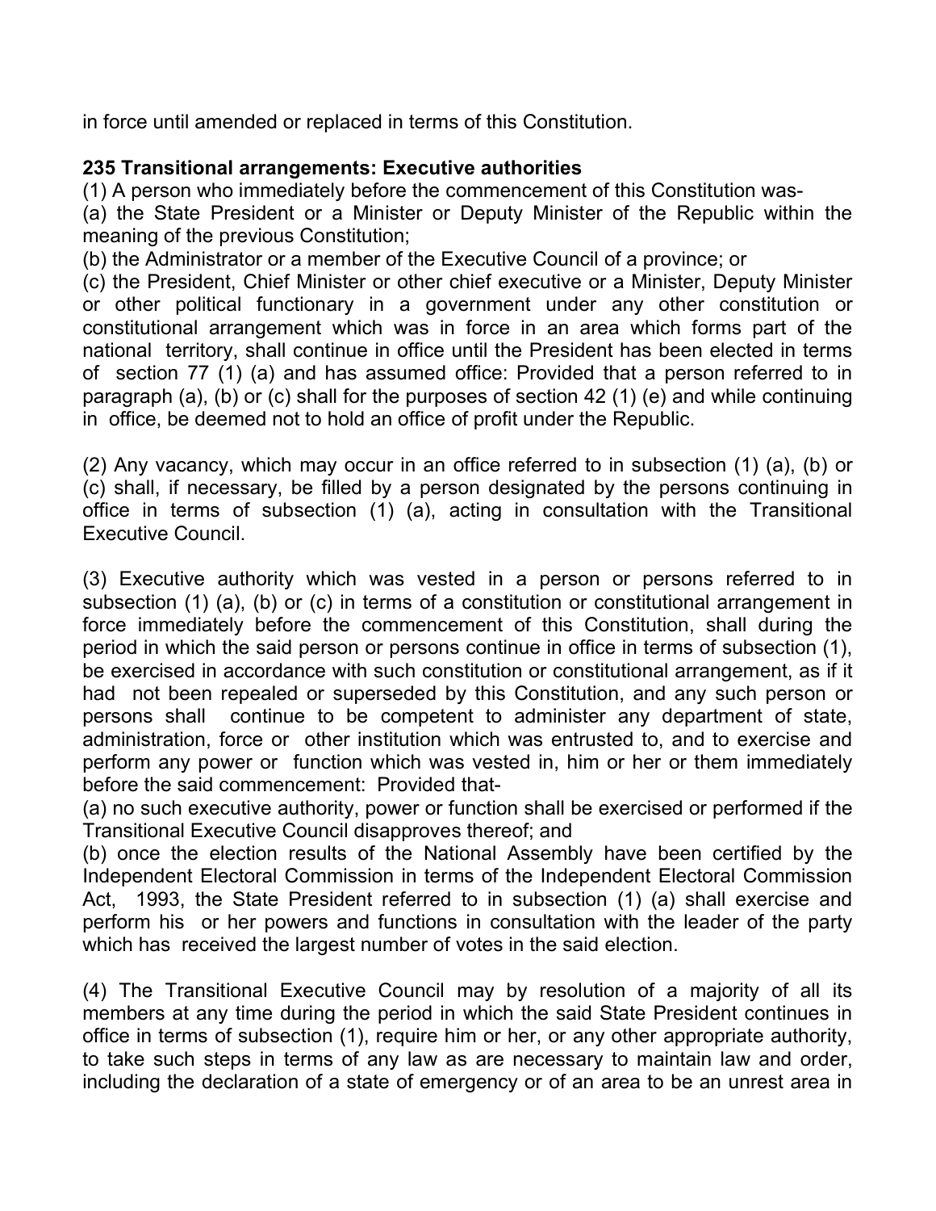in force until amended or replaced in terms of this Constitution.

**235 Transitional arrangements: Executive authorities**

(1) A person who immediately before the commencement of this Constitution was-

(a) the State President or a Minister or Deputy Minister of the Republic within the meaning of the previous Constitution;

(b) the Administrator or a member of the Executive Council of a province; or

(c) the President, Chief Minister or other chief executive or a Minister, Deputy Minister or other political functionary in a government under any other constitution or constitutional arrangement which was in force in an area which forms part of the national territory, shall continue in office until the President has been elected in terms of section 77 (1) (a) and has assumed office: Provided that a person referred to in paragraph (a), (b) or (c) shall for the purposes of section 42 (1) (e) and while continuing in office, be deemed not to hold an office of profit under the Republic.

(2) Any vacancy, which may occur in an office referred to in subsection (1) (a), (b) or (c) shall, if necessary, be filled by a person designated by the persons continuing in office in terms of subsection (1) (a), acting in consultation with the Transitional Executive Council.

(3) Executive authority which was vested in a person or persons referred to in subsection (1) (a), (b) or (c) in terms of a constitution or constitutional arrangement in force immediately before the commencement of this Constitution, shall during the period in which the said person or persons continue in office in terms of subsection (1), be exercised in accordance with such constitution or constitutional arrangement, as if it had not been repealed or superseded by this Constitution, and any such person or persons shall continue to be competent to administer any department of state, administration, force or other institution which was entrusted to, and to exercise and perform any power or function which was vested in, him or her or them immediately before the said commencement: Provided that-

(a) no such executive authority, power or function shall be exercised or performed if the Transitional Executive Council disapproves thereof; and

(b) once the election results of the National Assembly have been certified by the Independent Electoral Commission in terms of the Independent Electoral Commission Act, 1993, the State President referred to in subsection (1) (a) shall exercise and perform his or her powers and functions in consultation with the leader of the party which has received the largest number of votes in the said election.

(4) The Transitional Executive Council may by resolution of a majority of all its members at any time during the period in which the said State President continues in office in terms of subsection (1), require him or her, or any other appropriate authority, to take such steps in terms of any law as are necessary to maintain law and order, including the declaration of a state of emergency or of an area to be an unrest area in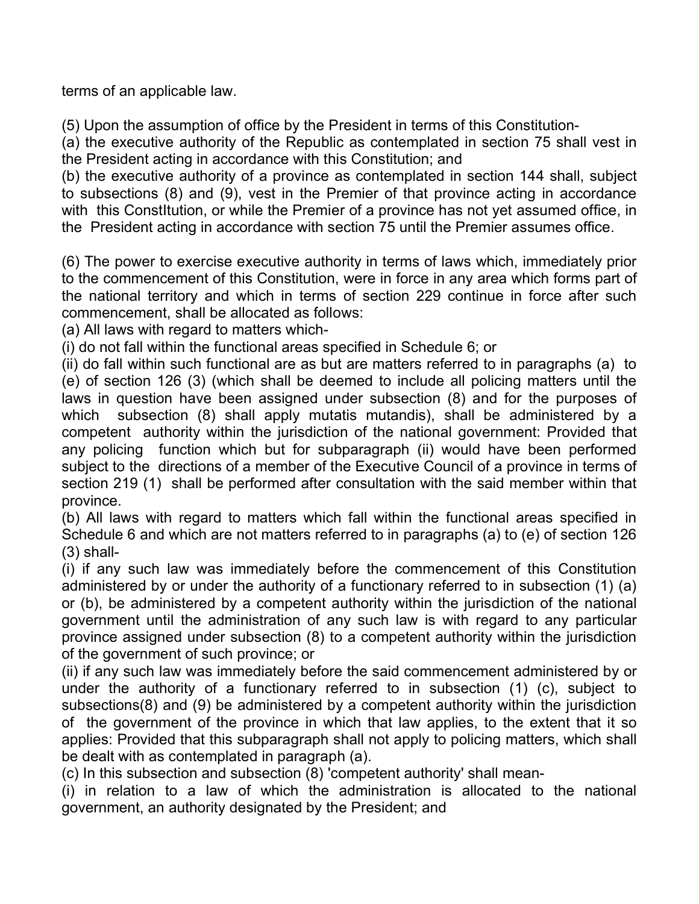terms of an applicable law.

(5) Upon the assumption of office by the President in terms of this Constitution-

(a) the executive authority of the Republic as contemplated in section 75 shall vest in the President acting in accordance with this Constitution; and

(b) the executive authority of a province as contemplated in section 144 shall, subject to subsections (8) and (9), vest in the Premier of that province acting in accordance with this ConstItution, or while the Premier of a province has not yet assumed office, in the President acting in accordance with section 75 until the Premier assumes office.

(6) The power to exercise executive authority in terms of laws which, immediately prior to the commencement of this Constitution, were in force in any area which forms part of the national territory and which in terms of section 229 continue in force after such commencement, shall be allocated as follows:

(a) All laws with regard to matters which-

(i) do not fall within the functional areas specified in Schedule 6; or

(ii) do fall within such functional are as but are matters referred to in paragraphs (a) to (e) of section 126 (3) (which shall be deemed to include all policing matters until the laws in question have been assigned under subsection (8) and for the purposes of which subsection (8) shall apply mutatis mutandis), shall be administered by a competent authority within the jurisdiction of the national government: Provided that any policing function which but for subparagraph (ii) would have been performed subject to the directions of a member of the Executive Council of a province in terms of section 219 (1) shall be performed after consultation with the said member within that province.

(b) All laws with regard to matters which fall within the functional areas specified in Schedule 6 and which are not matters referred to in paragraphs (a) to (e) of section 126 (3) shall-

(i) if any such law was immediately before the commencement of this Constitution administered by or under the authority of a functionary referred to in subsection (1) (a) or (b), be administered by a competent authority within the jurisdiction of the national government until the administration of any such law is with regard to any particular province assigned under subsection (8) to a competent authority within the jurisdiction of the government of such province; or

(ii) if any such law was immediately before the said commencement administered by or under the authority of a functionary referred to in subsection (1) (c), subject to subsections(8) and (9) be administered by a competent authority within the jurisdiction of the government of the province in which that law applies, to the extent that it so applies: Provided that this subparagraph shall not apply to policing matters, which shall be dealt with as contemplated in paragraph (a).

(c) In this subsection and subsection (8) 'competent authority' shall mean-

(i) in relation to a law of which the administration is allocated to the national government, an authority designated by the President; and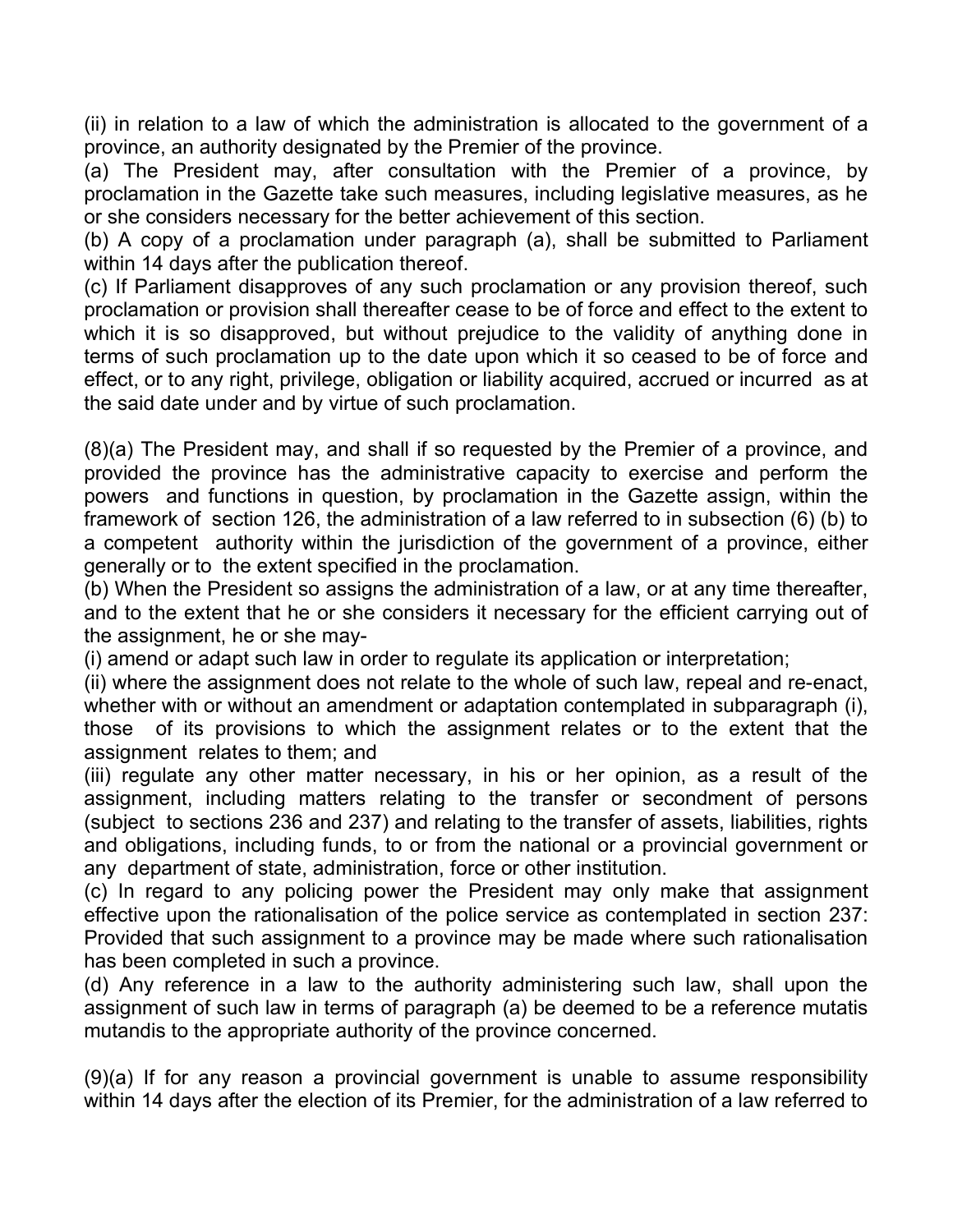(ii) in relation to a law of which the administration is allocated to the government of a province, an authority designated by the Premier of the province.

(a) The President may, after consultation with the Premier of a province, by proclamation in the Gazette take such measures, including legislative measures, as he or she considers necessary for the better achievement of this section.

(b) A copy of a proclamation under paragraph (a), shall be submitted to Parliament within 14 days after the publication thereof.

(c) If Parliament disapproves of any such proclamation or any provision thereof, such proclamation or provision shall thereafter cease to be of force and effect to the extent to which it is so disapproved, but without prejudice to the validity of anything done in terms of such proclamation up to the date upon which it so ceased to be of force and effect, or to any right, privilege, obligation or liability acquired, accrued or incurred as at the said date under and by virtue of such proclamation.

(8)(a) The President may, and shall if so requested by the Premier of a province, and provided the province has the administrative capacity to exercise and perform the powers and functions in question, by proclamation in the Gazette assign, within the framework of section 126, the administration of a law referred to in subsection (6) (b) to a competent authority within the jurisdiction of the government of a province, either generally or to the extent specified in the proclamation.

(b) When the President so assigns the administration of a law, or at any time thereafter, and to the extent that he or she considers it necessary for the efficient carrying out of the assignment, he or she may-

(i) amend or adapt such law in order to regulate its application or interpretation;

(ii) where the assignment does not relate to the whole of such law, repeal and re-enact, whether with or without an amendment or adaptation contemplated in subparagraph (i), those of its provisions to which the assignment relates or to the extent that the assignment relates to them; and

(iii) regulate any other matter necessary, in his or her opinion, as a result of the assignment, including matters relating to the transfer or secondment of persons (subject to sections 236 and 237) and relating to the transfer of assets, liabilities, rights and obligations, including funds, to or from the national or a provincial government or any department of state, administration, force or other institution.

(c) In regard to any policing power the President may only make that assignment effective upon the rationalisation of the police service as contemplated in section 237: Provided that such assignment to a province may be made where such rationalisation has been completed in such a province.

(d) Any reference in a law to the authority administering such law, shall upon the assignment of such law in terms of paragraph (a) be deemed to be a reference mutatis mutandis to the appropriate authority of the province concerned.

(9)(a) If for any reason a provincial government is unable to assume responsibility within 14 days after the election of its Premier, for the administration of a law referred to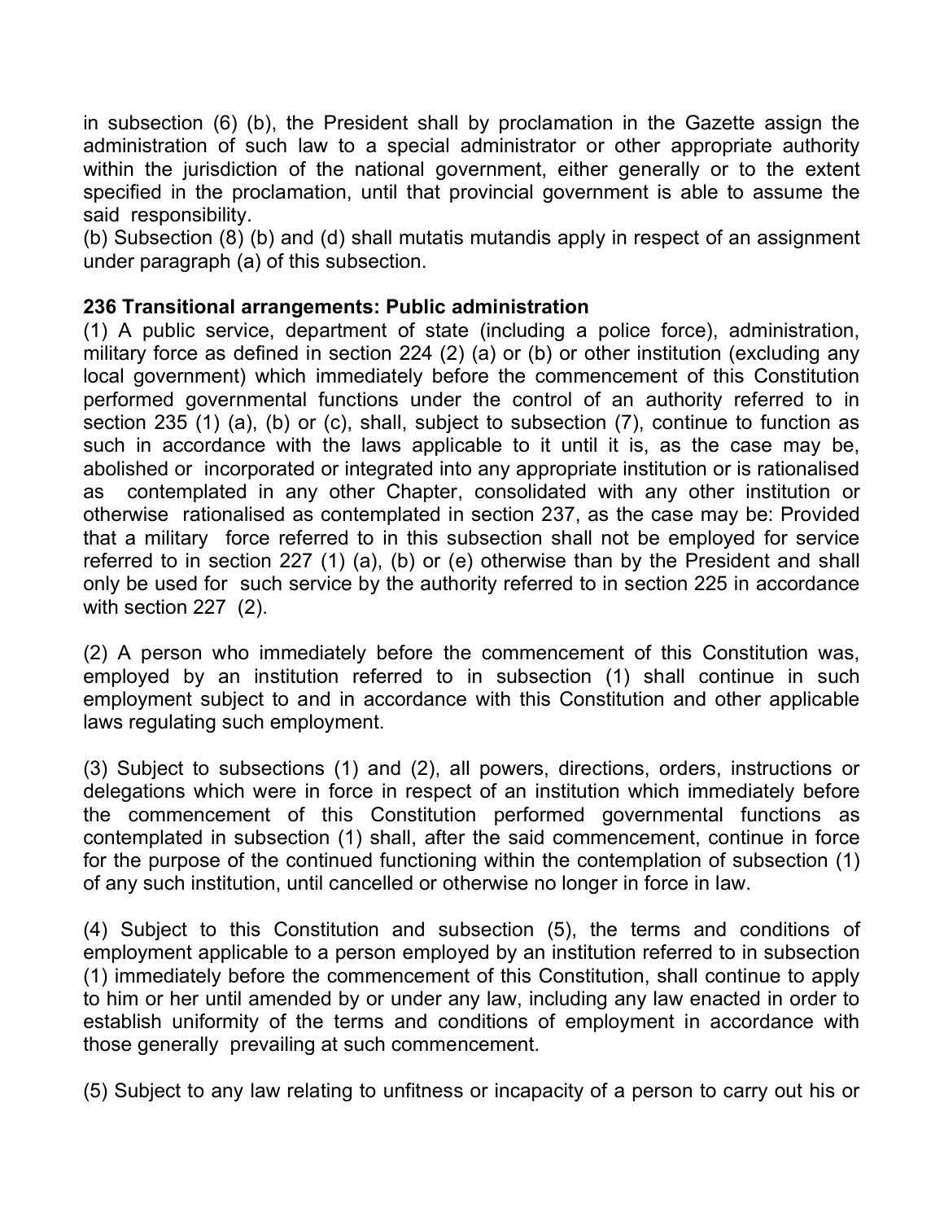in subsection (6) (b), the President shall by proclamation in the Gazette assign the administration of such law to a special administrator or other appropriate authority within the jurisdiction of the national government, either generally or to the extent specified in the proclamation, until that provincial government is able to assume the said responsibility.

(b) Subsection (8) (b) and (d) shall mutatis mutandis apply in respect of an assignment under paragraph (a) of this subsection.

**236 Transitional arrangements: Public administration**

(1) A public service, department of state (including a police force), administration, military force as defined in section 224 (2) (a) or (b) or other institution (excluding any local government) which immediately before the commencement of this Constitution performed governmental functions under the control of an authority referred to in section 235 (1) (a), (b) or (c), shall, subject to subsection (7), continue to function as such in accordance with the laws applicable to it until it is, as the case may be, abolished or incorporated or integrated into any appropriate institution or is rationalised as contemplated in any other Chapter, consolidated with any other institution or otherwise rationalised as contemplated in section 237, as the case may be: Provided that a military force referred to in this subsection shall not be employed for service referred to in section 227 (1) (a), (b) or (e) otherwise than by the President and shall only be used for such service by the authority referred to in section 225 in accordance with section 227 (2).

(2) A person who immediately before the commencement of this Constitution was, employed by an institution referred to in subsection (1) shall continue in such employment subject to and in accordance with this Constitution and other applicable laws regulating such employment.

(3) Subject to subsections (1) and (2), all powers, directions, orders, instructions or delegations which were in force in respect of an institution which immediately before the commencement of this Constitution performed governmental functions as contemplated in subsection (1) shall, after the said commencement, continue in force for the purpose of the continued functioning within the contemplation of subsection (1) of any such institution, until cancelled or otherwise no longer in force in law.

(4) Subject to this Constitution and subsection (5), the terms and conditions of employment applicable to a person employed by an institution referred to in subsection (1) immediately before the commencement of this Constitution, shall continue to apply to him or her until amended by or under any law, including any law enacted in order to establish uniformity of the terms and conditions of employment in accordance with those generally prevailing at such commencement.

(5) Subject to any law relating to unfitness or incapacity of a person to carry out his or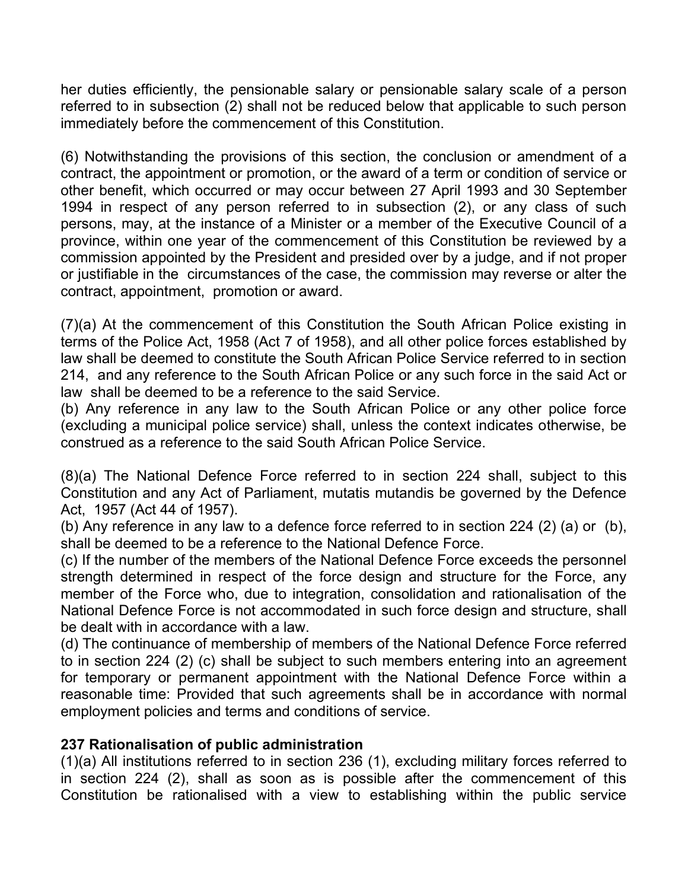her duties efficiently, the pensionable salary or pensionable salary scale of a person referred to in subsection (2) shall not be reduced below that applicable to such person immediately before the commencement of this Constitution.

(6) Notwithstanding the provisions of this section, the conclusion or amendment of a contract, the appointment or promotion, or the award of a term or condition of service or other benefit, which occurred or may occur between 27 April 1993 and 30 September 1994 in respect of any person referred to in subsection (2), or any class of such persons, may, at the instance of a Minister or a member of the Executive Council of a province, within one year of the commencement of this Constitution be reviewed by a commission appointed by the President and presided over by a judge, and if not proper or justifiable in the circumstances of the case, the commission may reverse or alter the contract, appointment, promotion or award.

(7)(a) At the commencement of this Constitution the South African Police existing in terms of the Police Act, 1958 (Act 7 of 1958), and all other police forces established by law shall be deemed to constitute the South African Police Service referred to in section 214, and any reference to the South African Police or any such force in the said Act or law shall be deemed to be a reference to the said Service.

(b) Any reference in any law to the South African Police or any other police force (excluding a municipal police service) shall, unless the context indicates otherwise, be construed as a reference to the said South African Police Service.

(8)(a) The National Defence Force referred to in section 224 shall, subject to this Constitution and any Act of Parliament, mutatis mutandis be governed by the Defence Act, 1957 (Act 44 of 1957).

(b) Any reference in any law to a defence force referred to in section 224 (2) (a) or (b), shall be deemed to be a reference to the National Defence Force.

(c) If the number of the members of the National Defence Force exceeds the personnel strength determined in respect of the force design and structure for the Force, any member of the Force who, due to integration, consolidation and rationalisation of the National Defence Force is not accommodated in such force design and structure, shall be dealt with in accordance with a law.

(d) The continuance of membership of members of the National Defence Force referred to in section 224 (2) (c) shall be subject to such members entering into an agreement for temporary or permanent appointment with the National Defence Force within a reasonable time: Provided that such agreements shall be in accordance with normal employment policies and terms and conditions of service.

**237 Rationalisation of public administration**

(1)(a) All institutions referred to in section 236 (1), excluding military forces referred to in section 224 (2), shall as soon as is possible after the commencement of this Constitution be rationalised with a view to establishing within the public service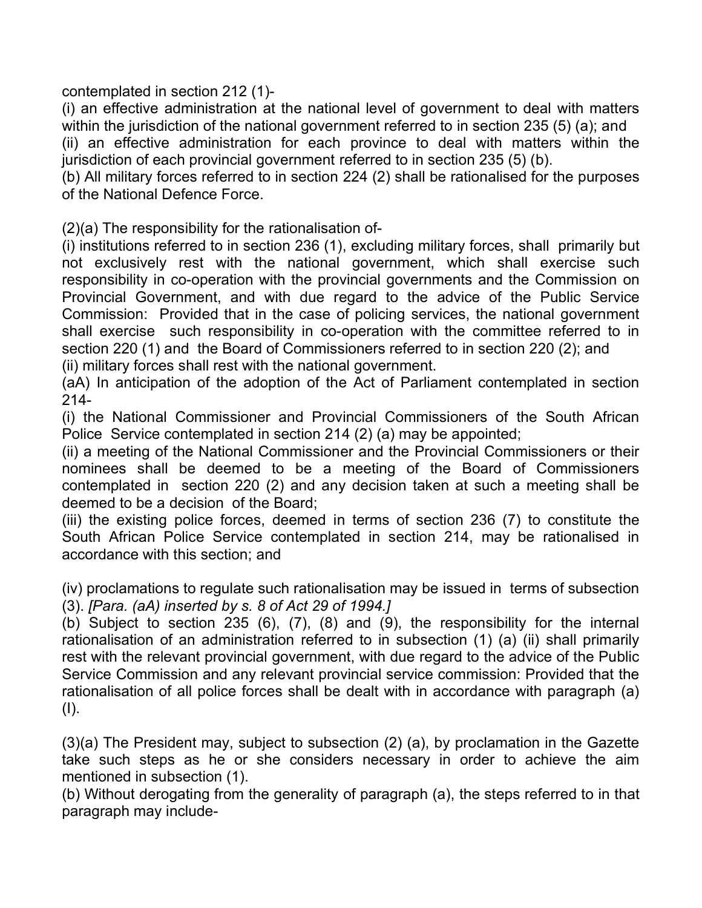contemplated in section 212 (1)-

(i) an effective administration at the national level of government to deal with matters within the jurisdiction of the national government referred to in section 235 (5) (a); and

(ii) an effective administration for each province to deal with matters within the jurisdiction of each provincial government referred to in section 235 (5) (b).

(b) All military forces referred to in section 224 (2) shall be rationalised for the purposes of the National Defence Force.

(2)(a) The responsibility for the rationalisation of-

(i) institutions referred to in section 236 (1), excluding military forces, shall primarily but not exclusively rest with the national government, which shall exercise such responsibility in co-operation with the provincial governments and the Commission on Provincial Government, and with due regard to the advice of the Public Service Commission: Provided that in the case of policing services, the national government shall exercise such responsibility in co-operation with the committee referred to in section 220 (1) and the Board of Commissioners referred to in section 220 (2); and

(ii) military forces shall rest with the national government.

(aA) In anticipation of the adoption of the Act of Parliament contemplated in section 214-

(i) the National Commissioner and Provincial Commissioners of the South African Police Service contemplated in section 214 (2) (a) may be appointed;

(ii) a meeting of the National Commissioner and the Provincial Commissioners or their nominees shall be deemed to be a meeting of the Board of Commissioners contemplated in section 220 (2) and any decision taken at such a meeting shall be deemed to be a decision of the Board;

(iii) the existing police forces, deemed in terms of section 236 (7) to constitute the South African Police Service contemplated in section 214, may be rationalised in accordance with this section; and

(iv) proclamations to regulate such rationalisation may be issued in terms of subsection (3). *[Para. (aA) inserted by s. 8 of Act 29 of 1994.]*

(b) Subject to section 235 (6), (7), (8) and (9), the responsibility for the internal rationalisation of an administration referred to in subsection (1) (a) (ii) shall primarily rest with the relevant provincial government, with due regard to the advice of the Public Service Commission and any relevant provincial service commission: Provided that the rationalisation of all police forces shall be dealt with in accordance with paragraph (a) (I).

(3)(a) The President may, subject to subsection (2) (a), by proclamation in the Gazette take such steps as he or she considers necessary in order to achieve the aim mentioned in subsection (1).

(b) Without derogating from the generality of paragraph (a), the steps referred to in that paragraph may include-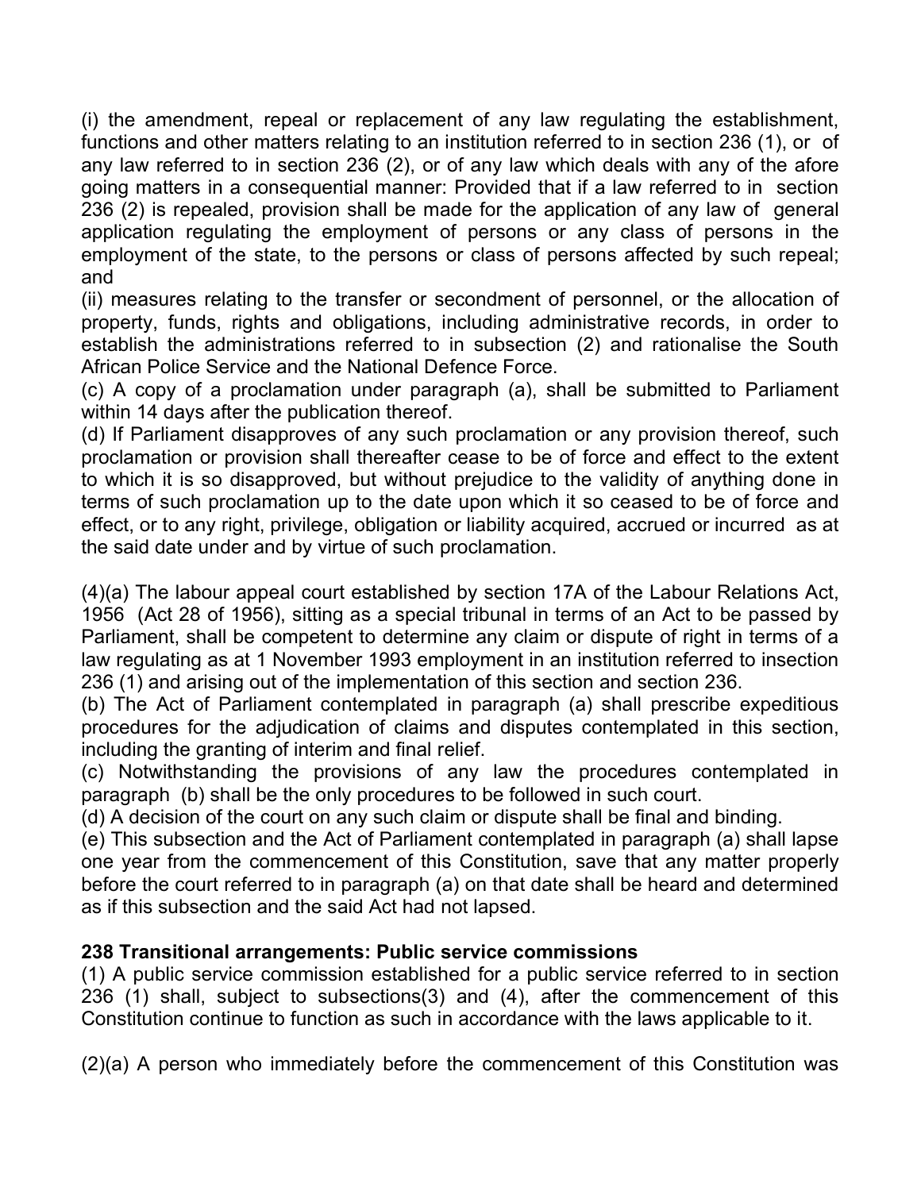(i) the amendment, repeal or replacement of any law regulating the establishment, functions and other matters relating to an institution referred to in section 236 (1), or of any law referred to in section 236 (2), or of any law which deals with any of the afore going matters in a consequential manner: Provided that if a law referred to in section 236 (2) is repealed, provision shall be made for the application of any law of general application regulating the employment of persons or any class of persons in the employment of the state, to the persons or class of persons affected by such repeal; and

(ii) measures relating to the transfer or secondment of personnel, or the allocation of property, funds, rights and obligations, including administrative records, in order to establish the administrations referred to in subsection (2) and rationalise the South African Police Service and the National Defence Force.

(c) A copy of a proclamation under paragraph (a), shall be submitted to Parliament within 14 days after the publication thereof.

(d) If Parliament disapproves of any such proclamation or any provision thereof, such proclamation or provision shall thereafter cease to be of force and effect to the extent to which it is so disapproved, but without prejudice to the validity of anything done in terms of such proclamation up to the date upon which it so ceased to be of force and effect, or to any right, privilege, obligation or liability acquired, accrued or incurred as at the said date under and by virtue of such proclamation.

(4)(a) The labour appeal court established by section 17A of the Labour Relations Act, 1956 (Act 28 of 1956), sitting as a special tribunal in terms of an Act to be passed by Parliament, shall be competent to determine any claim or dispute of right in terms of a law regulating as at 1 November 1993 employment in an institution referred to insection 236 (1) and arising out of the implementation of this section and section 236.

(b) The Act of Parliament contemplated in paragraph (a) shall prescribe expeditious procedures for the adjudication of claims and disputes contemplated in this section, including the granting of interim and final relief.

(c) Notwithstanding the provisions of any law the procedures contemplated in paragraph (b) shall be the only procedures to be followed in such court.

(d) A decision of the court on any such claim or dispute shall be final and binding.

(e) This subsection and the Act of Parliament contemplated in paragraph (a) shall lapse one year from the commencement of this Constitution, save that any matter properly before the court referred to in paragraph (a) on that date shall be heard and determined as if this subsection and the said Act had not lapsed.

**238 Transitional arrangements: Public service commissions**

(1) A public service commission established for a public service referred to in section 236 (1) shall, subject to subsections(3) and (4), after the commencement of this Constitution continue to function as such in accordance with the laws applicable to it.

(2)(a) A person who immediately before the commencement of this Constitution was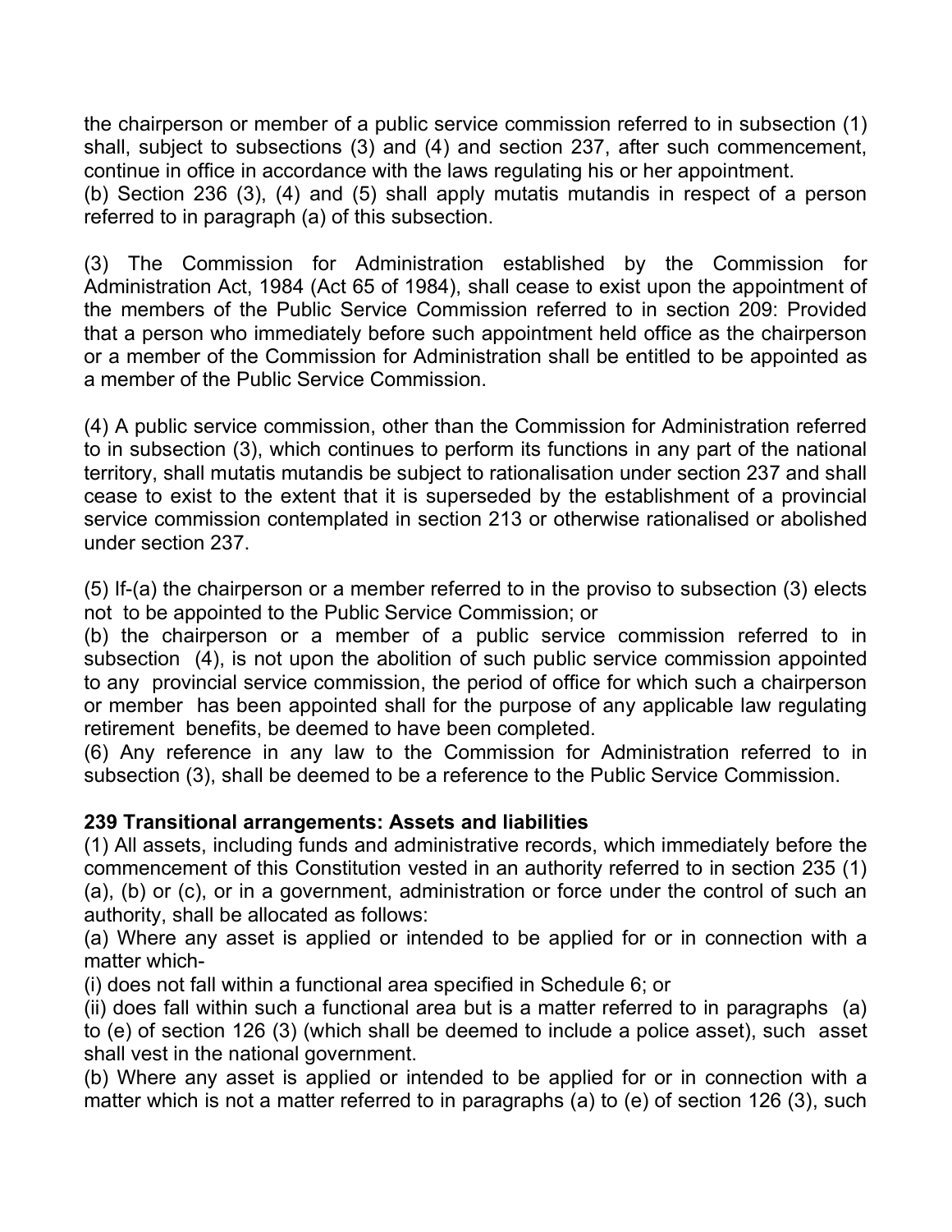the chairperson or member of a public service commission referred to in subsection (1) shall, subject to subsections (3) and (4) and section 237, after such commencement, continue in office in accordance with the laws regulating his or her appointment.
(b) Section 236 (3), (4) and (5) shall apply mutatis mutandis in respect of a person referred to in paragraph (a) of this subsection.

(3) The Commission for Administration established by the Commission for Administration Act, 1984 (Act 65 of 1984), shall cease to exist upon the appointment of the members of the Public Service Commission referred to in section 209: Provided that a person who immediately before such appointment held office as the chairperson or a member of the Commission for Administration shall be entitled to be appointed as a member of the Public Service Commission.

(4) A public service commission, other than the Commission for Administration referred to in subsection (3), which continues to perform its functions in any part of the national territory, shall mutatis mutandis be subject to rationalisation under section 237 and shall cease to exist to the extent that it is superseded by the establishment of a provincial service commission contemplated in section 213 or otherwise rationalised or abolished under section 237.

(5) If-(a) the chairperson or a member referred to in the proviso to subsection (3) elects not to be appointed to the Public Service Commission; or
(b) the chairperson or a member of a public service commission referred to in subsection (4), is not upon the abolition of such public service commission appointed to any provincial service commission, the period of office for which such a chairperson or member has been appointed shall for the purpose of any applicable law regulating retirement benefits, be deemed to have been completed.
(6) Any reference in any law to the Commission for Administration referred to in subsection (3), shall be deemed to be a reference to the Public Service Commission.

**239 Transitional arrangements: Assets and liabilities**
(1) All assets, including funds and administrative records, which immediately before the commencement of this Constitution vested in an authority referred to in section 235 (1) (a), (b) or (c), or in a government, administration or force under the control of such an authority, shall be allocated as follows:
(a) Where any asset is applied or intended to be applied for or in connection with a matter which-
(i) does not fall within a functional area specified in Schedule 6; or
(ii) does fall within such a functional area but is a matter referred to in paragraphs (a) to (e) of section 126 (3) (which shall be deemed to include a police asset), such asset shall vest in the national government.
(b) Where any asset is applied or intended to be applied for or in connection with a matter which is not a matter referred to in paragraphs (a) to (e) of section 126 (3), such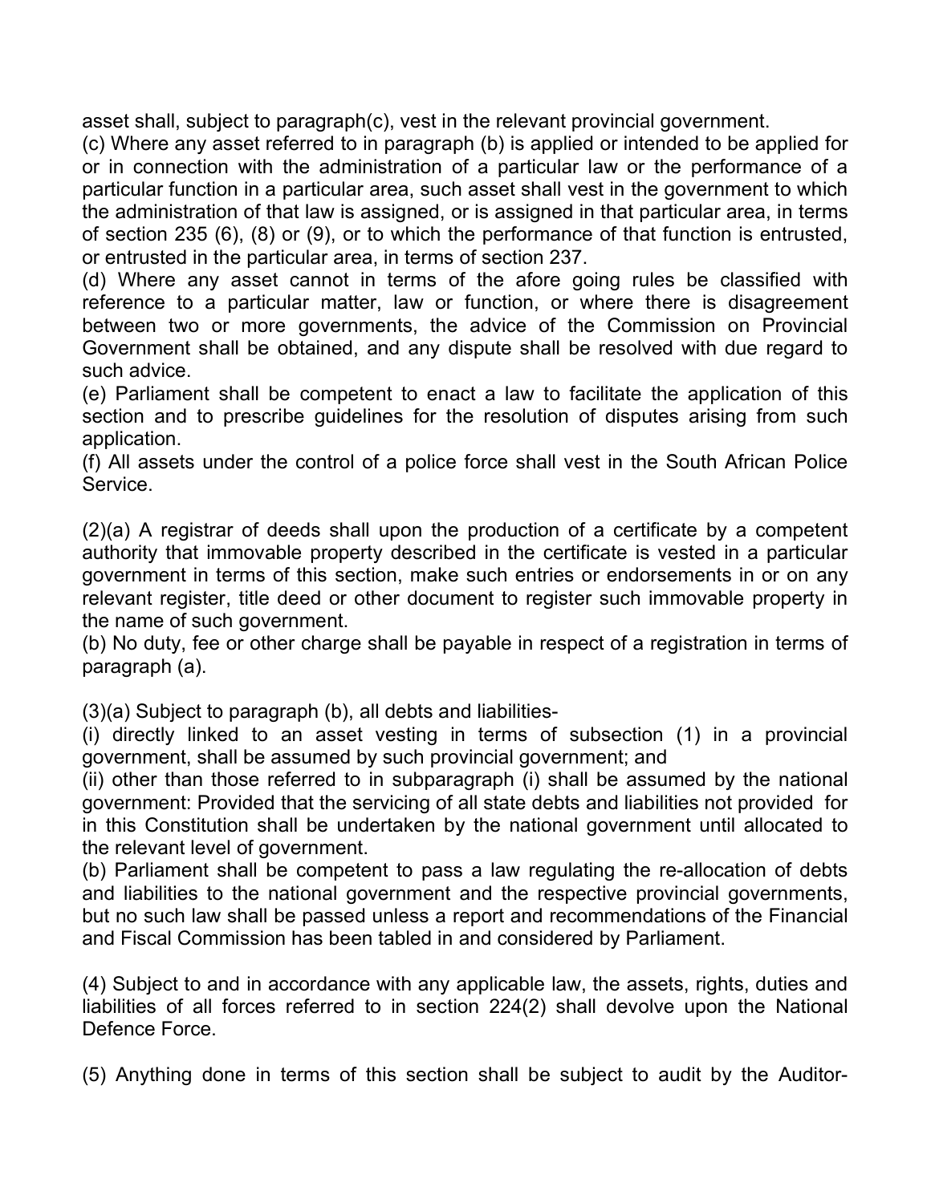asset shall, subject to paragraph(c), vest in the relevant provincial government.

(c) Where any asset referred to in paragraph (b) is applied or intended to be applied for or in connection with the administration of a particular law or the performance of a particular function in a particular area, such asset shall vest in the government to which the administration of that law is assigned, or is assigned in that particular area, in terms of section 235 (6), (8) or (9), or to which the performance of that function is entrusted, or entrusted in the particular area, in terms of section 237.

(d) Where any asset cannot in terms of the afore going rules be classified with reference to a particular matter, law or function, or where there is disagreement between two or more governments, the advice of the Commission on Provincial Government shall be obtained, and any dispute shall be resolved with due regard to such advice.

(e) Parliament shall be competent to enact a law to facilitate the application of this section and to prescribe guidelines for the resolution of disputes arising from such application.

(f) All assets under the control of a police force shall vest in the South African Police Service.

(2)(a) A registrar of deeds shall upon the production of a certificate by a competent authority that immovable property described in the certificate is vested in a particular government in terms of this section, make such entries or endorsements in or on any relevant register, title deed or other document to register such immovable property in the name of such government.

(b) No duty, fee or other charge shall be payable in respect of a registration in terms of paragraph (a).

(3)(a) Subject to paragraph (b), all debts and liabilities-

(i) directly linked to an asset vesting in terms of subsection (1) in a provincial government, shall be assumed by such provincial government; and

(ii) other than those referred to in subparagraph (i) shall be assumed by the national government: Provided that the servicing of all state debts and liabilities not provided for in this Constitution shall be undertaken by the national government until allocated to the relevant level of government.

(b) Parliament shall be competent to pass a law regulating the re-allocation of debts and liabilities to the national government and the respective provincial governments, but no such law shall be passed unless a report and recommendations of the Financial and Fiscal Commission has been tabled in and considered by Parliament.

(4) Subject to and in accordance with any applicable law, the assets, rights, duties and liabilities of all forces referred to in section 224(2) shall devolve upon the National Defence Force.

(5) Anything done in terms of this section shall be subject to audit by the Auditor-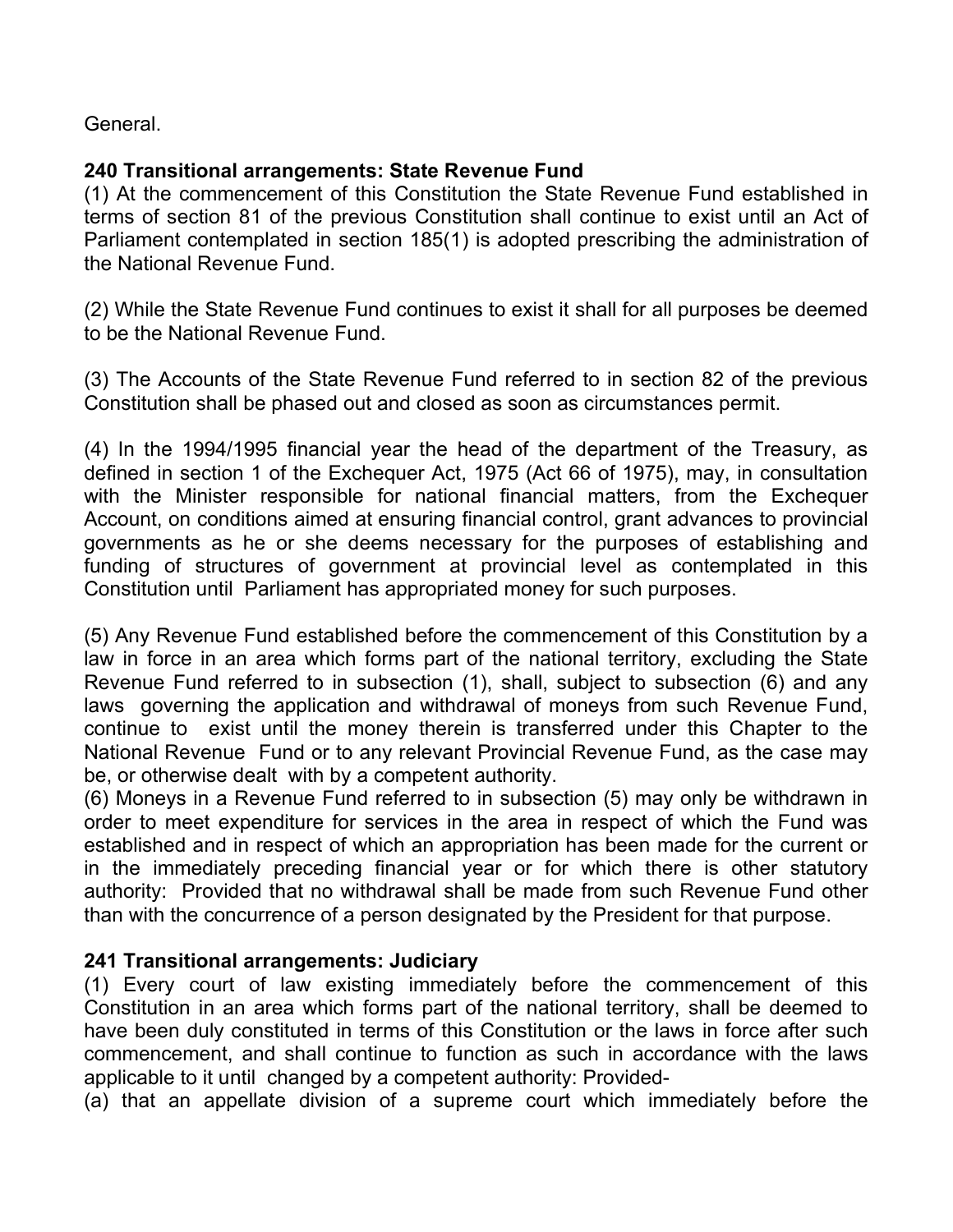General.

**240 Transitional arrangements: State Revenue Fund**

(1) At the commencement of this Constitution the State Revenue Fund established in terms of section 81 of the previous Constitution shall continue to exist until an Act of Parliament contemplated in section 185(1) is adopted prescribing the administration of the National Revenue Fund.

(2) While the State Revenue Fund continues to exist it shall for all purposes be deemed to be the National Revenue Fund.

(3) The Accounts of the State Revenue Fund referred to in section 82 of the previous Constitution shall be phased out and closed as soon as circumstances permit.

(4) In the 1994/1995 financial year the head of the department of the Treasury, as defined in section 1 of the Exchequer Act, 1975 (Act 66 of 1975), may, in consultation with the Minister responsible for national financial matters, from the Exchequer Account, on conditions aimed at ensuring financial control, grant advances to provincial governments as he or she deems necessary for the purposes of establishing and funding of structures of government at provincial level as contemplated in this Constitution until Parliament has appropriated money for such purposes.

(5) Any Revenue Fund established before the commencement of this Constitution by a law in force in an area which forms part of the national territory, excluding the State Revenue Fund referred to in subsection (1), shall, subject to subsection (6) and any laws governing the application and withdrawal of moneys from such Revenue Fund, continue to exist until the money therein is transferred under this Chapter to the National Revenue Fund or to any relevant Provincial Revenue Fund, as the case may be, or otherwise dealt with by a competent authority.

(6) Moneys in a Revenue Fund referred to in subsection (5) may only be withdrawn in order to meet expenditure for services in the area in respect of which the Fund was established and in respect of which an appropriation has been made for the current or in the immediately preceding financial year or for which there is other statutory authority: Provided that no withdrawal shall be made from such Revenue Fund other than with the concurrence of a person designated by the President for that purpose.

**241 Transitional arrangements: Judiciary**

(1) Every court of law existing immediately before the commencement of this Constitution in an area which forms part of the national territory, shall be deemed to have been duly constituted in terms of this Constitution or the laws in force after such commencement, and shall continue to function as such in accordance with the laws applicable to it until changed by a competent authority: Provided-

(a) that an appellate division of a supreme court which immediately before the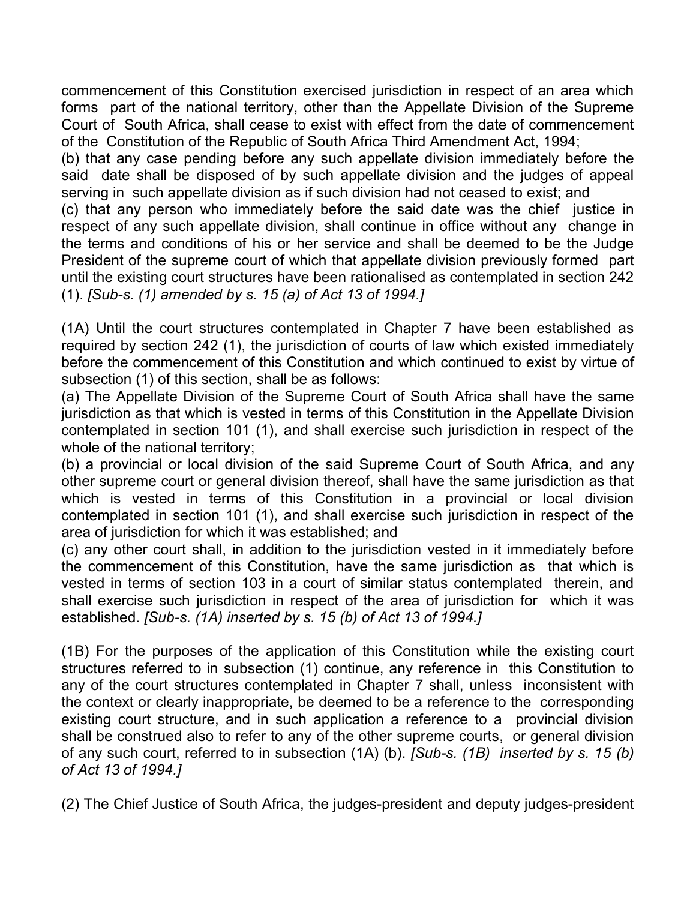commencement of this Constitution exercised jurisdiction in respect of an area which forms part of the national territory, other than the Appellate Division of the Supreme Court of South Africa, shall cease to exist with effect from the date of commencement of the Constitution of the Republic of South Africa Third Amendment Act, 1994;

(b) that any case pending before any such appellate division immediately before the said date shall be disposed of by such appellate division and the judges of appeal serving in such appellate division as if such division had not ceased to exist; and

(c) that any person who immediately before the said date was the chief justice in respect of any such appellate division, shall continue in office without any change in the terms and conditions of his or her service and shall be deemed to be the Judge President of the supreme court of which that appellate division previously formed part until the existing court structures have been rationalised as contemplated in section 242 (1). *[Sub-s. (1) amended by s. 15 (a) of Act 13 of 1994.]*

(1A) Until the court structures contemplated in Chapter 7 have been established as required by section 242 (1), the jurisdiction of courts of law which existed immediately before the commencement of this Constitution and which continued to exist by virtue of subsection (1) of this section, shall be as follows:

(a) The Appellate Division of the Supreme Court of South Africa shall have the same jurisdiction as that which is vested in terms of this Constitution in the Appellate Division contemplated in section 101 (1), and shall exercise such jurisdiction in respect of the whole of the national territory;

(b) a provincial or local division of the said Supreme Court of South Africa, and any other supreme court or general division thereof, shall have the same jurisdiction as that which is vested in terms of this Constitution in a provincial or local division contemplated in section 101 (1), and shall exercise such jurisdiction in respect of the area of jurisdiction for which it was established; and

(c) any other court shall, in addition to the jurisdiction vested in it immediately before the commencement of this Constitution, have the same jurisdiction as that which is vested in terms of section 103 in a court of similar status contemplated therein, and shall exercise such jurisdiction in respect of the area of jurisdiction for which it was established. *[Sub-s. (1A) inserted by s. 15 (b) of Act 13 of 1994.]*

(1B) For the purposes of the application of this Constitution while the existing court structures referred to in subsection (1) continue, any reference in this Constitution to any of the court structures contemplated in Chapter 7 shall, unless inconsistent with the context or clearly inappropriate, be deemed to be a reference to the corresponding existing court structure, and in such application a reference to a provincial division shall be construed also to refer to any of the other supreme courts, or general division of any such court, referred to in subsection (1A) (b). *[Sub-s. (1B) inserted by s. 15 (b) of Act 13 of 1994.]*

(2) The Chief Justice of South Africa, the judges-president and deputy judges-president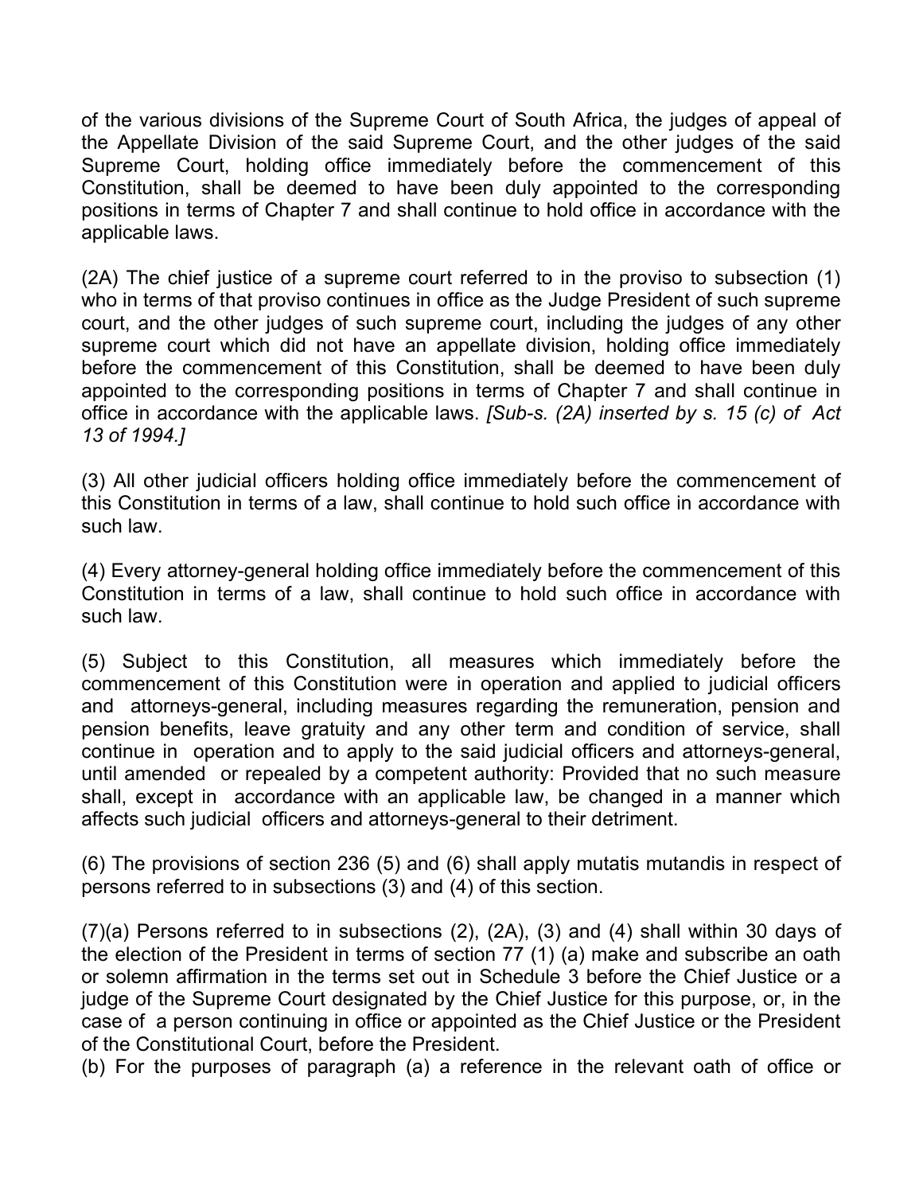of the various divisions of the Supreme Court of South Africa, the judges of appeal of the Appellate Division of the said Supreme Court, and the other judges of the said Supreme Court, holding office immediately before the commencement of this Constitution, shall be deemed to have been duly appointed to the corresponding positions in terms of Chapter 7 and shall continue to hold office in accordance with the applicable laws.

(2A) The chief justice of a supreme court referred to in the proviso to subsection (1) who in terms of that proviso continues in office as the Judge President of such supreme court, and the other judges of such supreme court, including the judges of any other supreme court which did not have an appellate division, holding office immediately before the commencement of this Constitution, shall be deemed to have been duly appointed to the corresponding positions in terms of Chapter 7 and shall continue in office in accordance with the applicable laws. *[Sub-s. (2A) inserted by s. 15 (c) of Act 13 of 1994.]*

(3) All other judicial officers holding office immediately before the commencement of this Constitution in terms of a law, shall continue to hold such office in accordance with such law.

(4) Every attorney-general holding office immediately before the commencement of this Constitution in terms of a law, shall continue to hold such office in accordance with such law.

(5) Subject to this Constitution, all measures which immediately before the commencement of this Constitution were in operation and applied to judicial officers and attorneys-general, including measures regarding the remuneration, pension and pension benefits, leave gratuity and any other term and condition of service, shall continue in operation and to apply to the said judicial officers and attorneys-general, until amended or repealed by a competent authority: Provided that no such measure shall, except in accordance with an applicable law, be changed in a manner which affects such judicial officers and attorneys-general to their detriment.

(6) The provisions of section 236 (5) and (6) shall apply mutatis mutandis in respect of persons referred to in subsections (3) and (4) of this section.

(7)(a) Persons referred to in subsections (2), (2A), (3) and (4) shall within 30 days of the election of the President in terms of section 77 (1) (a) make and subscribe an oath or solemn affirmation in the terms set out in Schedule 3 before the Chief Justice or a judge of the Supreme Court designated by the Chief Justice for this purpose, or, in the case of a person continuing in office or appointed as the Chief Justice or the President of the Constitutional Court, before the President.
(b) For the purposes of paragraph (a) a reference in the relevant oath of office or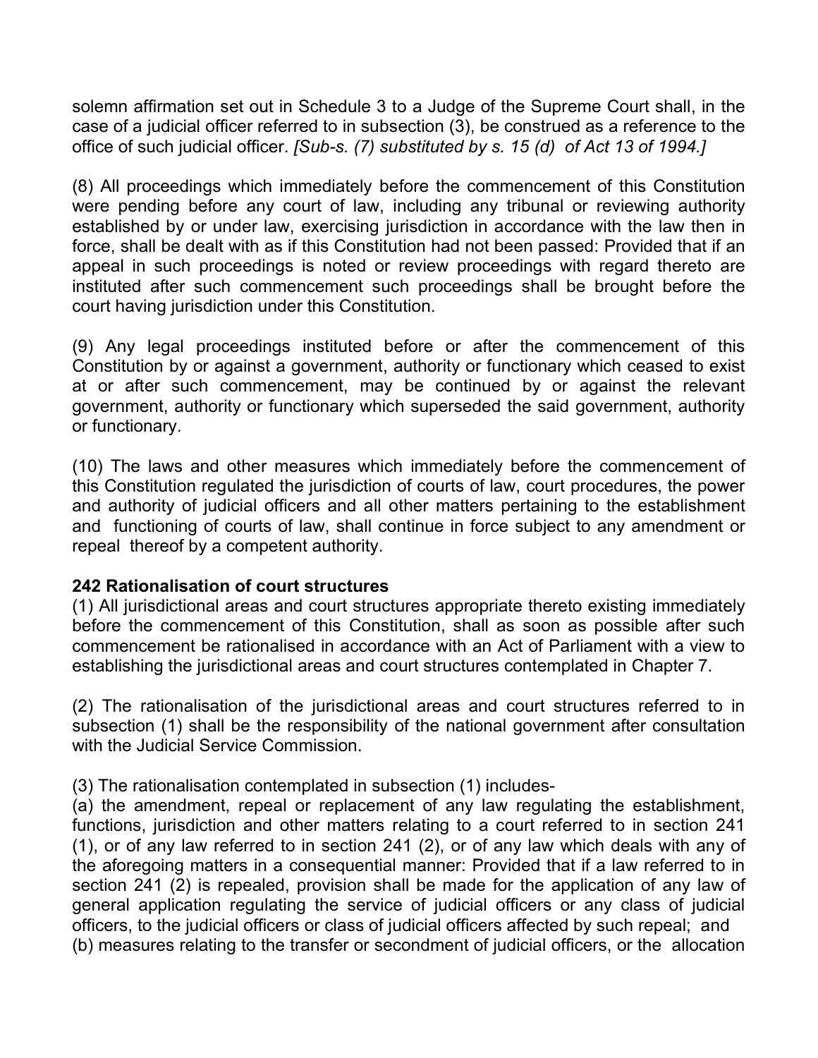solemn affirmation set out in Schedule 3 to a Judge of the Supreme Court shall, in the case of a judicial officer referred to in subsection (3), be construed as a reference to the office of such judicial officer. *[Sub-s. (7) substituted by s. 15 (d) of Act 13 of 1994.]*

(8) All proceedings which immediately before the commencement of this Constitution were pending before any court of law, including any tribunal or reviewing authority established by or under law, exercising jurisdiction in accordance with the law then in force, shall be dealt with as if this Constitution had not been passed: Provided that if an appeal in such proceedings is noted or review proceedings with regard thereto are instituted after such commencement such proceedings shall be brought before the court having jurisdiction under this Constitution.

(9) Any legal proceedings instituted before or after the commencement of this Constitution by or against a government, authority or functionary which ceased to exist at or after such commencement, may be continued by or against the relevant government, authority or functionary which superseded the said government, authority or functionary.

(10) The laws and other measures which immediately before the commencement of this Constitution regulated the jurisdiction of courts of law, court procedures, the power and authority of judicial officers and all other matters pertaining to the establishment and functioning of courts of law, shall continue in force subject to any amendment or repeal thereof by a competent authority.

**242 Rationalisation of court structures**

(1) All jurisdictional areas and court structures appropriate thereto existing immediately before the commencement of this Constitution, shall as soon as possible after such commencement be rationalised in accordance with an Act of Parliament with a view to establishing the jurisdictional areas and court structures contemplated in Chapter 7.

(2) The rationalisation of the jurisdictional areas and court structures referred to in subsection (1) shall be the responsibility of the national government after consultation with the Judicial Service Commission.

(3) The rationalisation contemplated in subsection (1) includes-

(a) the amendment, repeal or replacement of any law regulating the establishment, functions, jurisdiction and other matters relating to a court referred to in section 241 (1), or of any law referred to in section 241 (2), or of any law which deals with any of the aforegoing matters in a consequential manner: Provided that if a law referred to in section 241 (2) is repealed, provision shall be made for the application of any law of general application regulating the service of judicial officers or any class of judicial officers, to the judicial officers or class of judicial officers affected by such repeal; and

(b) measures relating to the transfer or secondment of judicial officers, or the allocation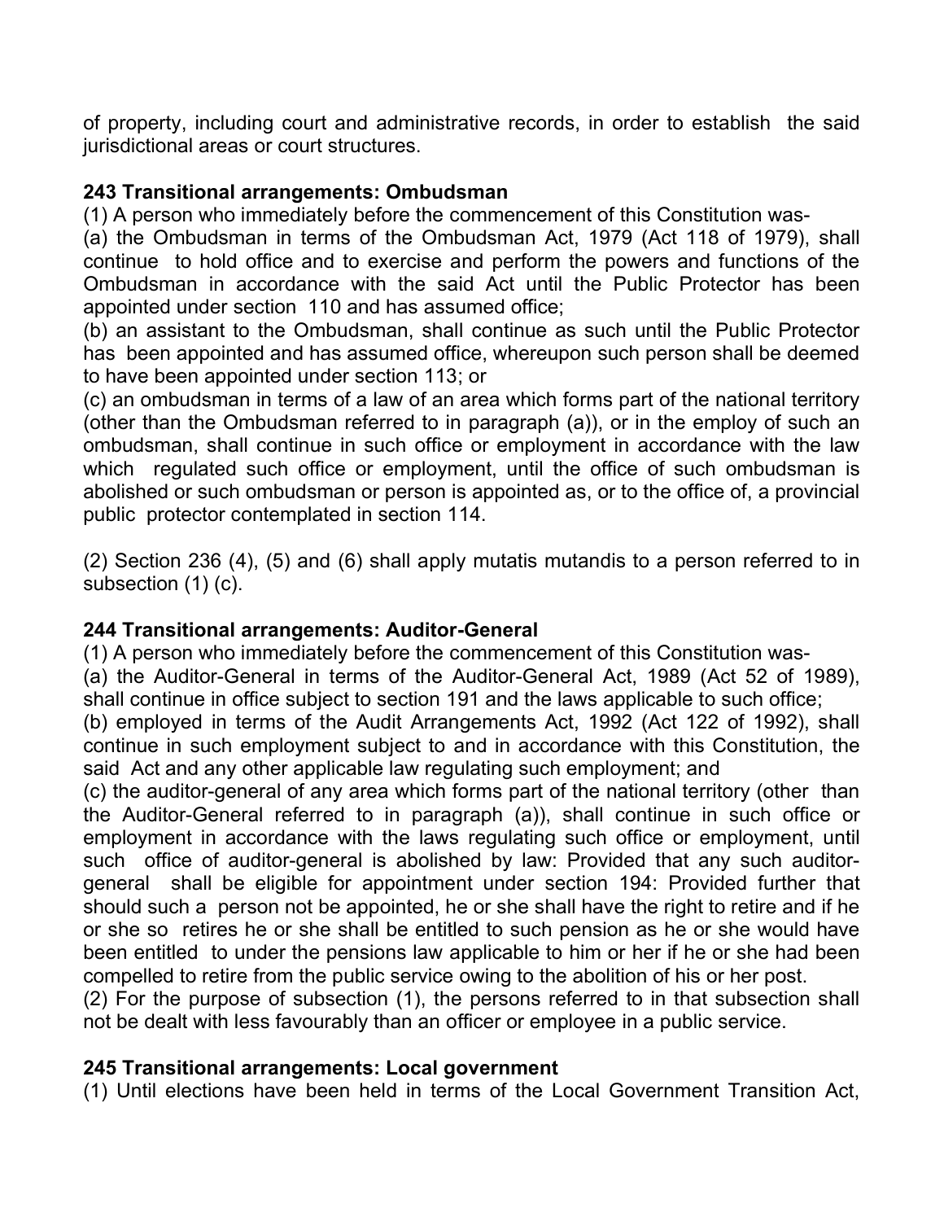of property, including court and administrative records, in order to establish the said jurisdictional areas or court structures.

### 243 Transitional arrangements: Ombudsman

(1) A person who immediately before the commencement of this Constitution was-

(a) the Ombudsman in terms of the Ombudsman Act, 1979 (Act 118 of 1979), shall continue to hold office and to exercise and perform the powers and functions of the Ombudsman in accordance with the said Act until the Public Protector has been appointed under section 110 and has assumed office;

(b) an assistant to the Ombudsman, shall continue as such until the Public Protector has been appointed and has assumed office, whereupon such person shall be deemed to have been appointed under section 113; or

(c) an ombudsman in terms of a law of an area which forms part of the national territory (other than the Ombudsman referred to in paragraph (a)), or in the employ of such an ombudsman, shall continue in such office or employment in accordance with the law which regulated such office or employment, until the office of such ombudsman is abolished or such ombudsman or person is appointed as, or to the office of, a provincial public protector contemplated in section 114.

(2) Section 236 (4), (5) and (6) shall apply mutatis mutandis to a person referred to in subsection (1) (c).

### 244 Transitional arrangements: Auditor-General

(1) A person who immediately before the commencement of this Constitution was-

(a) the Auditor-General in terms of the Auditor-General Act, 1989 (Act 52 of 1989), shall continue in office subject to section 191 and the laws applicable to such office;

(b) employed in terms of the Audit Arrangements Act, 1992 (Act 122 of 1992), shall continue in such employment subject to and in accordance with this Constitution, the said Act and any other applicable law regulating such employment; and

(c) the auditor-general of any area which forms part of the national territory (other than the Auditor-General referred to in paragraph (a)), shall continue in such office or employment in accordance with the laws regulating such office or employment, until such office of auditor-general is abolished by law: Provided that any such auditor-general shall be eligible for appointment under section 194: Provided further that should such a person not be appointed, he or she shall have the right to retire and if he or she so retires he or she shall be entitled to such pension as he or she would have been entitled to under the pensions law applicable to him or her if he or she had been compelled to retire from the public service owing to the abolition of his or her post.

(2) For the purpose of subsection (1), the persons referred to in that subsection shall not be dealt with less favourably than an officer or employee in a public service.

### 245 Transitional arrangements: Local government

(1) Until elections have been held in terms of the Local Government Transition Act,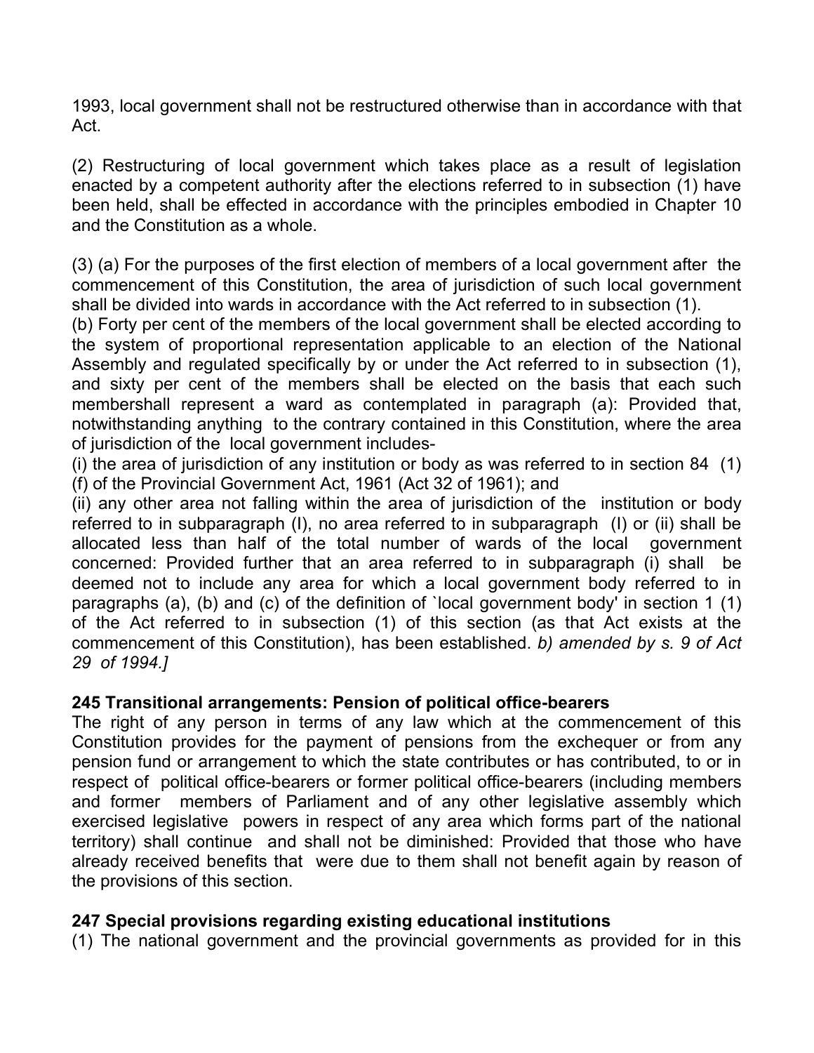1993, local government shall not be restructured otherwise than in accordance with that Act.

(2) Restructuring of local government which takes place as a result of legislation enacted by a competent authority after the elections referred to in subsection (1) have been held, shall be effected in accordance with the principles embodied in Chapter 10 and the Constitution as a whole.

(3) (a) For the purposes of the first election of members of a local government after the commencement of this Constitution, the area of jurisdiction of such local government shall be divided into wards in accordance with the Act referred to in subsection (1).
(b) Forty per cent of the members of the local government shall be elected according to the system of proportional representation applicable to an election of the National Assembly and regulated specifically by or under the Act referred to in subsection (1), and sixty per cent of the members shall be elected on the basis that each such membershall represent a ward as contemplated in paragraph (a): Provided that, notwithstanding anything to the contrary contained in this Constitution, where the area of jurisdiction of the local government includes-
(i) the area of jurisdiction of any institution or body as was referred to in section 84 (1) (f) of the Provincial Government Act, 1961 (Act 32 of 1961); and
(ii) any other area not falling within the area of jurisdiction of the institution or body referred to in subparagraph (I), no area referred to in subparagraph (I) or (ii) shall be allocated less than half of the total number of wards of the local government concerned: Provided further that an area referred to in subparagraph (i) shall be deemed not to include any area for which a local government body referred to in paragraphs (a), (b) and (c) of the definition of `local government body' in section 1 (1) of the Act referred to in subsection (1) of this section (as that Act exists at the commencement of this Constitution), has been established. *b) amended by s. 9 of Act 29 of 1994.]*

**245 Transitional arrangements: Pension of political office-bearers**
The right of any person in terms of any law which at the commencement of this Constitution provides for the payment of pensions from the exchequer or from any pension fund or arrangement to which the state contributes or has contributed, to or in respect of political office-bearers or former political office-bearers (including members and former members of Parliament and of any other legislative assembly which exercised legislative powers in respect of any area which forms part of the national territory) shall continue and shall not be diminished: Provided that those who have already received benefits that were due to them shall not benefit again by reason of the provisions of this section.

**247 Special provisions regarding existing educational institutions**
(1) The national government and the provincial governments as provided for in this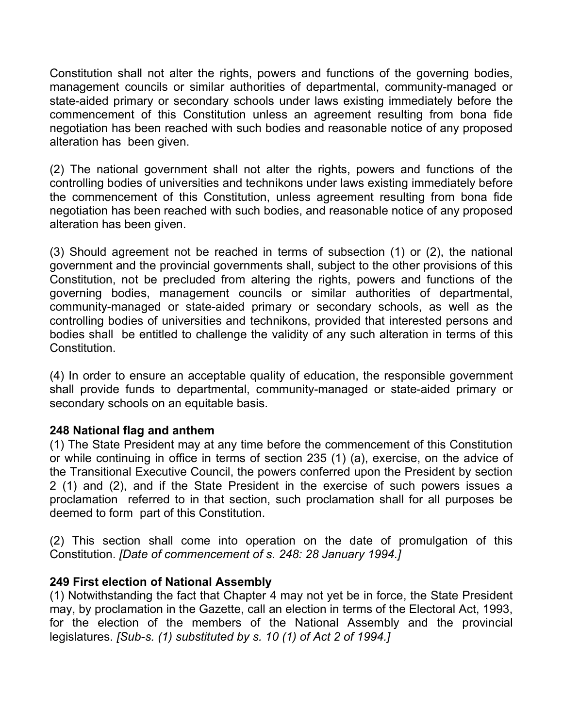Constitution shall not alter the rights, powers and functions of the governing bodies, management councils or similar authorities of departmental, community-managed or state-aided primary or secondary schools under laws existing immediately before the commencement of this Constitution unless an agreement resulting from bona fide negotiation has been reached with such bodies and reasonable notice of any proposed alteration has been given.

(2) The national government shall not alter the rights, powers and functions of the controlling bodies of universities and technikons under laws existing immediately before the commencement of this Constitution, unless agreement resulting from bona fide negotiation has been reached with such bodies, and reasonable notice of any proposed alteration has been given.

(3) Should agreement not be reached in terms of subsection (1) or (2), the national government and the provincial governments shall, subject to the other provisions of this Constitution, not be precluded from altering the rights, powers and functions of the governing bodies, management councils or similar authorities of departmental, community-managed or state-aided primary or secondary schools, as well as the controlling bodies of universities and technikons, provided that interested persons and bodies shall be entitled to challenge the validity of any such alteration in terms of this Constitution.

(4) In order to ensure an acceptable quality of education, the responsible government shall provide funds to departmental, community-managed or state-aided primary or secondary schools on an equitable basis.

**248 National flag and anthem**

(1) The State President may at any time before the commencement of this Constitution or while continuing in office in terms of section 235 (1) (a), exercise, on the advice of the Transitional Executive Council, the powers conferred upon the President by section 2 (1) and (2), and if the State President in the exercise of such powers issues a proclamation referred to in that section, such proclamation shall for all purposes be deemed to form part of this Constitution.

(2) This section shall come into operation on the date of promulgation of this Constitution. *[Date of commencement of s. 248: 28 January 1994.]*

**249 First election of National Assembly**

(1) Notwithstanding the fact that Chapter 4 may not yet be in force, the State President may, by proclamation in the Gazette, call an election in terms of the Electoral Act, 1993, for the election of the members of the National Assembly and the provincial legislatures. *[Sub-s. (1) substituted by s. 10 (1) of Act 2 of 1994.]*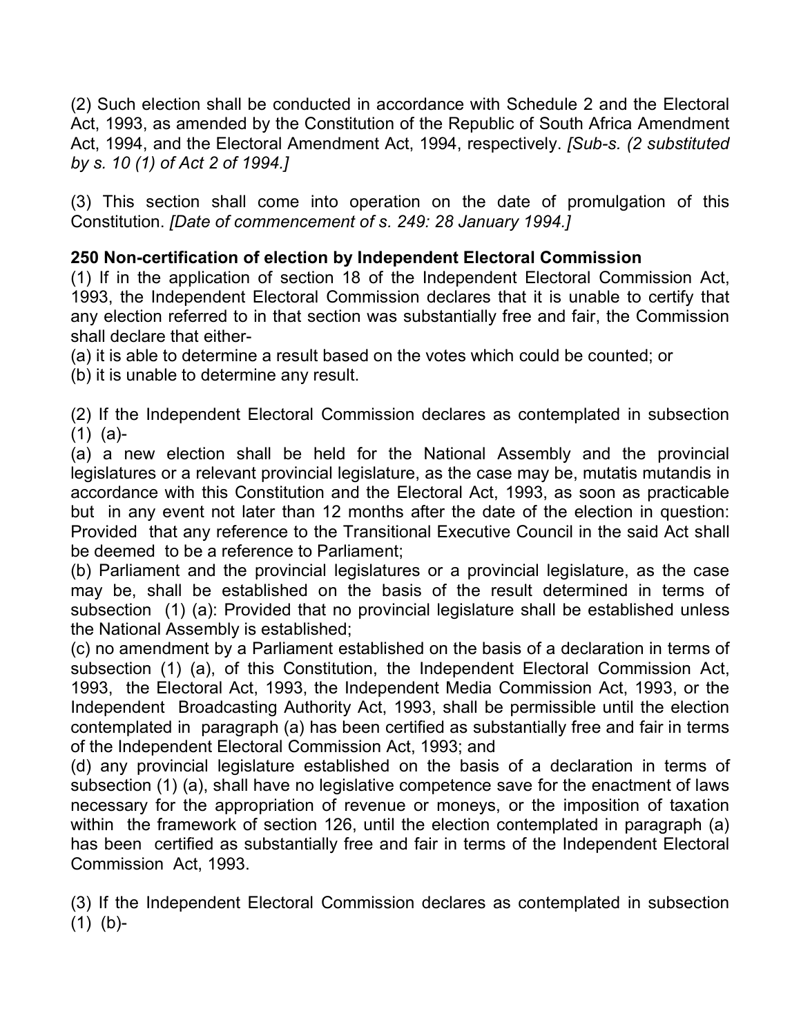(2) Such election shall be conducted in accordance with Schedule 2 and the Electoral Act, 1993, as amended by the Constitution of the Republic of South Africa Amendment Act, 1994, and the Electoral Amendment Act, 1994, respectively. *[Sub-s. (2 substituted by s. 10 (1) of Act 2 of 1994.]*

(3) This section shall come into operation on the date of promulgation of this Constitution. *[Date of commencement of s. 249: 28 January 1994.]*

**250 Non-certification of election by Independent Electoral Commission**

(1) If in the application of section 18 of the Independent Electoral Commission Act, 1993, the Independent Electoral Commission declares that it is unable to certify that any election referred to in that section was substantially free and fair, the Commission shall declare that either-

(a) it is able to determine a result based on the votes which could be counted; or

(b) it is unable to determine any result.

(2) If the Independent Electoral Commission declares as contemplated in subsection (1) (a)-

(a) a new election shall be held for the National Assembly and the provincial legislatures or a relevant provincial legislature, as the case may be, mutatis mutandis in accordance with this Constitution and the Electoral Act, 1993, as soon as practicable but in any event not later than 12 months after the date of the election in question: Provided that any reference to the Transitional Executive Council in the said Act shall be deemed to be a reference to Parliament;

(b) Parliament and the provincial legislatures or a provincial legislature, as the case may be, shall be established on the basis of the result determined in terms of subsection (1) (a): Provided that no provincial legislature shall be established unless the National Assembly is established;

(c) no amendment by a Parliament established on the basis of a declaration in terms of subsection (1) (a), of this Constitution, the Independent Electoral Commission Act, 1993, the Electoral Act, 1993, the Independent Media Commission Act, 1993, or the Independent Broadcasting Authority Act, 1993, shall be permissible until the election contemplated in paragraph (a) has been certified as substantially free and fair in terms of the Independent Electoral Commission Act, 1993; and

(d) any provincial legislature established on the basis of a declaration in terms of subsection (1) (a), shall have no legislative competence save for the enactment of laws necessary for the appropriation of revenue or moneys, or the imposition of taxation within the framework of section 126, until the election contemplated in paragraph (a) has been certified as substantially free and fair in terms of the Independent Electoral Commission Act, 1993.

(3) If the Independent Electoral Commission declares as contemplated in subsection (1) (b)-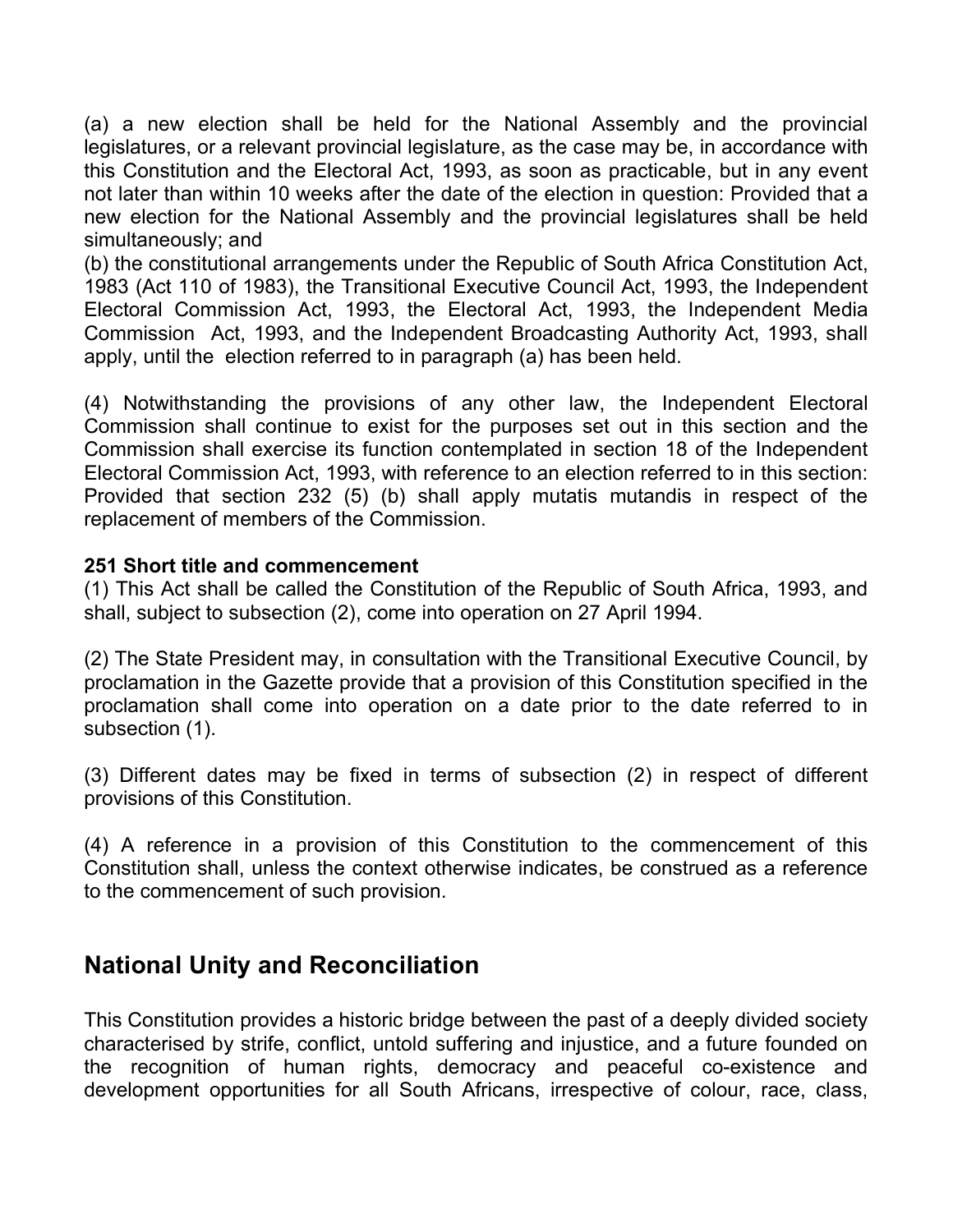(a) a new election shall be held for the National Assembly and the provincial legislatures, or a relevant provincial legislature, as the case may be, in accordance with this Constitution and the Electoral Act, 1993, as soon as practicable, but in any event not later than within 10 weeks after the date of the election in question: Provided that a new election for the National Assembly and the provincial legislatures shall be held simultaneously; and

(b) the constitutional arrangements under the Republic of South Africa Constitution Act, 1983 (Act 110 of 1983), the Transitional Executive Council Act, 1993, the Independent Electoral Commission Act, 1993, the Electoral Act, 1993, the Independent Media Commission Act, 1993, and the Independent Broadcasting Authority Act, 1993, shall apply, until the election referred to in paragraph (a) has been held.

(4) Notwithstanding the provisions of any other law, the Independent Electoral Commission shall continue to exist for the purposes set out in this section and the Commission shall exercise its function contemplated in section 18 of the Independent Electoral Commission Act, 1993, with reference to an election referred to in this section: Provided that section 232 (5) (b) shall apply mutatis mutandis in respect of the replacement of members of the Commission.

**251 Short title and commencement**

(1) This Act shall be called the Constitution of the Republic of South Africa, 1993, and shall, subject to subsection (2), come into operation on 27 April 1994.

(2) The State President may, in consultation with the Transitional Executive Council, by proclamation in the Gazette provide that a provision of this Constitution specified in the proclamation shall come into operation on a date prior to the date referred to in subsection (1).

(3) Different dates may be fixed in terms of subsection (2) in respect of different provisions of this Constitution.

(4) A reference in a provision of this Constitution to the commencement of this Constitution shall, unless the context otherwise indicates, be construed as a reference to the commencement of such provision.

## National Unity and Reconciliation

This Constitution provides a historic bridge between the past of a deeply divided society characterised by strife, conflict, untold suffering and injustice, and a future founded on the recognition of human rights, democracy and peaceful co-existence and development opportunities for all South Africans, irrespective of colour, race, class,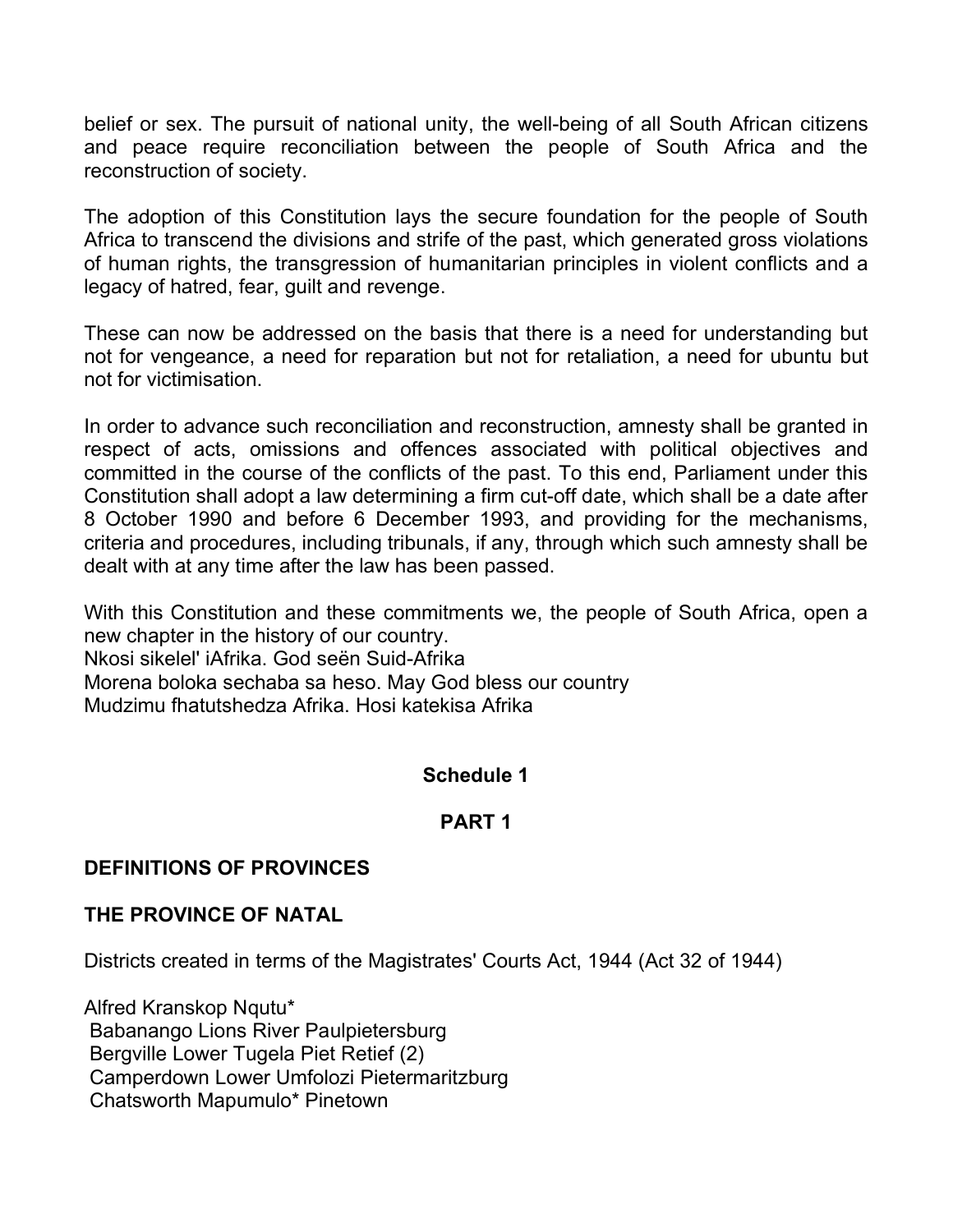belief or sex. The pursuit of national unity, the well-being of all South African citizens and peace require reconciliation between the people of South Africa and the reconstruction of society.

The adoption of this Constitution lays the secure foundation for the people of South Africa to transcend the divisions and strife of the past, which generated gross violations of human rights, the transgression of humanitarian principles in violent conflicts and a legacy of hatred, fear, guilt and revenge.

These can now be addressed on the basis that there is a need for understanding but not for vengeance, a need for reparation but not for retaliation, a need for ubuntu but not for victimisation.

In order to advance such reconciliation and reconstruction, amnesty shall be granted in respect of acts, omissions and offences associated with political objectives and committed in the course of the conflicts of the past. To this end, Parliament under this Constitution shall adopt a law determining a firm cut-off date, which shall be a date after 8 October 1990 and before 6 December 1993, and providing for the mechanisms, criteria and procedures, including tribunals, if any, through which such amnesty shall be dealt with at any time after the law has been passed.

With this Constitution and these commitments we, the people of South Africa, open a new chapter in the history of our country.
Nkosi sikelel' iAfrika. God seën Suid-Afrika
Morena boloka sechaba sa heso. May God bless our country
Mudzimu fhatutshedza Afrika. Hosi katekisa Afrika

**Schedule 1**

**PART 1**

**DEFINITIONS OF PROVINCES**

**THE PROVINCE OF NATAL**

Districts created in terms of the Magistrates' Courts Act, 1944 (Act 32 of 1944)

Alfred Kranskop Nqutu*
Babanango Lions River Paulpietersburg
Bergville Lower Tugela Piet Retief (2)
Camperdown Lower Umfolozi Pietermaritzburg
Chatsworth Mapumulo* Pinetown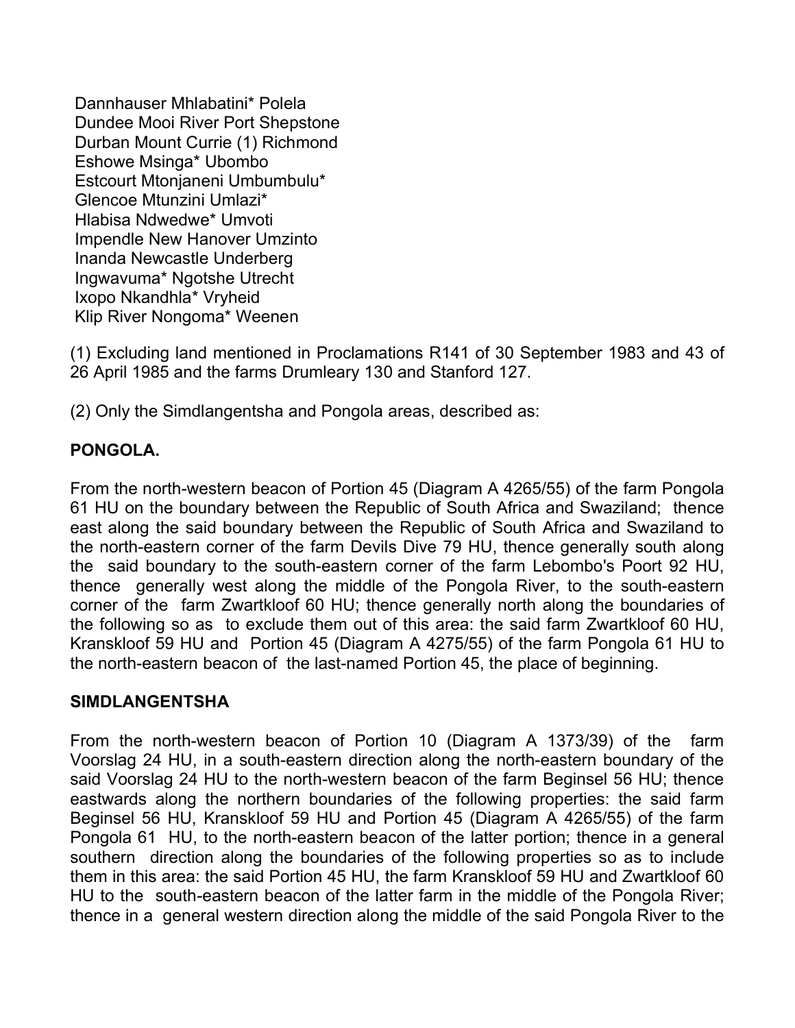Dannhauser Mhlabatini* Polela
Dundee Mooi River Port Shepstone
Durban Mount Currie (1) Richmond
Eshowe Msinga* Ubombo
Estcourt Mtonjaneni Umbumbulu*
Glencoe Mtunzini Umlazi*
Hlabisa Ndwedwe* Umvoti
Impendle New Hanover Umzinto
Inanda Newcastle Underberg
Ingwavuma* Ngotshe Utrecht
Ixopo Nkandhla* Vryheid
Klip River Nongoma* Weenen

(1) Excluding land mentioned in Proclamations R141 of 30 September 1983 and 43 of 26 April 1985 and the farms Drumleary 130 and Stanford 127.

(2) Only the Simdlangentsha and Pongola areas, described as:

**PONGOLA.**

From the north-western beacon of Portion 45 (Diagram A 4265/55) of the farm Pongola 61 HU on the boundary between the Republic of South Africa and Swaziland; thence east along the said boundary between the Republic of South Africa and Swaziland to the north-eastern corner of the farm Devils Dive 79 HU, thence generally south along the said boundary to the south-eastern corner of the farm Lebombo's Poort 92 HU, thence generally west along the middle of the Pongola River, to the south-eastern corner of the farm Zwartkloof 60 HU; thence generally north along the boundaries of the following so as to exclude them out of this area: the said farm Zwartkloof 60 HU, Kranskloof 59 HU and Portion 45 (Diagram A 4275/55) of the farm Pongola 61 HU to the north-eastern beacon of the last-named Portion 45, the place of beginning.

**SIMDLANGENTSHA**

From the north-western beacon of Portion 10 (Diagram A 1373/39) of the farm Voorslag 24 HU, in a south-eastern direction along the north-eastern boundary of the said Voorslag 24 HU to the north-western beacon of the farm Beginsel 56 HU; thence eastwards along the northern boundaries of the following properties: the said farm Beginsel 56 HU, Kranskloof 59 HU and Portion 45 (Diagram A 4265/55) of the farm Pongola 61 HU, to the north-eastern beacon of the latter portion; thence in a general southern direction along the boundaries of the following properties so as to include them in this area: the said Portion 45 HU, the farm Kranskloof 59 HU and Zwartkloof 60 HU to the south-eastern beacon of the latter farm in the middle of the Pongola River; thence in a general western direction along the middle of the said Pongola River to the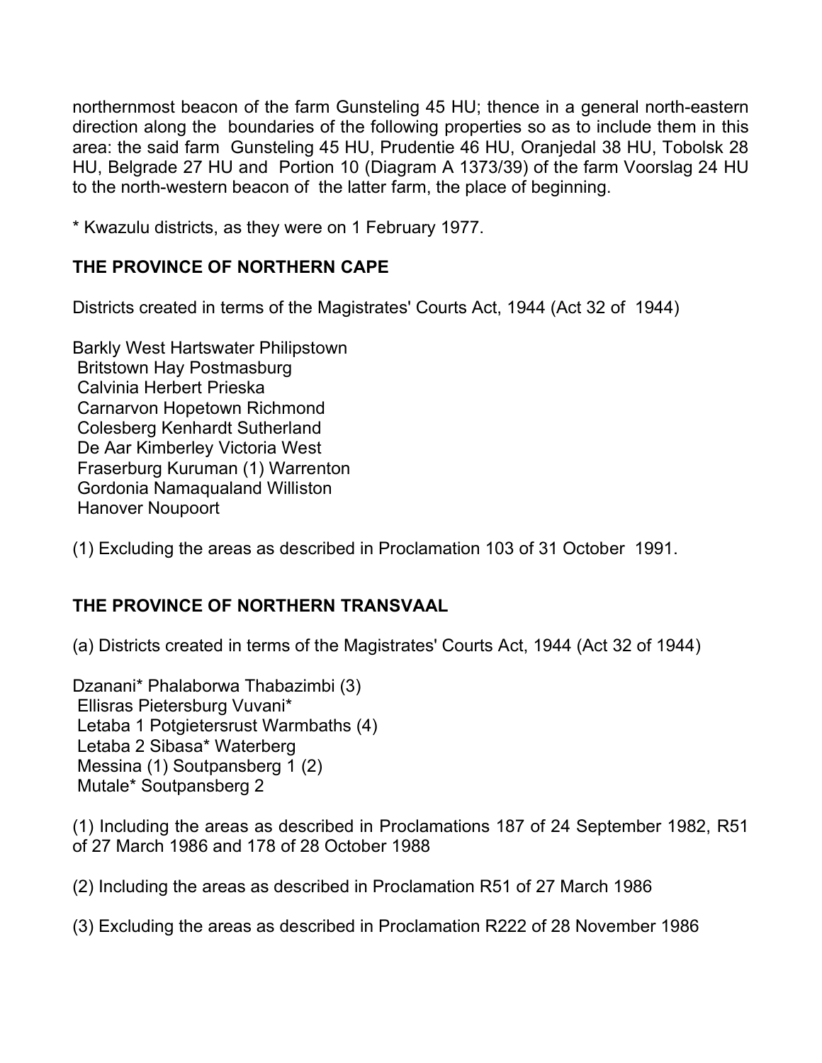northernmost beacon of the farm Gunsteling 45 HU; thence in a general north-eastern direction along the boundaries of the following properties so as to include them in this area: the said farm Gunsteling 45 HU, Prudentie 46 HU, Oranjedal 38 HU, Tobolsk 28 HU, Belgrade 27 HU and Portion 10 (Diagram A 1373/39) of the farm Voorslag 24 HU to the north-western beacon of the latter farm, the place of beginning.

* Kwazulu districts, as they were on 1 February 1977.

## THE PROVINCE OF NORTHERN CAPE

Districts created in terms of the Magistrates' Courts Act, 1944 (Act 32 of 1944)

Barkly West Hartswater Philipstown
Britstown Hay Postmasburg
Calvinia Herbert Prieska
Carnarvon Hopetown Richmond
Colesberg Kenhardt Sutherland
De Aar Kimberley Victoria West
Fraserburg Kuruman (1) Warrenton
Gordonia Namaqualand Williston
Hanover Noupoort

(1) Excluding the areas as described in Proclamation 103 of 31 October 1991.

## THE PROVINCE OF NORTHERN TRANSVAAL

(a) Districts created in terms of the Magistrates' Courts Act, 1944 (Act 32 of 1944)

Dzanani* Phalaborwa Thabazimbi (3)
Ellisras Pietersburg Vuvani*
Letaba 1 Potgietersrust Warmbaths (4)
Letaba 2 Sibasa* Waterberg
Messina (1) Soutpansberg 1 (2)
Mutale* Soutpansberg 2

(1) Including the areas as described in Proclamations 187 of 24 September 1982, R51 of 27 March 1986 and 178 of 28 October 1988

(2) Including the areas as described in Proclamation R51 of 27 March 1986

(3) Excluding the areas as described in Proclamation R222 of 28 November 1986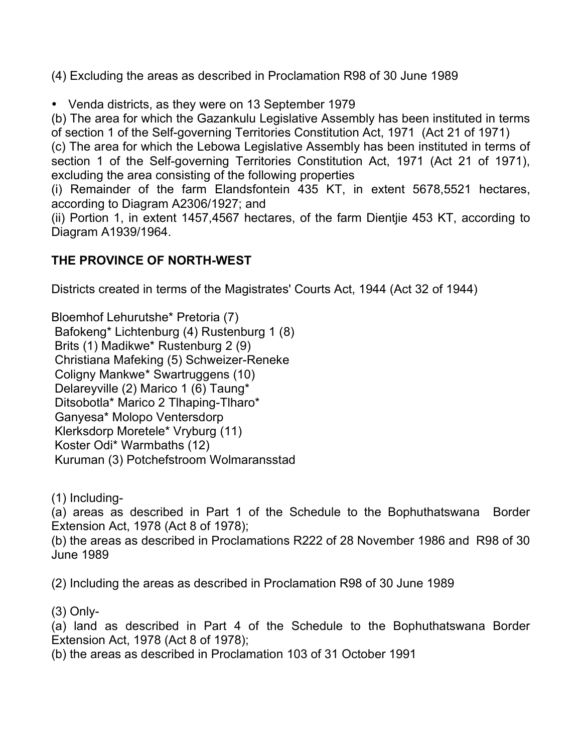(4) Excluding the areas as described in Proclamation R98 of 30 June 1989

- Venda districts, as they were on 13 September 1979

(b) The area for which the Gazankulu Legislative Assembly has been instituted in terms of section 1 of the Self-governing Territories Constitution Act, 1971 (Act 21 of 1971)

(c) The area for which the Lebowa Legislative Assembly has been instituted in terms of section 1 of the Self-governing Territories Constitution Act, 1971 (Act 21 of 1971), excluding the area consisting of the following properties

(i) Remainder of the farm Elandsfontein 435 KT, in extent 5678,5521 hectares, according to Diagram A2306/1927; and

(ii) Portion 1, in extent 1457,4567 hectares, of the farm Dientjie 453 KT, according to Diagram A1939/1964.

**THE PROVINCE OF NORTH-WEST**

Districts created in terms of the Magistrates' Courts Act, 1944 (Act 32 of 1944)

Bloemhof Lehurutshe* Pretoria (7)
Bafokeng* Lichtenburg (4) Rustenburg 1 (8)
Brits (1) Madikwe* Rustenburg 2 (9)
Christiana Mafeking (5) Schweizer-Reneke
Coligny Mankwe* Swartruggens (10)
Delareyville (2) Marico 1 (6) Taung*
Ditsobotla* Marico 2 Tlhaping-Tlharo*
Ganyesa* Molopo Ventersdorp
Klerksdorp Moretele* Vryburg (11)
Koster Odi* Warmbaths (12)
Kuruman (3) Potchefstroom Wolmaransstad

(1) Including-

(a) areas as described in Part 1 of the Schedule to the Bophuthatswana Border Extension Act, 1978 (Act 8 of 1978);

(b) the areas as described in Proclamations R222 of 28 November 1986 and R98 of 30 June 1989

(2) Including the areas as described in Proclamation R98 of 30 June 1989

(3) Only-

(a) land as described in Part 4 of the Schedule to the Bophuthatswana Border Extension Act, 1978 (Act 8 of 1978);

(b) the areas as described in Proclamation 103 of 31 October 1991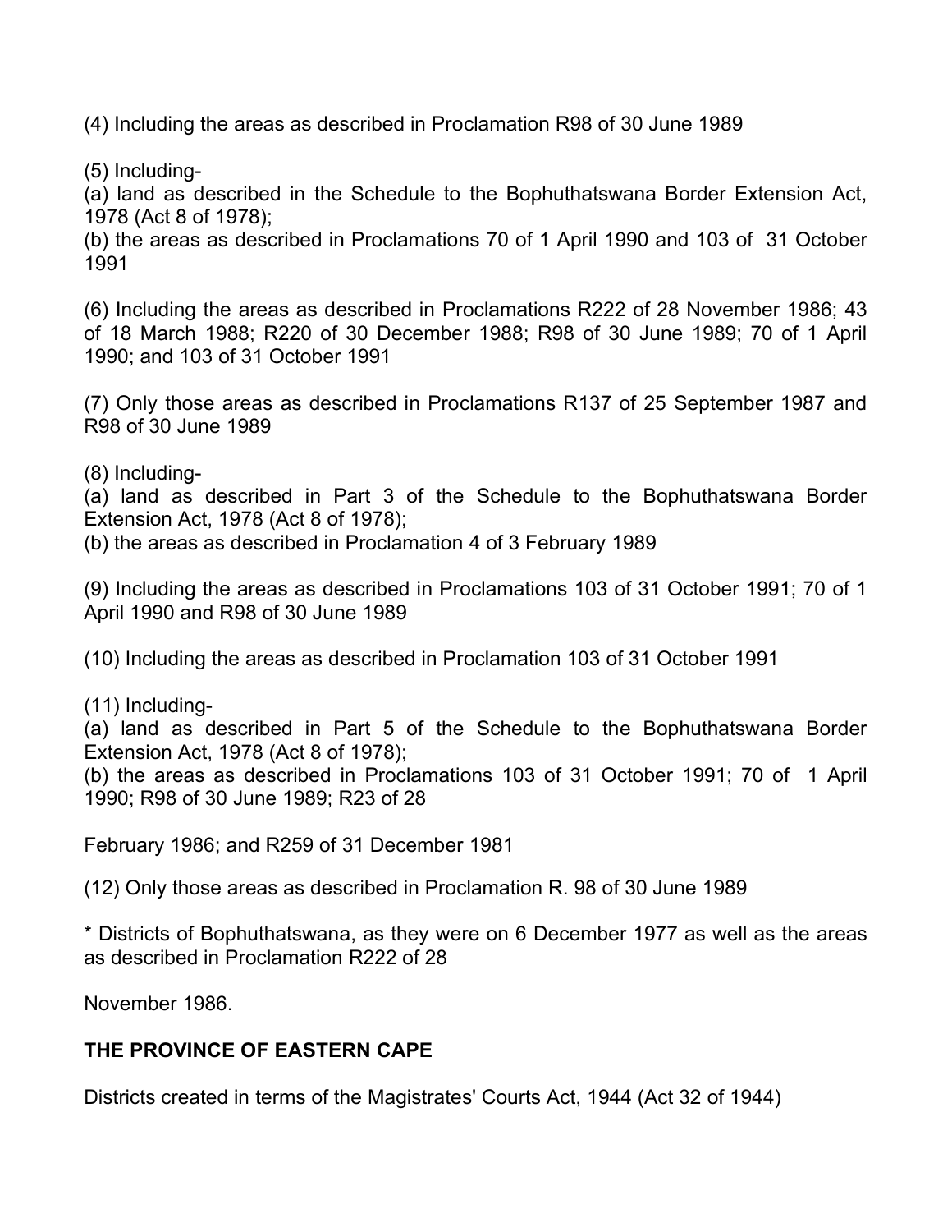(4) Including the areas as described in Proclamation R98 of 30 June 1989

(5) Including-
(a) land as described in the Schedule to the Bophuthatswana Border Extension Act, 1978 (Act 8 of 1978);
(b) the areas as described in Proclamations 70 of 1 April 1990 and 103 of 31 October 1991

(6) Including the areas as described in Proclamations R222 of 28 November 1986; 43 of 18 March 1988; R220 of 30 December 1988; R98 of 30 June 1989; 70 of 1 April 1990; and 103 of 31 October 1991

(7) Only those areas as described in Proclamations R137 of 25 September 1987 and R98 of 30 June 1989

(8) Including-
(a) land as described in Part 3 of the Schedule to the Bophuthatswana Border Extension Act, 1978 (Act 8 of 1978);
(b) the areas as described in Proclamation 4 of 3 February 1989

(9) Including the areas as described in Proclamations 103 of 31 October 1991; 70 of 1 April 1990 and R98 of 30 June 1989

(10) Including the areas as described in Proclamation 103 of 31 October 1991

(11) Including-
(a) land as described in Part 5 of the Schedule to the Bophuthatswana Border Extension Act, 1978 (Act 8 of 1978);
(b) the areas as described in Proclamations 103 of 31 October 1991; 70 of 1 April 1990; R98 of 30 June 1989; R23 of 28

February 1986; and R259 of 31 December 1981

(12) Only those areas as described in Proclamation R. 98 of 30 June 1989

* Districts of Bophuthatswana, as they were on 6 December 1977 as well as the areas as described in Proclamation R222 of 28

November 1986.

**THE PROVINCE OF EASTERN CAPE**

Districts created in terms of the Magistrates' Courts Act, 1944 (Act 32 of 1944)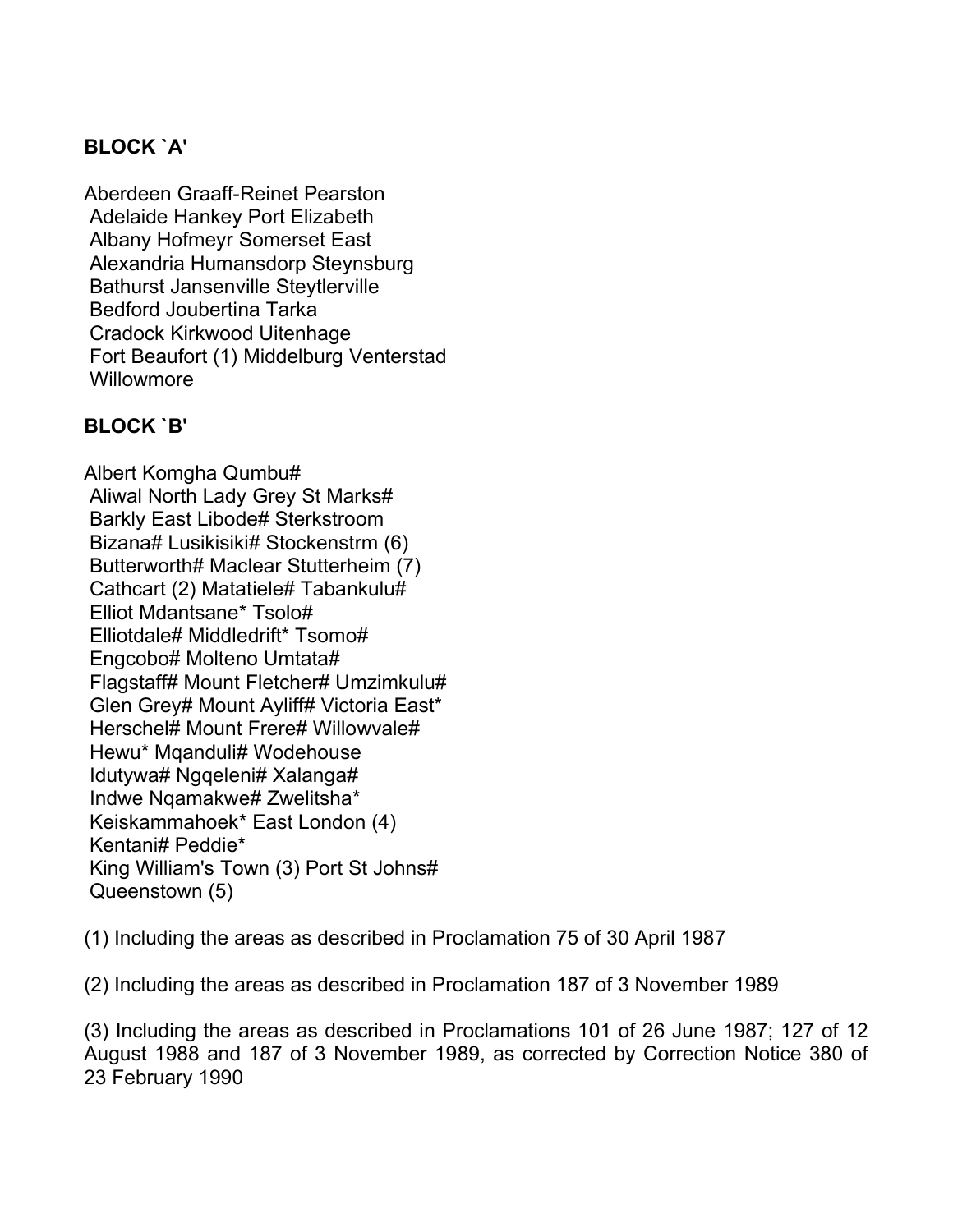**BLOCK `A'**

Aberdeen Graaff-Reinet Pearston
Adelaide Hankey Port Elizabeth
Albany Hofmeyr Somerset East
Alexandria Humansdorp Steynsburg
Bathurst Jansenville Steytlerville
Bedford Joubertina Tarka
Cradock Kirkwood Uitenhage
Fort Beaufort (1) Middelburg Venterstad
Willowmore

**BLOCK `B'**

Albert Komgha Qumbu#
Aliwal North Lady Grey St Marks#
Barkly East Libode# Sterkstroom
Bizana# Lusikisiki# Stockenstrm (6)
Butterworth# Maclear Stutterheim (7)
Cathcart (2) Matatiele# Tabankulu#
Elliot Mdantsane* Tsolo#
Elliotdale# Middledrift* Tsomo#
Engcobo# Molteno Umtata#
Flagstaff# Mount Fletcher# Umzimkulu#
Glen Grey# Mount Ayliff# Victoria East*
Herschel# Mount Frere# Willowvale#
Hewu* Mqanduli# Wodehouse
Idutywa# Ngqeleni# Xalanga#
Indwe Nqamakwe# Zwelitsha*
Keiskammahoek* East London (4)
Kentani# Peddie*
King William's Town (3) Port St Johns#
Queenstown (5)

(1) Including the areas as described in Proclamation 75 of 30 April 1987

(2) Including the areas as described in Proclamation 187 of 3 November 1989

(3) Including the areas as described in Proclamations 101 of 26 June 1987; 127 of 12 August 1988 and 187 of 3 November 1989, as corrected by Correction Notice 380 of 23 February 1990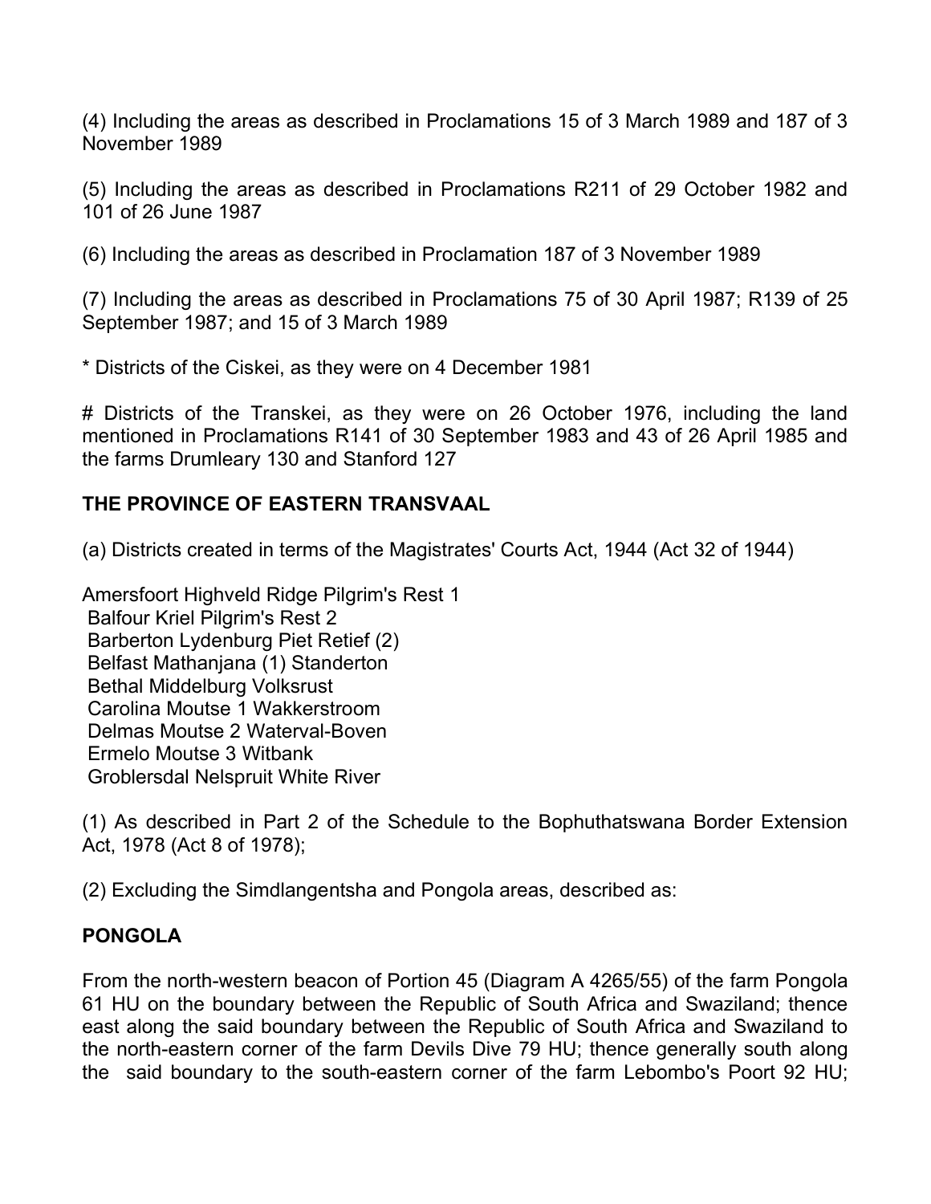(4) Including the areas as described in Proclamations 15 of 3 March 1989 and 187 of 3 November 1989

(5) Including the areas as described in Proclamations R211 of 29 October 1982 and 101 of 26 June 1987

(6) Including the areas as described in Proclamation 187 of 3 November 1989

(7) Including the areas as described in Proclamations 75 of 30 April 1987; R139 of 25 September 1987; and 15 of 3 March 1989

* Districts of the Ciskei, as they were on 4 December 1981

# Districts of the Transkei, as they were on 26 October 1976, including the land mentioned in Proclamations R141 of 30 September 1983 and 43 of 26 April 1985 and the farms Drumleary 130 and Stanford 127

## THE PROVINCE OF EASTERN TRANSVAAL

(a) Districts created in terms of the Magistrates' Courts Act, 1944 (Act 32 of 1944)

| | | |
|---|---|---|
| Amersfoort | Highveld Ridge | Pilgrim's Rest 1 |
| Balfour | Kriel | Pilgrim's Rest 2 |
| Barberton | Lydenburg | Piet Retief (2) |
| Belfast | Mathanjana (1) | Standerton |
| Bethal | Middelburg | Volksrust |
| Carolina | Moutse 1 | Wakkerstroom |
| Delmas | Moutse 2 | Waterval-Boven |
| Ermelo | Moutse 3 | Witbank |
| Groblersdal | Nelspruit | White River |

(1) As described in Part 2 of the Schedule to the Bophuthatswana Border Extension Act, 1978 (Act 8 of 1978);

(2) Excluding the Simdlangentsha and Pongola areas, described as:

### PONGOLA

From the north-western beacon of Portion 45 (Diagram A 4265/55) of the farm Pongola 61 HU on the boundary between the Republic of South Africa and Swaziland; thence east along the said boundary between the Republic of South Africa and Swaziland to the north-eastern corner of the farm Devils Dive 79 HU; thence generally south along the said boundary to the south-eastern corner of the farm Lebombo's Poort 92 HU;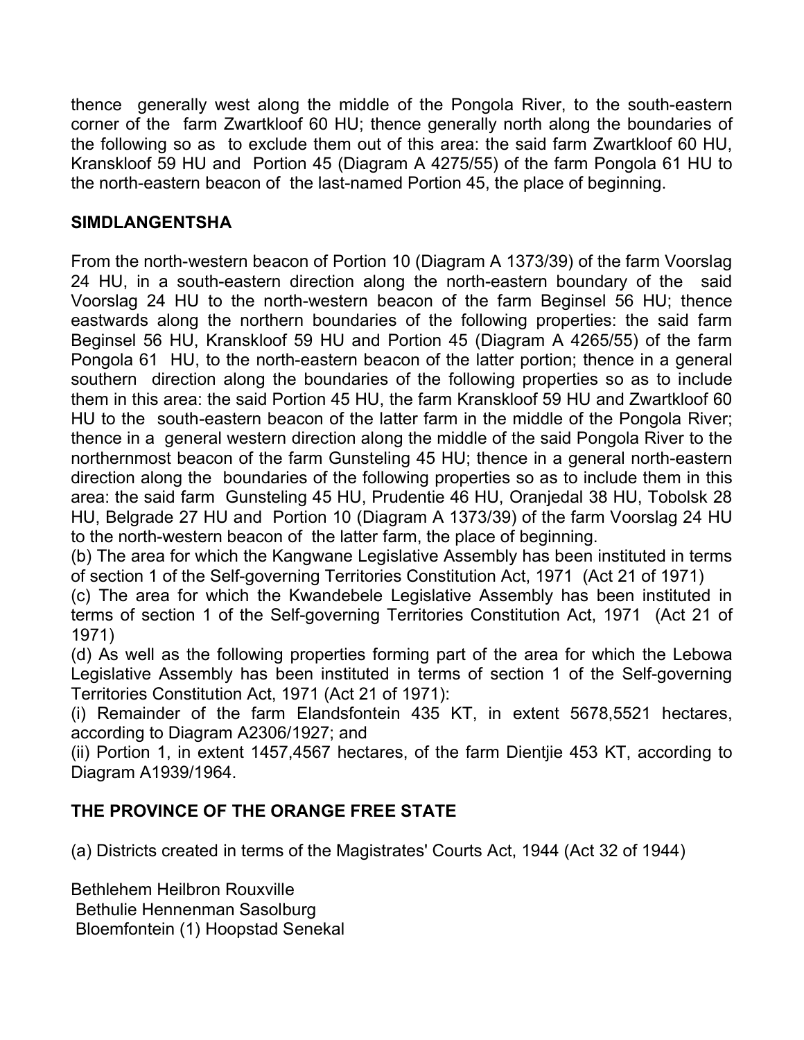thence generally west along the middle of the Pongola River, to the south-eastern corner of the farm Zwartkloof 60 HU; thence generally north along the boundaries of the following so as to exclude them out of this area: the said farm Zwartkloof 60 HU, Kranskloof 59 HU and Portion 45 (Diagram A 4275/55) of the farm Pongola 61 HU to the north-eastern beacon of the last-named Portion 45, the place of beginning.

**SIMDLANGENTSHA**

From the north-western beacon of Portion 10 (Diagram A 1373/39) of the farm Voorslag 24 HU, in a south-eastern direction along the north-eastern boundary of the said Voorslag 24 HU to the north-western beacon of the farm Beginsel 56 HU; thence eastwards along the northern boundaries of the following properties: the said farm Beginsel 56 HU, Kranskloof 59 HU and Portion 45 (Diagram A 4265/55) of the farm Pongola 61 HU, to the north-eastern beacon of the latter portion; thence in a general southern direction along the boundaries of the following properties so as to include them in this area: the said Portion 45 HU, the farm Kranskloof 59 HU and Zwartkloof 60 HU to the south-eastern beacon of the latter farm in the middle of the Pongola River; thence in a general western direction along the middle of the said Pongola River to the northernmost beacon of the farm Gunsteling 45 HU; thence in a general north-eastern direction along the boundaries of the following properties so as to include them in this area: the said farm Gunsteling 45 HU, Prudentie 46 HU, Oranjedal 38 HU, Tobolsk 28 HU, Belgrade 27 HU and Portion 10 (Diagram A 1373/39) of the farm Voorslag 24 HU to the north-western beacon of the latter farm, the place of beginning.

(b) The area for which the Kangwane Legislative Assembly has been instituted in terms of section 1 of the Self-governing Territories Constitution Act, 1971 (Act 21 of 1971)

(c) The area for which the Kwandebele Legislative Assembly has been instituted in terms of section 1 of the Self-governing Territories Constitution Act, 1971 (Act 21 of 1971)

(d) As well as the following properties forming part of the area for which the Lebowa Legislative Assembly has been instituted in terms of section 1 of the Self-governing Territories Constitution Act, 1971 (Act 21 of 1971):

(i) Remainder of the farm Elandsfontein 435 KT, in extent 5678,5521 hectares, according to Diagram A2306/1927; and

(ii) Portion 1, in extent 1457,4567 hectares, of the farm Dientjie 453 KT, according to Diagram A1939/1964.

**THE PROVINCE OF THE ORANGE FREE STATE**

(a) Districts created in terms of the Magistrates' Courts Act, 1944 (Act 32 of 1944)

Bethlehem Heilbron Rouxville
Bethulie Hennenman Sasolburg
Bloemfontein (1) Hoopstad Senekal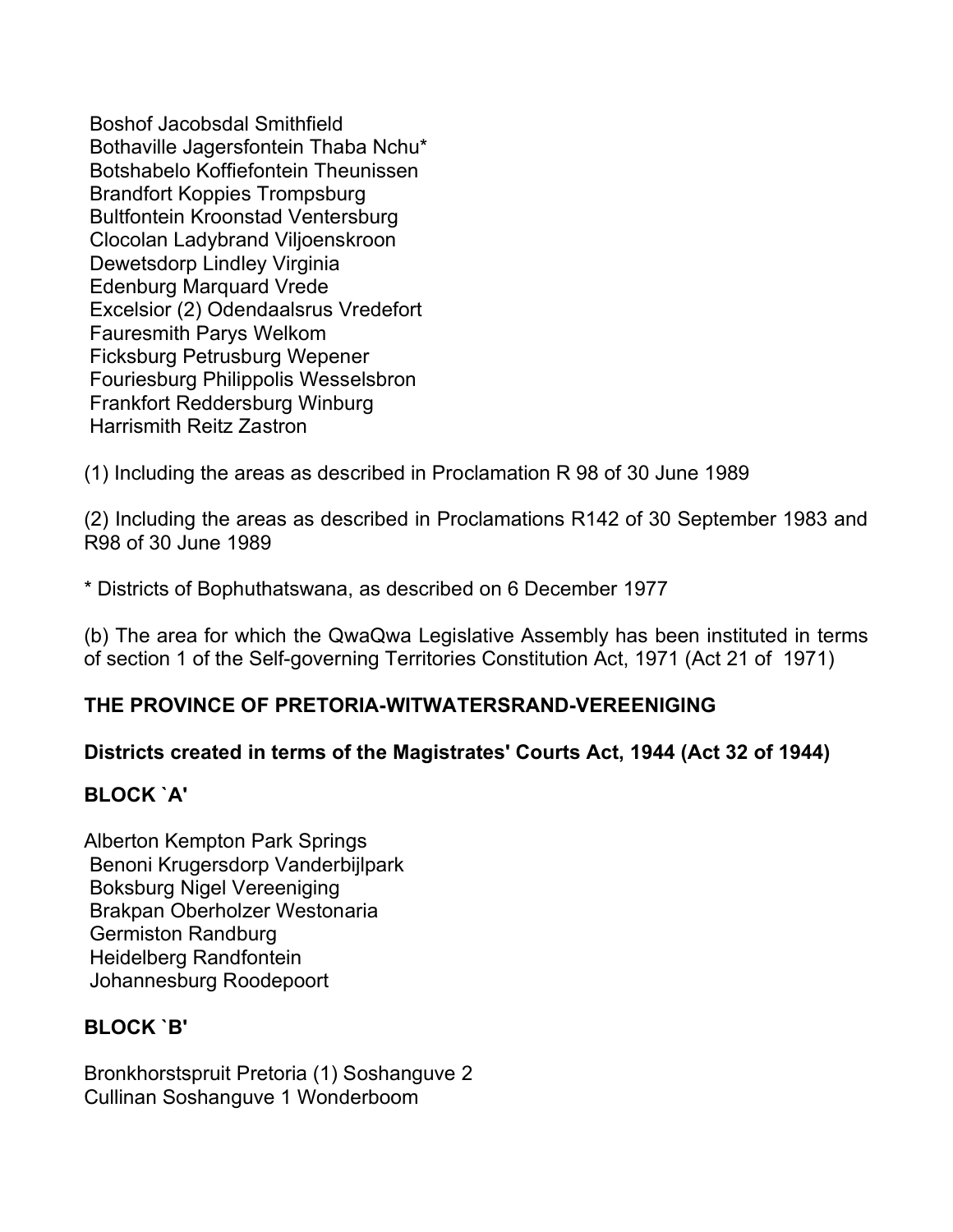Boshof Jacobsdal Smithfield
Bothaville Jagersfontein Thaba Nchu*
Botshabelo Koffiefontein Theunissen
Brandfort Koppies Trompsburg
Bultfontein Kroonstad Ventersburg
Clocolan Ladybrand Viljoenskroon
Dewetsdorp Lindley Virginia
Edenburg Marquard Vrede
Excelsior (2) Odendaalsrus Vredefort
Fauresmith Parys Welkom
Ficksburg Petrusburg Wepener
Fouriesburg Philippolis Wesselsbron
Frankfort Reddersburg Winburg
Harrismith Reitz Zastron

(1) Including the areas as described in Proclamation R 98 of 30 June 1989

(2) Including the areas as described in Proclamations R142 of 30 September 1983 and R98 of 30 June 1989

* Districts of Bophuthatswana, as described on 6 December 1977

(b) The area for which the QwaQwa Legislative Assembly has been instituted in terms of section 1 of the Self-governing Territories Constitution Act, 1971 (Act 21 of 1971)

**THE PROVINCE OF PRETORIA-WITWATERSRAND-VEREENIGING**

**Districts created in terms of the Magistrates' Courts Act, 1944 (Act 32 of 1944)**

**BLOCK `A'**

Alberton Kempton Park Springs
Benoni Krugersdorp Vanderbijlpark
Boksburg Nigel Vereeniging
Brakpan Oberholzer Westonaria
Germiston Randburg
Heidelberg Randfontein
Johannesburg Roodepoort

**BLOCK `B'**

Bronkhorstspruit Pretoria (1) Soshanguve 2
Cullinan Soshanguve 1 Wonderboom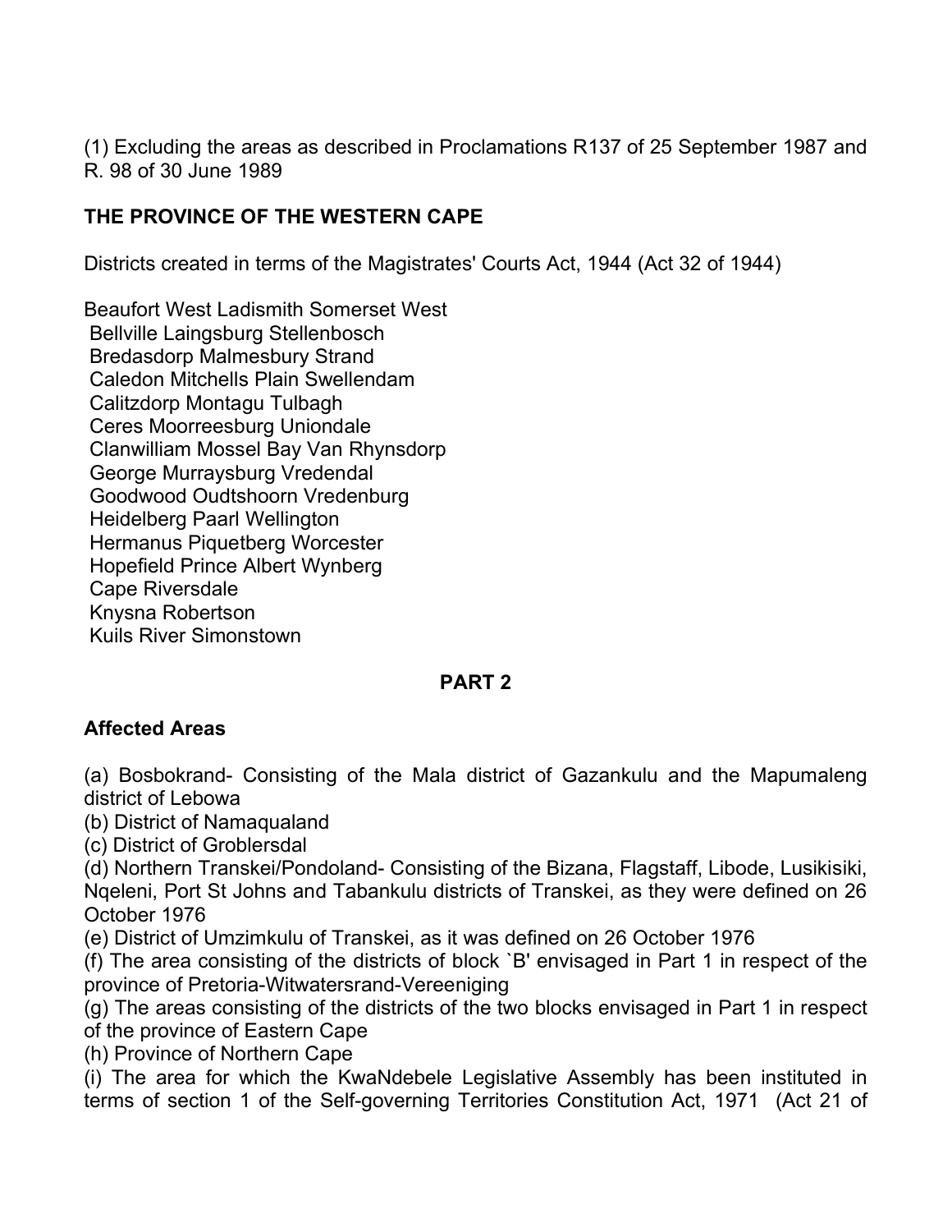(1) Excluding the areas as described in Proclamations R137 of 25 September 1987 and R. 98 of 30 June 1989

**THE PROVINCE OF THE WESTERN CAPE**

Districts created in terms of the Magistrates' Courts Act, 1944 (Act 32 of 1944)

Beaufort West Ladismith Somerset West
Bellville Laingsburg Stellenbosch
Bredasdorp Malmesbury Strand
Caledon Mitchells Plain Swellendam
Calitzdorp Montagu Tulbagh
Ceres Moorreesburg Uniondale
Clanwilliam Mossel Bay Van Rhynsdorp
George Murraysburg Vredendal
Goodwood Oudtshoorn Vredenburg
Heidelberg Paarl Wellington
Hermanus Piquetberg Worcester
Hopefield Prince Albert Wynberg
Cape Riversdale
Knysna Robertson
Kuils River Simonstown

**PART 2**

**Affected Areas**

(a) Bosbokrand- Consisting of the Mala district of Gazankulu and the Mapumaleng district of Lebowa
(b) District of Namaqualand
(c) District of Groblersdal
(d) Northern Transkei/Pondoland- Consisting of the Bizana, Flagstaff, Libode, Lusikisiki, Nqeleni, Port St Johns and Tabankulu districts of Transkei, as they were defined on 26 October 1976
(e) District of Umzimkulu of Transkei, as it was defined on 26 October 1976
(f) The area consisting of the districts of block `B' envisaged in Part 1 in respect of the province of Pretoria-Witwatersrand-Vereeniging
(g) The areas consisting of the districts of the two blocks envisaged in Part 1 in respect of the province of Eastern Cape
(h) Province of Northern Cape
(i) The area for which the KwaNdebele Legislative Assembly has been instituted in terms of section 1 of the Self-governing Territories Constitution Act, 1971 (Act 21 of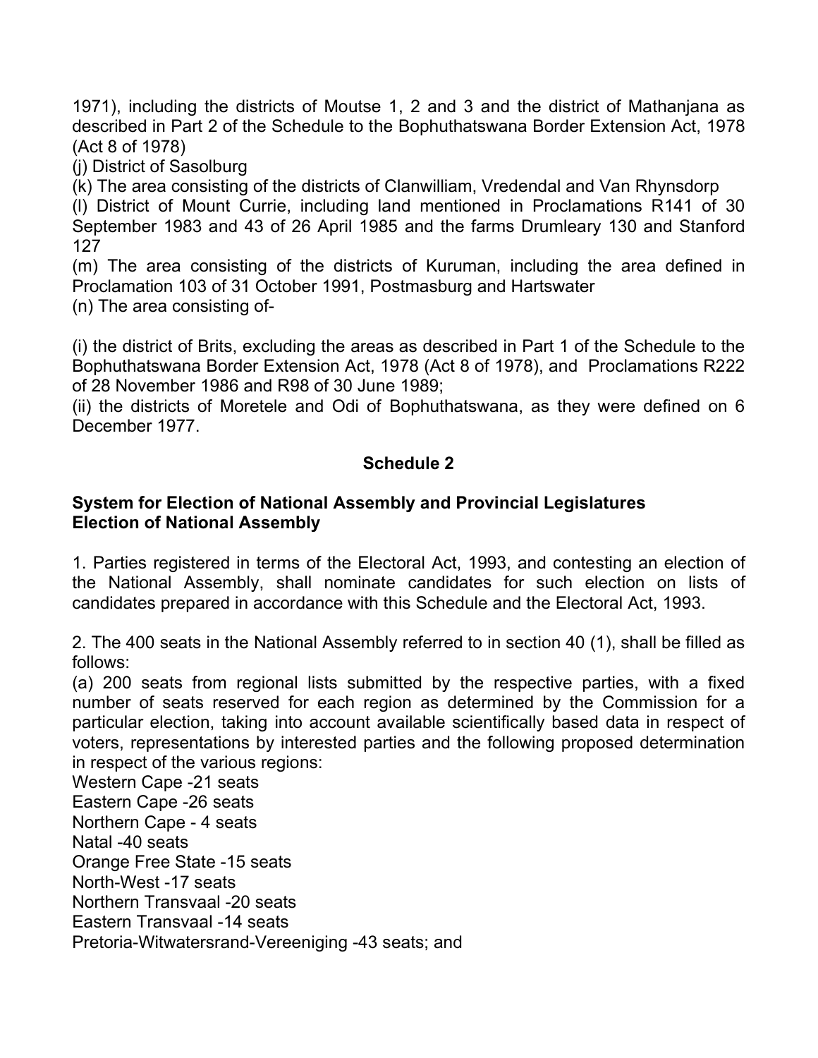1971), including the districts of Moutse 1, 2 and 3 and the district of Mathanjana as described in Part 2 of the Schedule to the Bophuthatswana Border Extension Act, 1978 (Act 8 of 1978)

(j) District of Sasolburg

(k) The area consisting of the districts of Clanwilliam, Vredendal and Van Rhynsdorp

(l) District of Mount Currie, including land mentioned in Proclamations R141 of 30 September 1983 and 43 of 26 April 1985 and the farms Drumleary 130 and Stanford 127

(m) The area consisting of the districts of Kuruman, including the area defined in Proclamation 103 of 31 October 1991, Postmasburg and Hartswater

(n) The area consisting of-

(i) the district of Brits, excluding the areas as described in Part 1 of the Schedule to the Bophuthatswana Border Extension Act, 1978 (Act 8 of 1978), and Proclamations R222 of 28 November 1986 and R98 of 30 June 1989;

(ii) the districts of Moretele and Odi of Bophuthatswana, as they were defined on 6 December 1977.

## Schedule 2

### System for Election of National Assembly and Provincial Legislatures
### Election of National Assembly

1. Parties registered in terms of the Electoral Act, 1993, and contesting an election of the National Assembly, shall nominate candidates for such election on lists of candidates prepared in accordance with this Schedule and the Electoral Act, 1993.

2. The 400 seats in the National Assembly referred to in section 40 (1), shall be filled as follows:

(a) 200 seats from regional lists submitted by the respective parties, with a fixed number of seats reserved for each region as determined by the Commission for a particular election, taking into account available scientifically based data in respect of voters, representations by interested parties and the following proposed determination in respect of the various regions:

Western Cape -21 seats
Eastern Cape -26 seats
Northern Cape - 4 seats
Natal -40 seats
Orange Free State -15 seats
North-West -17 seats
Northern Transvaal -20 seats
Eastern Transvaal -14 seats
Pretoria-Witwatersrand-Vereeniging -43 seats; and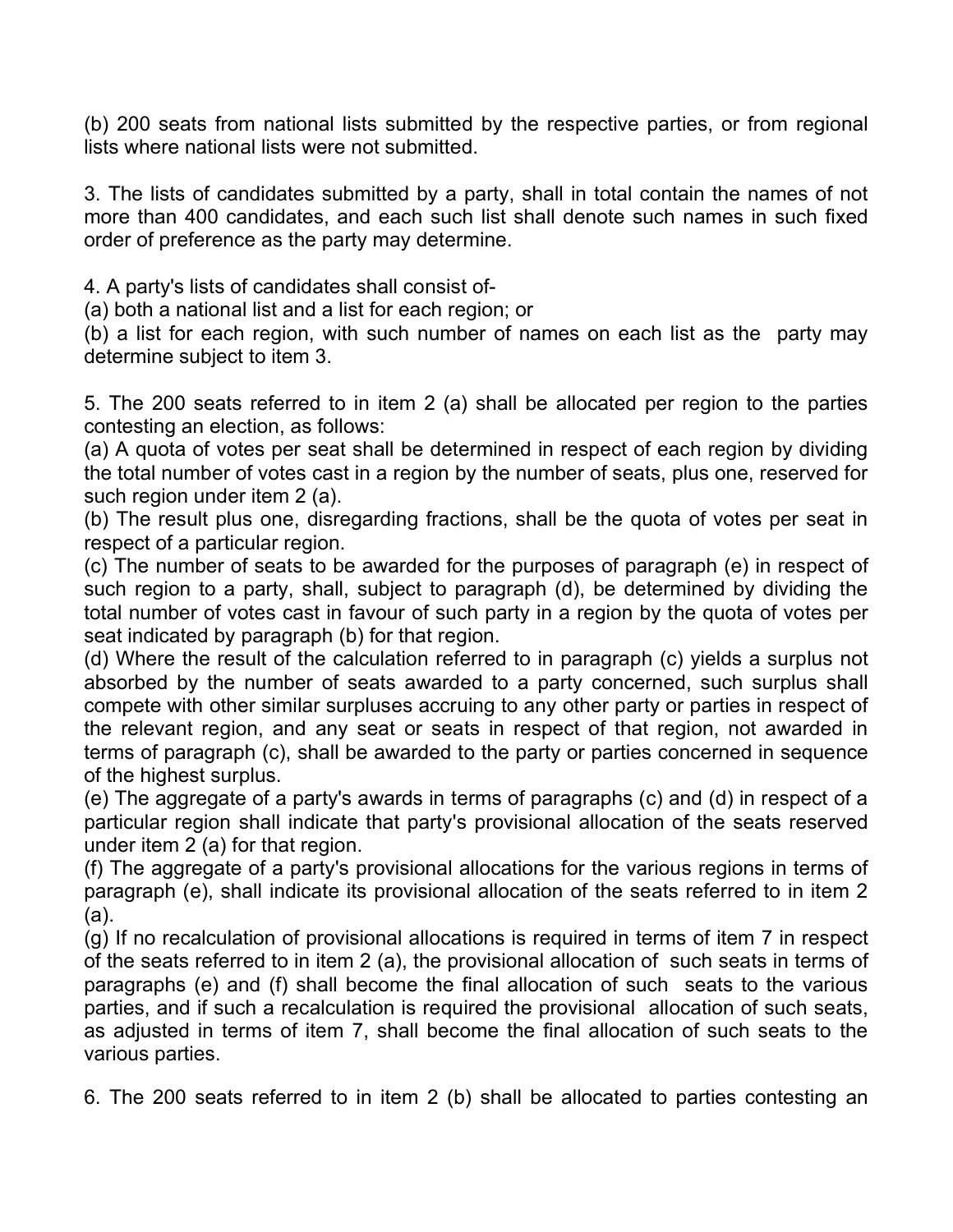(b) 200 seats from national lists submitted by the respective parties, or from regional lists where national lists were not submitted.

3. The lists of candidates submitted by a party, shall in total contain the names of not more than 400 candidates, and each such list shall denote such names in such fixed order of preference as the party may determine.

4. A party's lists of candidates shall consist of-

(a) both a national list and a list for each region; or

(b) a list for each region, with such number of names on each list as the party may determine subject to item 3.

5. The 200 seats referred to in item 2 (a) shall be allocated per region to the parties contesting an election, as follows:

(a) A quota of votes per seat shall be determined in respect of each region by dividing the total number of votes cast in a region by the number of seats, plus one, reserved for such region under item 2 (a).

(b) The result plus one, disregarding fractions, shall be the quota of votes per seat in respect of a particular region.

(c) The number of seats to be awarded for the purposes of paragraph (e) in respect of such region to a party, shall, subject to paragraph (d), be determined by dividing the total number of votes cast in favour of such party in a region by the quota of votes per seat indicated by paragraph (b) for that region.

(d) Where the result of the calculation referred to in paragraph (c) yields a surplus not absorbed by the number of seats awarded to a party concerned, such surplus shall compete with other similar surpluses accruing to any other party or parties in respect of the relevant region, and any seat or seats in respect of that region, not awarded in terms of paragraph (c), shall be awarded to the party or parties concerned in sequence of the highest surplus.

(e) The aggregate of a party's awards in terms of paragraphs (c) and (d) in respect of a particular region shall indicate that party's provisional allocation of the seats reserved under item 2 (a) for that region.

(f) The aggregate of a party's provisional allocations for the various regions in terms of paragraph (e), shall indicate its provisional allocation of the seats referred to in item 2 (a).

(g) If no recalculation of provisional allocations is required in terms of item 7 in respect of the seats referred to in item 2 (a), the provisional allocation of such seats in terms of paragraphs (e) and (f) shall become the final allocation of such seats to the various parties, and if such a recalculation is required the provisional allocation of such seats, as adjusted in terms of item 7, shall become the final allocation of such seats to the various parties.

6. The 200 seats referred to in item 2 (b) shall be allocated to parties contesting an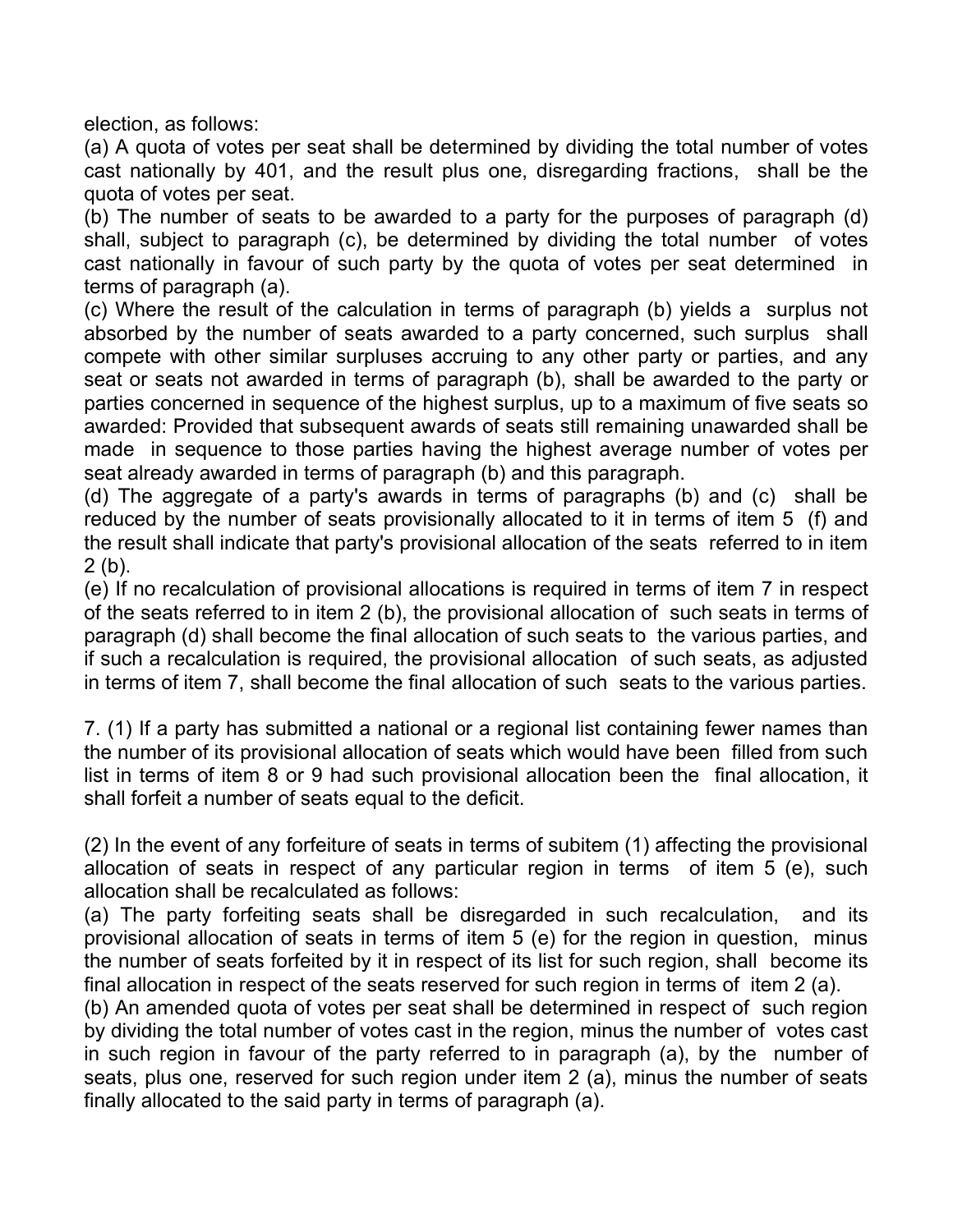election, as follows:

(a) A quota of votes per seat shall be determined by dividing the total number of votes cast nationally by 401, and the result plus one, disregarding fractions, shall be the quota of votes per seat.

(b) The number of seats to be awarded to a party for the purposes of paragraph (d) shall, subject to paragraph (c), be determined by dividing the total number of votes cast nationally in favour of such party by the quota of votes per seat determined in terms of paragraph (a).

(c) Where the result of the calculation in terms of paragraph (b) yields a surplus not absorbed by the number of seats awarded to a party concerned, such surplus shall compete with other similar surpluses accruing to any other party or parties, and any seat or seats not awarded in terms of paragraph (b), shall be awarded to the party or parties concerned in sequence of the highest surplus, up to a maximum of five seats so awarded: Provided that subsequent awards of seats still remaining unawarded shall be made in sequence to those parties having the highest average number of votes per seat already awarded in terms of paragraph (b) and this paragraph.

(d) The aggregate of a party's awards in terms of paragraphs (b) and (c) shall be reduced by the number of seats provisionally allocated to it in terms of item 5 (f) and the result shall indicate that party's provisional allocation of the seats referred to in item 2 (b).

(e) If no recalculation of provisional allocations is required in terms of item 7 in respect of the seats referred to in item 2 (b), the provisional allocation of such seats in terms of paragraph (d) shall become the final allocation of such seats to the various parties, and if such a recalculation is required, the provisional allocation of such seats, as adjusted in terms of item 7, shall become the final allocation of such seats to the various parties.

7. (1) If a party has submitted a national or a regional list containing fewer names than the number of its provisional allocation of seats which would have been filled from such list in terms of item 8 or 9 had such provisional allocation been the final allocation, it shall forfeit a number of seats equal to the deficit.

(2) In the event of any forfeiture of seats in terms of subitem (1) affecting the provisional allocation of seats in respect of any particular region in terms of item 5 (e), such allocation shall be recalculated as follows:

(a) The party forfeiting seats shall be disregarded in such recalculation, and its provisional allocation of seats in terms of item 5 (e) for the region in question, minus the number of seats forfeited by it in respect of its list for such region, shall become its final allocation in respect of the seats reserved for such region in terms of item 2 (a).

(b) An amended quota of votes per seat shall be determined in respect of such region by dividing the total number of votes cast in the region, minus the number of votes cast in such region in favour of the party referred to in paragraph (a), by the number of seats, plus one, reserved for such region under item 2 (a), minus the number of seats finally allocated to the said party in terms of paragraph (a).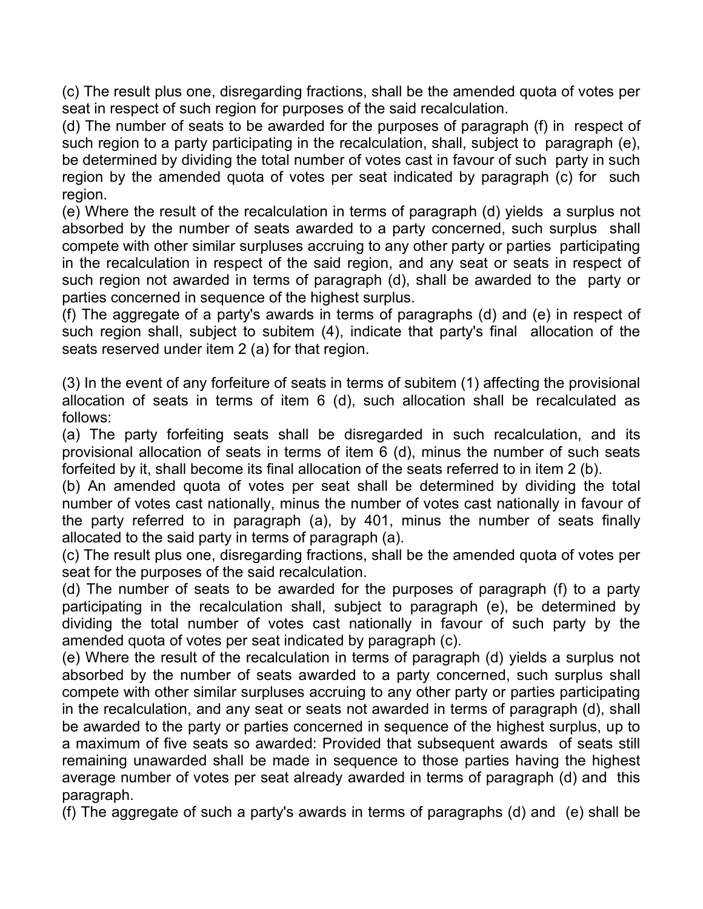(c) The result plus one, disregarding fractions, shall be the amended quota of votes per seat in respect of such region for purposes of the said recalculation.

(d) The number of seats to be awarded for the purposes of paragraph (f) in respect of such region to a party participating in the recalculation, shall, subject to paragraph (e), be determined by dividing the total number of votes cast in favour of such party in such region by the amended quota of votes per seat indicated by paragraph (c) for such region.

(e) Where the result of the recalculation in terms of paragraph (d) yields a surplus not absorbed by the number of seats awarded to a party concerned, such surplus shall compete with other similar surpluses accruing to any other party or parties participating in the recalculation in respect of the said region, and any seat or seats in respect of such region not awarded in terms of paragraph (d), shall be awarded to the party or parties concerned in sequence of the highest surplus.

(f) The aggregate of a party's awards in terms of paragraphs (d) and (e) in respect of such region shall, subject to subitem (4), indicate that party's final allocation of the seats reserved under item 2 (a) for that region.

(3) In the event of any forfeiture of seats in terms of subitem (1) affecting the provisional allocation of seats in terms of item 6 (d), such allocation shall be recalculated as follows:

(a) The party forfeiting seats shall be disregarded in such recalculation, and its provisional allocation of seats in terms of item 6 (d), minus the number of such seats forfeited by it, shall become its final allocation of the seats referred to in item 2 (b).

(b) An amended quota of votes per seat shall be determined by dividing the total number of votes cast nationally, minus the number of votes cast nationally in favour of the party referred to in paragraph (a), by 401, minus the number of seats finally allocated to the said party in terms of paragraph (a).

(c) The result plus one, disregarding fractions, shall be the amended quota of votes per seat for the purposes of the said recalculation.

(d) The number of seats to be awarded for the purposes of paragraph (f) to a party participating in the recalculation shall, subject to paragraph (e), be determined by dividing the total number of votes cast nationally in favour of such party by the amended quota of votes per seat indicated by paragraph (c).

(e) Where the result of the recalculation in terms of paragraph (d) yields a surplus not absorbed by the number of seats awarded to a party concerned, such surplus shall compete with other similar surpluses accruing to any other party or parties participating in the recalculation, and any seat or seats not awarded in terms of paragraph (d), shall be awarded to the party or parties concerned in sequence of the highest surplus, up to a maximum of five seats so awarded: Provided that subsequent awards of seats still remaining unawarded shall be made in sequence to those parties having the highest average number of votes per seat already awarded in terms of paragraph (d) and this paragraph.

(f) The aggregate of such a party's awards in terms of paragraphs (d) and (e) shall be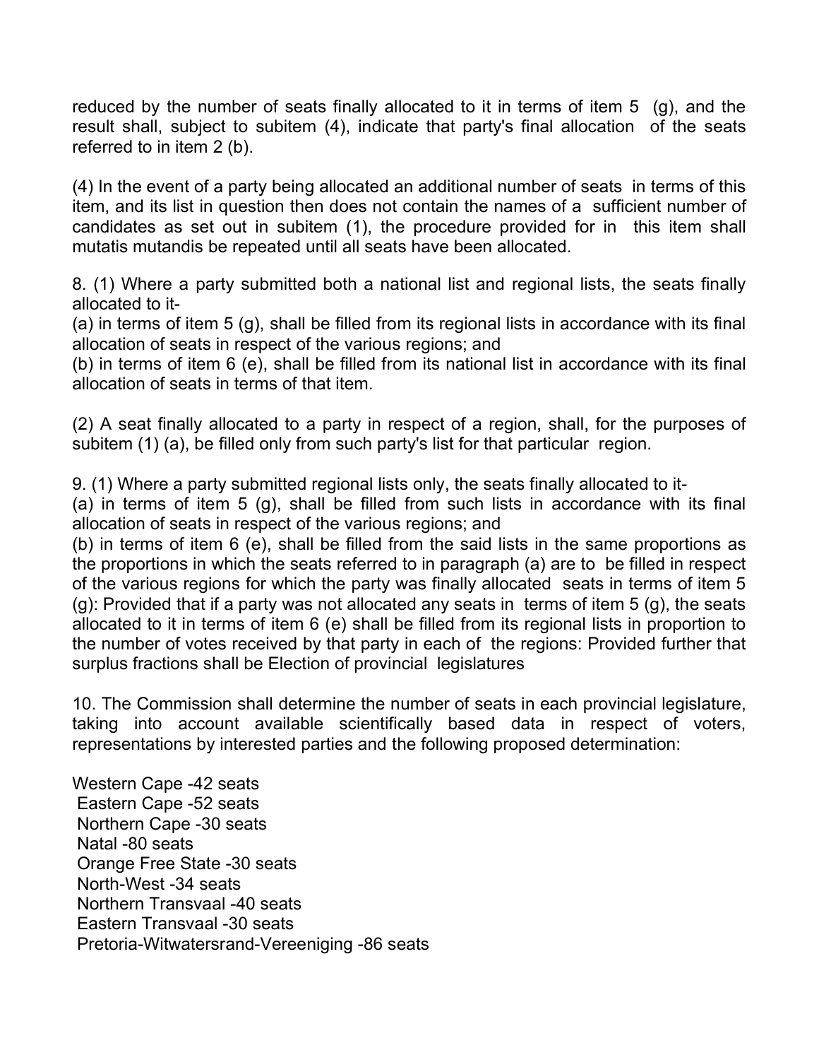reduced by the number of seats finally allocated to it in terms of item 5 (g), and the result shall, subject to subitem (4), indicate that party's final allocation of the seats referred to in item 2 (b).

(4) In the event of a party being allocated an additional number of seats in terms of this item, and its list in question then does not contain the names of a sufficient number of candidates as set out in subitem (1), the procedure provided for in this item shall mutatis mutandis be repeated until all seats have been allocated.

8. (1) Where a party submitted both a national list and regional lists, the seats finally allocated to it-
(a) in terms of item 5 (g), shall be filled from its regional lists in accordance with its final allocation of seats in respect of the various regions; and
(b) in terms of item 6 (e), shall be filled from its national list in accordance with its final allocation of seats in terms of that item.

(2) A seat finally allocated to a party in respect of a region, shall, for the purposes of subitem (1) (a), be filled only from such party's list for that particular region.

9. (1) Where a party submitted regional lists only, the seats finally allocated to it-
(a) in terms of item 5 (g), shall be filled from such lists in accordance with its final allocation of seats in respect of the various regions; and
(b) in terms of item 6 (e), shall be filled from the said lists in the same proportions as the proportions in which the seats referred to in paragraph (a) are to be filled in respect of the various regions for which the party was finally allocated seats in terms of item 5 (g): Provided that if a party was not allocated any seats in terms of item 5 (g), the seats allocated to it in terms of item 6 (e) shall be filled from its regional lists in proportion to the number of votes received by that party in each of the regions: Provided further that surplus fractions shall be Election of provincial legislatures

10. The Commission shall determine the number of seats in each provincial legislature, taking into account available scientifically based data in respect of voters, representations by interested parties and the following proposed determination:

Western Cape -42 seats
Eastern Cape -52 seats
Northern Cape -30 seats
Natal -80 seats
Orange Free State -30 seats
North-West -34 seats
Northern Transvaal -40 seats
Eastern Transvaal -30 seats
Pretoria-Witwatersrand-Vereeniging -86 seats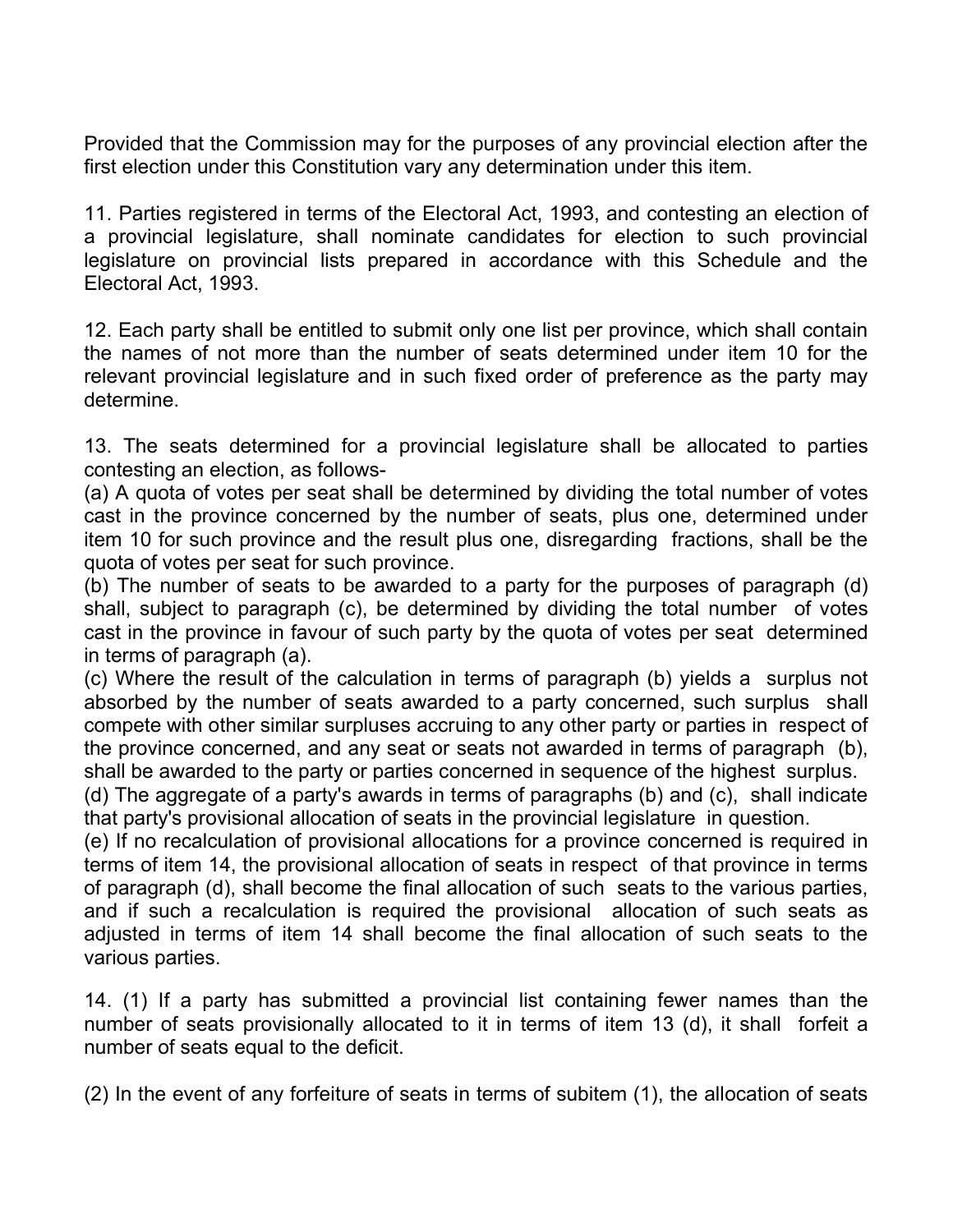Provided that the Commission may for the purposes of any provincial election after the first election under this Constitution vary any determination under this item.

11. Parties registered in terms of the Electoral Act, 1993, and contesting an election of a provincial legislature, shall nominate candidates for election to such provincial legislature on provincial lists prepared in accordance with this Schedule and the Electoral Act, 1993.

12. Each party shall be entitled to submit only one list per province, which shall contain the names of not more than the number of seats determined under item 10 for the relevant provincial legislature and in such fixed order of preference as the party may determine.

13. The seats determined for a provincial legislature shall be allocated to parties contesting an election, as follows-

(a) A quota of votes per seat shall be determined by dividing the total number of votes cast in the province concerned by the number of seats, plus one, determined under item 10 for such province and the result plus one, disregarding fractions, shall be the quota of votes per seat for such province.

(b) The number of seats to be awarded to a party for the purposes of paragraph (d) shall, subject to paragraph (c), be determined by dividing the total number of votes cast in the province in favour of such party by the quota of votes per seat determined in terms of paragraph (a).

(c) Where the result of the calculation in terms of paragraph (b) yields a surplus not absorbed by the number of seats awarded to a party concerned, such surplus shall compete with other similar surpluses accruing to any other party or parties in respect of the province concerned, and any seat or seats not awarded in terms of paragraph (b), shall be awarded to the party or parties concerned in sequence of the highest surplus.

(d) The aggregate of a party's awards in terms of paragraphs (b) and (c), shall indicate that party's provisional allocation of seats in the provincial legislature in question.

(e) If no recalculation of provisional allocations for a province concerned is required in terms of item 14, the provisional allocation of seats in respect of that province in terms of paragraph (d), shall become the final allocation of such seats to the various parties, and if such a recalculation is required the provisional allocation of such seats as adjusted in terms of item 14 shall become the final allocation of such seats to the various parties.

14. (1) If a party has submitted a provincial list containing fewer names than the number of seats provisionally allocated to it in terms of item 13 (d), it shall forfeit a number of seats equal to the deficit.

(2) In the event of any forfeiture of seats in terms of subitem (1), the allocation of seats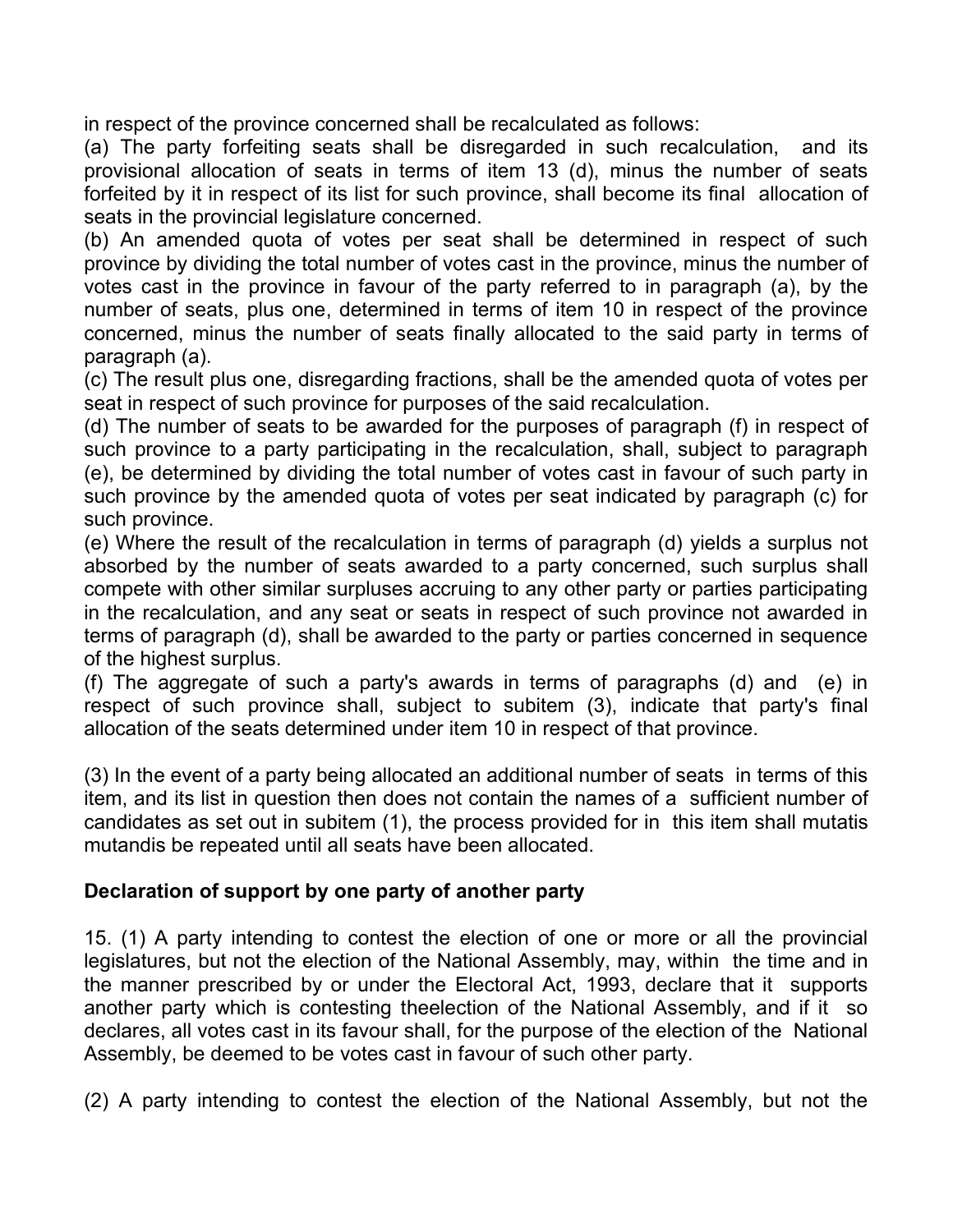in respect of the province concerned shall be recalculated as follows:

(a) The party forfeiting seats shall be disregarded in such recalculation, and its provisional allocation of seats in terms of item 13 (d), minus the number of seats forfeited by it in respect of its list for such province, shall become its final allocation of seats in the provincial legislature concerned.

(b) An amended quota of votes per seat shall be determined in respect of such province by dividing the total number of votes cast in the province, minus the number of votes cast in the province in favour of the party referred to in paragraph (a), by the number of seats, plus one, determined in terms of item 10 in respect of the province concerned, minus the number of seats finally allocated to the said party in terms of paragraph (a).

(c) The result plus one, disregarding fractions, shall be the amended quota of votes per seat in respect of such province for purposes of the said recalculation.

(d) The number of seats to be awarded for the purposes of paragraph (f) in respect of such province to a party participating in the recalculation, shall, subject to paragraph (e), be determined by dividing the total number of votes cast in favour of such party in such province by the amended quota of votes per seat indicated by paragraph (c) for such province.

(e) Where the result of the recalculation in terms of paragraph (d) yields a surplus not absorbed by the number of seats awarded to a party concerned, such surplus shall compete with other similar surpluses accruing to any other party or parties participating in the recalculation, and any seat or seats in respect of such province not awarded in terms of paragraph (d), shall be awarded to the party or parties concerned in sequence of the highest surplus.

(f) The aggregate of such a party's awards in terms of paragraphs (d) and (e) in respect of such province shall, subject to subitem (3), indicate that party's final allocation of the seats determined under item 10 in respect of that province.

(3) In the event of a party being allocated an additional number of seats in terms of this item, and its list in question then does not contain the names of a sufficient number of candidates as set out in subitem (1), the process provided for in this item shall mutatis mutandis be repeated until all seats have been allocated.

**Declaration of support by one party of another party**

15. (1) A party intending to contest the election of one or more or all the provincial legislatures, but not the election of the National Assembly, may, within the time and in the manner prescribed by or under the Electoral Act, 1993, declare that it supports another party which is contesting theelection of the National Assembly, and if it so declares, all votes cast in its favour shall, for the purpose of the election of the National Assembly, be deemed to be votes cast in favour of such other party.

(2) A party intending to contest the election of the National Assembly, but not the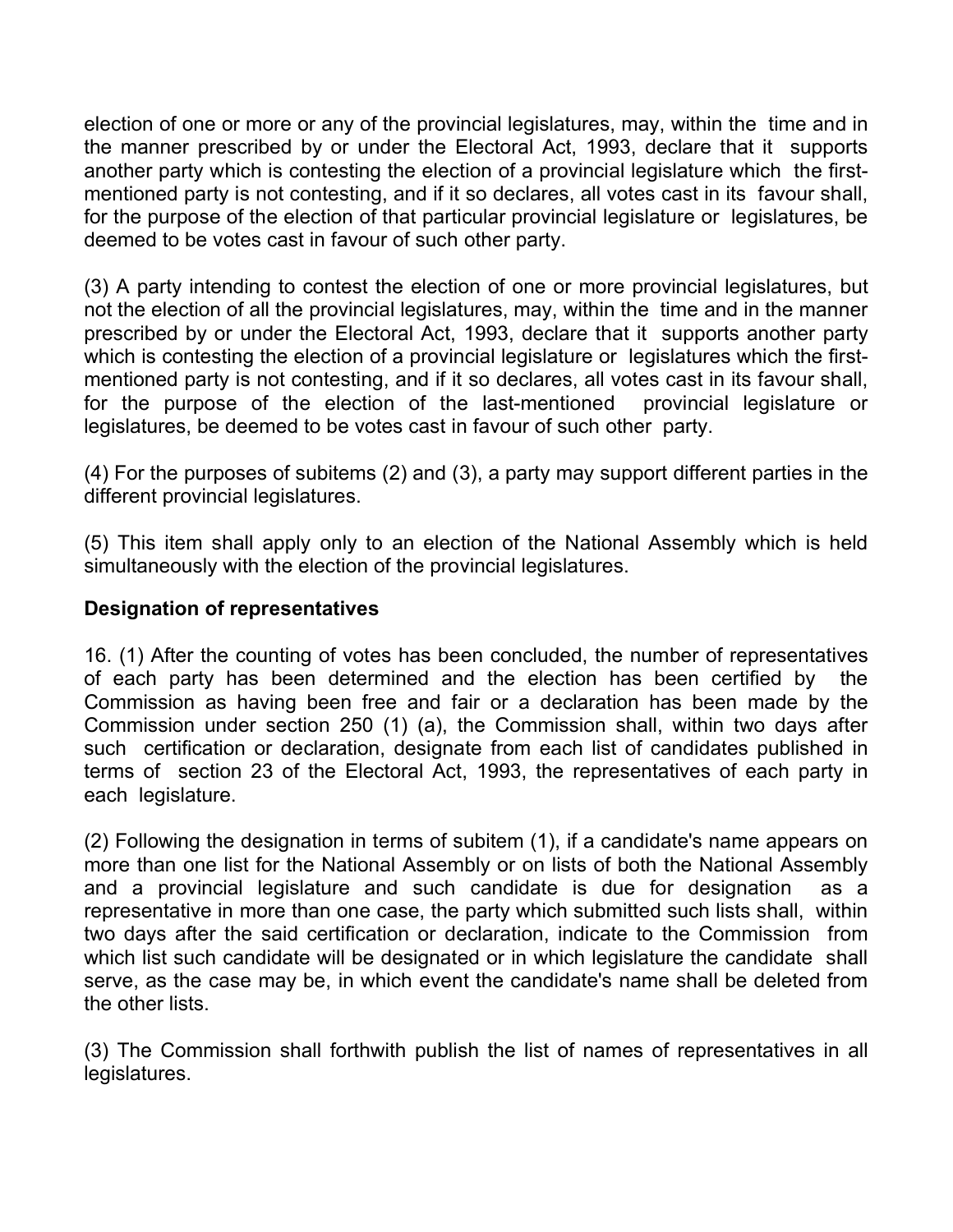election of one or more or any of the provincial legislatures, may, within the time and in the manner prescribed by or under the Electoral Act, 1993, declare that it supports another party which is contesting the election of a provincial legislature which the first-mentioned party is not contesting, and if it so declares, all votes cast in its favour shall, for the purpose of the election of that particular provincial legislature or legislatures, be deemed to be votes cast in favour of such other party.

(3) A party intending to contest the election of one or more provincial legislatures, but not the election of all the provincial legislatures, may, within the time and in the manner prescribed by or under the Electoral Act, 1993, declare that it supports another party which is contesting the election of a provincial legislature or legislatures which the first-mentioned party is not contesting, and if it so declares, all votes cast in its favour shall, for the purpose of the election of the last-mentioned provincial legislature or legislatures, be deemed to be votes cast in favour of such other party.

(4) For the purposes of subitems (2) and (3), a party may support different parties in the different provincial legislatures.

(5) This item shall apply only to an election of the National Assembly which is held simultaneously with the election of the provincial legislatures.

**Designation of representatives**

16. (1) After the counting of votes has been concluded, the number of representatives of each party has been determined and the election has been certified by the Commission as having been free and fair or a declaration has been made by the Commission under section 250 (1) (a), the Commission shall, within two days after such certification or declaration, designate from each list of candidates published in terms of section 23 of the Electoral Act, 1993, the representatives of each party in each legislature.

(2) Following the designation in terms of subitem (1), if a candidate's name appears on more than one list for the National Assembly or on lists of both the National Assembly and a provincial legislature and such candidate is due for designation as a representative in more than one case, the party which submitted such lists shall, within two days after the said certification or declaration, indicate to the Commission from which list such candidate will be designated or in which legislature the candidate shall serve, as the case may be, in which event the candidate's name shall be deleted from the other lists.

(3) The Commission shall forthwith publish the list of names of representatives in all legislatures.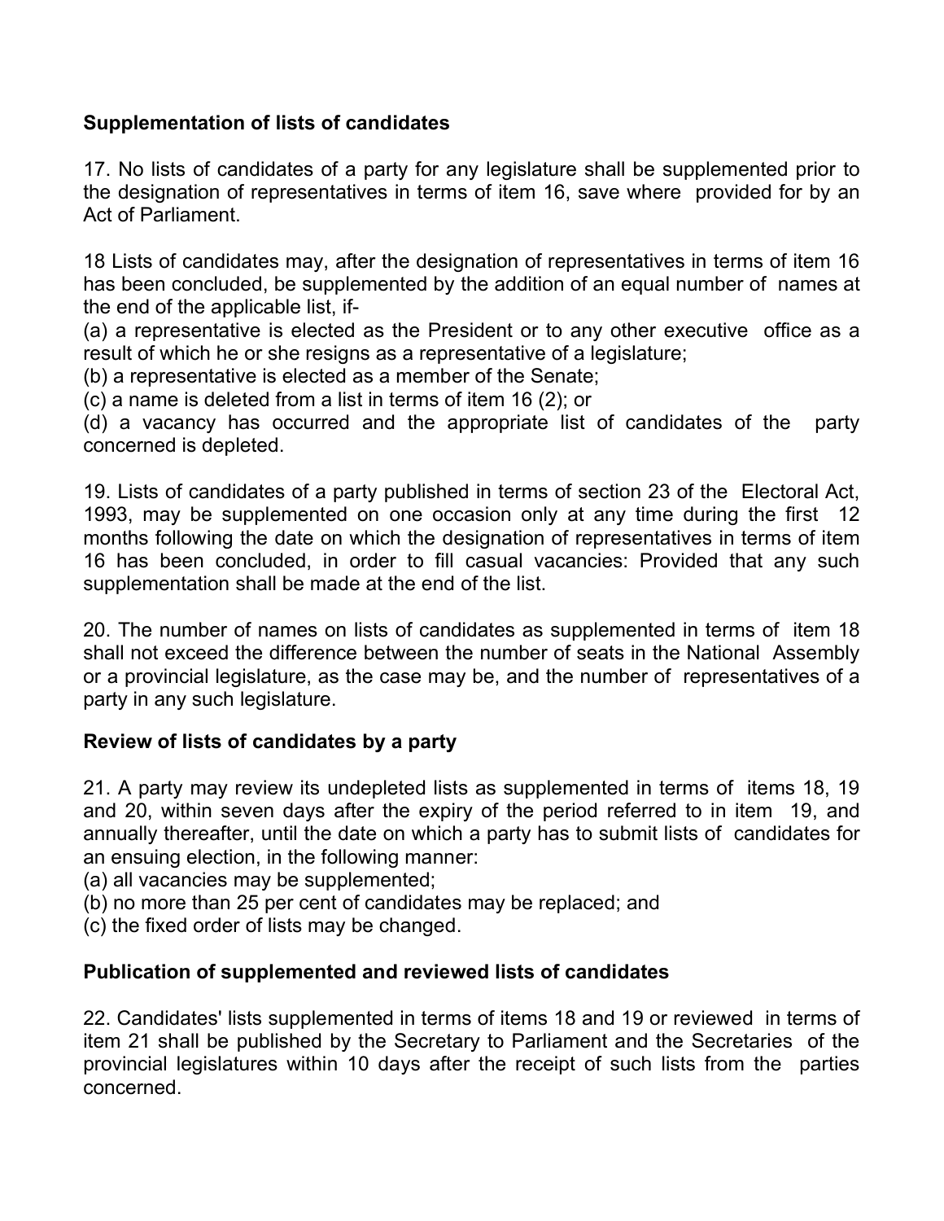**Supplementation of lists of candidates**

17. No lists of candidates of a party for any legislature shall be supplemented prior to the designation of representatives in terms of item 16, save where provided for by an Act of Parliament.

18 Lists of candidates may, after the designation of representatives in terms of item 16 has been concluded, be supplemented by the addition of an equal number of names at the end of the applicable list, if-

(a) a representative is elected as the President or to any other executive office as a result of which he or she resigns as a representative of a legislature;
(b) a representative is elected as a member of the Senate;
(c) a name is deleted from a list in terms of item 16 (2); or
(d) a vacancy has occurred and the appropriate list of candidates of the party concerned is depleted.

19. Lists of candidates of a party published in terms of section 23 of the Electoral Act, 1993, may be supplemented on one occasion only at any time during the first 12 months following the date on which the designation of representatives in terms of item 16 has been concluded, in order to fill casual vacancies: Provided that any such supplementation shall be made at the end of the list.

20. The number of names on lists of candidates as supplemented in terms of item 18 shall not exceed the difference between the number of seats in the National Assembly or a provincial legislature, as the case may be, and the number of representatives of a party in any such legislature.

**Review of lists of candidates by a party**

21. A party may review its undepleted lists as supplemented in terms of items 18, 19 and 20, within seven days after the expiry of the period referred to in item 19, and annually thereafter, until the date on which a party has to submit lists of candidates for an ensuing election, in the following manner:

(a) all vacancies may be supplemented;
(b) no more than 25 per cent of candidates may be replaced; and
(c) the fixed order of lists may be changed.

**Publication of supplemented and reviewed lists of candidates**

22. Candidates' lists supplemented in terms of items 18 and 19 or reviewed in terms of item 21 shall be published by the Secretary to Parliament and the Secretaries of the provincial legislatures within 10 days after the receipt of such lists from the parties concerned.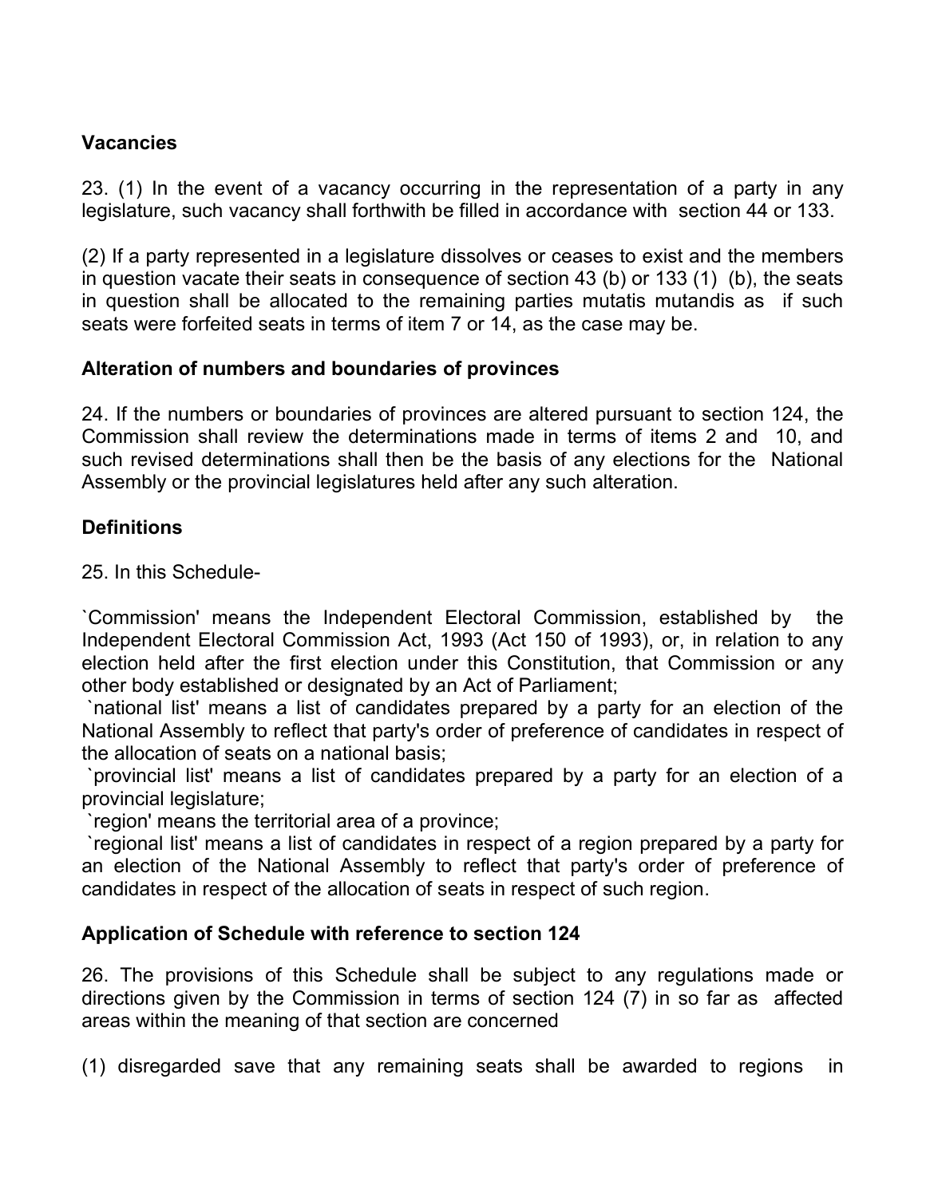**Vacancies**

23. (1) In the event of a vacancy occurring in the representation of a party in any legislature, such vacancy shall forthwith be filled in accordance with section 44 or 133.

(2) If a party represented in a legislature dissolves or ceases to exist and the members in question vacate their seats in consequence of section 43 (b) or 133 (1) (b), the seats in question shall be allocated to the remaining parties mutatis mutandis as if such seats were forfeited seats in terms of item 7 or 14, as the case may be.

**Alteration of numbers and boundaries of provinces**

24. If the numbers or boundaries of provinces are altered pursuant to section 124, the Commission shall review the determinations made in terms of items 2 and 10, and such revised determinations shall then be the basis of any elections for the National Assembly or the provincial legislatures held after any such alteration.

**Definitions**

25. In this Schedule-

`Commission' means the Independent Electoral Commission, established by the Independent Electoral Commission Act, 1993 (Act 150 of 1993), or, in relation to any election held after the first election under this Constitution, that Commission or any other body established or designated by an Act of Parliament;
`national list' means a list of candidates prepared by a party for an election of the National Assembly to reflect that party's order of preference of candidates in respect of the allocation of seats on a national basis;
`provincial list' means a list of candidates prepared by a party for an election of a provincial legislature;
`region' means the territorial area of a province;
`regional list' means a list of candidates in respect of a region prepared by a party for an election of the National Assembly to reflect that party's order of preference of candidates in respect of the allocation of seats in respect of such region.

**Application of Schedule with reference to section 124**

26. The provisions of this Schedule shall be subject to any regulations made or directions given by the Commission in terms of section 124 (7) in so far as affected areas within the meaning of that section are concerned

(1) disregarded save that any remaining seats shall be awarded to regions in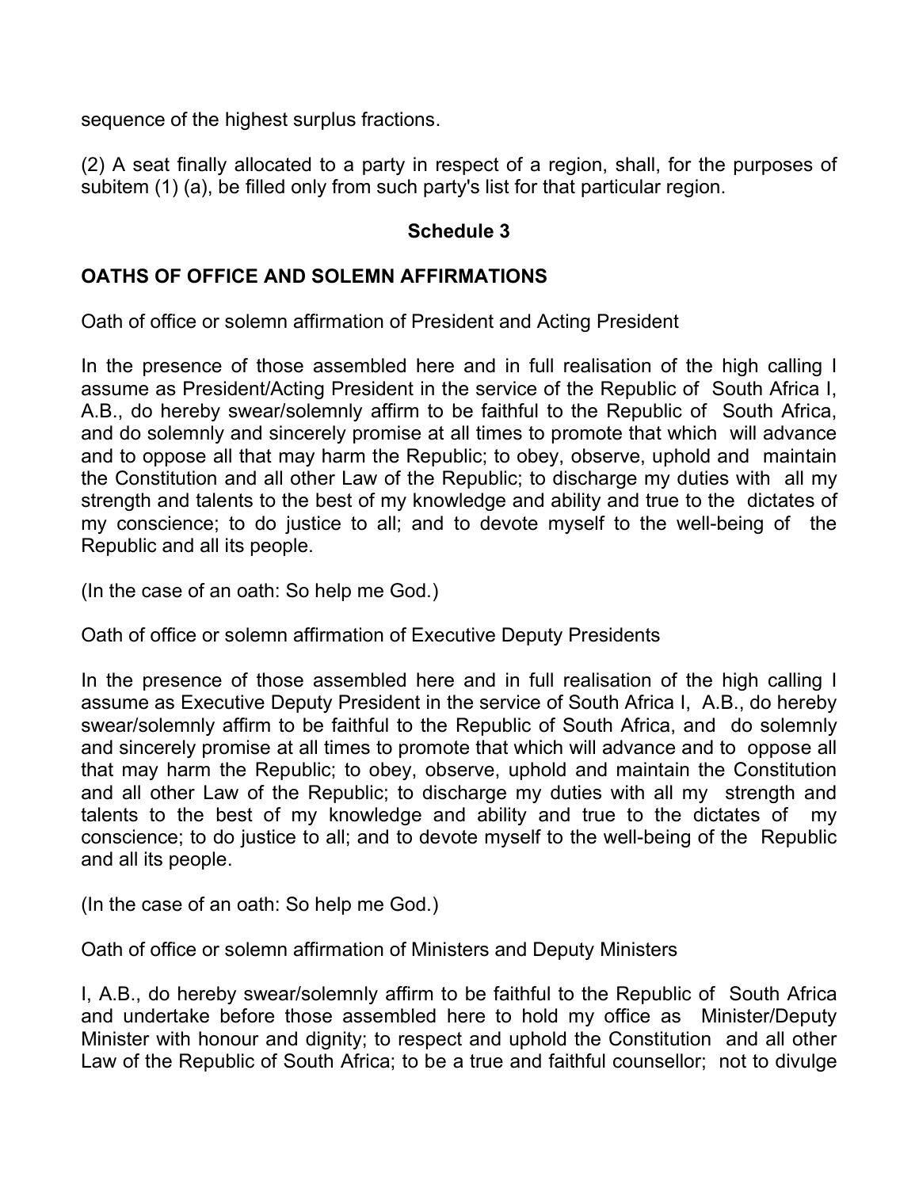sequence of the highest surplus fractions.

(2) A seat finally allocated to a party in respect of a region, shall, for the purposes of subitem (1) (a), be filled only from such party's list for that particular region.

## Schedule 3

## OATHS OF OFFICE AND SOLEMN AFFIRMATIONS

Oath of office or solemn affirmation of President and Acting President

In the presence of those assembled here and in full realisation of the high calling I assume as President/Acting President in the service of the Republic of South Africa I, A.B., do hereby swear/solemnly affirm to be faithful to the Republic of South Africa, and do solemnly and sincerely promise at all times to promote that which will advance and to oppose all that may harm the Republic; to obey, observe, uphold and maintain the Constitution and all other Law of the Republic; to discharge my duties with all my strength and talents to the best of my knowledge and ability and true to the dictates of my conscience; to do justice to all; and to devote myself to the well-being of the Republic and all its people.

(In the case of an oath: So help me God.)

Oath of office or solemn affirmation of Executive Deputy Presidents

In the presence of those assembled here and in full realisation of the high calling I assume as Executive Deputy President in the service of South Africa I, A.B., do hereby swear/solemnly affirm to be faithful to the Republic of South Africa, and do solemnly and sincerely promise at all times to promote that which will advance and to oppose all that may harm the Republic; to obey, observe, uphold and maintain the Constitution and all other Law of the Republic; to discharge my duties with all my strength and talents to the best of my knowledge and ability and true to the dictates of my conscience; to do justice to all; and to devote myself to the well-being of the Republic and all its people.

(In the case of an oath: So help me God.)

Oath of office or solemn affirmation of Ministers and Deputy Ministers

I, A.B., do hereby swear/solemnly affirm to be faithful to the Republic of South Africa and undertake before those assembled here to hold my office as Minister/Deputy Minister with honour and dignity; to respect and uphold the Constitution and all other Law of the Republic of South Africa; to be a true and faithful counsellor; not to divulge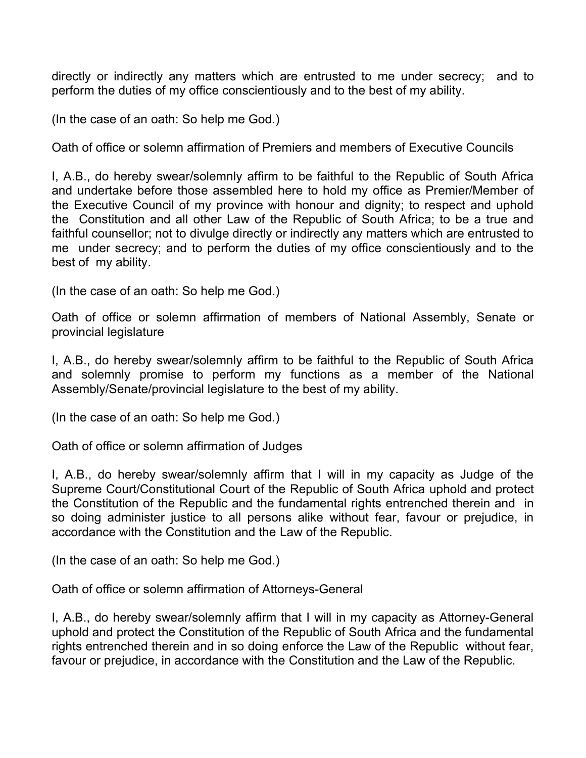directly or indirectly any matters which are entrusted to me under secrecy; and to perform the duties of my office conscientiously and to the best of my ability.

(In the case of an oath: So help me God.)

Oath of office or solemn affirmation of Premiers and members of Executive Councils

I, A.B., do hereby swear/solemnly affirm to be faithful to the Republic of South Africa and undertake before those assembled here to hold my office as Premier/Member of the Executive Council of my province with honour and dignity; to respect and uphold the Constitution and all other Law of the Republic of South Africa; to be a true and faithful counsellor; not to divulge directly or indirectly any matters which are entrusted to me under secrecy; and to perform the duties of my office conscientiously and to the best of my ability.

(In the case of an oath: So help me God.)

Oath of office or solemn affirmation of members of National Assembly, Senate or provincial legislature

I, A.B., do hereby swear/solemnly affirm to be faithful to the Republic of South Africa and solemnly promise to perform my functions as a member of the National Assembly/Senate/provincial legislature to the best of my ability.

(In the case of an oath: So help me God.)

Oath of office or solemn affirmation of Judges

I, A.B., do hereby swear/solemnly affirm that I will in my capacity as Judge of the Supreme Court/Constitutional Court of the Republic of South Africa uphold and protect the Constitution of the Republic and the fundamental rights entrenched therein and in so doing administer justice to all persons alike without fear, favour or prejudice, in accordance with the Constitution and the Law of the Republic.

(In the case of an oath: So help me God.)

Oath of office or solemn affirmation of Attorneys-General

I, A.B., do hereby swear/solemnly affirm that I will in my capacity as Attorney-General uphold and protect the Constitution of the Republic of South Africa and the fundamental rights entrenched therein and in so doing enforce the Law of the Republic without fear, favour or prejudice, in accordance with the Constitution and the Law of the Republic.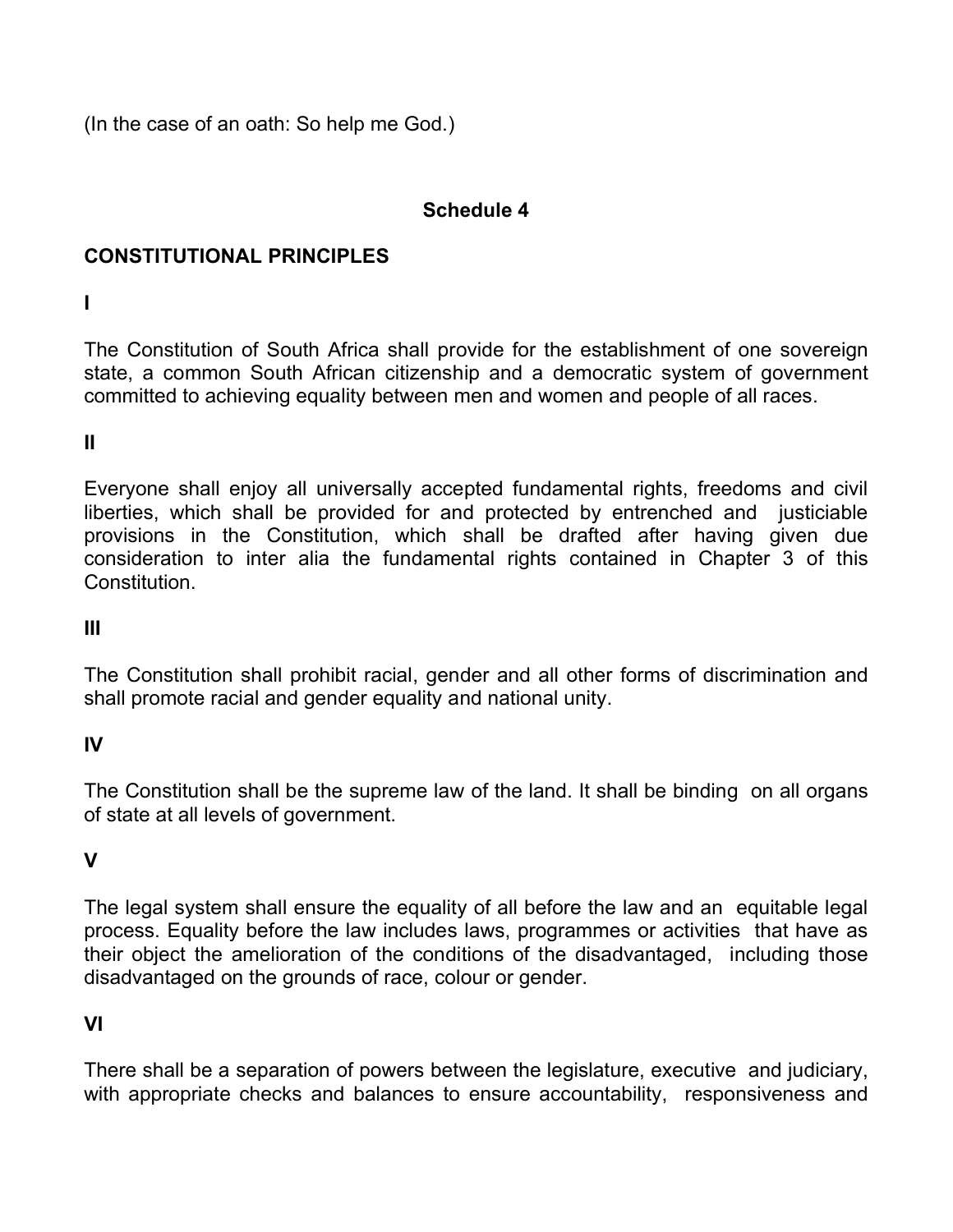(In the case of an oath: So help me God.)

## Schedule 4

### CONSTITUTIONAL PRINCIPLES

**I**

The Constitution of South Africa shall provide for the establishment of one sovereign state, a common South African citizenship and a democratic system of government committed to achieving equality between men and women and people of all races.

**II**

Everyone shall enjoy all universally accepted fundamental rights, freedoms and civil liberties, which shall be provided for and protected by entrenched and justiciable provisions in the Constitution, which shall be drafted after having given due consideration to inter alia the fundamental rights contained in Chapter 3 of this Constitution.

**III**

The Constitution shall prohibit racial, gender and all other forms of discrimination and shall promote racial and gender equality and national unity.

**IV**

The Constitution shall be the supreme law of the land. It shall be binding on all organs of state at all levels of government.

**V**

The legal system shall ensure the equality of all before the law and an equitable legal process. Equality before the law includes laws, programmes or activities that have as their object the amelioration of the conditions of the disadvantaged, including those disadvantaged on the grounds of race, colour or gender.

**VI**

There shall be a separation of powers between the legislature, executive and judiciary, with appropriate checks and balances to ensure accountability, responsiveness and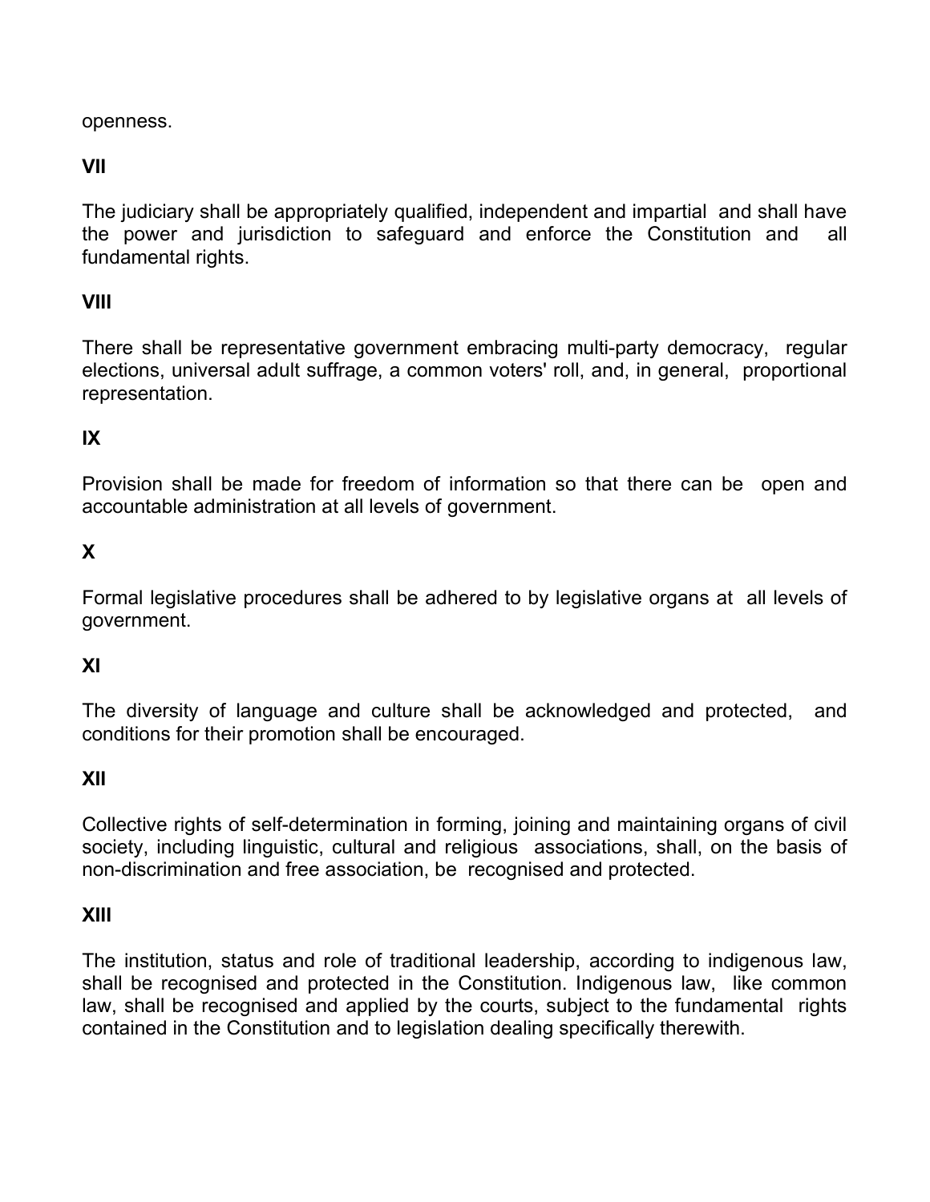openness.

**VII**

The judiciary shall be appropriately qualified, independent and impartial and shall have the power and jurisdiction to safeguard and enforce the Constitution and all fundamental rights.

**VIII**

There shall be representative government embracing multi-party democracy, regular elections, universal adult suffrage, a common voters' roll, and, in general, proportional representation.

**IX**

Provision shall be made for freedom of information so that there can be open and accountable administration at all levels of government.

**X**

Formal legislative procedures shall be adhered to by legislative organs at all levels of government.

**XI**

The diversity of language and culture shall be acknowledged and protected, and conditions for their promotion shall be encouraged.

**XII**

Collective rights of self-determination in forming, joining and maintaining organs of civil society, including linguistic, cultural and religious associations, shall, on the basis of non-discrimination and free association, be recognised and protected.

**XIII**

The institution, status and role of traditional leadership, according to indigenous law, shall be recognised and protected in the Constitution. Indigenous law, like common law, shall be recognised and applied by the courts, subject to the fundamental rights contained in the Constitution and to legislation dealing specifically therewith.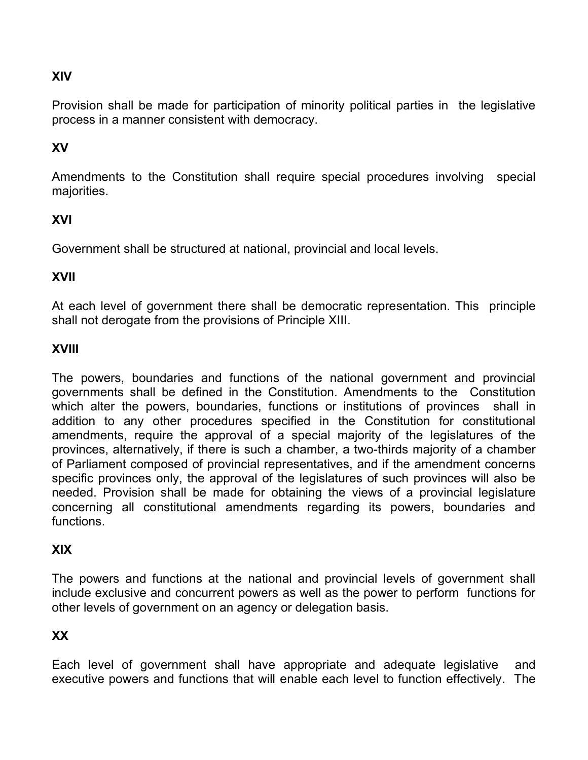**XIV**

Provision shall be made for participation of minority political parties in the legislative process in a manner consistent with democracy.

**XV**

Amendments to the Constitution shall require special procedures involving special majorities.

**XVI**

Government shall be structured at national, provincial and local levels.

**XVII**

At each level of government there shall be democratic representation. This principle shall not derogate from the provisions of Principle XIII.

**XVIII**

The powers, boundaries and functions of the national government and provincial governments shall be defined in the Constitution. Amendments to the Constitution which alter the powers, boundaries, functions or institutions of provinces shall in addition to any other procedures specified in the Constitution for constitutional amendments, require the approval of a special majority of the legislatures of the provinces, alternatively, if there is such a chamber, a two-thirds majority of a chamber of Parliament composed of provincial representatives, and if the amendment concerns specific provinces only, the approval of the legislatures of such provinces will also be needed. Provision shall be made for obtaining the views of a provincial legislature concerning all constitutional amendments regarding its powers, boundaries and functions.

**XIX**

The powers and functions at the national and provincial levels of government shall include exclusive and concurrent powers as well as the power to perform functions for other levels of government on an agency or delegation basis.

**XX**

Each level of government shall have appropriate and adequate legislative and executive powers and functions that will enable each level to function effectively. The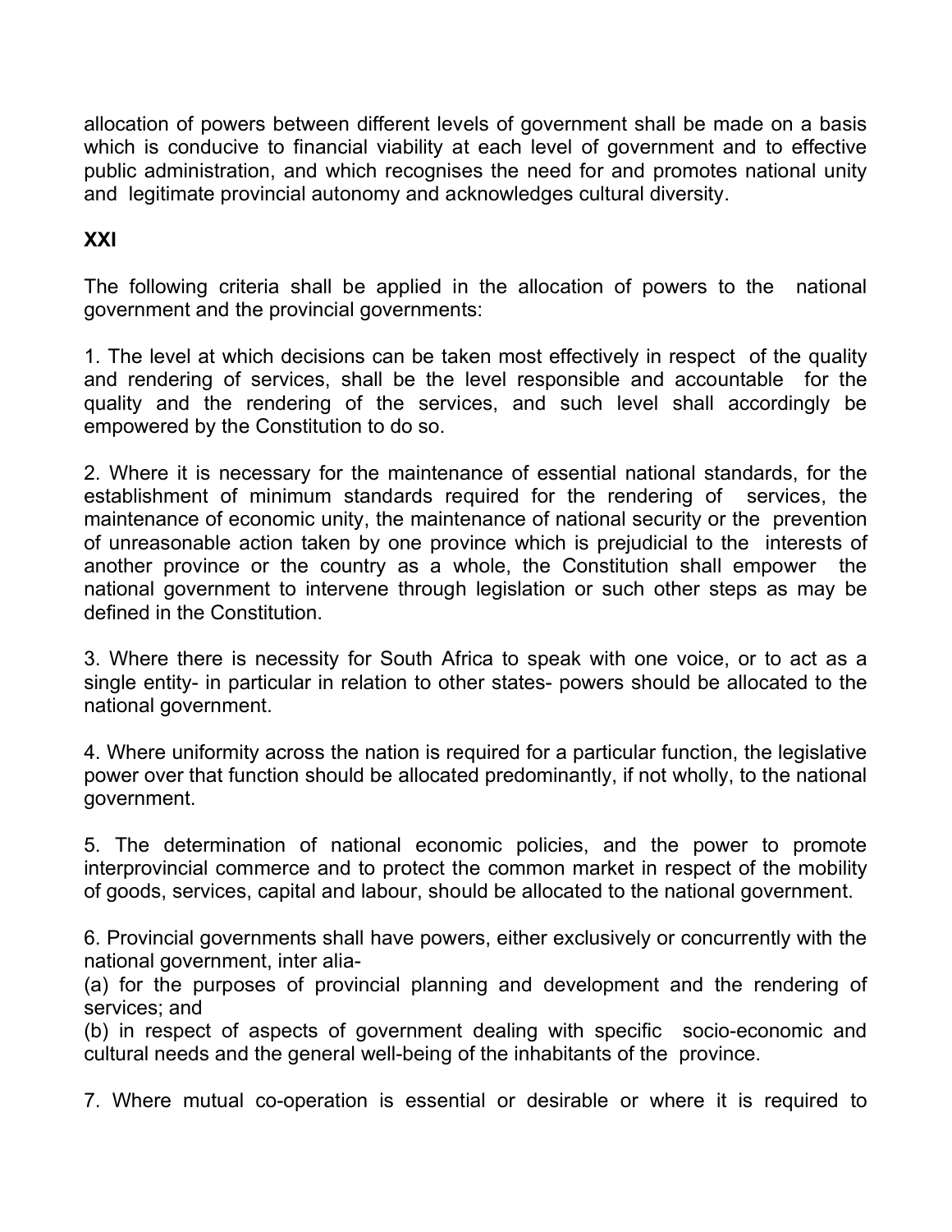allocation of powers between different levels of government shall be made on a basis which is conducive to financial viability at each level of government and to effective public administration, and which recognises the need for and promotes national unity and legitimate provincial autonomy and acknowledges cultural diversity.

**XXI**

The following criteria shall be applied in the allocation of powers to the national government and the provincial governments:

1. The level at which decisions can be taken most effectively in respect of the quality and rendering of services, shall be the level responsible and accountable for the quality and the rendering of the services, and such level shall accordingly be empowered by the Constitution to do so.

2. Where it is necessary for the maintenance of essential national standards, for the establishment of minimum standards required for the rendering of services, the maintenance of economic unity, the maintenance of national security or the prevention of unreasonable action taken by one province which is prejudicial to the interests of another province or the country as a whole, the Constitution shall empower the national government to intervene through legislation or such other steps as may be defined in the Constitution.

3. Where there is necessity for South Africa to speak with one voice, or to act as a single entity- in particular in relation to other states- powers should be allocated to the national government.

4. Where uniformity across the nation is required for a particular function, the legislative power over that function should be allocated predominantly, if not wholly, to the national government.

5. The determination of national economic policies, and the power to promote interprovincial commerce and to protect the common market in respect of the mobility of goods, services, capital and labour, should be allocated to the national government.

6. Provincial governments shall have powers, either exclusively or concurrently with the national government, inter alia-
(a) for the purposes of provincial planning and development and the rendering of services; and
(b) in respect of aspects of government dealing with specific socio-economic and cultural needs and the general well-being of the inhabitants of the province.

7. Where mutual co-operation is essential or desirable or where it is required to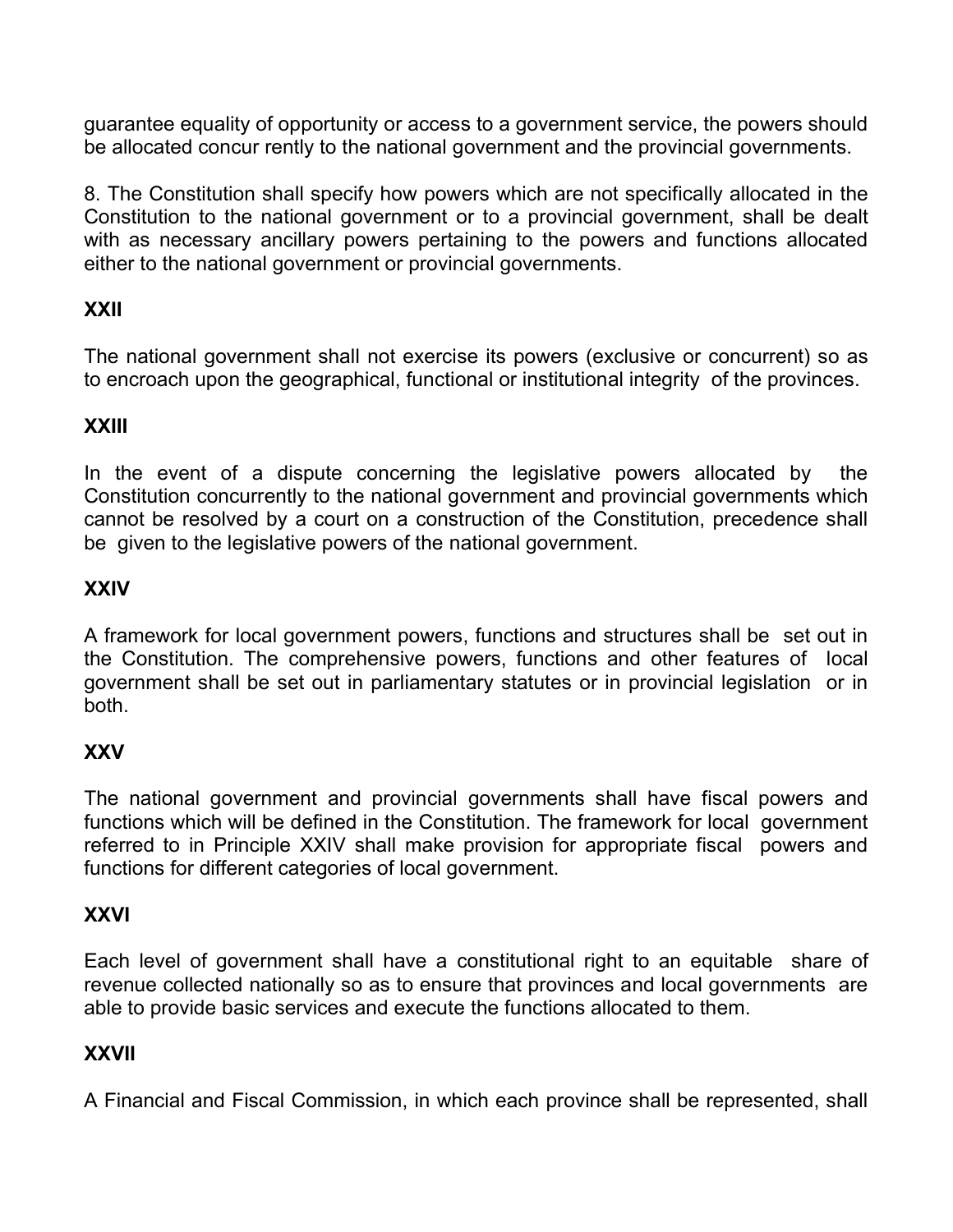guarantee equality of opportunity or access to a government service, the powers should be allocated concur rently to the national government and the provincial governments.

8. The Constitution shall specify how powers which are not specifically allocated in the Constitution to the national government or to a provincial government, shall be dealt with as necessary ancillary powers pertaining to the powers and functions allocated either to the national government or provincial governments.

**XXII**

The national government shall not exercise its powers (exclusive or concurrent) so as to encroach upon the geographical, functional or institutional integrity of the provinces.

**XXIII**

In the event of a dispute concerning the legislative powers allocated by the Constitution concurrently to the national government and provincial governments which cannot be resolved by a court on a construction of the Constitution, precedence shall be given to the legislative powers of the national government.

**XXIV**

A framework for local government powers, functions and structures shall be set out in the Constitution. The comprehensive powers, functions and other features of local government shall be set out in parliamentary statutes or in provincial legislation or in both.

**XXV**

The national government and provincial governments shall have fiscal powers and functions which will be defined in the Constitution. The framework for local government referred to in Principle XXIV shall make provision for appropriate fiscal powers and functions for different categories of local government.

**XXVI**

Each level of government shall have a constitutional right to an equitable share of revenue collected nationally so as to ensure that provinces and local governments are able to provide basic services and execute the functions allocated to them.

**XXVII**

A Financial and Fiscal Commission, in which each province shall be represented, shall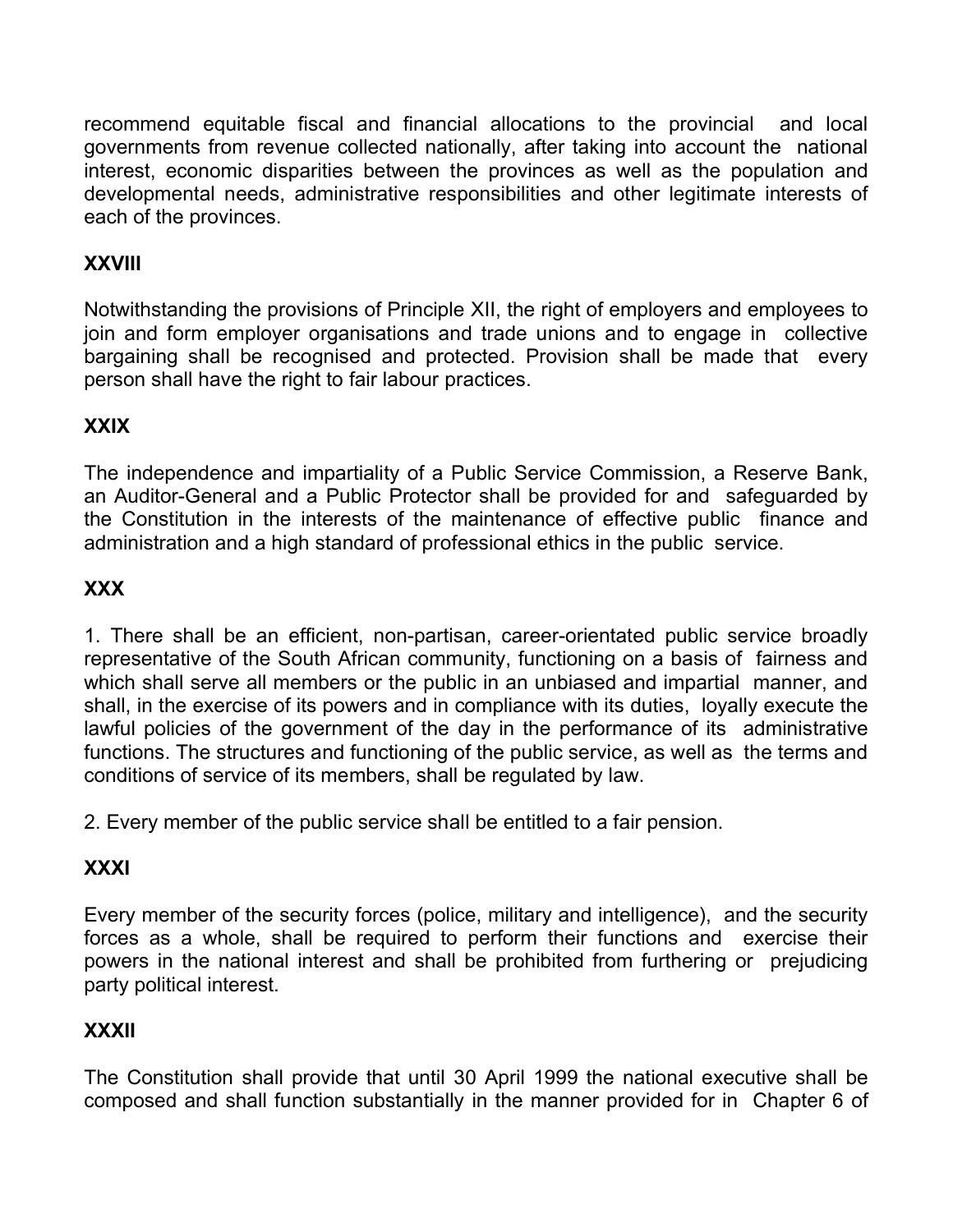recommend equitable fiscal and financial allocations to the provincial and local governments from revenue collected nationally, after taking into account the national interest, economic disparities between the provinces as well as the population and developmental needs, administrative responsibilities and other legitimate interests of each of the provinces.

**XXVIII**

Notwithstanding the provisions of Principle XII, the right of employers and employees to join and form employer organisations and trade unions and to engage in collective bargaining shall be recognised and protected. Provision shall be made that every person shall have the right to fair labour practices.

**XXIX**

The independence and impartiality of a Public Service Commission, a Reserve Bank, an Auditor-General and a Public Protector shall be provided for and safeguarded by the Constitution in the interests of the maintenance of effective public finance and administration and a high standard of professional ethics in the public service.

**XXX**

1. There shall be an efficient, non-partisan, career-orientated public service broadly representative of the South African community, functioning on a basis of fairness and which shall serve all members or the public in an unbiased and impartial manner, and shall, in the exercise of its powers and in compliance with its duties, loyally execute the lawful policies of the government of the day in the performance of its administrative functions. The structures and functioning of the public service, as well as the terms and conditions of service of its members, shall be regulated by law.

2. Every member of the public service shall be entitled to a fair pension.

**XXXI**

Every member of the security forces (police, military and intelligence), and the security forces as a whole, shall be required to perform their functions and exercise their powers in the national interest and shall be prohibited from furthering or prejudicing party political interest.

**XXXII**

The Constitution shall provide that until 30 April 1999 the national executive shall be composed and shall function substantially in the manner provided for in Chapter 6 of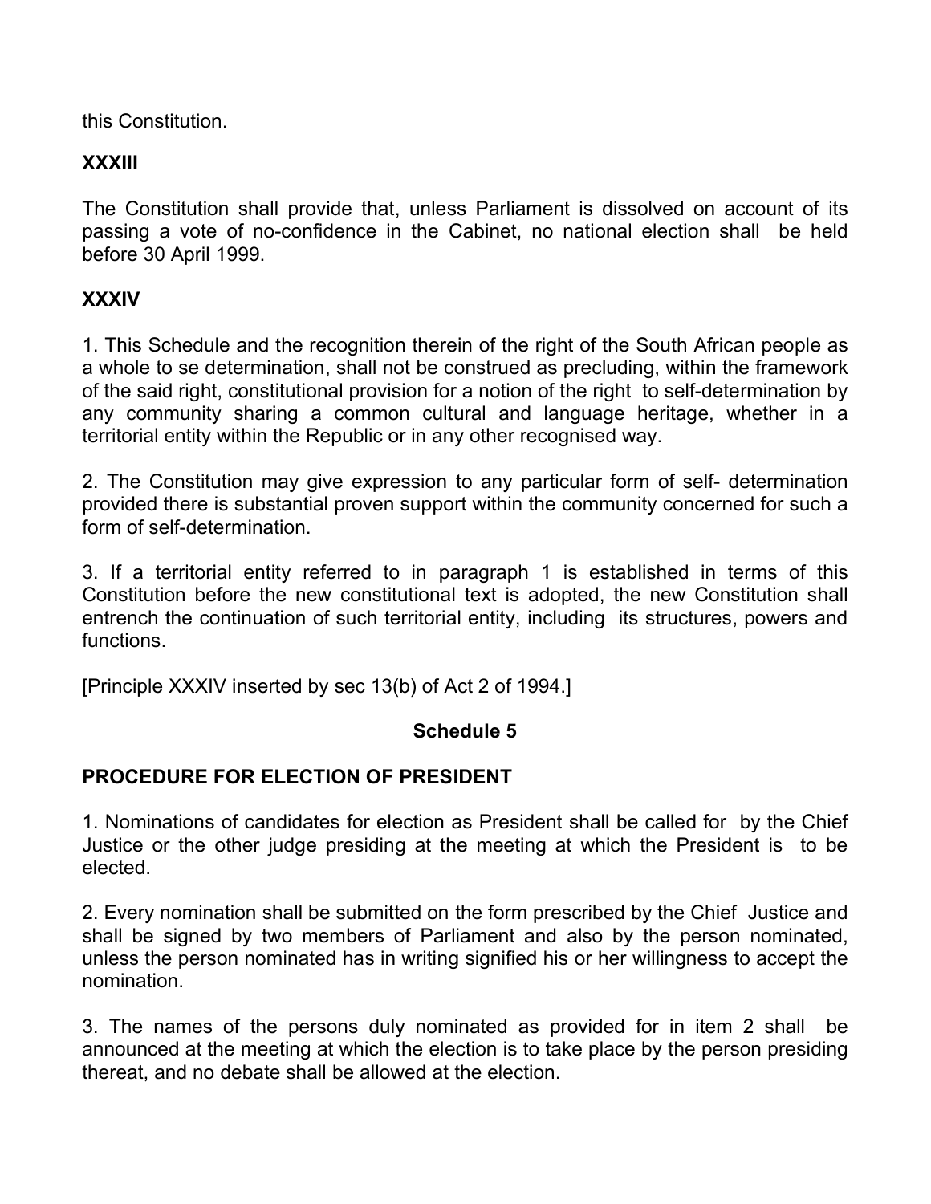this Constitution.

**XXXIII**

The Constitution shall provide that, unless Parliament is dissolved on account of its passing a vote of no-confidence in the Cabinet, no national election shall be held before 30 April 1999.

**XXXIV**

1. This Schedule and the recognition therein of the right of the South African people as a whole to se determination, shall not be construed as precluding, within the framework of the said right, constitutional provision for a notion of the right to self-determination by any community sharing a common cultural and language heritage, whether in a territorial entity within the Republic or in any other recognised way.

2. The Constitution may give expression to any particular form of self- determination provided there is substantial proven support within the community concerned for such a form of self-determination.

3. If a territorial entity referred to in paragraph 1 is established in terms of this Constitution before the new constitutional text is adopted, the new Constitution shall entrench the continuation of such territorial entity, including its structures, powers and functions.

[Principle XXXIV inserted by sec 13(b) of Act 2 of 1994.]

## Schedule 5

## PROCEDURE FOR ELECTION OF PRESIDENT

1. Nominations of candidates for election as President shall be called for by the Chief Justice or the other judge presiding at the meeting at which the President is to be elected.

2. Every nomination shall be submitted on the form prescribed by the Chief Justice and shall be signed by two members of Parliament and also by the person nominated, unless the person nominated has in writing signified his or her willingness to accept the nomination.

3. The names of the persons duly nominated as provided for in item 2 shall be announced at the meeting at which the election is to take place by the person presiding thereat, and no debate shall be allowed at the election.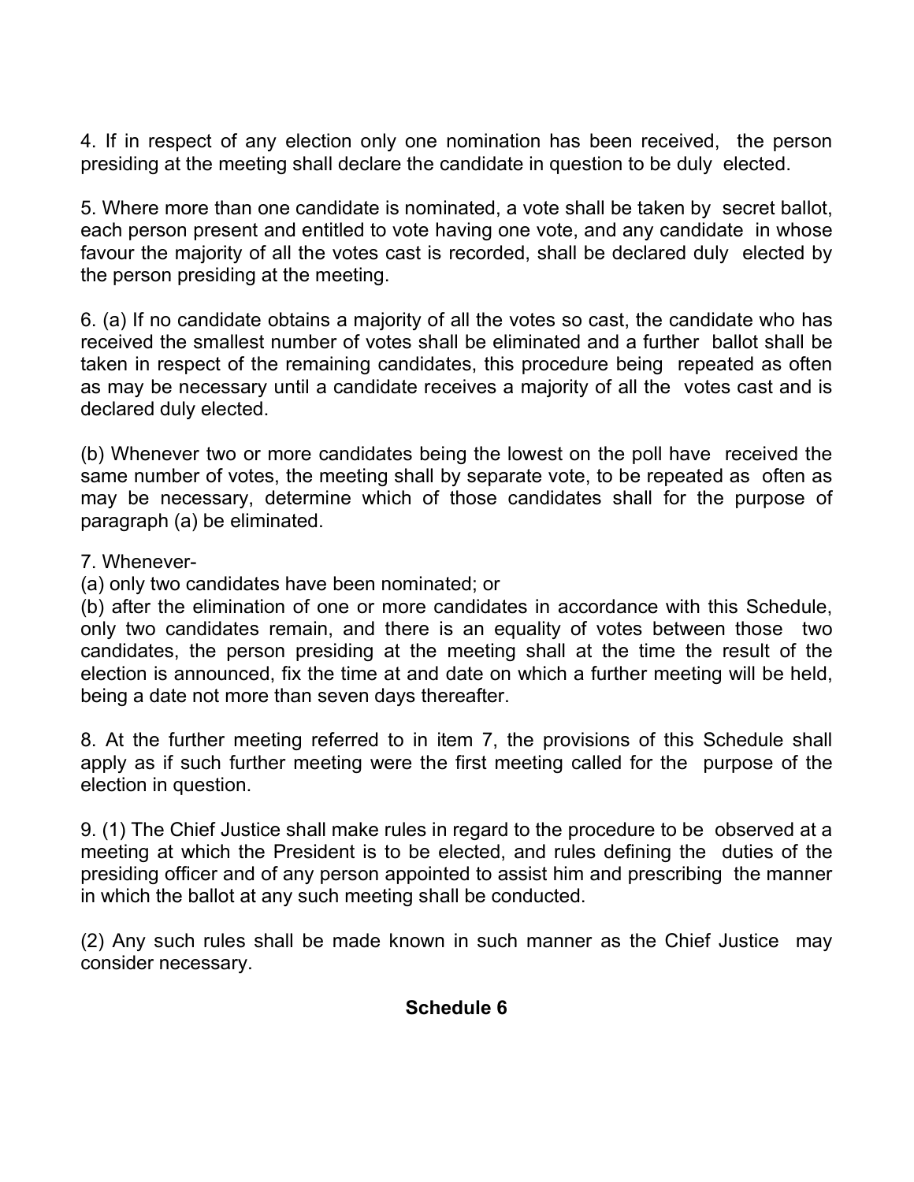4. If in respect of any election only one nomination has been received, the person presiding at the meeting shall declare the candidate in question to be duly elected.

5. Where more than one candidate is nominated, a vote shall be taken by secret ballot, each person present and entitled to vote having one vote, and any candidate in whose favour the majority of all the votes cast is recorded, shall be declared duly elected by the person presiding at the meeting.

6. (a) If no candidate obtains a majority of all the votes so cast, the candidate who has received the smallest number of votes shall be eliminated and a further ballot shall be taken in respect of the remaining candidates, this procedure being repeated as often as may be necessary until a candidate receives a majority of all the votes cast and is declared duly elected.

(b) Whenever two or more candidates being the lowest on the poll have received the same number of votes, the meeting shall by separate vote, to be repeated as often as may be necessary, determine which of those candidates shall for the purpose of paragraph (a) be eliminated.

7. Whenever-

(a) only two candidates have been nominated; or

(b) after the elimination of one or more candidates in accordance with this Schedule, only two candidates remain, and there is an equality of votes between those two candidates, the person presiding at the meeting shall at the time the result of the election is announced, fix the time at and date on which a further meeting will be held, being a date not more than seven days thereafter.

8. At the further meeting referred to in item 7, the provisions of this Schedule shall apply as if such further meeting were the first meeting called for the purpose of the election in question.

9. (1) The Chief Justice shall make rules in regard to the procedure to be observed at a meeting at which the President is to be elected, and rules defining the duties of the presiding officer and of any person appointed to assist him and prescribing the manner in which the ballot at any such meeting shall be conducted.

(2) Any such rules shall be made known in such manner as the Chief Justice may consider necessary.

## Schedule 6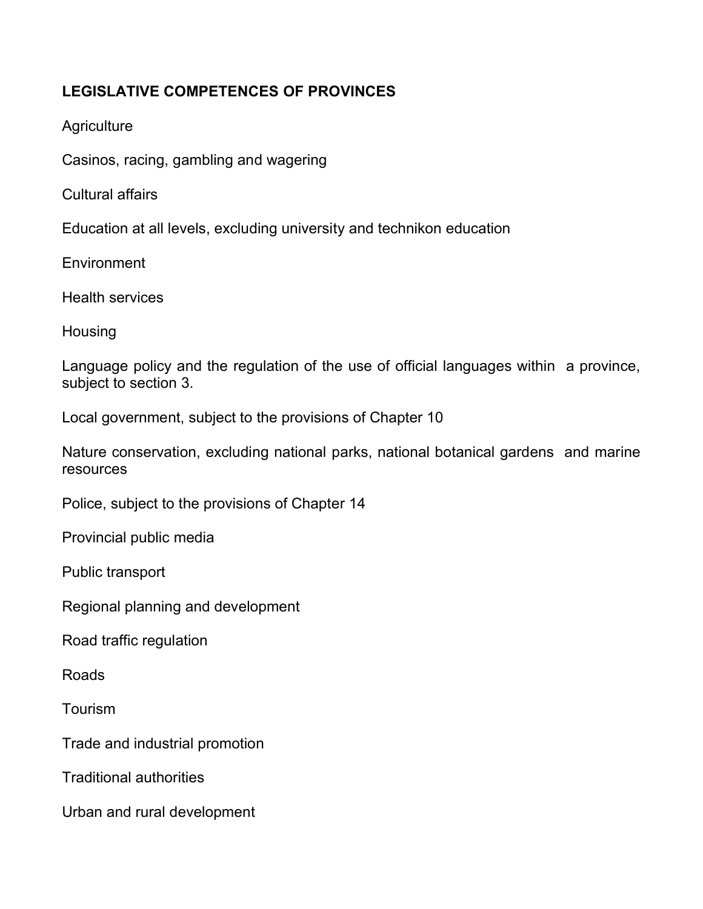**LEGISLATIVE COMPETENCES OF PROVINCES**

Agriculture

Casinos, racing, gambling and wagering

Cultural affairs

Education at all levels, excluding university and technikon education

Environment

Health services

Housing

Language policy and the regulation of the use of official languages within a province, subject to section 3.

Local government, subject to the provisions of Chapter 10

Nature conservation, excluding national parks, national botanical gardens and marine resources

Police, subject to the provisions of Chapter 14

Provincial public media

Public transport

Regional planning and development

Road traffic regulation

Roads

Tourism

Trade and industrial promotion

Traditional authorities

Urban and rural development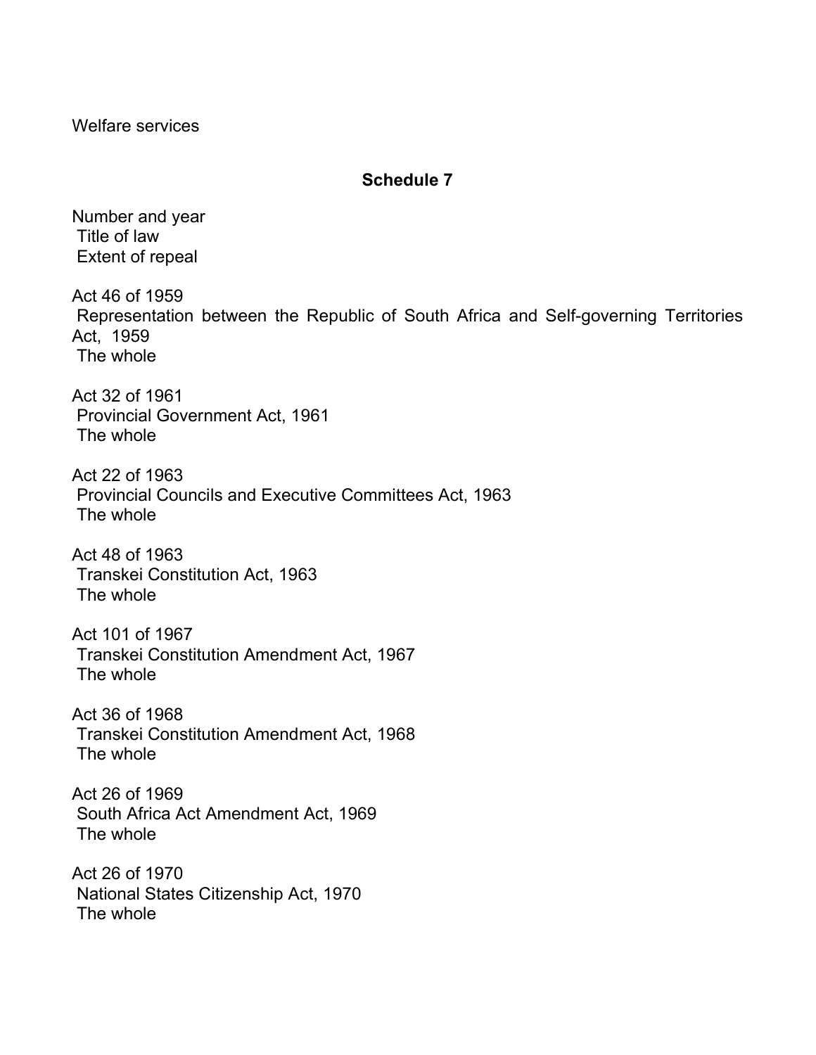Welfare services

## Schedule 7

| Number and year | Title of law | Extent of repeal |
| --- | --- | --- |
| Act 46 of 1959 | Representation between the Republic of South Africa and Self-governing Territories Act, 1959 | The whole |
| Act 32 of 1961 | Provincial Government Act, 1961 | The whole |
| Act 22 of 1963 | Provincial Councils and Executive Committees Act, 1963 | The whole |
| Act 48 of 1963 | Transkei Constitution Act, 1963 | The whole |
| Act 101 of 1967 | Transkei Constitution Amendment Act, 1967 | The whole |
| Act 36 of 1968 | Transkei Constitution Amendment Act, 1968 | The whole |
| Act 26 of 1969 | South Africa Act Amendment Act, 1969 | The whole |
| Act 26 of 1970 | National States Citizenship Act, 1970 | The whole |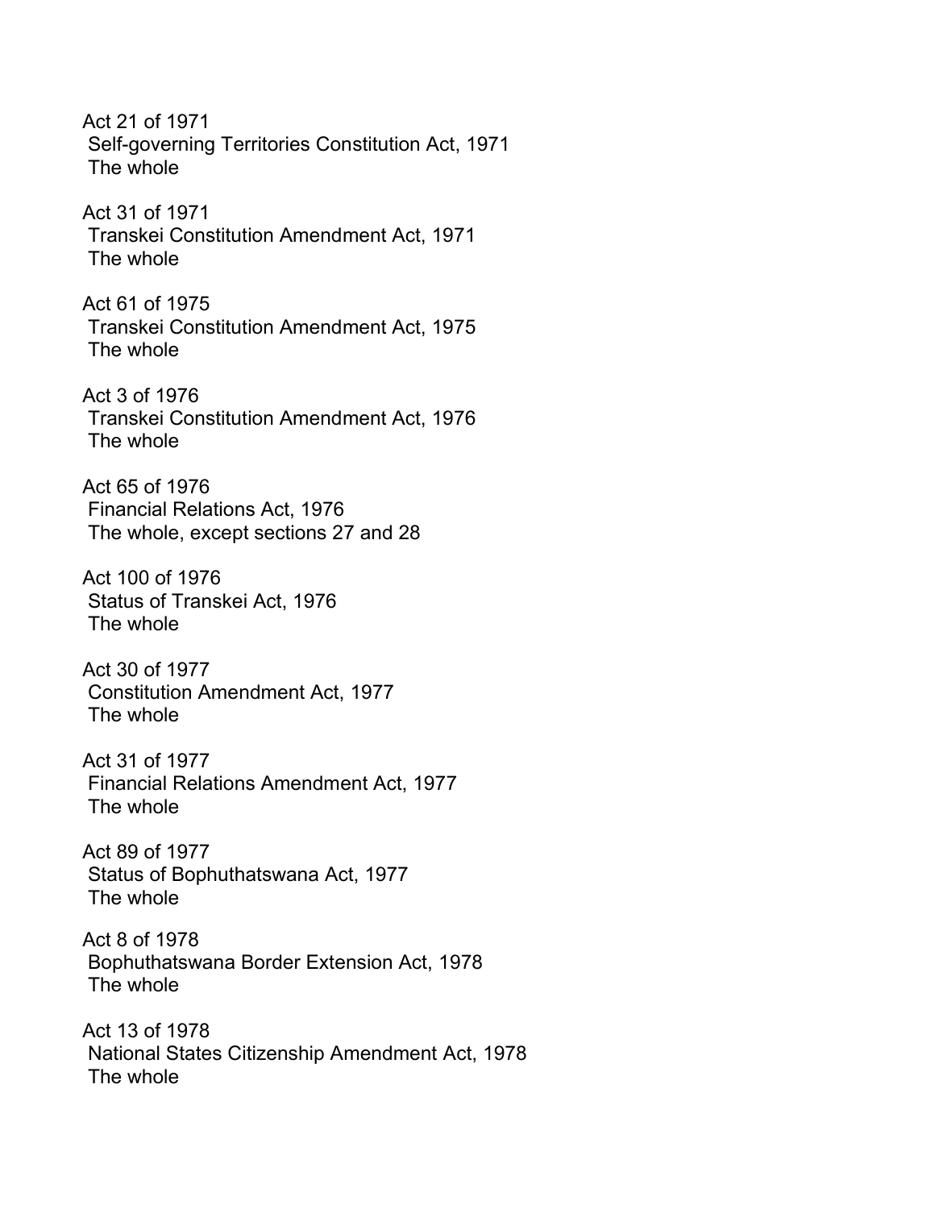Act 21 of 1971
Self-governing Territories Constitution Act, 1971
The whole

Act 31 of 1971
Transkei Constitution Amendment Act, 1971
The whole

Act 61 of 1975
Transkei Constitution Amendment Act, 1975
The whole

Act 3 of 1976
Transkei Constitution Amendment Act, 1976
The whole

Act 65 of 1976
Financial Relations Act, 1976
The whole, except sections 27 and 28

Act 100 of 1976
Status of Transkei Act, 1976
The whole

Act 30 of 1977
Constitution Amendment Act, 1977
The whole

Act 31 of 1977
Financial Relations Amendment Act, 1977
The whole

Act 89 of 1977
Status of Bophuthatswana Act, 1977
The whole

Act 8 of 1978
Bophuthatswana Border Extension Act, 1978
The whole

Act 13 of 1978
National States Citizenship Amendment Act, 1978
The whole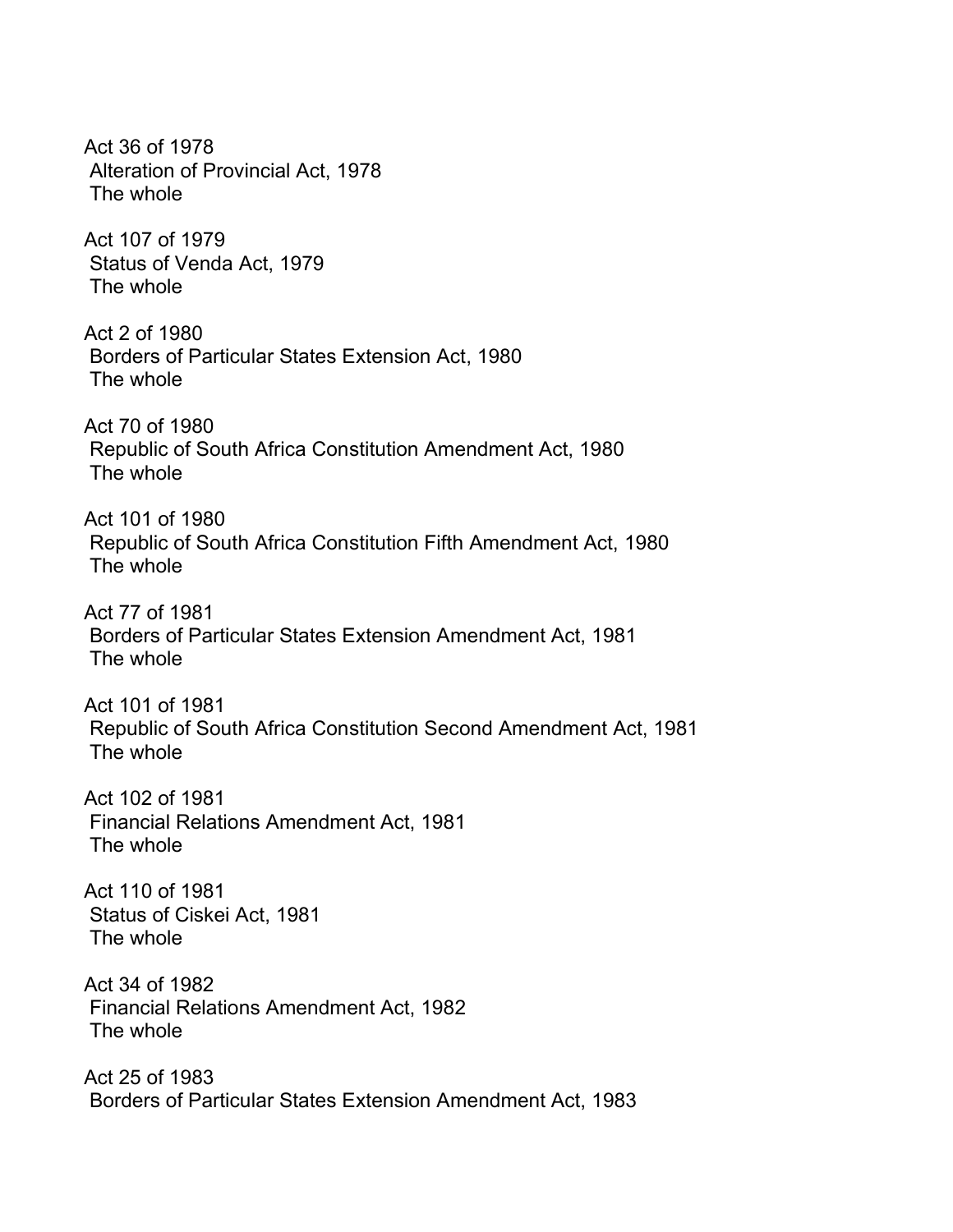Act 36 of 1978
Alteration of Provincial Act, 1978
The whole

Act 107 of 1979
Status of Venda Act, 1979
The whole

Act 2 of 1980
Borders of Particular States Extension Act, 1980
The whole

Act 70 of 1980
Republic of South Africa Constitution Amendment Act, 1980
The whole

Act 101 of 1980
Republic of South Africa Constitution Fifth Amendment Act, 1980
The whole

Act 77 of 1981
Borders of Particular States Extension Amendment Act, 1981
The whole

Act 101 of 1981
Republic of South Africa Constitution Second Amendment Act, 1981
The whole

Act 102 of 1981
Financial Relations Amendment Act, 1981
The whole

Act 110 of 1981
Status of Ciskei Act, 1981
The whole

Act 34 of 1982
Financial Relations Amendment Act, 1982
The whole

Act 25 of 1983
Borders of Particular States Extension Amendment Act, 1983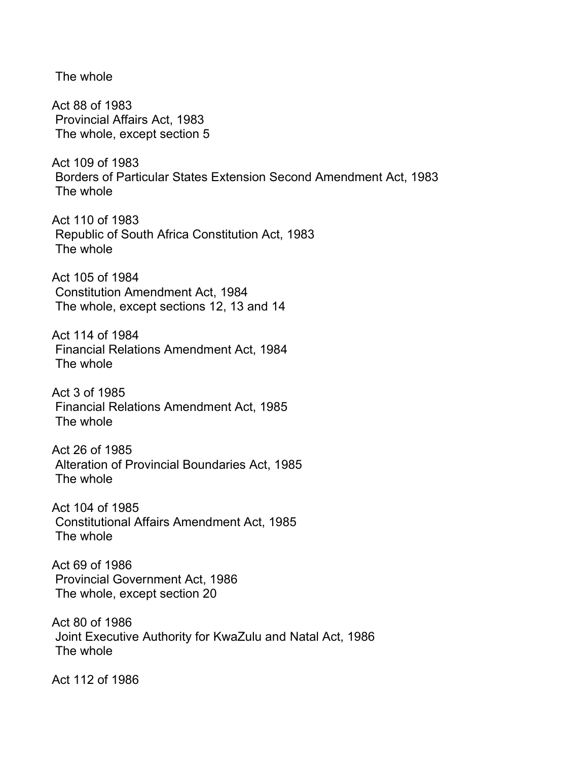The whole

Act 88 of 1983
Provincial Affairs Act, 1983
The whole, except section 5

Act 109 of 1983
Borders of Particular States Extension Second Amendment Act, 1983
The whole

Act 110 of 1983
Republic of South Africa Constitution Act, 1983
The whole

Act 105 of 1984
Constitution Amendment Act, 1984
The whole, except sections 12, 13 and 14

Act 114 of 1984
Financial Relations Amendment Act, 1984
The whole

Act 3 of 1985
Financial Relations Amendment Act, 1985
The whole

Act 26 of 1985
Alteration of Provincial Boundaries Act, 1985
The whole

Act 104 of 1985
Constitutional Affairs Amendment Act, 1985
The whole

Act 69 of 1986
Provincial Government Act, 1986
The whole, except section 20

Act 80 of 1986
Joint Executive Authority for KwaZulu and Natal Act, 1986
The whole

Act 112 of 1986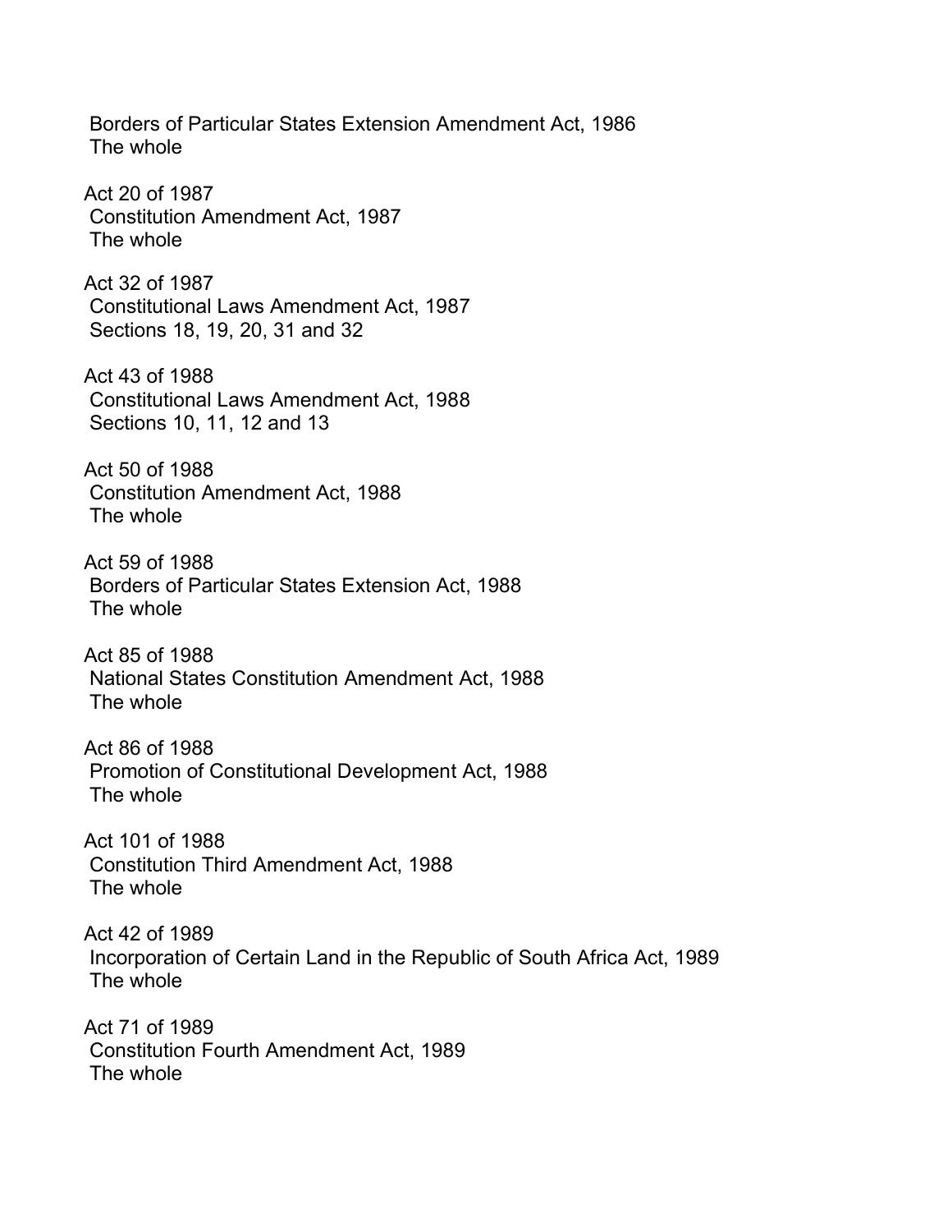Borders of Particular States Extension Amendment Act, 1986
The whole

Act 20 of 1987
Constitution Amendment Act, 1987
The whole

Act 32 of 1987
Constitutional Laws Amendment Act, 1987
Sections 18, 19, 20, 31 and 32

Act 43 of 1988
Constitutional Laws Amendment Act, 1988
Sections 10, 11, 12 and 13

Act 50 of 1988
Constitution Amendment Act, 1988
The whole

Act 59 of 1988
Borders of Particular States Extension Act, 1988
The whole

Act 85 of 1988
National States Constitution Amendment Act, 1988
The whole

Act 86 of 1988
Promotion of Constitutional Development Act, 1988
The whole

Act 101 of 1988
Constitution Third Amendment Act, 1988
The whole

Act 42 of 1989
Incorporation of Certain Land in the Republic of South Africa Act, 1989
The whole

Act 71 of 1989
Constitution Fourth Amendment Act, 1989
The whole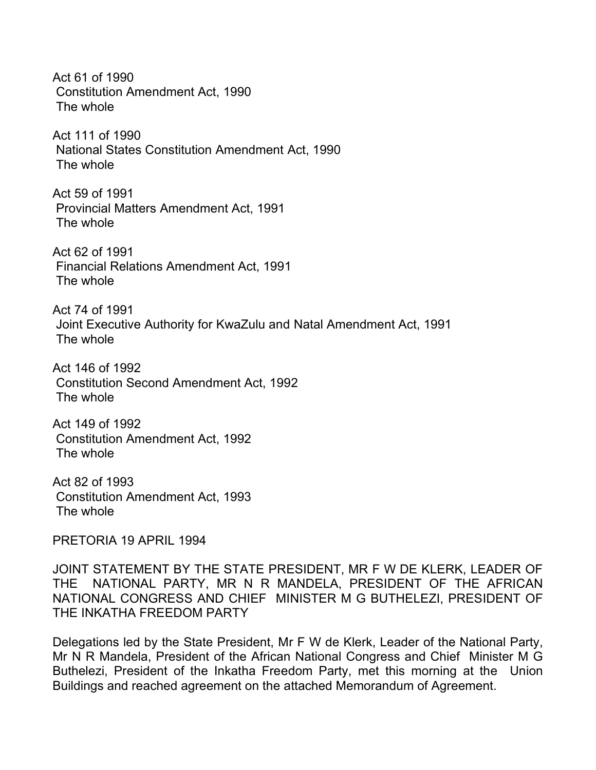Act 61 of 1990
Constitution Amendment Act, 1990
The whole

Act 111 of 1990
National States Constitution Amendment Act, 1990
The whole

Act 59 of 1991
Provincial Matters Amendment Act, 1991
The whole

Act 62 of 1991
Financial Relations Amendment Act, 1991
The whole

Act 74 of 1991
Joint Executive Authority for KwaZulu and Natal Amendment Act, 1991
The whole

Act 146 of 1992
Constitution Second Amendment Act, 1992
The whole

Act 149 of 1992
Constitution Amendment Act, 1992
The whole

Act 82 of 1993
Constitution Amendment Act, 1993
The whole

PRETORIA 19 APRIL 1994

JOINT STATEMENT BY THE STATE PRESIDENT, MR F W DE KLERK, LEADER OF THE NATIONAL PARTY, MR N R MANDELA, PRESIDENT OF THE AFRICAN NATIONAL CONGRESS AND CHIEF MINISTER M G BUTHELEZI, PRESIDENT OF THE INKATHA FREEDOM PARTY

Delegations led by the State President, Mr F W de Klerk, Leader of the National Party, Mr N R Mandela, President of the African National Congress and Chief Minister M G Buthelezi, President of the Inkatha Freedom Party, met this morning at the Union Buildings and reached agreement on the attached Memorandum of Agreement.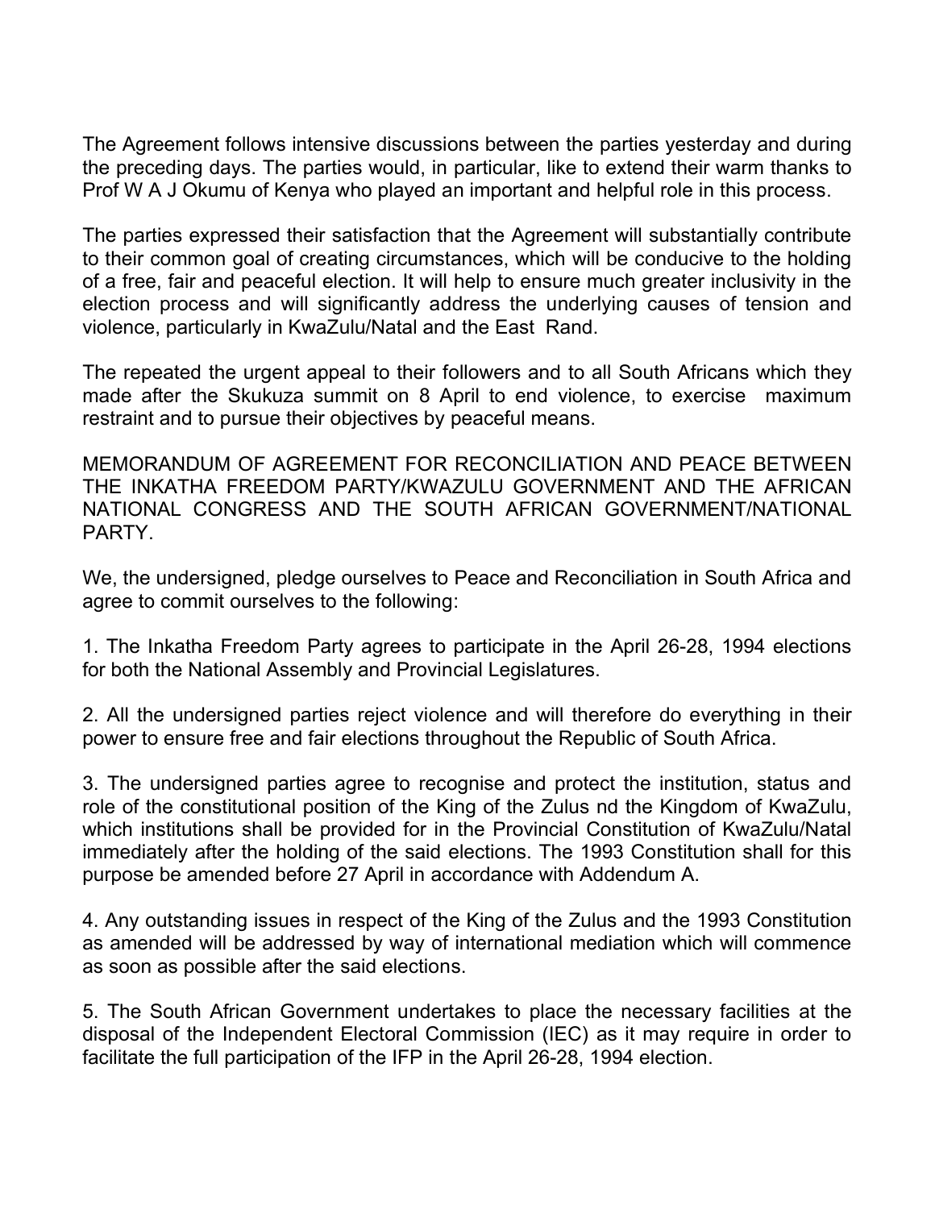The Agreement follows intensive discussions between the parties yesterday and during the preceding days. The parties would, in particular, like to extend their warm thanks to Prof W A J Okumu of Kenya who played an important and helpful role in this process.

The parties expressed their satisfaction that the Agreement will substantially contribute to their common goal of creating circumstances, which will be conducive to the holding of a free, fair and peaceful election. It will help to ensure much greater inclusivity in the election process and will significantly address the underlying causes of tension and violence, particularly in KwaZulu/Natal and the East Rand.

The repeated the urgent appeal to their followers and to all South Africans which they made after the Skukuza summit on 8 April to end violence, to exercise maximum restraint and to pursue their objectives by peaceful means.

MEMORANDUM OF AGREEMENT FOR RECONCILIATION AND PEACE BETWEEN THE INKATHA FREEDOM PARTY/KWAZULU GOVERNMENT AND THE AFRICAN NATIONAL CONGRESS AND THE SOUTH AFRICAN GOVERNMENT/NATIONAL PARTY.

We, the undersigned, pledge ourselves to Peace and Reconciliation in South Africa and agree to commit ourselves to the following:

1. The Inkatha Freedom Party agrees to participate in the April 26-28, 1994 elections for both the National Assembly and Provincial Legislatures.

2. All the undersigned parties reject violence and will therefore do everything in their power to ensure free and fair elections throughout the Republic of South Africa.

3. The undersigned parties agree to recognise and protect the institution, status and role of the constitutional position of the King of the Zulus nd the Kingdom of KwaZulu, which institutions shall be provided for in the Provincial Constitution of KwaZulu/Natal immediately after the holding of the said elections. The 1993 Constitution shall for this purpose be amended before 27 April in accordance with Addendum A.

4. Any outstanding issues in respect of the King of the Zulus and the 1993 Constitution as amended will be addressed by way of international mediation which will commence as soon as possible after the said elections.

5. The South African Government undertakes to place the necessary facilities at the disposal of the Independent Electoral Commission (IEC) as it may require in order to facilitate the full participation of the IFP in the April 26-28, 1994 election.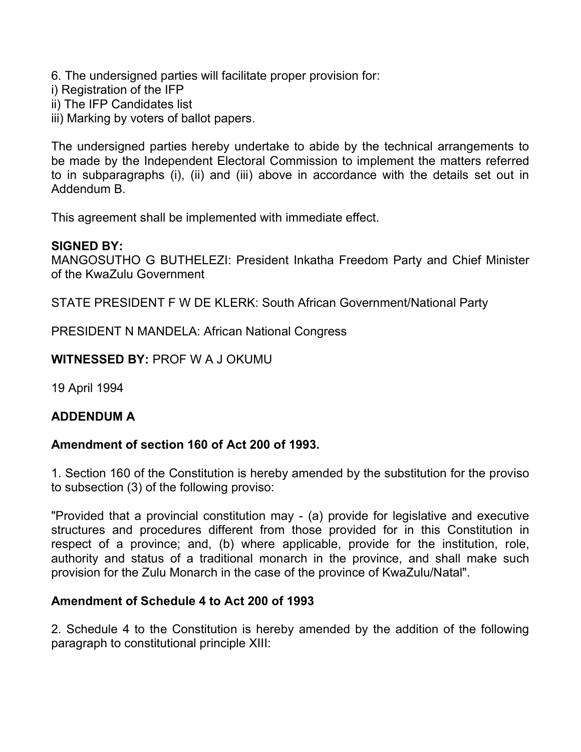6. The undersigned parties will facilitate proper provision for:
i) Registration of the IFP
ii) The IFP Candidates list
iii) Marking by voters of ballot papers.

The undersigned parties hereby undertake to abide by the technical arrangements to be made by the Independent Electoral Commission to implement the matters referred to in subparagraphs (i), (ii) and (iii) above in accordance with the details set out in Addendum B.

This agreement shall be implemented with immediate effect.

**SIGNED BY:**
MANGOSUTHO G BUTHELEZI: President Inkatha Freedom Party and Chief Minister of the KwaZulu Government

STATE PRESIDENT F W DE KLERK: South African Government/National Party

PRESIDENT N MANDELA: African National Congress

**WITNESSED BY:** PROF W A J OKUMU

19 April 1994

**ADDENDUM A**

**Amendment of section 160 of Act 200 of 1993.**

1. Section 160 of the Constitution is hereby amended by the substitution for the proviso to subsection (3) of the following proviso:

"Provided that a provincial constitution may - (a) provide for legislative and executive structures and procedures different from those provided for in this Constitution in respect of a province; and, (b) where applicable, provide for the institution, role, authority and status of a traditional monarch in the province, and shall make such provision for the Zulu Monarch in the case of the province of KwaZulu/Natal".

**Amendment of Schedule 4 to Act 200 of 1993**

2. Schedule 4 to the Constitution is hereby amended by the addition of the following paragraph to constitutional principle XIII: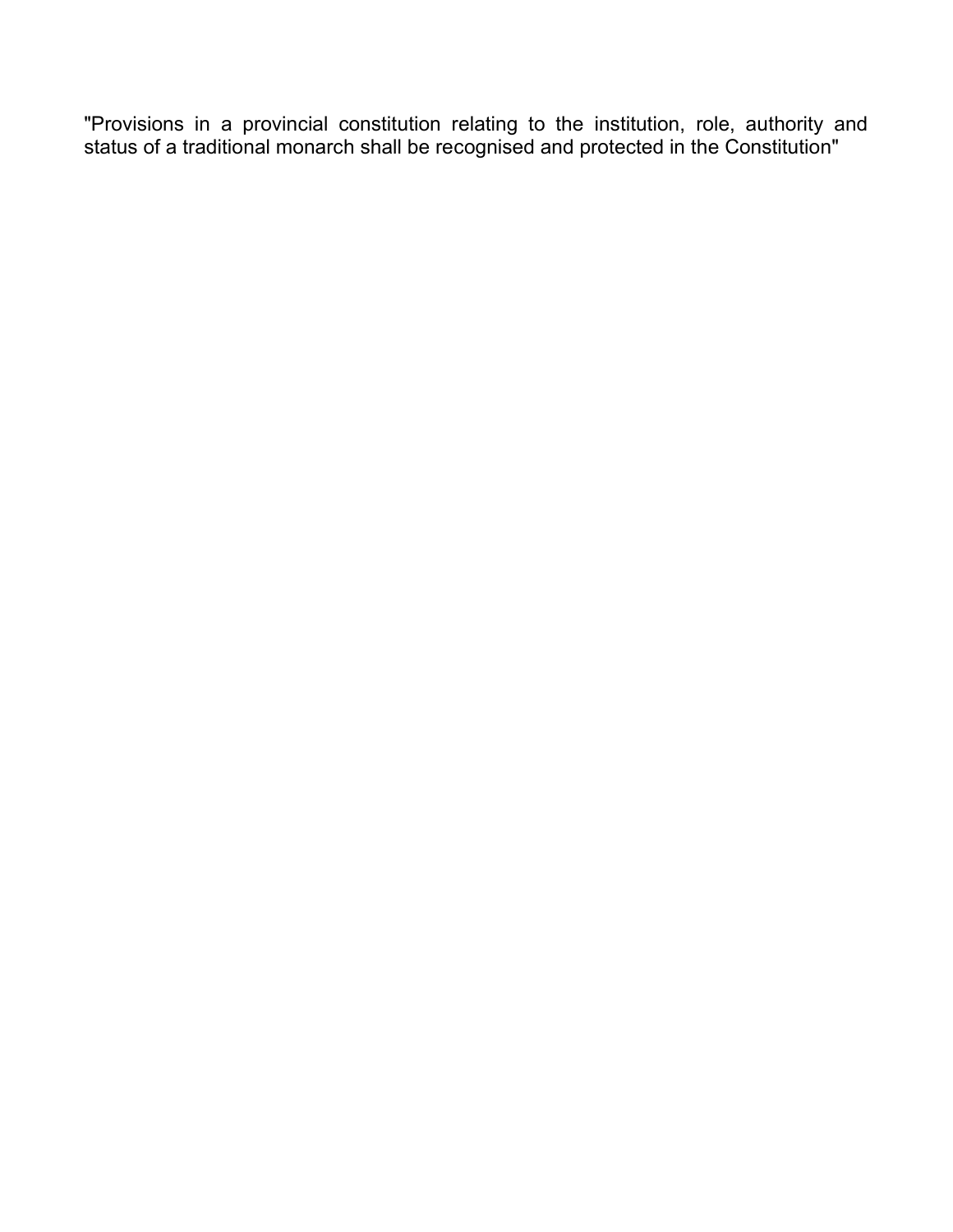"Provisions in a provincial constitution relating to the institution, role, authority and status of a traditional monarch shall be recognised and protected in the Constitution"